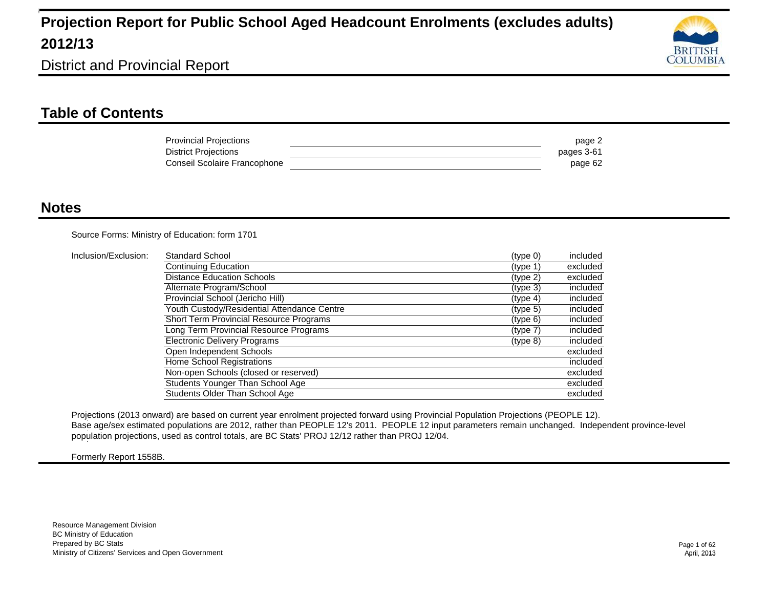# Projection Report for Public School Aged Headcount Enrolments (excludes adults) 2012/13

District and Provincial Report

## Table of Contents

| | |
|---|---|
| Provincial Projections | page 2 |
| District Projections | pages 3-61 |
| Conseil Scolaire Francophone | page 62 |

## Notes

Source Forms: Ministry of Education: form 1701

Inclusion/Exclusion:

| | | |
|---|---|---|
| Standard School | (type 0) | included |
| Continuing Education | (type 1) | excluded |
| Distance Education Schools | (type 2) | excluded |
| Alternate Program/School | (type 3) | included |
| Provincial School (Jericho Hill) | (type 4) | included |
| Youth Custody/Residential Attendance Centre | (type 5) | included |
| Short Term Provincial Resource Programs | (type 6) | included |
| Long Term Provincial Resource Programs | (type 7) | included |
| Electronic Delivery Programs | (type 8) | included |
| Open Independent Schools | | excluded |
| Home School Registrations | | included |
| Non-open Schools (closed or reserved) | | excluded |
| Students Younger Than School Age | | excluded |
| Students Older Than School Age | | excluded |

Projections (2013 onward) are based on current year enrolment projected forward using Provincial Population Projections (PEOPLE 12).
Base age/sex estimated populations are 2012, rather than PEOPLE 12's 2011. PEOPLE 12 input parameters remain unchanged. Independent province-level population projections, used as control totals, are BC Stats' PROJ 12/12 rather than PROJ 12/04.

Formerly Report 1558B.

Resource Management Division
BC Ministry of Education
Prepared by BC Stats
Ministry of Citizens' Services and Open Government

April, 2013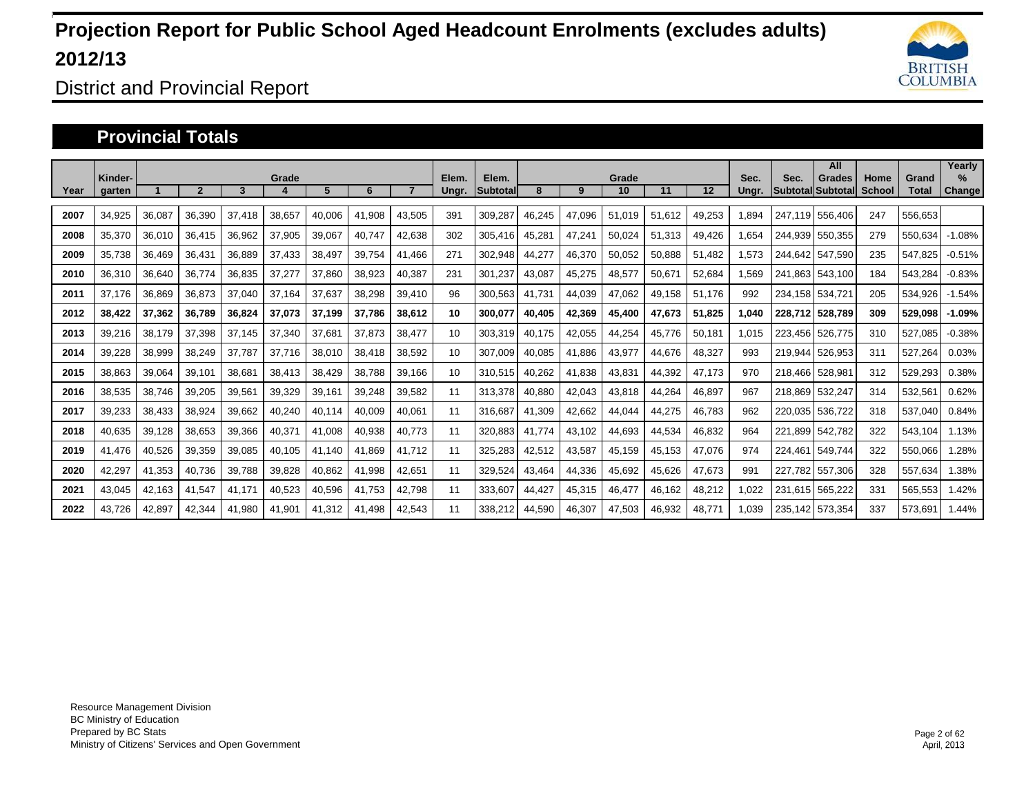# Projection Report for Public School Aged Headcount Enrolments (excludes adults) 2012/13

District and Provincial Report

## Provincial Totals

| Year | Kinder-garten | Grade 1 | 2 | 3 | 4 | 5 | 6 | 7 | Elem. Ungr. | Elem. Subtotal | Grade 8 | 9 | 10 | 11 | 12 | Sec. Ungr. | Sec. Subtotal | All Grades Subtotal | Home School | Grand Total | Yearly % Change |
|---|---|---|---|---|---|---|---|---|---|---|---|---|---|---|---|---|---|---|---|---|---|
| 2007 | 34,925 | 36,087 | 36,390 | 37,418 | 38,657 | 40,006 | 41,908 | 43,505 | 391 | 309,287 | 46,245 | 47,096 | 51,019 | 51,612 | 49,253 | 1,894 | 247,119 | 556,406 | 247 | 556,653 | |
| 2008 | 35,370 | 36,010 | 36,415 | 36,962 | 37,905 | 39,067 | 40,747 | 42,638 | 302 | 305,416 | 45,281 | 47,241 | 50,024 | 51,313 | 49,426 | 1,654 | 244,939 | 550,355 | 279 | 550,634 | -1.08% |
| 2009 | 35,738 | 36,469 | 36,431 | 36,889 | 37,433 | 38,497 | 39,754 | 41,466 | 271 | 302,948 | 44,277 | 46,370 | 50,052 | 50,888 | 51,482 | 1,573 | 244,642 | 547,590 | 235 | 547,825 | -0.51% |
| 2010 | 36,310 | 36,640 | 36,774 | 36,835 | 37,277 | 37,860 | 38,923 | 40,387 | 231 | 301,237 | 43,087 | 45,275 | 48,577 | 50,671 | 52,684 | 1,569 | 241,863 | 543,100 | 184 | 543,284 | -0.83% |
| 2011 | 37,176 | 36,869 | 36,873 | 37,040 | 37,164 | 37,637 | 38,298 | 39,410 | 96 | 300,563 | 41,731 | 44,039 | 47,062 | 49,158 | 51,176 | 992 | 234,158 | 534,721 | 205 | 534,926 | -1.54% |
| **2012** | **38,422** | **37,362** | **36,789** | **36,824** | **37,073** | **37,199** | **37,786** | **38,612** | **10** | **300,077** | **40,405** | **42,369** | **45,400** | **47,673** | **51,825** | **1,040** | **228,712** | **528,789** | **309** | **529,098** | **-1.09%** |
| 2013 | 39,216 | 38,179 | 37,398 | 37,145 | 37,340 | 37,681 | 37,873 | 38,477 | 10 | 303,319 | 40,175 | 42,055 | 44,254 | 45,776 | 50,181 | 1,015 | 223,456 | 526,775 | 310 | 527,085 | -0.38% |
| 2014 | 39,228 | 38,999 | 38,249 | 37,787 | 37,716 | 38,010 | 38,418 | 38,592 | 10 | 307,009 | 40,085 | 41,886 | 43,977 | 44,676 | 48,327 | 993 | 219,944 | 526,953 | 311 | 527,264 | 0.03% |
| 2015 | 38,863 | 39,064 | 39,101 | 38,681 | 38,413 | 38,429 | 38,788 | 39,166 | 10 | 310,515 | 40,262 | 41,838 | 43,831 | 44,392 | 47,173 | 970 | 218,466 | 528,981 | 312 | 529,293 | 0.38% |
| 2016 | 38,535 | 38,746 | 39,205 | 39,561 | 39,329 | 39,161 | 39,248 | 39,582 | 11 | 313,378 | 40,880 | 42,043 | 43,818 | 44,264 | 46,897 | 967 | 218,869 | 532,247 | 314 | 532,561 | 0.62% |
| 2017 | 39,233 | 38,433 | 38,924 | 39,662 | 40,240 | 40,114 | 40,009 | 40,061 | 11 | 316,687 | 41,309 | 42,662 | 44,044 | 44,275 | 46,783 | 962 | 220,035 | 536,722 | 318 | 537,040 | 0.84% |
| 2018 | 40,635 | 39,128 | 38,653 | 39,366 | 40,371 | 41,008 | 40,938 | 40,773 | 11 | 320,883 | 41,774 | 43,102 | 44,693 | 44,534 | 46,832 | 964 | 221,899 | 542,782 | 322 | 543,104 | 1.13% |
| 2019 | 41,476 | 40,526 | 39,359 | 39,085 | 40,105 | 41,140 | 41,869 | 41,712 | 11 | 325,283 | 42,512 | 43,587 | 45,159 | 45,153 | 47,076 | 974 | 224,461 | 549,744 | 322 | 550,066 | 1.28% |
| 2020 | 42,297 | 41,353 | 40,736 | 39,788 | 39,828 | 40,862 | 41,998 | 42,651 | 11 | 329,524 | 43,464 | 44,336 | 45,692 | 45,626 | 47,673 | 991 | 227,782 | 557,306 | 328 | 557,634 | 1.38% |
| 2021 | 43,045 | 42,163 | 41,547 | 41,171 | 40,523 | 40,596 | 41,753 | 42,798 | 11 | 333,607 | 44,427 | 45,315 | 46,477 | 46,162 | 48,212 | 1,022 | 231,615 | 565,222 | 331 | 565,553 | 1.42% |
| 2022 | 43,726 | 42,897 | 42,344 | 41,980 | 41,901 | 41,312 | 41,498 | 42,543 | 11 | 338,212 | 44,590 | 46,307 | 47,503 | 46,932 | 48,771 | 1,039 | 235,142 | 573,354 | 337 | 573,691 | 1.44% |

Resource Management Division
BC Ministry of Education
Prepared by BC Stats
Ministry of Citizens' Services and Open Government

April, 2013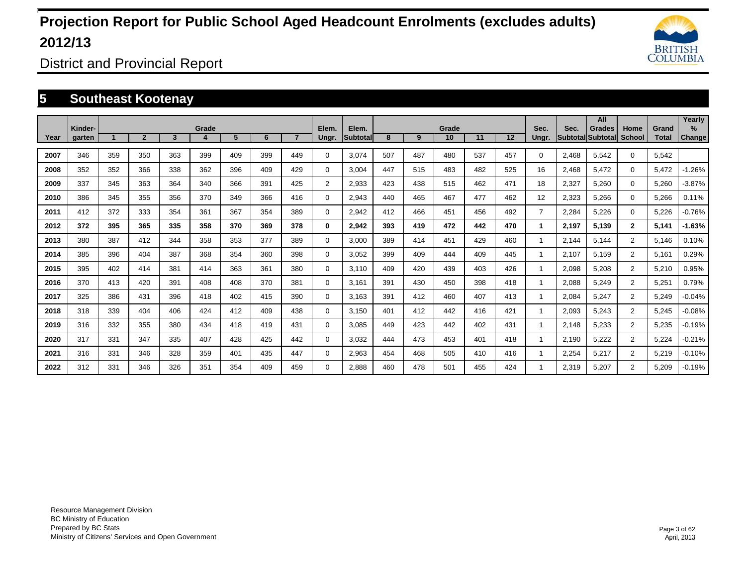# Projection Report for Public School Aged Headcount Enrolments (excludes adults) 2012/13

District and Provincial Report

## 5 Southeast Kootenay

| Year | Kinder-garten | Grade 1 | 2 | 3 | 4 | 5 | 6 | 7 | Elem. Ungr. | Elem. Subtotal | Grade 8 | 9 | 10 | 11 | 12 | Sec. Ungr. | Sec. Subtotal | All Grades Subtotal | Home School | Grand Total | Yearly % Change |
|---|---|---|---|---|---|---|---|---|---|---|---|---|---|---|---|---|---|---|---|---|---|
| 2007 | 346 | 359 | 350 | 363 | 399 | 409 | 399 | 449 | 0 | 3,074 | 507 | 487 | 480 | 537 | 457 | 0 | 2,468 | 5,542 | 0 | 5,542 | |
| 2008 | 352 | 352 | 366 | 338 | 362 | 396 | 409 | 429 | 0 | 3,004 | 447 | 515 | 483 | 482 | 525 | 16 | 2,468 | 5,472 | 0 | 5,472 | -1.26% |
| 2009 | 337 | 345 | 363 | 364 | 340 | 366 | 391 | 425 | 2 | 2,933 | 423 | 438 | 515 | 462 | 471 | 18 | 2,327 | 5,260 | 0 | 5,260 | -3.87% |
| 2010 | 386 | 345 | 355 | 356 | 370 | 349 | 366 | 416 | 0 | 2,943 | 440 | 465 | 467 | 477 | 462 | 12 | 2,323 | 5,266 | 0 | 5,266 | 0.11% |
| 2011 | 412 | 372 | 333 | 354 | 361 | 367 | 354 | 389 | 0 | 2,942 | 412 | 466 | 451 | 456 | 492 | 7 | 2,284 | 5,226 | 0 | 5,226 | -0.76% |
| **2012** | **372** | **395** | **365** | **335** | **358** | **370** | **369** | **378** | **0** | **2,942** | **393** | **419** | **472** | **442** | **470** | **1** | **2,197** | **5,139** | **2** | **5,141** | **-1.63%** |
| 2013 | 380 | 387 | 412 | 344 | 358 | 353 | 377 | 389 | 0 | 3,000 | 389 | 414 | 451 | 429 | 460 | 1 | 2,144 | 5,144 | 2 | 5,146 | 0.10% |
| 2014 | 385 | 396 | 404 | 387 | 368 | 354 | 360 | 398 | 0 | 3,052 | 399 | 409 | 444 | 409 | 445 | 1 | 2,107 | 5,159 | 2 | 5,161 | 0.29% |
| 2015 | 395 | 402 | 414 | 381 | 414 | 363 | 361 | 380 | 0 | 3,110 | 409 | 420 | 439 | 403 | 426 | 1 | 2,098 | 5,208 | 2 | 5,210 | 0.95% |
| 2016 | 370 | 413 | 420 | 391 | 408 | 408 | 370 | 381 | 0 | 3,161 | 391 | 430 | 450 | 398 | 418 | 1 | 2,088 | 5,249 | 2 | 5,251 | 0.79% |
| 2017 | 325 | 386 | 431 | 396 | 418 | 402 | 415 | 390 | 0 | 3,163 | 391 | 412 | 460 | 407 | 413 | 1 | 2,084 | 5,247 | 2 | 5,249 | -0.04% |
| 2018 | 318 | 339 | 404 | 406 | 424 | 412 | 409 | 438 | 0 | 3,150 | 401 | 412 | 442 | 416 | 421 | 1 | 2,093 | 5,243 | 2 | 5,245 | -0.08% |
| 2019 | 316 | 332 | 355 | 380 | 434 | 418 | 419 | 431 | 0 | 3,085 | 449 | 423 | 442 | 402 | 431 | 1 | 2,148 | 5,233 | 2 | 5,235 | -0.19% |
| 2020 | 317 | 331 | 347 | 335 | 407 | 428 | 425 | 442 | 0 | 3,032 | 444 | 473 | 453 | 401 | 418 | 1 | 2,190 | 5,222 | 2 | 5,224 | -0.21% |
| 2021 | 316 | 331 | 346 | 328 | 359 | 401 | 435 | 447 | 0 | 2,963 | 454 | 468 | 505 | 410 | 416 | 1 | 2,254 | 5,217 | 2 | 5,219 | -0.10% |
| 2022 | 312 | 331 | 346 | 326 | 351 | 354 | 409 | 459 | 0 | 2,888 | 460 | 478 | 501 | 455 | 424 | 1 | 2,319 | 5,207 | 2 | 5,209 | -0.19% |

Resource Management Division
BC Ministry of Education
Prepared by BC Stats
Ministry of Citizens' Services and Open Government

April, 2013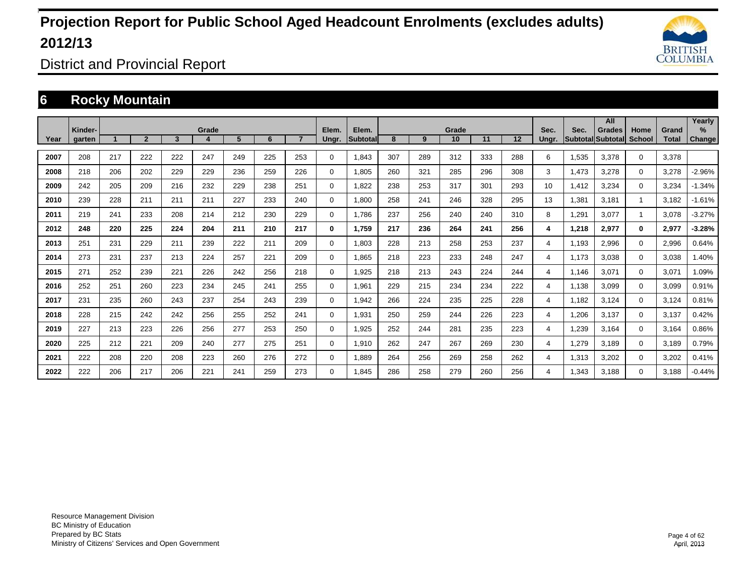# Projection Report for Public School Aged Headcount Enrolments (excludes adults) 2012/13

District and Provincial Report

## 6 Rocky Mountain

| Year | Kinder-garten | Grade 1 | 2 | 3 | 4 | 5 | 6 | 7 | Elem. Ungr. | Elem. Subtotal | Grade 8 | 9 | 10 | 11 | 12 | Sec. Ungr. | Sec. Subtotal | All Grades Subtotal | Home School | Grand Total | Yearly % Change |
|---|---|---|---|---|---|---|---|---|---|---|---|---|---|---|---|---|---|---|---|---|---|
| 2007 | 208 | 217 | 222 | 222 | 247 | 249 | 225 | 253 | 0 | 1,843 | 307 | 289 | 312 | 333 | 288 | 6 | 1,535 | 3,378 | 0 | 3,378 | |
| 2008 | 218 | 206 | 202 | 229 | 229 | 236 | 259 | 226 | 0 | 1,805 | 260 | 321 | 285 | 296 | 308 | 3 | 1,473 | 3,278 | 0 | 3,278 | -2.96% |
| 2009 | 242 | 205 | 209 | 216 | 232 | 229 | 238 | 251 | 0 | 1,822 | 238 | 253 | 317 | 301 | 293 | 10 | 1,412 | 3,234 | 0 | 3,234 | -1.34% |
| 2010 | 239 | 228 | 211 | 211 | 211 | 227 | 233 | 240 | 0 | 1,800 | 258 | 241 | 246 | 328 | 295 | 13 | 1,381 | 3,181 | 1 | 3,182 | -1.61% |
| 2011 | 219 | 241 | 233 | 208 | 214 | 212 | 230 | 229 | 0 | 1,786 | 237 | 256 | 240 | 240 | 310 | 8 | 1,291 | 3,077 | 1 | 3,078 | -3.27% |
| **2012** | **248** | **220** | **225** | **224** | **204** | **211** | **210** | **217** | **0** | **1,759** | **217** | **236** | **264** | **241** | **256** | **4** | **1,218** | **2,977** | **0** | **2,977** | **-3.28%** |
| 2013 | 251 | 231 | 229 | 211 | 239 | 222 | 211 | 209 | 0 | 1,803 | 228 | 213 | 258 | 253 | 237 | 4 | 1,193 | 2,996 | 0 | 2,996 | 0.64% |
| 2014 | 273 | 231 | 237 | 213 | 224 | 257 | 221 | 209 | 0 | 1,865 | 218 | 223 | 233 | 248 | 247 | 4 | 1,173 | 3,038 | 0 | 3,038 | 1.40% |
| 2015 | 271 | 252 | 239 | 221 | 226 | 242 | 256 | 218 | 0 | 1,925 | 218 | 213 | 243 | 224 | 244 | 4 | 1,146 | 3,071 | 0 | 3,071 | 1.09% |
| 2016 | 252 | 251 | 260 | 223 | 234 | 245 | 241 | 255 | 0 | 1,961 | 229 | 215 | 234 | 234 | 222 | 4 | 1,138 | 3,099 | 0 | 3,099 | 0.91% |
| 2017 | 231 | 235 | 260 | 243 | 237 | 254 | 243 | 239 | 0 | 1,942 | 266 | 224 | 235 | 225 | 228 | 4 | 1,182 | 3,124 | 0 | 3,124 | 0.81% |
| 2018 | 228 | 215 | 242 | 242 | 256 | 255 | 252 | 241 | 0 | 1,931 | 250 | 259 | 244 | 226 | 223 | 4 | 1,206 | 3,137 | 0 | 3,137 | 0.42% |
| 2019 | 227 | 213 | 223 | 226 | 256 | 277 | 253 | 250 | 0 | 1,925 | 252 | 244 | 281 | 235 | 223 | 4 | 1,239 | 3,164 | 0 | 3,164 | 0.86% |
| 2020 | 225 | 212 | 221 | 209 | 240 | 277 | 275 | 251 | 0 | 1,910 | 262 | 247 | 267 | 269 | 230 | 4 | 1,279 | 3,189 | 0 | 3,189 | 0.79% |
| 2021 | 222 | 208 | 220 | 208 | 223 | 260 | 276 | 272 | 0 | 1,889 | 264 | 256 | 269 | 258 | 262 | 4 | 1,313 | 3,202 | 0 | 3,202 | 0.41% |
| 2022 | 222 | 206 | 217 | 206 | 221 | 241 | 259 | 273 | 0 | 1,845 | 286 | 258 | 279 | 260 | 256 | 4 | 1,343 | 3,188 | 0 | 3,188 | -0.44% |

Resource Management Division
BC Ministry of Education
Prepared by BC Stats
Ministry of Citizens' Services and Open Government

April, 2013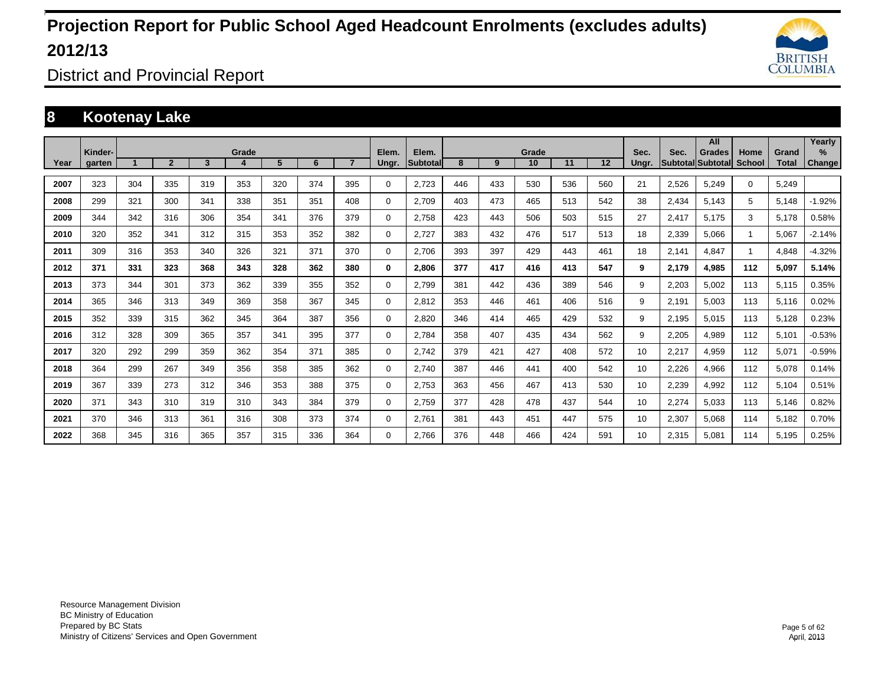# Projection Report for Public School Aged Headcount Enrolments (excludes adults) 2012/13

District and Provincial Report

## 8 Kootenay Lake

| Year | Kinder-garten | Grade 1 | 2 | 3 | 4 | 5 | 6 | 7 | Elem. Ungr. | Elem. Subtotal | Grade 8 | 9 | 10 | 11 | 12 | Sec. Ungr. | Sec. Subtotal | All Grades Subtotal | Home School | Grand Total | Yearly % Change |
|---|---|---|---|---|---|---|---|---|---|---|---|---|---|---|---|---|---|---|---|---|---|
| 2007 | 323 | 304 | 335 | 319 | 353 | 320 | 374 | 395 | 0 | 2,723 | 446 | 433 | 530 | 536 | 560 | 21 | 2,526 | 5,249 | 0 | 5,249 | |
| 2008 | 299 | 321 | 300 | 341 | 338 | 351 | 351 | 408 | 0 | 2,709 | 403 | 473 | 465 | 513 | 542 | 38 | 2,434 | 5,143 | 5 | 5,148 | -1.92% |
| 2009 | 344 | 342 | 316 | 306 | 354 | 341 | 376 | 379 | 0 | 2,758 | 423 | 443 | 506 | 503 | 515 | 27 | 2,417 | 5,175 | 3 | 5,178 | 0.58% |
| 2010 | 320 | 352 | 341 | 312 | 315 | 353 | 352 | 382 | 0 | 2,727 | 383 | 432 | 476 | 517 | 513 | 18 | 2,339 | 5,066 | 1 | 5,067 | -2.14% |
| 2011 | 309 | 316 | 353 | 340 | 326 | 321 | 371 | 370 | 0 | 2,706 | 393 | 397 | 429 | 443 | 461 | 18 | 2,141 | 4,847 | 1 | 4,848 | -4.32% |
| **2012** | **371** | **331** | **323** | **368** | **343** | **328** | **362** | **380** | **0** | **2,806** | **377** | **417** | **416** | **413** | **547** | **9** | **2,179** | **4,985** | **112** | **5,097** | **5.14%** |
| 2013 | 373 | 344 | 301 | 373 | 362 | 339 | 355 | 352 | 0 | 2,799 | 381 | 442 | 436 | 389 | 546 | 9 | 2,203 | 5,002 | 113 | 5,115 | 0.35% |
| 2014 | 365 | 346 | 313 | 349 | 369 | 358 | 367 | 345 | 0 | 2,812 | 353 | 446 | 461 | 406 | 516 | 9 | 2,191 | 5,003 | 113 | 5,116 | 0.02% |
| 2015 | 352 | 339 | 315 | 362 | 345 | 364 | 387 | 356 | 0 | 2,820 | 346 | 414 | 465 | 429 | 532 | 9 | 2,195 | 5,015 | 113 | 5,128 | 0.23% |
| 2016 | 312 | 328 | 309 | 365 | 357 | 341 | 395 | 377 | 0 | 2,784 | 358 | 407 | 435 | 434 | 562 | 9 | 2,205 | 4,989 | 112 | 5,101 | -0.53% |
| 2017 | 320 | 292 | 299 | 359 | 362 | 354 | 371 | 385 | 0 | 2,742 | 379 | 421 | 427 | 408 | 572 | 10 | 2,217 | 4,959 | 112 | 5,071 | -0.59% |
| 2018 | 364 | 299 | 267 | 349 | 356 | 358 | 385 | 362 | 0 | 2,740 | 387 | 446 | 441 | 400 | 542 | 10 | 2,226 | 4,966 | 112 | 5,078 | 0.14% |
| 2019 | 367 | 339 | 273 | 312 | 346 | 353 | 388 | 375 | 0 | 2,753 | 363 | 456 | 467 | 413 | 530 | 10 | 2,239 | 4,992 | 112 | 5,104 | 0.51% |
| 2020 | 371 | 343 | 310 | 319 | 310 | 343 | 384 | 379 | 0 | 2,759 | 377 | 428 | 478 | 437 | 544 | 10 | 2,274 | 5,033 | 113 | 5,146 | 0.82% |
| 2021 | 370 | 346 | 313 | 361 | 316 | 308 | 373 | 374 | 0 | 2,761 | 381 | 443 | 451 | 447 | 575 | 10 | 2,307 | 5,068 | 114 | 5,182 | 0.70% |
| 2022 | 368 | 345 | 316 | 365 | 357 | 315 | 336 | 364 | 0 | 2,766 | 376 | 448 | 466 | 424 | 591 | 10 | 2,315 | 5,081 | 114 | 5,195 | 0.25% |

Resource Management Division
BC Ministry of Education
Prepared by BC Stats
Ministry of Citizens' Services and Open Government

April, 2013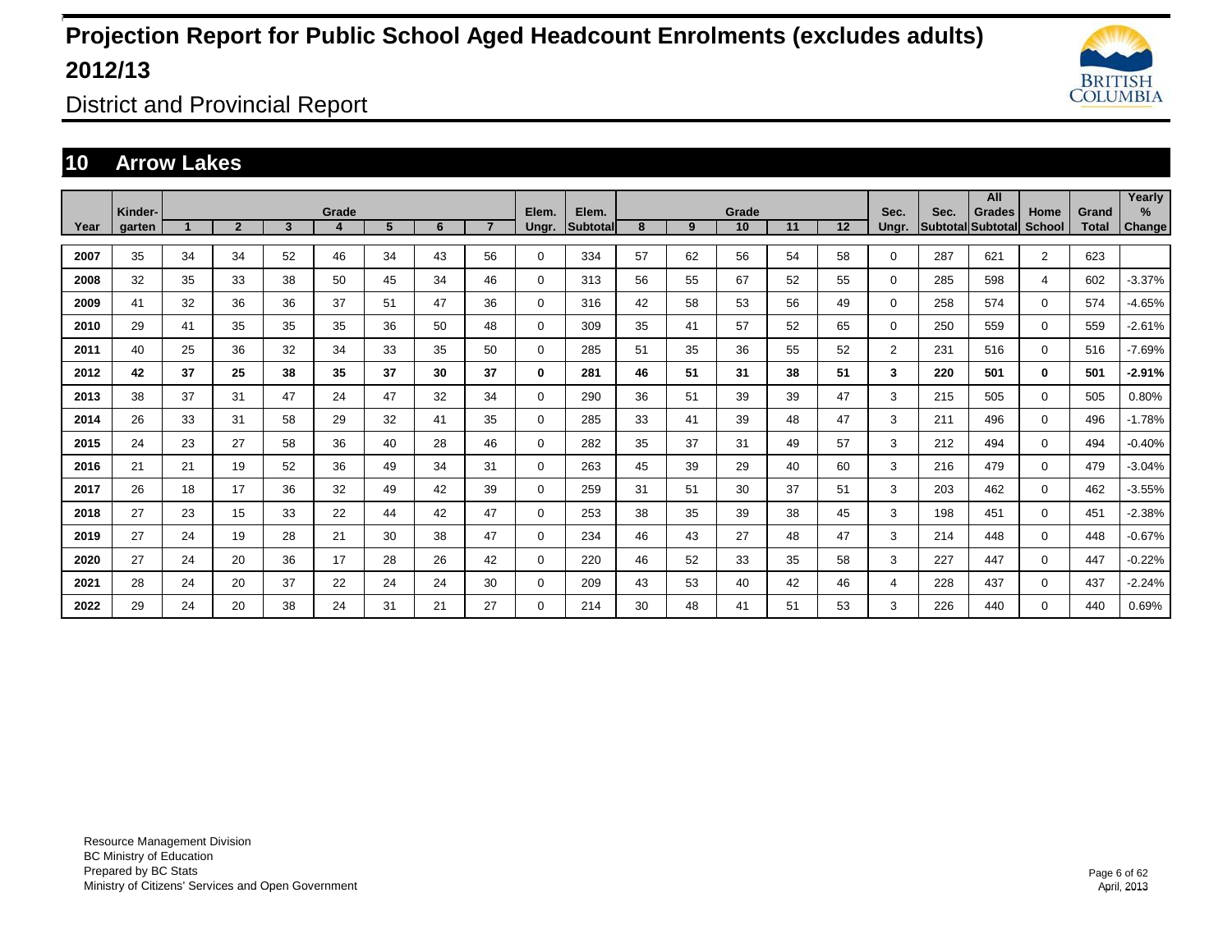# Projection Report for Public School Aged Headcount Enrolments (excludes adults) 2012/13

District and Provincial Report

## 10 Arrow Lakes

| Year | Kinder-garten | Grade 1 | 2 | 3 | 4 | 5 | 6 | 7 | Elem. Ungr. | Elem. Subtotal | Grade 8 | 9 | 10 | 11 | 12 | Sec. Ungr. | Sec. Subtotal | All Grades Subtotal | Home School | Grand Total | Yearly % Change |
|---|---|---|---|---|---|---|---|---|---|---|---|---|---|---|---|---|---|---|---|---|---|
| 2007 | 35 | 34 | 34 | 52 | 46 | 34 | 43 | 56 | 0 | 334 | 57 | 62 | 56 | 54 | 58 | 0 | 287 | 621 | 2 | 623 | |
| 2008 | 32 | 35 | 33 | 38 | 50 | 45 | 34 | 46 | 0 | 313 | 56 | 55 | 67 | 52 | 55 | 0 | 285 | 598 | 4 | 602 | -3.37% |
| 2009 | 41 | 32 | 36 | 36 | 37 | 51 | 47 | 36 | 0 | 316 | 42 | 58 | 53 | 56 | 49 | 0 | 258 | 574 | 0 | 574 | -4.65% |
| 2010 | 29 | 41 | 35 | 35 | 35 | 36 | 50 | 48 | 0 | 309 | 35 | 41 | 57 | 52 | 65 | 0 | 250 | 559 | 0 | 559 | -2.61% |
| 2011 | 40 | 25 | 36 | 32 | 34 | 33 | 35 | 50 | 0 | 285 | 51 | 35 | 36 | 55 | 52 | 2 | 231 | 516 | 0 | 516 | -7.69% |
| **2012** | **42** | **37** | **25** | **38** | **35** | **37** | **30** | **37** | **0** | **281** | **46** | **51** | **31** | **38** | **51** | **3** | **220** | **501** | **0** | **501** | **-2.91%** |
| 2013 | 38 | 37 | 31 | 47 | 24 | 47 | 32 | 34 | 0 | 290 | 36 | 51 | 39 | 39 | 47 | 3 | 215 | 505 | 0 | 505 | 0.80% |
| 2014 | 26 | 33 | 31 | 58 | 29 | 32 | 41 | 35 | 0 | 285 | 33 | 41 | 39 | 48 | 47 | 3 | 211 | 496 | 0 | 496 | -1.78% |
| 2015 | 24 | 23 | 27 | 58 | 36 | 40 | 28 | 46 | 0 | 282 | 35 | 37 | 31 | 49 | 57 | 3 | 212 | 494 | 0 | 494 | -0.40% |
| 2016 | 21 | 21 | 19 | 52 | 36 | 49 | 34 | 31 | 0 | 263 | 45 | 39 | 29 | 40 | 60 | 3 | 216 | 479 | 0 | 479 | -3.04% |
| 2017 | 26 | 18 | 17 | 36 | 32 | 49 | 42 | 39 | 0 | 259 | 31 | 51 | 30 | 37 | 51 | 3 | 203 | 462 | 0 | 462 | -3.55% |
| 2018 | 27 | 23 | 15 | 33 | 22 | 44 | 42 | 47 | 0 | 253 | 38 | 35 | 39 | 38 | 45 | 3 | 198 | 451 | 0 | 451 | -2.38% |
| 2019 | 27 | 24 | 19 | 28 | 21 | 30 | 38 | 47 | 0 | 234 | 46 | 43 | 27 | 48 | 47 | 3 | 214 | 448 | 0 | 448 | -0.67% |
| 2020 | 27 | 24 | 20 | 36 | 17 | 28 | 26 | 42 | 0 | 220 | 46 | 52 | 33 | 35 | 58 | 3 | 227 | 447 | 0 | 447 | -0.22% |
| 2021 | 28 | 24 | 20 | 37 | 22 | 24 | 24 | 30 | 0 | 209 | 43 | 53 | 40 | 42 | 46 | 4 | 228 | 437 | 0 | 437 | -2.24% |
| 2022 | 29 | 24 | 20 | 38 | 24 | 31 | 21 | 27 | 0 | 214 | 30 | 48 | 41 | 51 | 53 | 3 | 226 | 440 | 0 | 440 | 0.69% |

Resource Management Division
BC Ministry of Education
Prepared by BC Stats
Ministry of Citizens' Services and Open Government

April, 2013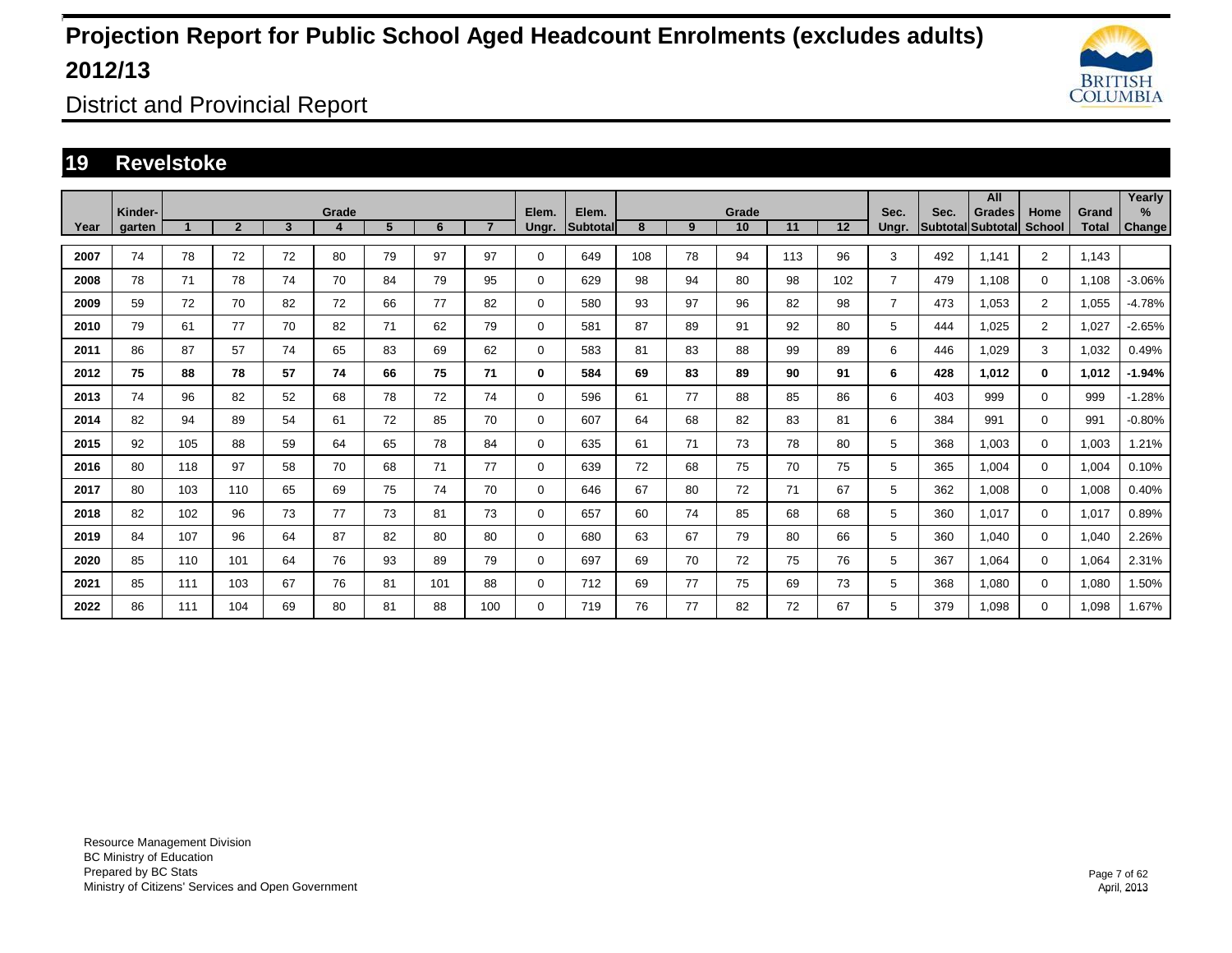# Projection Report for Public School Aged Headcount Enrolments (excludes adults) 2012/13

District and Provincial Report

## 19 Revelstoke

| Year | Kinder-garten | Grade 1 | 2 | 3 | 4 | 5 | 6 | 7 | Elem. Ungr. | Elem. Subtotal | Grade 8 | 9 | 10 | 11 | 12 | Sec. Ungr. | Sec. Subtotal | All Grades Subtotal | Home School | Grand Total | Yearly % Change |
|---|---|---|---|---|---|---|---|---|---|---|---|---|---|---|---|---|---|---|---|---|---|
| 2007 | 74 | 78 | 72 | 72 | 80 | 79 | 97 | 97 | 0 | 649 | 108 | 78 | 94 | 113 | 96 | 3 | 492 | 1,141 | 2 | 1,143 | |
| 2008 | 78 | 71 | 78 | 74 | 70 | 84 | 79 | 95 | 0 | 629 | 98 | 94 | 80 | 98 | 102 | 7 | 479 | 1,108 | 0 | 1,108 | -3.06% |
| 2009 | 59 | 72 | 70 | 82 | 72 | 66 | 77 | 82 | 0 | 580 | 93 | 97 | 96 | 82 | 98 | 7 | 473 | 1,053 | 2 | 1,055 | -4.78% |
| 2010 | 79 | 61 | 77 | 70 | 82 | 71 | 62 | 79 | 0 | 581 | 87 | 89 | 91 | 92 | 80 | 5 | 444 | 1,025 | 2 | 1,027 | -2.65% |
| 2011 | 86 | 87 | 57 | 74 | 65 | 83 | 69 | 62 | 0 | 583 | 81 | 83 | 88 | 99 | 89 | 6 | 446 | 1,029 | 3 | 1,032 | 0.49% |
| **2012** | **75** | **88** | **78** | **57** | **74** | **66** | **75** | **71** | **0** | **584** | **69** | **83** | **89** | **90** | **91** | **6** | **428** | **1,012** | **0** | **1,012** | **-1.94%** |
| 2013 | 74 | 96 | 82 | 52 | 68 | 78 | 72 | 74 | 0 | 596 | 61 | 77 | 88 | 85 | 86 | 6 | 403 | 999 | 0 | 999 | -1.28% |
| 2014 | 82 | 94 | 89 | 54 | 61 | 72 | 85 | 70 | 0 | 607 | 64 | 68 | 82 | 83 | 81 | 6 | 384 | 991 | 0 | 991 | -0.80% |
| 2015 | 92 | 105 | 88 | 59 | 64 | 65 | 78 | 84 | 0 | 635 | 61 | 71 | 73 | 78 | 80 | 5 | 368 | 1,003 | 0 | 1,003 | 1.21% |
| 2016 | 80 | 118 | 97 | 58 | 70 | 68 | 71 | 77 | 0 | 639 | 72 | 68 | 75 | 70 | 75 | 5 | 365 | 1,004 | 0 | 1,004 | 0.10% |
| 2017 | 80 | 103 | 110 | 65 | 69 | 75 | 74 | 70 | 0 | 646 | 67 | 80 | 72 | 71 | 67 | 5 | 362 | 1,008 | 0 | 1,008 | 0.40% |
| 2018 | 82 | 102 | 96 | 73 | 77 | 73 | 81 | 73 | 0 | 657 | 60 | 74 | 85 | 68 | 68 | 5 | 360 | 1,017 | 0 | 1,017 | 0.89% |
| 2019 | 84 | 107 | 96 | 64 | 87 | 82 | 80 | 80 | 0 | 680 | 63 | 67 | 79 | 80 | 66 | 5 | 360 | 1,040 | 0 | 1,040 | 2.26% |
| 2020 | 85 | 110 | 101 | 64 | 76 | 93 | 89 | 79 | 0 | 697 | 69 | 70 | 72 | 75 | 76 | 5 | 367 | 1,064 | 0 | 1,064 | 2.31% |
| 2021 | 85 | 111 | 103 | 67 | 76 | 81 | 101 | 88 | 0 | 712 | 69 | 77 | 75 | 69 | 73 | 5 | 368 | 1,080 | 0 | 1,080 | 1.50% |
| 2022 | 86 | 111 | 104 | 69 | 80 | 81 | 88 | 100 | 0 | 719 | 76 | 77 | 82 | 72 | 67 | 5 | 379 | 1,098 | 0 | 1,098 | 1.67% |

Resource Management Division
BC Ministry of Education
Prepared by BC Stats
Ministry of Citizens' Services and Open Government

April, 2013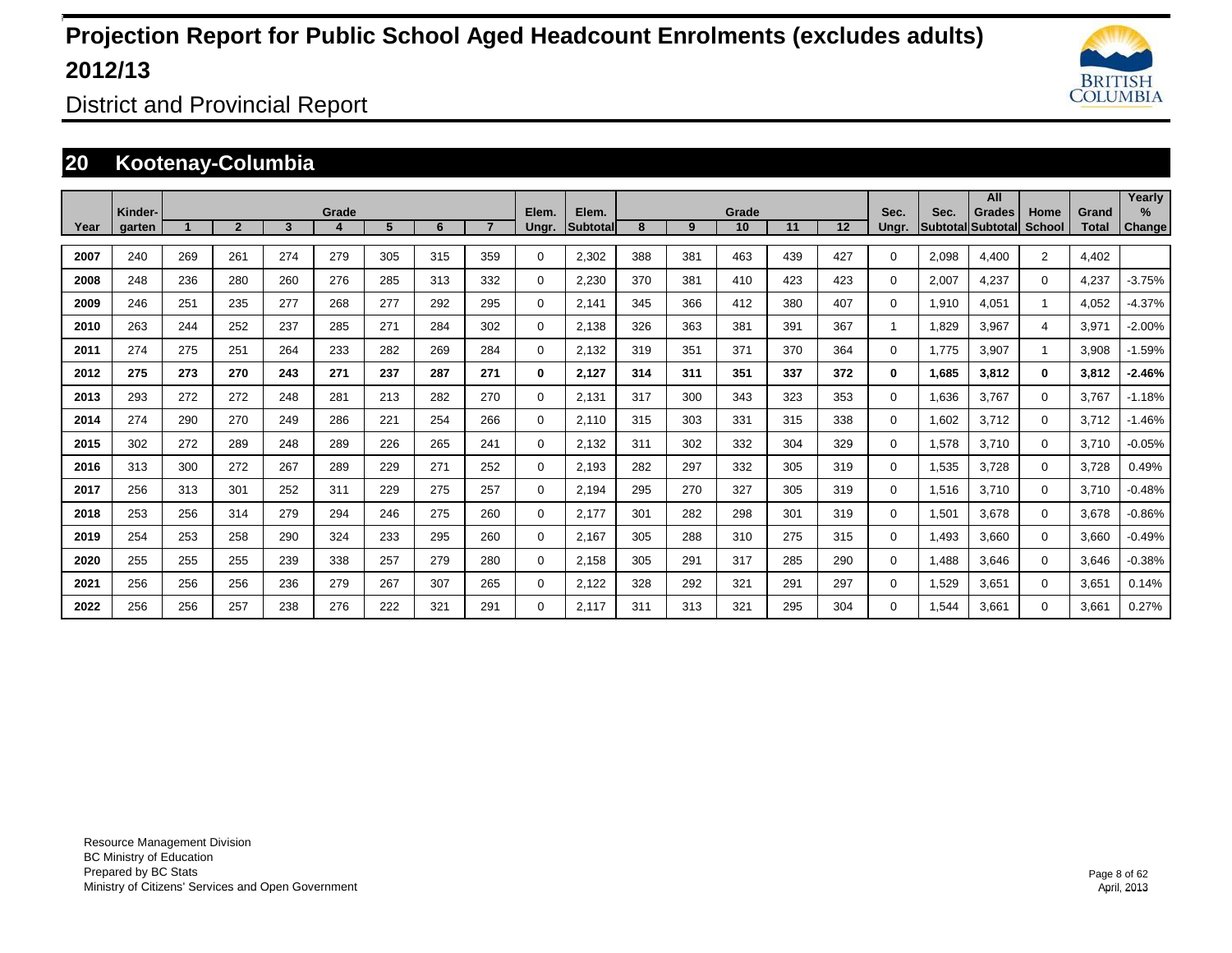# Projection Report for Public School Aged Headcount Enrolments (excludes adults) 2012/13

District and Provincial Report

## 20 Kootenay-Columbia

| Year | Kinder-garten | Grade 1 | 2 | 3 | 4 | 5 | 6 | 7 | Elem. Ungr. | Elem. Subtotal | Grade 8 | 9 | 10 | 11 | 12 | Sec. Ungr. | Sec. Subtotal | All Grades Subtotal | Home School | Grand Total | Yearly % Change |
|---|---|---|---|---|---|---|---|---|---|---|---|---|---|---|---|---|---|---|---|---|---|
| 2007 | 240 | 269 | 261 | 274 | 279 | 305 | 315 | 359 | 0 | 2,302 | 388 | 381 | 463 | 439 | 427 | 0 | 2,098 | 4,400 | 2 | 4,402 | |
| 2008 | 248 | 236 | 280 | 260 | 276 | 285 | 313 | 332 | 0 | 2,230 | 370 | 381 | 410 | 423 | 423 | 0 | 2,007 | 4,237 | 0 | 4,237 | -3.75% |
| 2009 | 246 | 251 | 235 | 277 | 268 | 277 | 292 | 295 | 0 | 2,141 | 345 | 366 | 412 | 380 | 407 | 0 | 1,910 | 4,051 | 1 | 4,052 | -4.37% |
| 2010 | 263 | 244 | 252 | 237 | 285 | 271 | 284 | 302 | 0 | 2,138 | 326 | 363 | 381 | 391 | 367 | 1 | 1,829 | 3,967 | 4 | 3,971 | -2.00% |
| 2011 | 274 | 275 | 251 | 264 | 233 | 282 | 269 | 284 | 0 | 2,132 | 319 | 351 | 371 | 370 | 364 | 0 | 1,775 | 3,907 | 1 | 3,908 | -1.59% |
| **2012** | **275** | **273** | **270** | **243** | **271** | **237** | **287** | **271** | **0** | **2,127** | **314** | **311** | **351** | **337** | **372** | **0** | **1,685** | **3,812** | **0** | **3,812** | **-2.46%** |
| 2013 | 293 | 272 | 272 | 248 | 281 | 213 | 282 | 270 | 0 | 2,131 | 317 | 300 | 343 | 323 | 353 | 0 | 1,636 | 3,767 | 0 | 3,767 | -1.18% |
| 2014 | 274 | 290 | 270 | 249 | 286 | 221 | 254 | 266 | 0 | 2,110 | 315 | 303 | 331 | 315 | 338 | 0 | 1,602 | 3,712 | 0 | 3,712 | -1.46% |
| 2015 | 302 | 272 | 289 | 248 | 289 | 226 | 265 | 241 | 0 | 2,132 | 311 | 302 | 332 | 304 | 329 | 0 | 1,578 | 3,710 | 0 | 3,710 | -0.05% |
| 2016 | 313 | 300 | 272 | 267 | 289 | 229 | 271 | 252 | 0 | 2,193 | 282 | 297 | 332 | 305 | 319 | 0 | 1,535 | 3,728 | 0 | 3,728 | 0.49% |
| 2017 | 256 | 313 | 301 | 252 | 311 | 229 | 275 | 257 | 0 | 2,194 | 295 | 270 | 327 | 305 | 319 | 0 | 1,516 | 3,710 | 0 | 3,710 | -0.48% |
| 2018 | 253 | 256 | 314 | 279 | 294 | 246 | 275 | 260 | 0 | 2,177 | 301 | 282 | 298 | 301 | 319 | 0 | 1,501 | 3,678 | 0 | 3,678 | -0.86% |
| 2019 | 254 | 253 | 258 | 290 | 324 | 233 | 295 | 260 | 0 | 2,167 | 305 | 288 | 310 | 275 | 315 | 0 | 1,493 | 3,660 | 0 | 3,660 | -0.49% |
| 2020 | 255 | 255 | 255 | 239 | 338 | 257 | 279 | 280 | 0 | 2,158 | 305 | 291 | 317 | 285 | 290 | 0 | 1,488 | 3,646 | 0 | 3,646 | -0.38% |
| 2021 | 256 | 256 | 256 | 236 | 279 | 267 | 307 | 265 | 0 | 2,122 | 328 | 292 | 321 | 291 | 297 | 0 | 1,529 | 3,651 | 0 | 3,651 | 0.14% |
| 2022 | 256 | 256 | 257 | 238 | 276 | 222 | 321 | 291 | 0 | 2,117 | 311 | 313 | 321 | 295 | 304 | 0 | 1,544 | 3,661 | 0 | 3,661 | 0.27% |

Resource Management Division
BC Ministry of Education
Prepared by BC Stats
Ministry of Citizens' Services and Open Government

April, 2013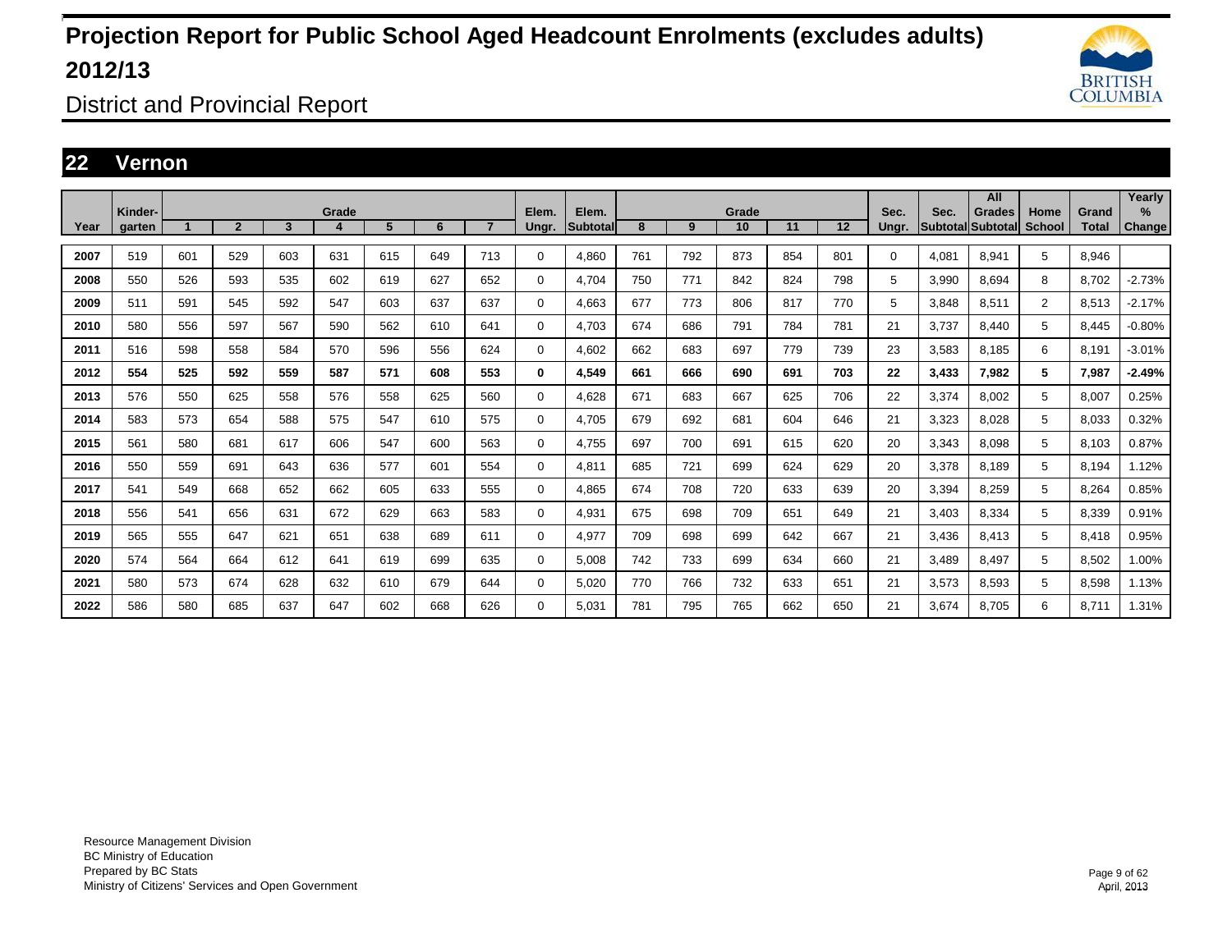# Projection Report for Public School Aged Headcount Enrolments (excludes adults) 2012/13

## District and Provincial Report

## 22 Vernon

| Year | Kinder-garten | Grade 1 | 2 | 3 | 4 | 5 | 6 | 7 | Elem. Ungr. | Elem. Subtotal | Grade 8 | 9 | 10 | 11 | 12 | Sec. Ungr. | Sec. Subtotal | All Grades Subtotal | Home School | Grand Total | Yearly % Change |
|---|---|---|---|---|---|---|---|---|---|---|---|---|---|---|---|---|---|---|---|---|---|
| 2007 | 519 | 601 | 529 | 603 | 631 | 615 | 649 | 713 | 0 | 4,860 | 761 | 792 | 873 | 854 | 801 | 0 | 4,081 | 8,941 | 5 | 8,946 | |
| 2008 | 550 | 526 | 593 | 535 | 602 | 619 | 627 | 652 | 0 | 4,704 | 750 | 771 | 842 | 824 | 798 | 5 | 3,990 | 8,694 | 8 | 8,702 | -2.73% |
| 2009 | 511 | 591 | 545 | 592 | 547 | 603 | 637 | 637 | 0 | 4,663 | 677 | 773 | 806 | 817 | 770 | 5 | 3,848 | 8,511 | 2 | 8,513 | -2.17% |
| 2010 | 580 | 556 | 597 | 567 | 590 | 562 | 610 | 641 | 0 | 4,703 | 674 | 686 | 791 | 784 | 781 | 21 | 3,737 | 8,440 | 5 | 8,445 | -0.80% |
| 2011 | 516 | 598 | 558 | 584 | 570 | 596 | 556 | 624 | 0 | 4,602 | 662 | 683 | 697 | 779 | 739 | 23 | 3,583 | 8,185 | 6 | 8,191 | -3.01% |
| **2012** | **554** | **525** | **592** | **559** | **587** | **571** | **608** | **553** | **0** | **4,549** | **661** | **666** | **690** | **691** | **703** | **22** | **3,433** | **7,982** | **5** | **7,987** | **-2.49%** |
| 2013 | 576 | 550 | 625 | 558 | 576 | 558 | 625 | 560 | 0 | 4,628 | 671 | 683 | 667 | 625 | 706 | 22 | 3,374 | 8,002 | 5 | 8,007 | 0.25% |
| 2014 | 583 | 573 | 654 | 588 | 575 | 547 | 610 | 575 | 0 | 4,705 | 679 | 692 | 681 | 604 | 646 | 21 | 3,323 | 8,028 | 5 | 8,033 | 0.32% |
| 2015 | 561 | 580 | 681 | 617 | 606 | 547 | 600 | 563 | 0 | 4,755 | 697 | 700 | 691 | 615 | 620 | 20 | 3,343 | 8,098 | 5 | 8,103 | 0.87% |
| 2016 | 550 | 559 | 691 | 643 | 636 | 577 | 601 | 554 | 0 | 4,811 | 685 | 721 | 699 | 624 | 629 | 20 | 3,378 | 8,189 | 5 | 8,194 | 1.12% |
| 2017 | 541 | 549 | 668 | 652 | 662 | 605 | 633 | 555 | 0 | 4,865 | 674 | 708 | 720 | 633 | 639 | 20 | 3,394 | 8,259 | 5 | 8,264 | 0.85% |
| 2018 | 556 | 541 | 656 | 631 | 672 | 629 | 663 | 583 | 0 | 4,931 | 675 | 698 | 709 | 651 | 649 | 21 | 3,403 | 8,334 | 5 | 8,339 | 0.91% |
| 2019 | 565 | 555 | 647 | 621 | 651 | 638 | 689 | 611 | 0 | 4,977 | 709 | 698 | 699 | 642 | 667 | 21 | 3,436 | 8,413 | 5 | 8,418 | 0.95% |
| 2020 | 574 | 564 | 664 | 612 | 641 | 619 | 699 | 635 | 0 | 5,008 | 742 | 733 | 699 | 634 | 660 | 21 | 3,489 | 8,497 | 5 | 8,502 | 1.00% |
| 2021 | 580 | 573 | 674 | 628 | 632 | 610 | 679 | 644 | 0 | 5,020 | 770 | 766 | 732 | 633 | 651 | 21 | 3,573 | 8,593 | 5 | 8,598 | 1.13% |
| 2022 | 586 | 580 | 685 | 637 | 647 | 602 | 668 | 626 | 0 | 5,031 | 781 | 795 | 765 | 662 | 650 | 21 | 3,674 | 8,705 | 6 | 8,711 | 1.31% |

Resource Management Division
BC Ministry of Education
Prepared by BC Stats
Ministry of Citizens' Services and Open Government

April, 2013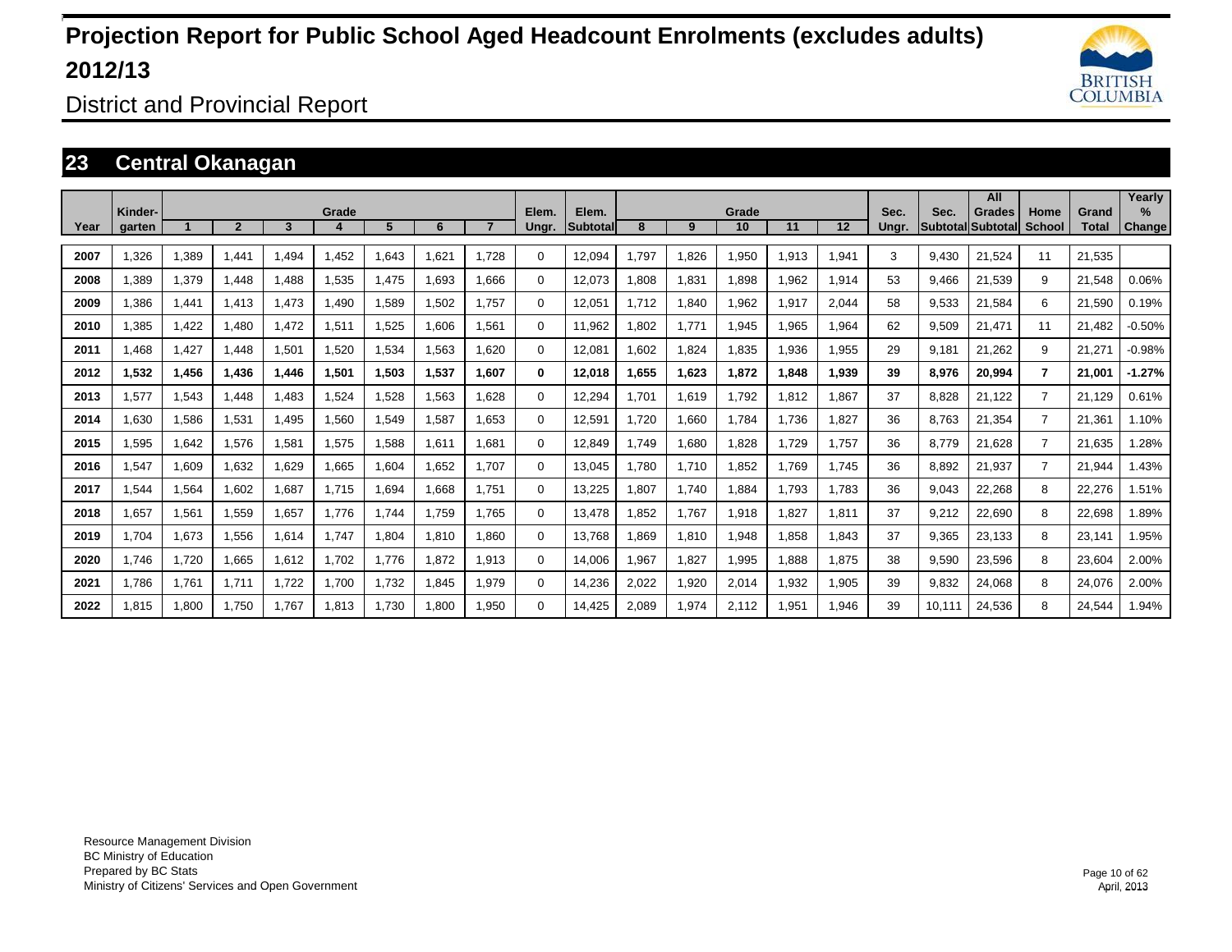# Projection Report for Public School Aged Headcount Enrolments (excludes adults) 2012/13

District and Provincial Report

## 23 Central Okanagan

| Year | Kinder-garten | 1 | 2 | 3 | 4 | 5 | 6 | 7 | Elem. Ungr. | Elem. Subtotal | 8 | 9 | 10 | 11 | 12 | Sec. Ungr. | Sec. Subtotal | All Grades Subtotal | Home School | Grand Total | Yearly % Change |
|---|---|---|---|---|---|---|---|---|---|---|---|---|---|---|---|---|---|---|---|---|---|
| 2007 | 1,326 | 1,389 | 1,441 | 1,494 | 1,452 | 1,643 | 1,621 | 1,728 | 0 | 12,094 | 1,797 | 1,826 | 1,950 | 1,913 | 1,941 | 3 | 9,430 | 21,524 | 11 | 21,535 | |
| 2008 | 1,389 | 1,379 | 1,448 | 1,488 | 1,535 | 1,475 | 1,693 | 1,666 | 0 | 12,073 | 1,808 | 1,831 | 1,898 | 1,962 | 1,914 | 53 | 9,466 | 21,539 | 9 | 21,548 | 0.06% |
| 2009 | 1,386 | 1,441 | 1,413 | 1,473 | 1,490 | 1,589 | 1,502 | 1,757 | 0 | 12,051 | 1,712 | 1,840 | 1,962 | 1,917 | 2,044 | 58 | 9,533 | 21,584 | 6 | 21,590 | 0.19% |
| 2010 | 1,385 | 1,422 | 1,480 | 1,472 | 1,511 | 1,525 | 1,606 | 1,561 | 0 | 11,962 | 1,802 | 1,771 | 1,945 | 1,965 | 1,964 | 62 | 9,509 | 21,471 | 11 | 21,482 | -0.50% |
| 2011 | 1,468 | 1,427 | 1,448 | 1,501 | 1,520 | 1,534 | 1,563 | 1,620 | 0 | 12,081 | 1,602 | 1,824 | 1,835 | 1,936 | 1,955 | 29 | 9,181 | 21,262 | 9 | 21,271 | -0.98% |
| **2012** | **1,532** | **1,456** | **1,436** | **1,446** | **1,501** | **1,503** | **1,537** | **1,607** | **0** | **12,018** | **1,655** | **1,623** | **1,872** | **1,848** | **1,939** | **39** | **8,976** | **20,994** | **7** | **21,001** | **-1.27%** |
| 2013 | 1,577 | 1,543 | 1,448 | 1,483 | 1,524 | 1,528 | 1,563 | 1,628 | 0 | 12,294 | 1,701 | 1,619 | 1,792 | 1,812 | 1,867 | 37 | 8,828 | 21,122 | 7 | 21,129 | 0.61% |
| 2014 | 1,630 | 1,586 | 1,531 | 1,495 | 1,560 | 1,549 | 1,587 | 1,653 | 0 | 12,591 | 1,720 | 1,660 | 1,784 | 1,736 | 1,827 | 36 | 8,763 | 21,354 | 7 | 21,361 | 1.10% |
| 2015 | 1,595 | 1,642 | 1,576 | 1,581 | 1,575 | 1,588 | 1,611 | 1,681 | 0 | 12,849 | 1,749 | 1,680 | 1,828 | 1,729 | 1,757 | 36 | 8,779 | 21,628 | 7 | 21,635 | 1.28% |
| 2016 | 1,547 | 1,609 | 1,632 | 1,629 | 1,665 | 1,604 | 1,652 | 1,707 | 0 | 13,045 | 1,780 | 1,710 | 1,852 | 1,769 | 1,745 | 36 | 8,892 | 21,937 | 7 | 21,944 | 1.43% |
| 2017 | 1,544 | 1,564 | 1,602 | 1,687 | 1,715 | 1,694 | 1,668 | 1,751 | 0 | 13,225 | 1,807 | 1,740 | 1,884 | 1,793 | 1,783 | 36 | 9,043 | 22,268 | 8 | 22,276 | 1.51% |
| 2018 | 1,657 | 1,561 | 1,559 | 1,657 | 1,776 | 1,744 | 1,759 | 1,765 | 0 | 13,478 | 1,852 | 1,767 | 1,918 | 1,827 | 1,811 | 37 | 9,212 | 22,690 | 8 | 22,698 | 1.89% |
| 2019 | 1,704 | 1,673 | 1,556 | 1,614 | 1,747 | 1,804 | 1,810 | 1,860 | 0 | 13,768 | 1,869 | 1,810 | 1,948 | 1,858 | 1,843 | 37 | 9,365 | 23,133 | 8 | 23,141 | 1.95% |
| 2020 | 1,746 | 1,720 | 1,665 | 1,612 | 1,702 | 1,776 | 1,872 | 1,913 | 0 | 14,006 | 1,967 | 1,827 | 1,995 | 1,888 | 1,875 | 38 | 9,590 | 23,596 | 8 | 23,604 | 2.00% |
| 2021 | 1,786 | 1,761 | 1,711 | 1,722 | 1,700 | 1,732 | 1,845 | 1,979 | 0 | 14,236 | 2,022 | 1,920 | 2,014 | 1,932 | 1,905 | 39 | 9,832 | 24,068 | 8 | 24,076 | 2.00% |
| 2022 | 1,815 | 1,800 | 1,750 | 1,767 | 1,813 | 1,730 | 1,800 | 1,950 | 0 | 14,425 | 2,089 | 1,974 | 2,112 | 1,951 | 1,946 | 39 | 10,111 | 24,536 | 8 | 24,544 | 1.94% |

Resource Management Division
BC Ministry of Education
Prepared by BC Stats
Ministry of Citizens' Services and Open Government

April, 2013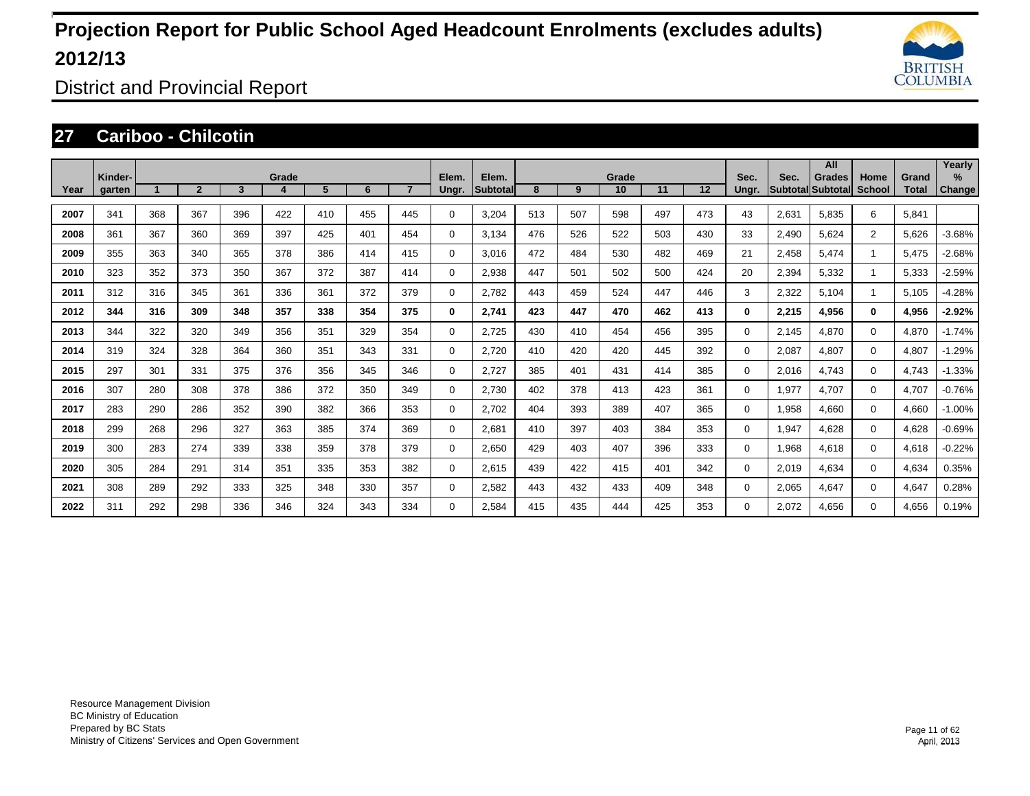# Projection Report for Public School Aged Headcount Enrolments (excludes adults) 2012/13

## District and Provincial Report

### 27 Cariboo - Chilcotin

| Year | Kinder-garten | Grade 1 | 2 | 3 | 4 | 5 | 6 | 7 | Elem. Ungr. | Elem. Subtotal | Grade 8 | 9 | 10 | 11 | 12 | Sec. Ungr. | Sec. Subtotal | All Grades Subtotal | Home School | Grand Total | Yearly % Change |
|---|---|---|---|---|---|---|---|---|---|---|---|---|---|---|---|---|---|---|---|---|---|
| 2007 | 341 | 368 | 367 | 396 | 422 | 410 | 455 | 445 | 0 | 3,204 | 513 | 507 | 598 | 497 | 473 | 43 | 2,631 | 5,835 | 6 | 5,841 | |
| 2008 | 361 | 367 | 360 | 369 | 397 | 425 | 401 | 454 | 0 | 3,134 | 476 | 526 | 522 | 503 | 430 | 33 | 2,490 | 5,624 | 2 | 5,626 | -3.68% |
| 2009 | 355 | 363 | 340 | 365 | 378 | 386 | 414 | 415 | 0 | 3,016 | 472 | 484 | 530 | 482 | 469 | 21 | 2,458 | 5,474 | 1 | 5,475 | -2.68% |
| 2010 | 323 | 352 | 373 | 350 | 367 | 372 | 387 | 414 | 0 | 2,938 | 447 | 501 | 502 | 500 | 424 | 20 | 2,394 | 5,332 | 1 | 5,333 | -2.59% |
| 2011 | 312 | 316 | 345 | 361 | 336 | 361 | 372 | 379 | 0 | 2,782 | 443 | 459 | 524 | 447 | 446 | 3 | 2,322 | 5,104 | 1 | 5,105 | -4.28% |
| **2012** | **344** | **316** | **309** | **348** | **357** | **338** | **354** | **375** | **0** | **2,741** | **423** | **447** | **470** | **462** | **413** | **0** | **2,215** | **4,956** | **0** | **4,956** | **-2.92%** |
| 2013 | 344 | 322 | 320 | 349 | 356 | 351 | 329 | 354 | 0 | 2,725 | 430 | 410 | 454 | 456 | 395 | 0 | 2,145 | 4,870 | 0 | 4,870 | -1.74% |
| 2014 | 319 | 324 | 328 | 364 | 360 | 351 | 343 | 331 | 0 | 2,720 | 410 | 420 | 420 | 445 | 392 | 0 | 2,087 | 4,807 | 0 | 4,807 | -1.29% |
| 2015 | 297 | 301 | 331 | 375 | 376 | 356 | 345 | 346 | 0 | 2,727 | 385 | 401 | 431 | 414 | 385 | 0 | 2,016 | 4,743 | 0 | 4,743 | -1.33% |
| 2016 | 307 | 280 | 308 | 378 | 386 | 372 | 350 | 349 | 0 | 2,730 | 402 | 378 | 413 | 423 | 361 | 0 | 1,977 | 4,707 | 0 | 4,707 | -0.76% |
| 2017 | 283 | 290 | 286 | 352 | 390 | 382 | 366 | 353 | 0 | 2,702 | 404 | 393 | 389 | 407 | 365 | 0 | 1,958 | 4,660 | 0 | 4,660 | -1.00% |
| 2018 | 299 | 268 | 296 | 327 | 363 | 385 | 374 | 369 | 0 | 2,681 | 410 | 397 | 403 | 384 | 353 | 0 | 1,947 | 4,628 | 0 | 4,628 | -0.69% |
| 2019 | 300 | 283 | 274 | 339 | 338 | 359 | 378 | 379 | 0 | 2,650 | 429 | 403 | 407 | 396 | 333 | 0 | 1,968 | 4,618 | 0 | 4,618 | -0.22% |
| 2020 | 305 | 284 | 291 | 314 | 351 | 335 | 353 | 382 | 0 | 2,615 | 439 | 422 | 415 | 401 | 342 | 0 | 2,019 | 4,634 | 0 | 4,634 | 0.35% |
| 2021 | 308 | 289 | 292 | 333 | 325 | 348 | 330 | 357 | 0 | 2,582 | 443 | 432 | 433 | 409 | 348 | 0 | 2,065 | 4,647 | 0 | 4,647 | 0.28% |
| 2022 | 311 | 292 | 298 | 336 | 346 | 324 | 343 | 334 | 0 | 2,584 | 415 | 435 | 444 | 425 | 353 | 0 | 2,072 | 4,656 | 0 | 4,656 | 0.19% |

Resource Management Division
BC Ministry of Education
Prepared by BC Stats
Ministry of Citizens' Services and Open Government

April, 2013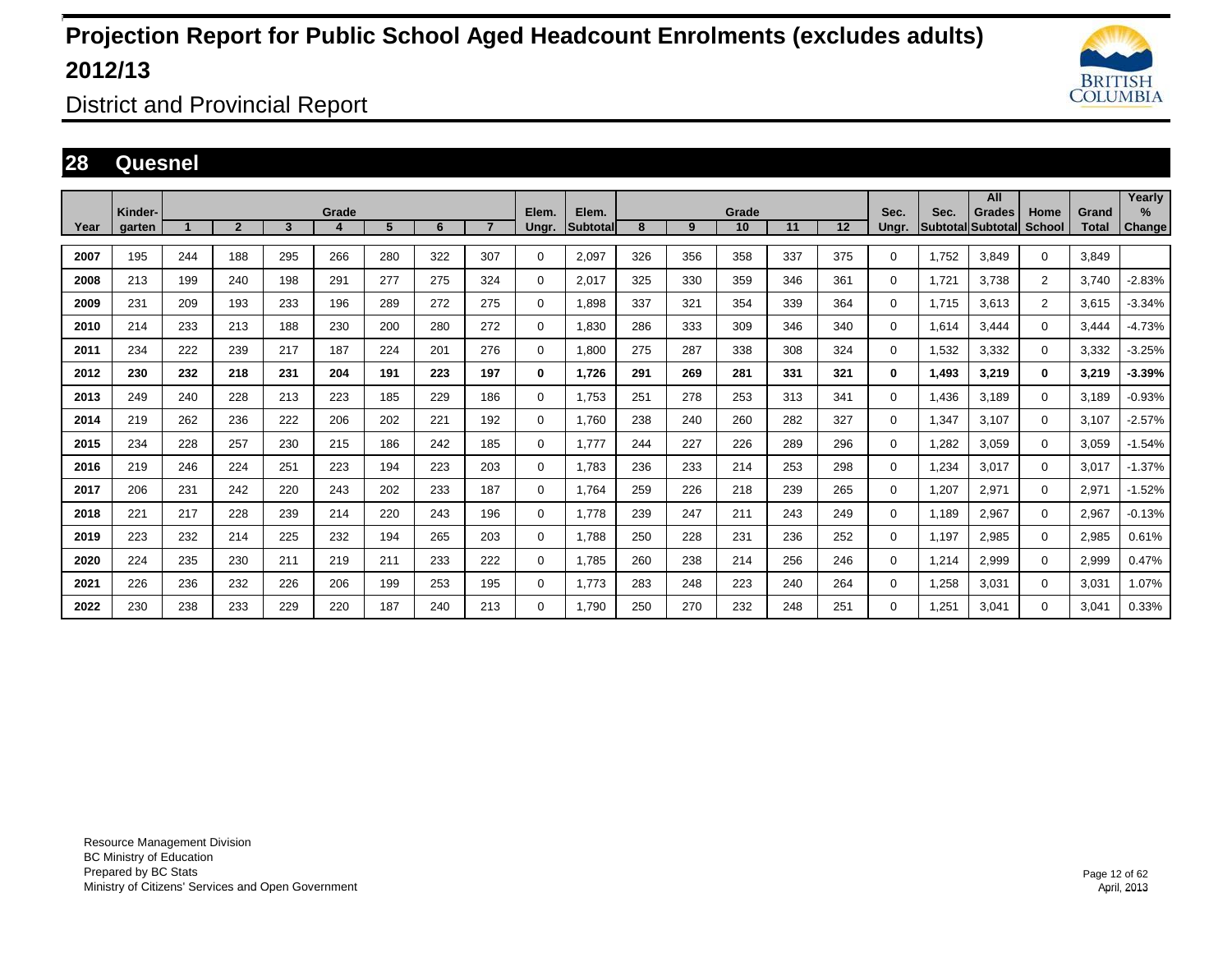# Projection Report for Public School Aged Headcount Enrolments (excludes adults) 2012/13

District and Provincial Report

## 28 Quesnel

| Year | Kinder-garten | 1 | 2 | 3 | Grade 4 | 5 | 6 | 7 | Elem. Ungr. | Elem. Subtotal | 8 | 9 | Grade 10 | 11 | 12 | Sec. Ungr. | Sec. Subtotal | All Grades Subtotal | Home School | Grand Total | Yearly % Change |
|---|---|---|---|---|---|---|---|---|---|---|---|---|---|---|---|---|---|---|---|---|---|
| 2007 | 195 | 244 | 188 | 295 | 266 | 280 | 322 | 307 | 0 | 2,097 | 326 | 356 | 358 | 337 | 375 | 0 | 1,752 | 3,849 | 0 | 3,849 | |
| 2008 | 213 | 199 | 240 | 198 | 291 | 277 | 275 | 324 | 0 | 2,017 | 325 | 330 | 359 | 346 | 361 | 0 | 1,721 | 3,738 | 2 | 3,740 | -2.83% |
| 2009 | 231 | 209 | 193 | 233 | 196 | 289 | 272 | 275 | 0 | 1,898 | 337 | 321 | 354 | 339 | 364 | 0 | 1,715 | 3,613 | 2 | 3,615 | -3.34% |
| 2010 | 214 | 233 | 213 | 188 | 230 | 200 | 280 | 272 | 0 | 1,830 | 286 | 333 | 309 | 346 | 340 | 0 | 1,614 | 3,444 | 0 | 3,444 | -4.73% |
| 2011 | 234 | 222 | 239 | 217 | 187 | 224 | 201 | 276 | 0 | 1,800 | 275 | 287 | 338 | 308 | 324 | 0 | 1,532 | 3,332 | 0 | 3,332 | -3.25% |
| **2012** | **230** | **232** | **218** | **231** | **204** | **191** | **223** | **197** | **0** | **1,726** | **291** | **269** | **281** | **331** | **321** | **0** | **1,493** | **3,219** | **0** | **3,219** | **-3.39%** |
| 2013 | 249 | 240 | 228 | 213 | 223 | 185 | 229 | 186 | 0 | 1,753 | 251 | 278 | 253 | 313 | 341 | 0 | 1,436 | 3,189 | 0 | 3,189 | -0.93% |
| 2014 | 219 | 262 | 236 | 222 | 206 | 202 | 221 | 192 | 0 | 1,760 | 238 | 240 | 260 | 282 | 327 | 0 | 1,347 | 3,107 | 0 | 3,107 | -2.57% |
| 2015 | 234 | 228 | 257 | 230 | 215 | 186 | 242 | 185 | 0 | 1,777 | 244 | 227 | 226 | 289 | 296 | 0 | 1,282 | 3,059 | 0 | 3,059 | -1.54% |
| 2016 | 219 | 246 | 224 | 251 | 223 | 194 | 223 | 203 | 0 | 1,783 | 236 | 233 | 214 | 253 | 298 | 0 | 1,234 | 3,017 | 0 | 3,017 | -1.37% |
| 2017 | 206 | 231 | 242 | 220 | 243 | 202 | 233 | 187 | 0 | 1,764 | 259 | 226 | 218 | 239 | 265 | 0 | 1,207 | 2,971 | 0 | 2,971 | -1.52% |
| 2018 | 221 | 217 | 228 | 239 | 214 | 220 | 243 | 196 | 0 | 1,778 | 239 | 247 | 211 | 243 | 249 | 0 | 1,189 | 2,967 | 0 | 2,967 | -0.13% |
| 2019 | 223 | 232 | 214 | 225 | 232 | 194 | 265 | 203 | 0 | 1,788 | 250 | 228 | 231 | 236 | 252 | 0 | 1,197 | 2,985 | 0 | 2,985 | 0.61% |
| 2020 | 224 | 235 | 230 | 211 | 219 | 211 | 233 | 222 | 0 | 1,785 | 260 | 238 | 214 | 256 | 246 | 0 | 1,214 | 2,999 | 0 | 2,999 | 0.47% |
| 2021 | 226 | 236 | 232 | 226 | 206 | 199 | 253 | 195 | 0 | 1,773 | 283 | 248 | 223 | 240 | 264 | 0 | 1,258 | 3,031 | 0 | 3,031 | 1.07% |
| 2022 | 230 | 238 | 233 | 229 | 220 | 187 | 240 | 213 | 0 | 1,790 | 250 | 270 | 232 | 248 | 251 | 0 | 1,251 | 3,041 | 0 | 3,041 | 0.33% |

Resource Management Division
BC Ministry of Education
Prepared by BC Stats
Ministry of Citizens' Services and Open Government

April, 2013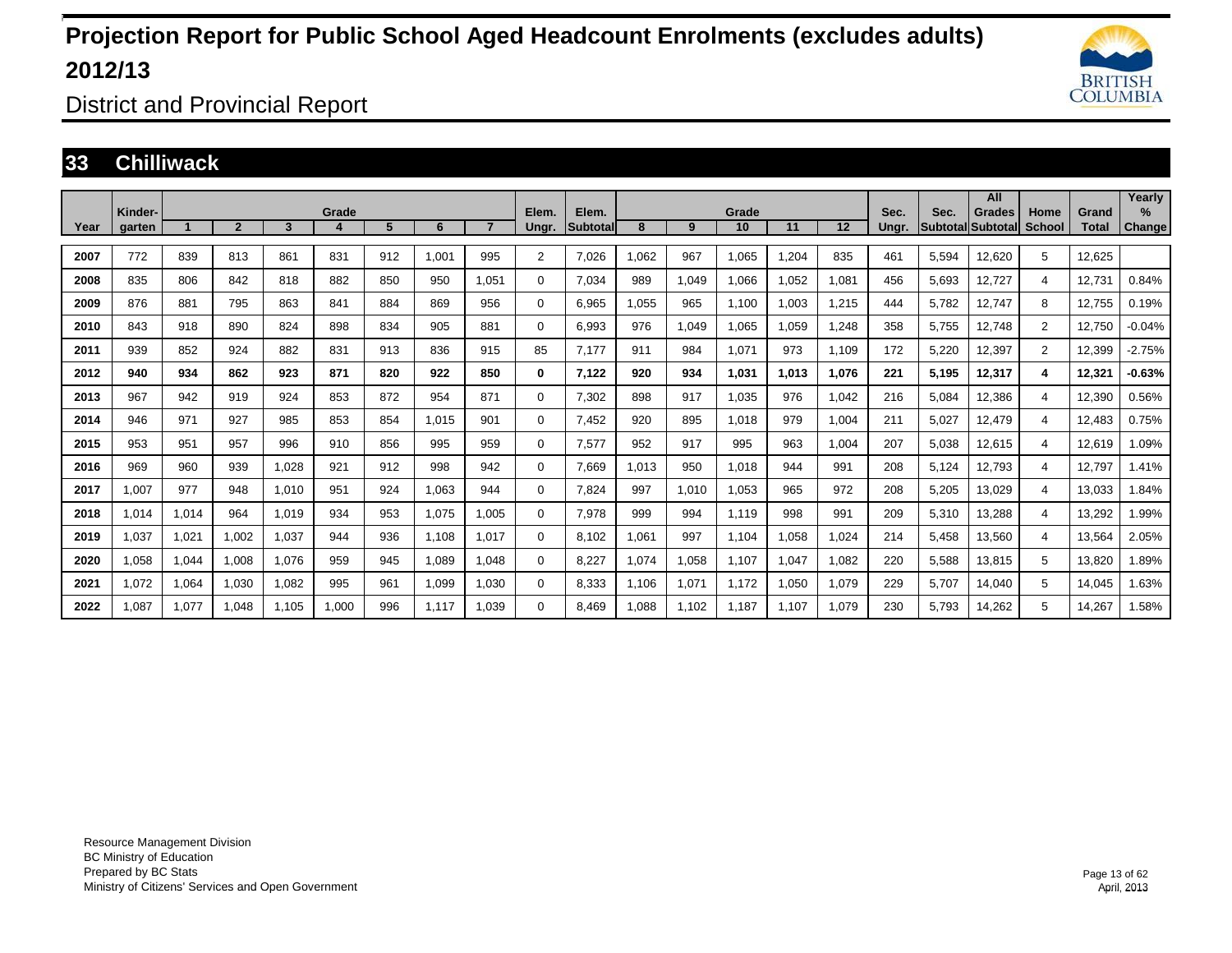# Projection Report for Public School Aged Headcount Enrolments (excludes adults) 2012/13

District and Provincial Report

## 33 Chilliwack

| Year | Kinder-garten | Grade 1 | 2 | 3 | 4 | 5 | 6 | 7 | Elem. Ungr. | Elem. Subtotal | Grade 8 | 9 | 10 | 11 | 12 | Sec. Ungr. | Sec. Subtotal | All Grades Subtotal | Home School | Grand Total | Yearly % Change |
|---|---|---|---|---|---|---|---|---|---|---|---|---|---|---|---|---|---|---|---|---|---|
| 2007 | 772 | 839 | 813 | 861 | 831 | 912 | 1,001 | 995 | 2 | 7,026 | 1,062 | 967 | 1,065 | 1,204 | 835 | 461 | 5,594 | 12,620 | 5 | 12,625 | |
| 2008 | 835 | 806 | 842 | 818 | 882 | 850 | 950 | 1,051 | 0 | 7,034 | 989 | 1,049 | 1,066 | 1,052 | 1,081 | 456 | 5,693 | 12,727 | 4 | 12,731 | 0.84% |
| 2009 | 876 | 881 | 795 | 863 | 841 | 884 | 869 | 956 | 0 | 6,965 | 1,055 | 965 | 1,100 | 1,003 | 1,215 | 444 | 5,782 | 12,747 | 8 | 12,755 | 0.19% |
| 2010 | 843 | 918 | 890 | 824 | 898 | 834 | 905 | 881 | 0 | 6,993 | 976 | 1,049 | 1,065 | 1,059 | 1,248 | 358 | 5,755 | 12,748 | 2 | 12,750 | -0.04% |
| 2011 | 939 | 852 | 924 | 882 | 831 | 913 | 836 | 915 | 85 | 7,177 | 911 | 984 | 1,071 | 973 | 1,109 | 172 | 5,220 | 12,397 | 2 | 12,399 | -2.75% |
| **2012** | **940** | **934** | **862** | **923** | **871** | **820** | **922** | **850** | **0** | **7,122** | **920** | **934** | **1,031** | **1,013** | **1,076** | **221** | **5,195** | **12,317** | **4** | **12,321** | **-0.63%** |
| 2013 | 967 | 942 | 919 | 924 | 853 | 872 | 954 | 871 | 0 | 7,302 | 898 | 917 | 1,035 | 976 | 1,042 | 216 | 5,084 | 12,386 | 4 | 12,390 | 0.56% |
| 2014 | 946 | 971 | 927 | 985 | 853 | 854 | 1,015 | 901 | 0 | 7,452 | 920 | 895 | 1,018 | 979 | 1,004 | 211 | 5,027 | 12,479 | 4 | 12,483 | 0.75% |
| 2015 | 953 | 951 | 957 | 996 | 910 | 856 | 995 | 959 | 0 | 7,577 | 952 | 917 | 995 | 963 | 1,004 | 207 | 5,038 | 12,615 | 4 | 12,619 | 1.09% |
| 2016 | 969 | 960 | 939 | 1,028 | 921 | 912 | 998 | 942 | 0 | 7,669 | 1,013 | 950 | 1,018 | 944 | 991 | 208 | 5,124 | 12,793 | 4 | 12,797 | 1.41% |
| 2017 | 1,007 | 977 | 948 | 1,010 | 951 | 924 | 1,063 | 944 | 0 | 7,824 | 997 | 1,010 | 1,053 | 965 | 972 | 208 | 5,205 | 13,029 | 4 | 13,033 | 1.84% |
| 2018 | 1,014 | 1,014 | 964 | 1,019 | 934 | 953 | 1,075 | 1,005 | 0 | 7,978 | 999 | 994 | 1,119 | 998 | 991 | 209 | 5,310 | 13,288 | 4 | 13,292 | 1.99% |
| 2019 | 1,037 | 1,021 | 1,002 | 1,037 | 944 | 936 | 1,108 | 1,017 | 0 | 8,102 | 1,061 | 997 | 1,104 | 1,058 | 1,024 | 214 | 5,458 | 13,560 | 4 | 13,564 | 2.05% |
| 2020 | 1,058 | 1,044 | 1,008 | 1,076 | 959 | 945 | 1,089 | 1,048 | 0 | 8,227 | 1,074 | 1,058 | 1,107 | 1,047 | 1,082 | 220 | 5,588 | 13,815 | 5 | 13,820 | 1.89% |
| 2021 | 1,072 | 1,064 | 1,030 | 1,082 | 995 | 961 | 1,099 | 1,030 | 0 | 8,333 | 1,106 | 1,071 | 1,172 | 1,050 | 1,079 | 229 | 5,707 | 14,040 | 5 | 14,045 | 1.63% |
| 2022 | 1,087 | 1,077 | 1,048 | 1,105 | 1,000 | 996 | 1,117 | 1,039 | 0 | 8,469 | 1,088 | 1,102 | 1,187 | 1,107 | 1,079 | 230 | 5,793 | 14,262 | 5 | 14,267 | 1.58% |

Resource Management Division
BC Ministry of Education
Prepared by BC Stats
Ministry of Citizens' Services and Open Government

April, 2013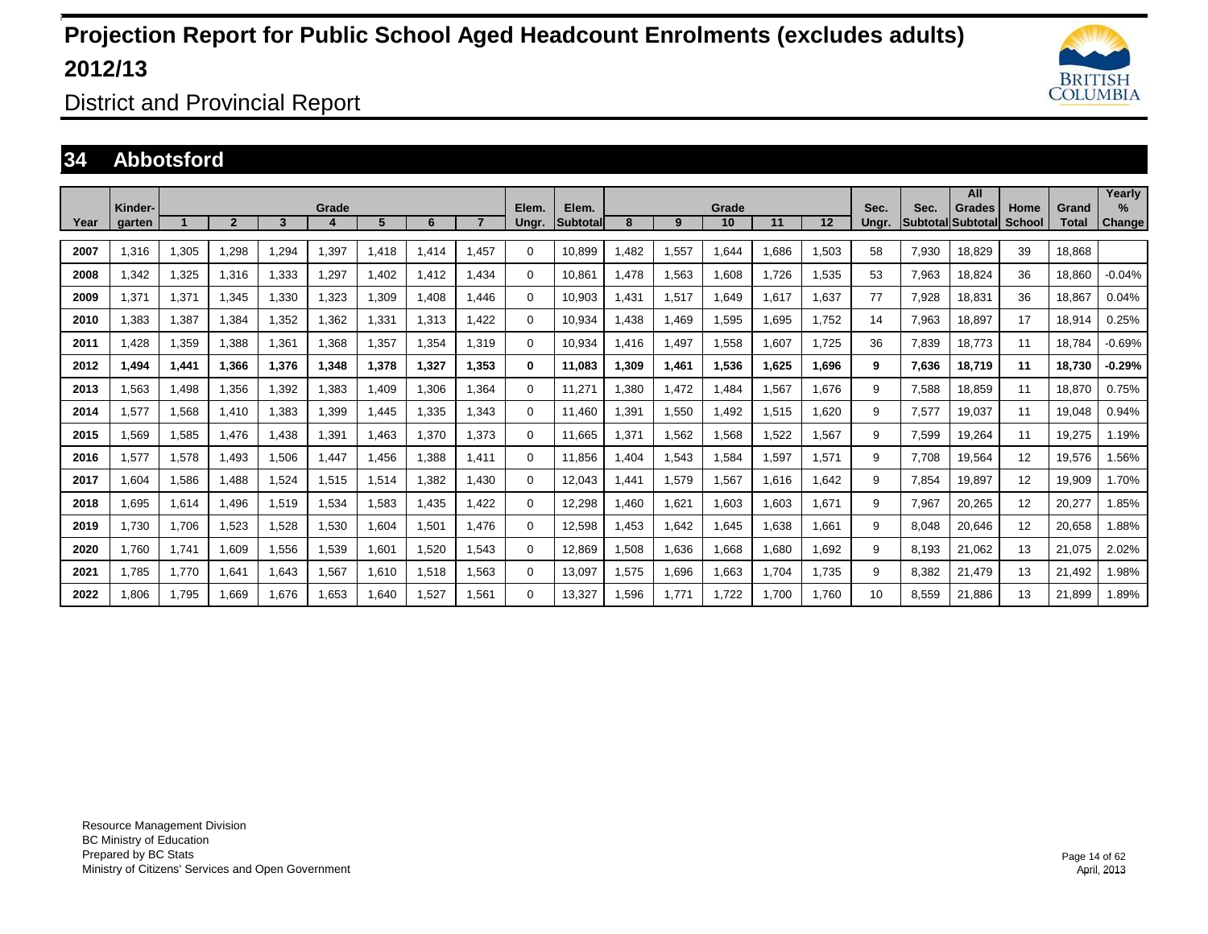# Projection Report for Public School Aged Headcount Enrolments (excludes adults) 2012/13

District and Provincial Report

## 34 Abbotsford

| Year | Kinder-garten | Grade 1 | 2 | 3 | 4 | 5 | 6 | 7 | Elem. Ungr. | Elem. Subtotal | Grade 8 | 9 | 10 | 11 | 12 | Sec. Ungr. | Sec. Subtotal | All Grades Subtotal | Home School | Grand Total | Yearly % Change |
|---|---|---|---|---|---|---|---|---|---|---|---|---|---|---|---|---|---|---|---|---|---|
| 2007 | 1,316 | 1,305 | 1,298 | 1,294 | 1,397 | 1,418 | 1,414 | 1,457 | 0 | 10,899 | 1,482 | 1,557 | 1,644 | 1,686 | 1,503 | 58 | 7,930 | 18,829 | 39 | 18,868 | |
| 2008 | 1,342 | 1,325 | 1,316 | 1,333 | 1,297 | 1,402 | 1,412 | 1,434 | 0 | 10,861 | 1,478 | 1,563 | 1,608 | 1,726 | 1,535 | 53 | 7,963 | 18,824 | 36 | 18,860 | -0.04% |
| 2009 | 1,371 | 1,371 | 1,345 | 1,330 | 1,323 | 1,309 | 1,408 | 1,446 | 0 | 10,903 | 1,431 | 1,517 | 1,649 | 1,617 | 1,637 | 77 | 7,928 | 18,831 | 36 | 18,867 | 0.04% |
| 2010 | 1,383 | 1,387 | 1,384 | 1,352 | 1,362 | 1,331 | 1,313 | 1,422 | 0 | 10,934 | 1,438 | 1,469 | 1,595 | 1,695 | 1,752 | 14 | 7,963 | 18,897 | 17 | 18,914 | 0.25% |
| 2011 | 1,428 | 1,359 | 1,388 | 1,361 | 1,368 | 1,357 | 1,354 | 1,319 | 0 | 10,934 | 1,416 | 1,497 | 1,558 | 1,607 | 1,725 | 36 | 7,839 | 18,773 | 11 | 18,784 | -0.69% |
| **2012** | **1,494** | **1,441** | **1,366** | **1,376** | **1,348** | **1,378** | **1,327** | **1,353** | **0** | **11,083** | **1,309** | **1,461** | **1,536** | **1,625** | **1,696** | **9** | **7,636** | **18,719** | **11** | **18,730** | **-0.29%** |
| 2013 | 1,563 | 1,498 | 1,356 | 1,392 | 1,383 | 1,409 | 1,306 | 1,364 | 0 | 11,271 | 1,380 | 1,472 | 1,484 | 1,567 | 1,676 | 9 | 7,588 | 18,859 | 11 | 18,870 | 0.75% |
| 2014 | 1,577 | 1,568 | 1,410 | 1,383 | 1,399 | 1,445 | 1,335 | 1,343 | 0 | 11,460 | 1,391 | 1,550 | 1,492 | 1,515 | 1,620 | 9 | 7,577 | 19,037 | 11 | 19,048 | 0.94% |
| 2015 | 1,569 | 1,585 | 1,476 | 1,438 | 1,391 | 1,463 | 1,370 | 1,373 | 0 | 11,665 | 1,371 | 1,562 | 1,568 | 1,522 | 1,567 | 9 | 7,599 | 19,264 | 11 | 19,275 | 1.19% |
| 2016 | 1,577 | 1,578 | 1,493 | 1,506 | 1,447 | 1,456 | 1,388 | 1,411 | 0 | 11,856 | 1,404 | 1,543 | 1,584 | 1,597 | 1,571 | 9 | 7,708 | 19,564 | 12 | 19,576 | 1.56% |
| 2017 | 1,604 | 1,586 | 1,488 | 1,524 | 1,515 | 1,514 | 1,382 | 1,430 | 0 | 12,043 | 1,441 | 1,579 | 1,567 | 1,616 | 1,642 | 9 | 7,854 | 19,897 | 12 | 19,909 | 1.70% |
| 2018 | 1,695 | 1,614 | 1,496 | 1,519 | 1,534 | 1,583 | 1,435 | 1,422 | 0 | 12,298 | 1,460 | 1,621 | 1,603 | 1,603 | 1,671 | 9 | 7,967 | 20,265 | 12 | 20,277 | 1.85% |
| 2019 | 1,730 | 1,706 | 1,523 | 1,528 | 1,530 | 1,604 | 1,501 | 1,476 | 0 | 12,598 | 1,453 | 1,642 | 1,645 | 1,638 | 1,661 | 9 | 8,048 | 20,646 | 12 | 20,658 | 1.88% |
| 2020 | 1,760 | 1,741 | 1,609 | 1,556 | 1,539 | 1,601 | 1,520 | 1,543 | 0 | 12,869 | 1,508 | 1,636 | 1,668 | 1,680 | 1,692 | 9 | 8,193 | 21,062 | 13 | 21,075 | 2.02% |
| 2021 | 1,785 | 1,770 | 1,641 | 1,643 | 1,567 | 1,610 | 1,518 | 1,563 | 0 | 13,097 | 1,575 | 1,696 | 1,663 | 1,704 | 1,735 | 9 | 8,382 | 21,479 | 13 | 21,492 | 1.98% |
| 2022 | 1,806 | 1,795 | 1,669 | 1,676 | 1,653 | 1,640 | 1,527 | 1,561 | 0 | 13,327 | 1,596 | 1,771 | 1,722 | 1,700 | 1,760 | 10 | 8,559 | 21,886 | 13 | 21,899 | 1.89% |

Resource Management Division
BC Ministry of Education
Prepared by BC Stats
Ministry of Citizens' Services and Open Government

April, 2013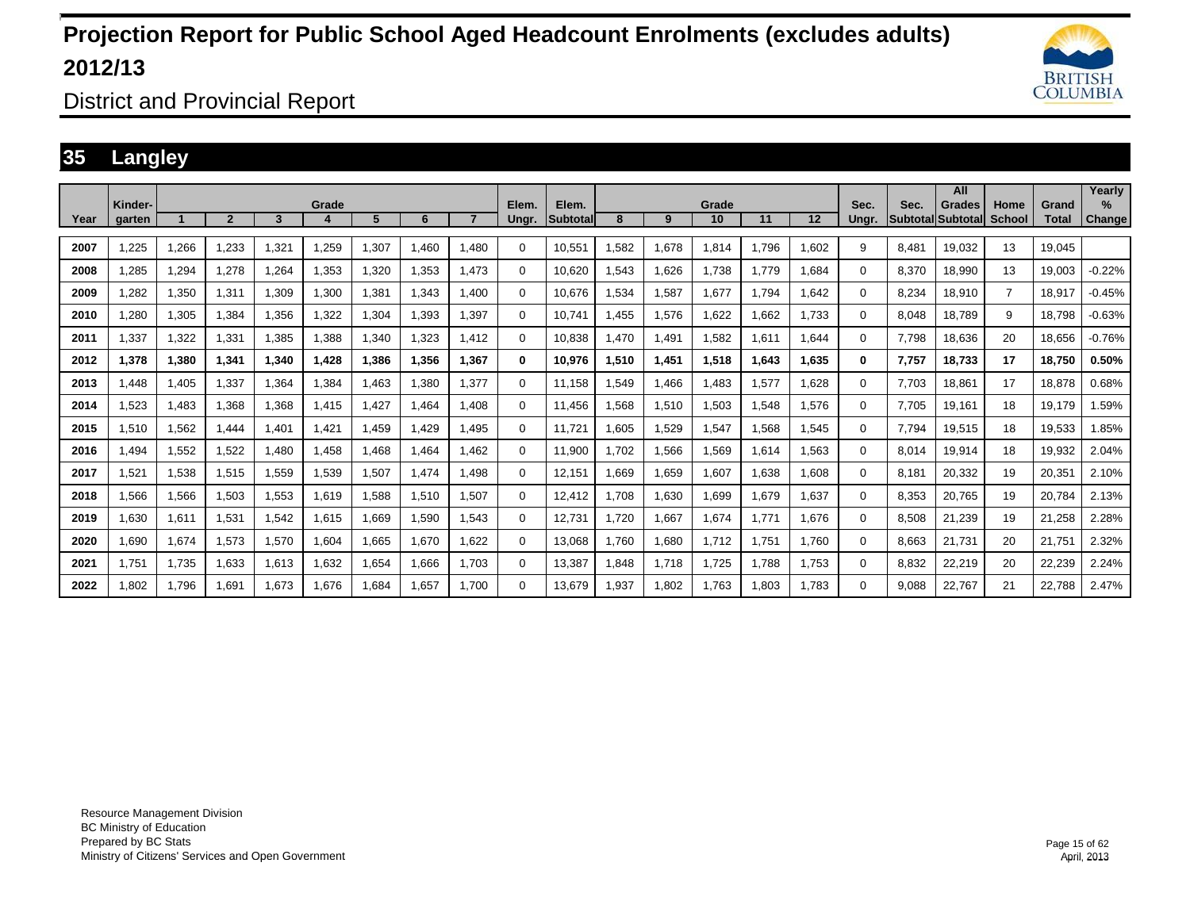# Projection Report for Public School Aged Headcount Enrolments (excludes adults) 2012/13

## District and Provincial Report

## 35 Langley

| Year | Kinder-garten | Grade 1 | 2 | 3 | 4 | 5 | 6 | 7 | Elem. Ungr. | Elem. Subtotal | Grade 8 | 9 | 10 | 11 | 12 | Sec. Ungr. | Sec. Subtotal | All Grades Subtotal | Home School | Grand Total | Yearly % Change |
|---|---|---|---|---|---|---|---|---|---|---|---|---|---|---|---|---|---|---|---|---|---|
| 2007 | 1,225 | 1,266 | 1,233 | 1,321 | 1,259 | 1,307 | 1,460 | 1,480 | 0 | 10,551 | 1,582 | 1,678 | 1,814 | 1,796 | 1,602 | 9 | 8,481 | 19,032 | 13 | 19,045 | |
| 2008 | 1,285 | 1,294 | 1,278 | 1,264 | 1,353 | 1,320 | 1,353 | 1,473 | 0 | 10,620 | 1,543 | 1,626 | 1,738 | 1,779 | 1,684 | 0 | 8,370 | 18,990 | 13 | 19,003 | -0.22% |
| 2009 | 1,282 | 1,350 | 1,311 | 1,309 | 1,300 | 1,381 | 1,343 | 1,400 | 0 | 10,676 | 1,534 | 1,587 | 1,677 | 1,794 | 1,642 | 0 | 8,234 | 18,910 | 7 | 18,917 | -0.45% |
| 2010 | 1,280 | 1,305 | 1,384 | 1,356 | 1,322 | 1,304 | 1,393 | 1,397 | 0 | 10,741 | 1,455 | 1,576 | 1,622 | 1,662 | 1,733 | 0 | 8,048 | 18,789 | 9 | 18,798 | -0.63% |
| 2011 | 1,337 | 1,322 | 1,331 | 1,385 | 1,388 | 1,340 | 1,323 | 1,412 | 0 | 10,838 | 1,470 | 1,491 | 1,582 | 1,611 | 1,644 | 0 | 7,798 | 18,636 | 20 | 18,656 | -0.76% |
| **2012** | **1,378** | **1,380** | **1,341** | **1,340** | **1,428** | **1,386** | **1,356** | **1,367** | **0** | **10,976** | **1,510** | **1,451** | **1,518** | **1,643** | **1,635** | **0** | **7,757** | **18,733** | **17** | **18,750** | **0.50%** |
| 2013 | 1,448 | 1,405 | 1,337 | 1,364 | 1,384 | 1,463 | 1,380 | 1,377 | 0 | 11,158 | 1,549 | 1,466 | 1,483 | 1,577 | 1,628 | 0 | 7,703 | 18,861 | 17 | 18,878 | 0.68% |
| 2014 | 1,523 | 1,483 | 1,368 | 1,368 | 1,415 | 1,427 | 1,464 | 1,408 | 0 | 11,456 | 1,568 | 1,510 | 1,503 | 1,548 | 1,576 | 0 | 7,705 | 19,161 | 18 | 19,179 | 1.59% |
| 2015 | 1,510 | 1,562 | 1,444 | 1,401 | 1,421 | 1,459 | 1,429 | 1,495 | 0 | 11,721 | 1,605 | 1,529 | 1,547 | 1,568 | 1,545 | 0 | 7,794 | 19,515 | 18 | 19,533 | 1.85% |
| 2016 | 1,494 | 1,552 | 1,522 | 1,480 | 1,458 | 1,468 | 1,464 | 1,462 | 0 | 11,900 | 1,702 | 1,566 | 1,569 | 1,614 | 1,563 | 0 | 8,014 | 19,914 | 18 | 19,932 | 2.04% |
| 2017 | 1,521 | 1,538 | 1,515 | 1,559 | 1,539 | 1,507 | 1,474 | 1,498 | 0 | 12,151 | 1,669 | 1,659 | 1,607 | 1,638 | 1,608 | 0 | 8,181 | 20,332 | 19 | 20,351 | 2.10% |
| 2018 | 1,566 | 1,566 | 1,503 | 1,553 | 1,619 | 1,588 | 1,510 | 1,507 | 0 | 12,412 | 1,708 | 1,630 | 1,699 | 1,679 | 1,637 | 0 | 8,353 | 20,765 | 19 | 20,784 | 2.13% |
| 2019 | 1,630 | 1,611 | 1,531 | 1,542 | 1,615 | 1,669 | 1,590 | 1,543 | 0 | 12,731 | 1,720 | 1,667 | 1,674 | 1,771 | 1,676 | 0 | 8,508 | 21,239 | 19 | 21,258 | 2.28% |
| 2020 | 1,690 | 1,674 | 1,573 | 1,570 | 1,604 | 1,665 | 1,670 | 1,622 | 0 | 13,068 | 1,760 | 1,680 | 1,712 | 1,751 | 1,760 | 0 | 8,663 | 21,731 | 20 | 21,751 | 2.32% |
| 2021 | 1,751 | 1,735 | 1,633 | 1,613 | 1,632 | 1,654 | 1,666 | 1,703 | 0 | 13,387 | 1,848 | 1,718 | 1,725 | 1,788 | 1,753 | 0 | 8,832 | 22,219 | 20 | 22,239 | 2.24% |
| 2022 | 1,802 | 1,796 | 1,691 | 1,673 | 1,676 | 1,684 | 1,657 | 1,700 | 0 | 13,679 | 1,937 | 1,802 | 1,763 | 1,803 | 1,783 | 0 | 9,088 | 22,767 | 21 | 22,788 | 2.47% |

Resource Management Division
BC Ministry of Education
Prepared by BC Stats
Ministry of Citizens' Services and Open Government

April, 2013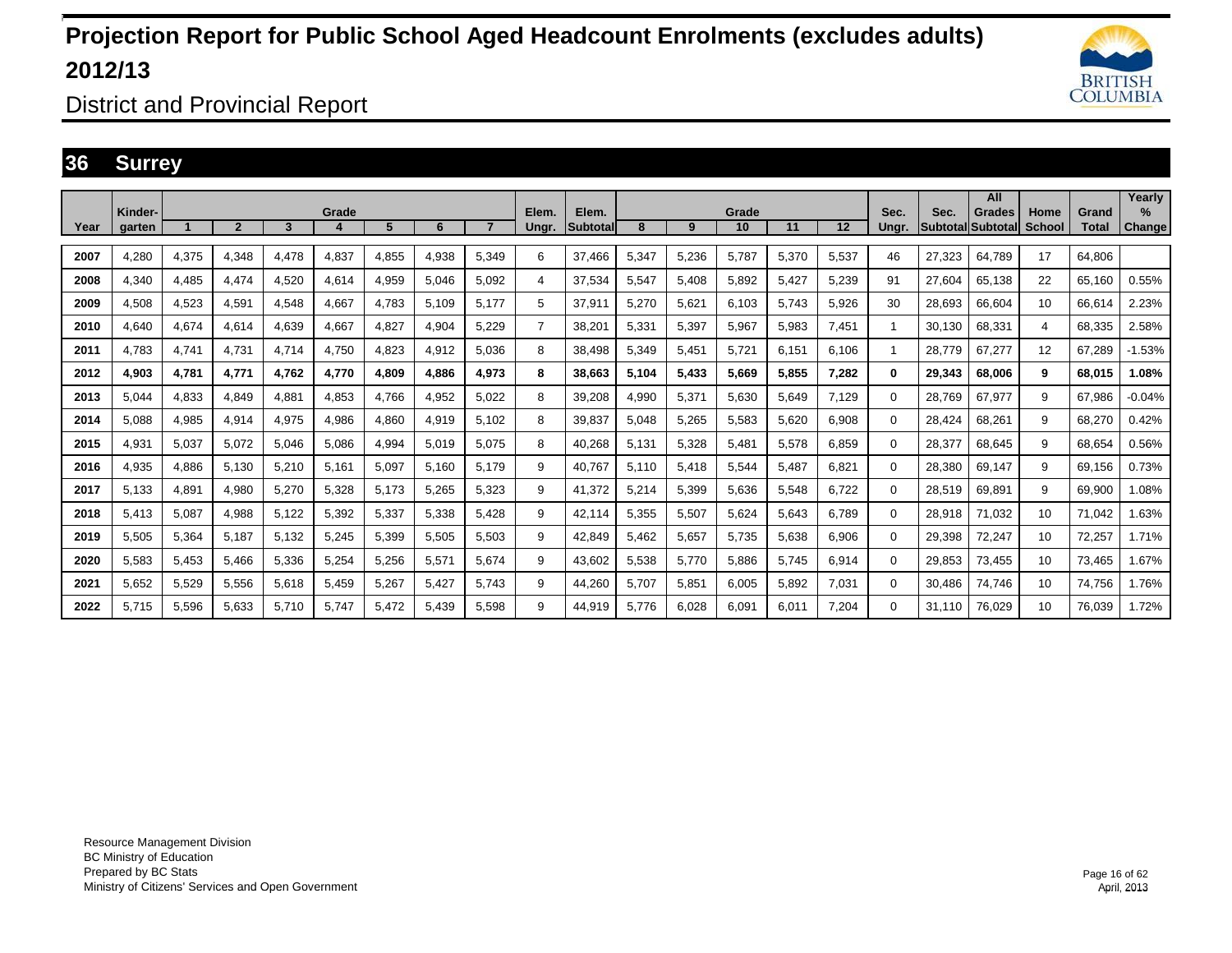# Projection Report for Public School Aged Headcount Enrolments (excludes adults) 2012/13

District and Provincial Report

## 36 Surrey

| Year | Kinder-garten | Grade 1 | 2 | 3 | 4 | 5 | 6 | 7 | Elem. Ungr. | Elem. Subtotal | Grade 8 | 9 | 10 | 11 | 12 | Sec. Ungr. | Sec. Subtotal | All Grades Subtotal | Home School | Grand Total | Yearly % Change |
|---|---|---|---|---|---|---|---|---|---|---|---|---|---|---|---|---|---|---|---|---|---|
| 2007 | 4,280 | 4,375 | 4,348 | 4,478 | 4,837 | 4,855 | 4,938 | 5,349 | 6 | 37,466 | 5,347 | 5,236 | 5,787 | 5,370 | 5,537 | 46 | 27,323 | 64,789 | 17 | 64,806 | |
| 2008 | 4,340 | 4,485 | 4,474 | 4,520 | 4,614 | 4,959 | 5,046 | 5,092 | 4 | 37,534 | 5,547 | 5,408 | 5,892 | 5,427 | 5,239 | 91 | 27,604 | 65,138 | 22 | 65,160 | 0.55% |
| 2009 | 4,508 | 4,523 | 4,591 | 4,548 | 4,667 | 4,783 | 5,109 | 5,177 | 5 | 37,911 | 5,270 | 5,621 | 6,103 | 5,743 | 5,926 | 30 | 28,693 | 66,604 | 10 | 66,614 | 2.23% |
| 2010 | 4,640 | 4,674 | 4,614 | 4,639 | 4,667 | 4,827 | 4,904 | 5,229 | 7 | 38,201 | 5,331 | 5,397 | 5,967 | 5,983 | 7,451 | 1 | 30,130 | 68,331 | 4 | 68,335 | 2.58% |
| 2011 | 4,783 | 4,741 | 4,731 | 4,714 | 4,750 | 4,823 | 4,912 | 5,036 | 8 | 38,498 | 5,349 | 5,451 | 5,721 | 6,151 | 6,106 | 1 | 28,779 | 67,277 | 12 | 67,289 | -1.53% |
| **2012** | **4,903** | **4,781** | **4,771** | **4,762** | **4,770** | **4,809** | **4,886** | **4,973** | **8** | **38,663** | **5,104** | **5,433** | **5,669** | **5,855** | **7,282** | **0** | **29,343** | **68,006** | **9** | **68,015** | **1.08%** |
| 2013 | 5,044 | 4,833 | 4,849 | 4,881 | 4,853 | 4,766 | 4,952 | 5,022 | 8 | 39,208 | 4,990 | 5,371 | 5,630 | 5,649 | 7,129 | 0 | 28,769 | 67,977 | 9 | 67,986 | -0.04% |
| 2014 | 5,088 | 4,985 | 4,914 | 4,975 | 4,986 | 4,860 | 4,919 | 5,102 | 8 | 39,837 | 5,048 | 5,265 | 5,583 | 5,620 | 6,908 | 0 | 28,424 | 68,261 | 9 | 68,270 | 0.42% |
| 2015 | 4,931 | 5,037 | 5,072 | 5,046 | 5,086 | 4,994 | 5,019 | 5,075 | 8 | 40,268 | 5,131 | 5,328 | 5,481 | 5,578 | 6,859 | 0 | 28,377 | 68,645 | 9 | 68,654 | 0.56% |
| 2016 | 4,935 | 4,886 | 5,130 | 5,210 | 5,161 | 5,097 | 5,160 | 5,179 | 9 | 40,767 | 5,110 | 5,418 | 5,544 | 5,487 | 6,821 | 0 | 28,380 | 69,147 | 9 | 69,156 | 0.73% |
| 2017 | 5,133 | 4,891 | 4,980 | 5,270 | 5,328 | 5,173 | 5,265 | 5,323 | 9 | 41,372 | 5,214 | 5,399 | 5,636 | 5,548 | 6,722 | 0 | 28,519 | 69,891 | 9 | 69,900 | 1.08% |
| 2018 | 5,413 | 5,087 | 4,988 | 5,122 | 5,392 | 5,337 | 5,338 | 5,428 | 9 | 42,114 | 5,355 | 5,507 | 5,624 | 5,643 | 6,789 | 0 | 28,918 | 71,032 | 10 | 71,042 | 1.63% |
| 2019 | 5,505 | 5,364 | 5,187 | 5,132 | 5,245 | 5,399 | 5,505 | 5,503 | 9 | 42,849 | 5,462 | 5,657 | 5,735 | 5,638 | 6,906 | 0 | 29,398 | 72,247 | 10 | 72,257 | 1.71% |
| 2020 | 5,583 | 5,453 | 5,466 | 5,336 | 5,254 | 5,256 | 5,571 | 5,674 | 9 | 43,602 | 5,538 | 5,770 | 5,886 | 5,745 | 6,914 | 0 | 29,853 | 73,455 | 10 | 73,465 | 1.67% |
| 2021 | 5,652 | 5,529 | 5,556 | 5,618 | 5,459 | 5,267 | 5,427 | 5,743 | 9 | 44,260 | 5,707 | 5,851 | 6,005 | 5,892 | 7,031 | 0 | 30,486 | 74,746 | 10 | 74,756 | 1.76% |
| 2022 | 5,715 | 5,596 | 5,633 | 5,710 | 5,747 | 5,472 | 5,439 | 5,598 | 9 | 44,919 | 5,776 | 6,028 | 6,091 | 6,011 | 7,204 | 0 | 31,110 | 76,029 | 10 | 76,039 | 1.72% |

Resource Management Division
BC Ministry of Education
Prepared by BC Stats
Ministry of Citizens' Services and Open Government

April, 2013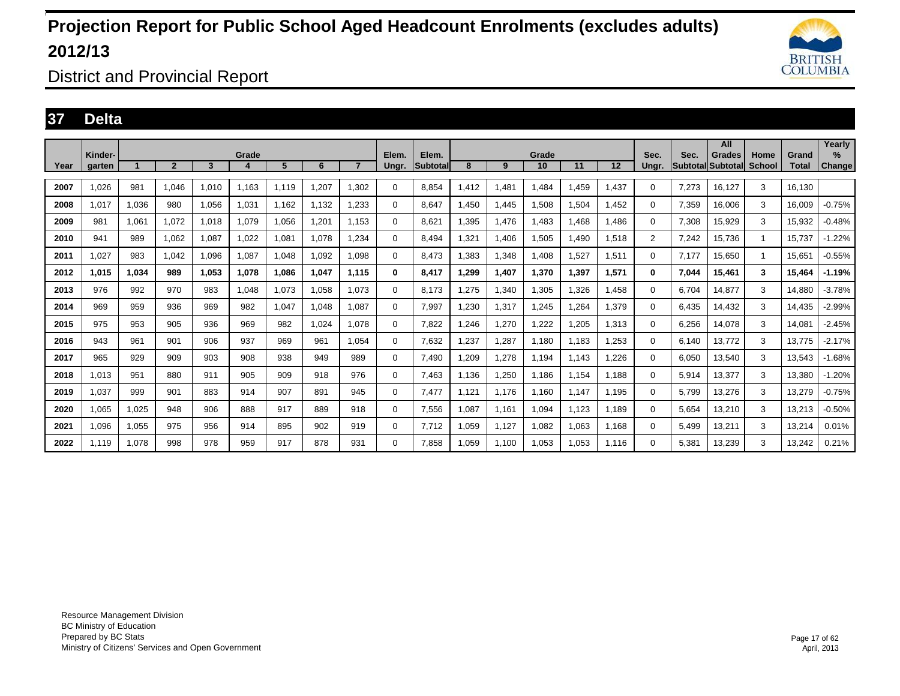# Projection Report for Public School Aged Headcount Enrolments (excludes adults) 2012/13

District and Provincial Report

## 37 Delta

| Year | Kinder-garten | 1 | 2 | 3 | 4 | 5 | 6 | 7 | Elem. Ungr. | Elem. Subtotal | 8 | 9 | 10 | 11 | 12 | Sec. Ungr. | Sec. Subtotal | All Grades Subtotal | Home School | Grand Total | Yearly % Change |
|---|---|---|---|---|---|---|---|---|---|---|---|---|---|---|---|---|---|---|---|---|---|
| 2007 | 1,026 | 981 | 1,046 | 1,010 | 1,163 | 1,119 | 1,207 | 1,302 | 0 | 8,854 | 1,412 | 1,481 | 1,484 | 1,459 | 1,437 | 0 | 7,273 | 16,127 | 3 | 16,130 | |
| 2008 | 1,017 | 1,036 | 980 | 1,056 | 1,031 | 1,162 | 1,132 | 1,233 | 0 | 8,647 | 1,450 | 1,445 | 1,508 | 1,504 | 1,452 | 0 | 7,359 | 16,006 | 3 | 16,009 | -0.75% |
| 2009 | 981 | 1,061 | 1,072 | 1,018 | 1,079 | 1,056 | 1,201 | 1,153 | 0 | 8,621 | 1,395 | 1,476 | 1,483 | 1,468 | 1,486 | 0 | 7,308 | 15,929 | 3 | 15,932 | -0.48% |
| 2010 | 941 | 989 | 1,062 | 1,087 | 1,022 | 1,081 | 1,078 | 1,234 | 0 | 8,494 | 1,321 | 1,406 | 1,505 | 1,490 | 1,518 | 2 | 7,242 | 15,736 | 1 | 15,737 | -1.22% |
| 2011 | 1,027 | 983 | 1,042 | 1,096 | 1,087 | 1,048 | 1,092 | 1,098 | 0 | 8,473 | 1,383 | 1,348 | 1,408 | 1,527 | 1,511 | 0 | 7,177 | 15,650 | 1 | 15,651 | -0.55% |
| **2012** | **1,015** | **1,034** | **989** | **1,053** | **1,078** | **1,086** | **1,047** | **1,115** | **0** | **8,417** | **1,299** | **1,407** | **1,370** | **1,397** | **1,571** | **0** | **7,044** | **15,461** | **3** | **15,464** | **-1.19%** |
| 2013 | 976 | 992 | 970 | 983 | 1,048 | 1,073 | 1,058 | 1,073 | 0 | 8,173 | 1,275 | 1,340 | 1,305 | 1,326 | 1,458 | 0 | 6,704 | 14,877 | 3 | 14,880 | -3.78% |
| 2014 | 969 | 959 | 936 | 969 | 982 | 1,047 | 1,048 | 1,087 | 0 | 7,997 | 1,230 | 1,317 | 1,245 | 1,264 | 1,379 | 0 | 6,435 | 14,432 | 3 | 14,435 | -2.99% |
| 2015 | 975 | 953 | 905 | 936 | 969 | 982 | 1,024 | 1,078 | 0 | 7,822 | 1,246 | 1,270 | 1,222 | 1,205 | 1,313 | 0 | 6,256 | 14,078 | 3 | 14,081 | -2.45% |
| 2016 | 943 | 961 | 901 | 906 | 937 | 969 | 961 | 1,054 | 0 | 7,632 | 1,237 | 1,287 | 1,180 | 1,183 | 1,253 | 0 | 6,140 | 13,772 | 3 | 13,775 | -2.17% |
| 2017 | 965 | 929 | 909 | 903 | 908 | 938 | 949 | 989 | 0 | 7,490 | 1,209 | 1,278 | 1,194 | 1,143 | 1,226 | 0 | 6,050 | 13,540 | 3 | 13,543 | -1.68% |
| 2018 | 1,013 | 951 | 880 | 911 | 905 | 909 | 918 | 976 | 0 | 7,463 | 1,136 | 1,250 | 1,186 | 1,154 | 1,188 | 0 | 5,914 | 13,377 | 3 | 13,380 | -1.20% |
| 2019 | 1,037 | 999 | 901 | 883 | 914 | 907 | 891 | 945 | 0 | 7,477 | 1,121 | 1,176 | 1,160 | 1,147 | 1,195 | 0 | 5,799 | 13,276 | 3 | 13,279 | -0.75% |
| 2020 | 1,065 | 1,025 | 948 | 906 | 888 | 917 | 889 | 918 | 0 | 7,556 | 1,087 | 1,161 | 1,094 | 1,123 | 1,189 | 0 | 5,654 | 13,210 | 3 | 13,213 | -0.50% |
| 2021 | 1,096 | 1,055 | 975 | 956 | 914 | 895 | 902 | 919 | 0 | 7,712 | 1,059 | 1,127 | 1,082 | 1,063 | 1,168 | 0 | 5,499 | 13,211 | 3 | 13,214 | 0.01% |
| 2022 | 1,119 | 1,078 | 998 | 978 | 959 | 917 | 878 | 931 | 0 | 7,858 | 1,059 | 1,100 | 1,053 | 1,053 | 1,116 | 0 | 5,381 | 13,239 | 3 | 13,242 | 0.21% |

Resource Management Division
BC Ministry of Education
Prepared by BC Stats
Ministry of Citizens' Services and Open Government

April, 2013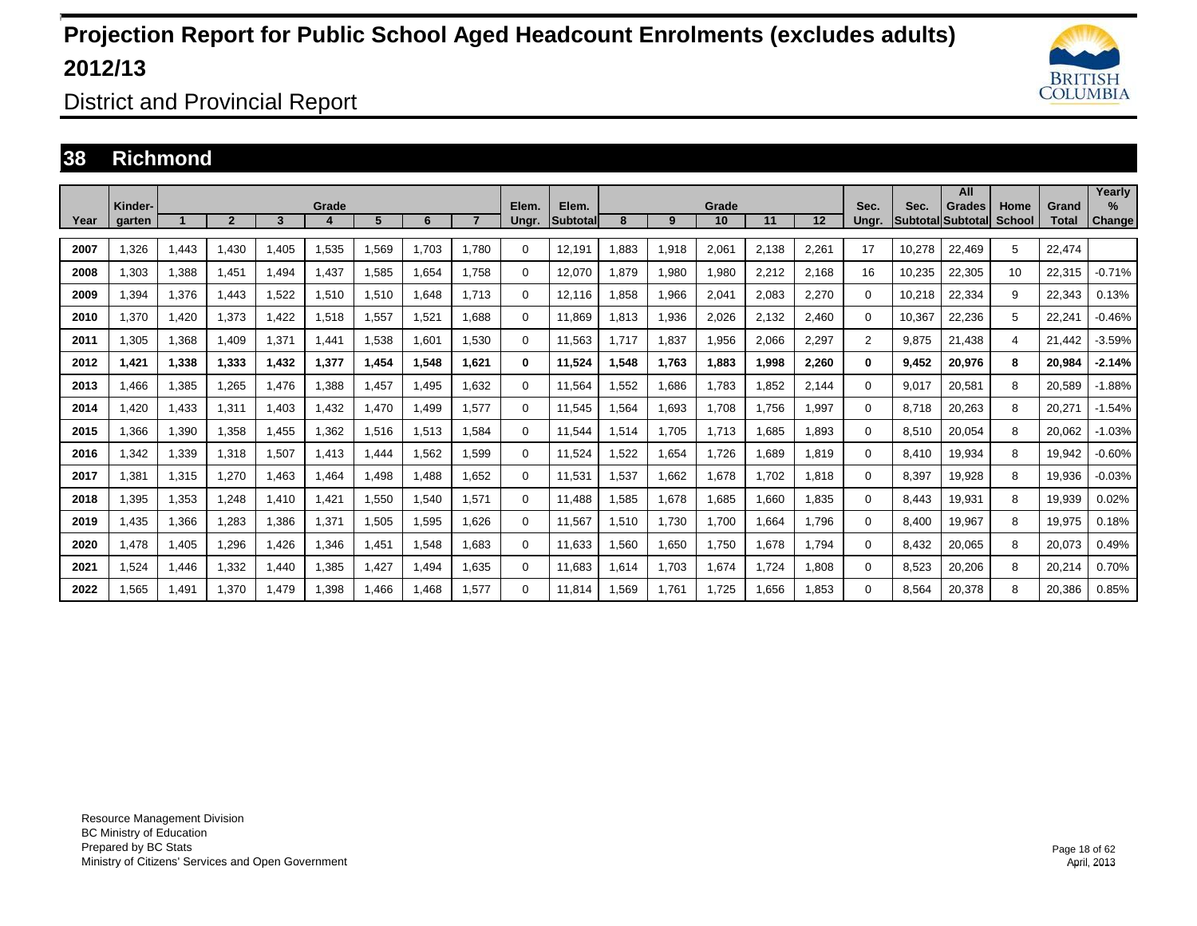# Projection Report for Public School Aged Headcount Enrolments (excludes adults) 2012/13

District and Provincial Report

## 38 Richmond

| Year | Kinder-garten | 1 | 2 | 3 | 4 | 5 | 6 | 7 | Elem. Ungr. | Elem. Subtotal | 8 | 9 | 10 | 11 | 12 | Sec. Ungr. | Sec. Subtotal | All Grades Subtotal | Home School | Grand Total | Yearly % Change |
|---|---|---|---|---|---|---|---|---|---|---|---|---|---|---|---|---|---|---|---|---|---|
| 2007 | 1,326 | 1,443 | 1,430 | 1,405 | 1,535 | 1,569 | 1,703 | 1,780 | 0 | 12,191 | 1,883 | 1,918 | 2,061 | 2,138 | 2,261 | 17 | 10,278 | 22,469 | 5 | 22,474 | |
| 2008 | 1,303 | 1,388 | 1,451 | 1,494 | 1,437 | 1,585 | 1,654 | 1,758 | 0 | 12,070 | 1,879 | 1,980 | 1,980 | 2,212 | 2,168 | 16 | 10,235 | 22,305 | 10 | 22,315 | -0.71% |
| 2009 | 1,394 | 1,376 | 1,443 | 1,522 | 1,510 | 1,510 | 1,648 | 1,713 | 0 | 12,116 | 1,858 | 1,966 | 2,041 | 2,083 | 2,270 | 0 | 10,218 | 22,334 | 9 | 22,343 | 0.13% |
| 2010 | 1,370 | 1,420 | 1,373 | 1,422 | 1,518 | 1,557 | 1,521 | 1,688 | 0 | 11,869 | 1,813 | 1,936 | 2,026 | 2,132 | 2,460 | 0 | 10,367 | 22,236 | 5 | 22,241 | -0.46% |
| 2011 | 1,305 | 1,368 | 1,409 | 1,371 | 1,441 | 1,538 | 1,601 | 1,530 | 0 | 11,563 | 1,717 | 1,837 | 1,956 | 2,066 | 2,297 | 2 | 9,875 | 21,438 | 4 | 21,442 | -3.59% |
| **2012** | **1,421** | **1,338** | **1,333** | **1,432** | **1,377** | **1,454** | **1,548** | **1,621** | **0** | **11,524** | **1,548** | **1,763** | **1,883** | **1,998** | **2,260** | **0** | **9,452** | **20,976** | **8** | **20,984** | **-2.14%** |
| 2013 | 1,466 | 1,385 | 1,265 | 1,476 | 1,388 | 1,457 | 1,495 | 1,632 | 0 | 11,564 | 1,552 | 1,686 | 1,783 | 1,852 | 2,144 | 0 | 9,017 | 20,581 | 8 | 20,589 | -1.88% |
| 2014 | 1,420 | 1,433 | 1,311 | 1,403 | 1,432 | 1,470 | 1,499 | 1,577 | 0 | 11,545 | 1,564 | 1,693 | 1,708 | 1,756 | 1,997 | 0 | 8,718 | 20,263 | 8 | 20,271 | -1.54% |
| 2015 | 1,366 | 1,390 | 1,358 | 1,455 | 1,362 | 1,516 | 1,513 | 1,584 | 0 | 11,544 | 1,514 | 1,705 | 1,713 | 1,685 | 1,893 | 0 | 8,510 | 20,054 | 8 | 20,062 | -1.03% |
| 2016 | 1,342 | 1,339 | 1,318 | 1,507 | 1,413 | 1,444 | 1,562 | 1,599 | 0 | 11,524 | 1,522 | 1,654 | 1,726 | 1,689 | 1,819 | 0 | 8,410 | 19,934 | 8 | 19,942 | -0.60% |
| 2017 | 1,381 | 1,315 | 1,270 | 1,463 | 1,464 | 1,498 | 1,488 | 1,652 | 0 | 11,531 | 1,537 | 1,662 | 1,678 | 1,702 | 1,818 | 0 | 8,397 | 19,928 | 8 | 19,936 | -0.03% |
| 2018 | 1,395 | 1,353 | 1,248 | 1,410 | 1,421 | 1,550 | 1,540 | 1,571 | 0 | 11,488 | 1,585 | 1,678 | 1,685 | 1,660 | 1,835 | 0 | 8,443 | 19,931 | 8 | 19,939 | 0.02% |
| 2019 | 1,435 | 1,366 | 1,283 | 1,386 | 1,371 | 1,505 | 1,595 | 1,626 | 0 | 11,567 | 1,510 | 1,730 | 1,700 | 1,664 | 1,796 | 0 | 8,400 | 19,967 | 8 | 19,975 | 0.18% |
| 2020 | 1,478 | 1,405 | 1,296 | 1,426 | 1,346 | 1,451 | 1,548 | 1,683 | 0 | 11,633 | 1,560 | 1,650 | 1,750 | 1,678 | 1,794 | 0 | 8,432 | 20,065 | 8 | 20,073 | 0.49% |
| 2021 | 1,524 | 1,446 | 1,332 | 1,440 | 1,385 | 1,427 | 1,494 | 1,635 | 0 | 11,683 | 1,614 | 1,703 | 1,674 | 1,724 | 1,808 | 0 | 8,523 | 20,206 | 8 | 20,214 | 0.70% |
| 2022 | 1,565 | 1,491 | 1,370 | 1,479 | 1,398 | 1,466 | 1,468 | 1,577 | 0 | 11,814 | 1,569 | 1,761 | 1,725 | 1,656 | 1,853 | 0 | 8,564 | 20,378 | 8 | 20,386 | 0.85% |

Resource Management Division
BC Ministry of Education
Prepared by BC Stats
Ministry of Citizens' Services and Open Government

April, 2013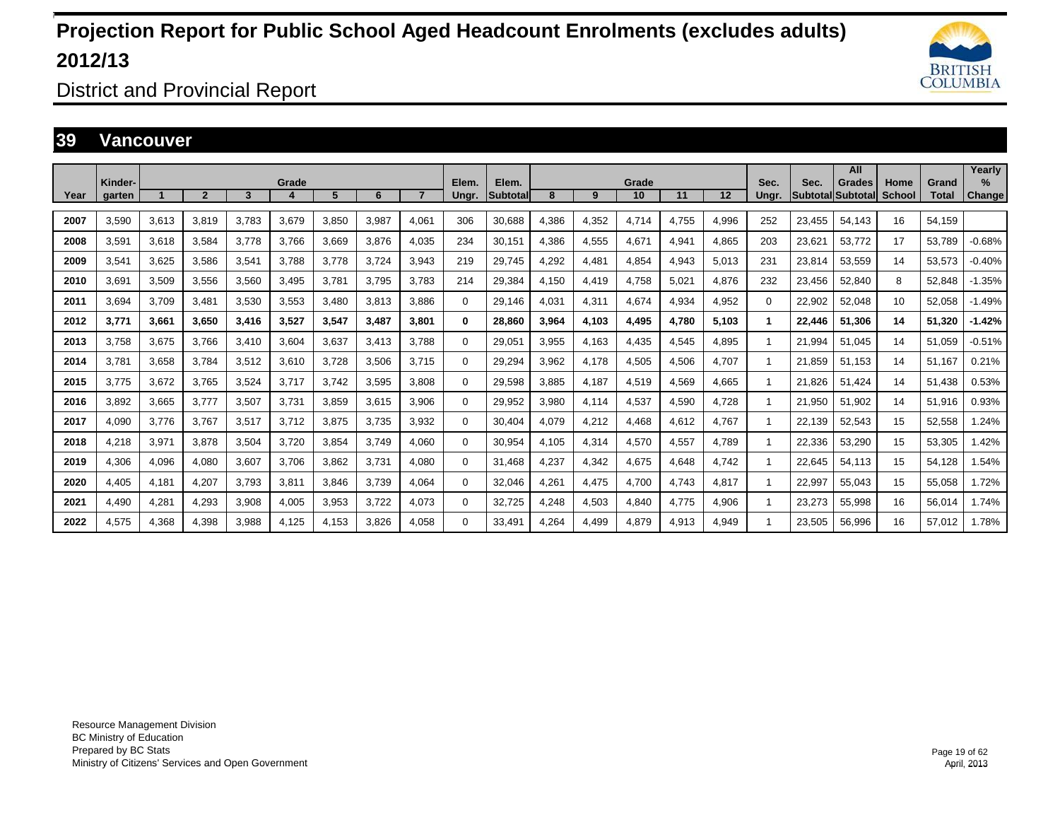# Projection Report for Public School Aged Headcount Enrolments (excludes adults) 2012/13

District and Provincial Report

## 39 Vancouver

| Year | Kinder-garten | 1 | 2 | 3 | 4 | 5 | 6 | 7 | Elem. Ungr. | Elem. Subtotal | 8 | 9 | 10 | 11 | 12 | Sec. Ungr. | Sec. Subtotal | All Grades Subtotal | Home School | Grand Total | Yearly % Change |
|---|---|---|---|---|---|---|---|---|---|---|---|---|---|---|---|---|---|---|---|---|---|
| 2007 | 3,590 | 3,613 | 3,819 | 3,783 | 3,679 | 3,850 | 3,987 | 4,061 | 306 | 30,688 | 4,386 | 4,352 | 4,714 | 4,755 | 4,996 | 252 | 23,455 | 54,143 | 16 | 54,159 | |
| 2008 | 3,591 | 3,618 | 3,584 | 3,778 | 3,766 | 3,669 | 3,876 | 4,035 | 234 | 30,151 | 4,386 | 4,555 | 4,671 | 4,941 | 4,865 | 203 | 23,621 | 53,772 | 17 | 53,789 | -0.68% |
| 2009 | 3,541 | 3,625 | 3,586 | 3,541 | 3,788 | 3,778 | 3,724 | 3,943 | 219 | 29,745 | 4,292 | 4,481 | 4,854 | 4,943 | 5,013 | 231 | 23,814 | 53,559 | 14 | 53,573 | -0.40% |
| 2010 | 3,691 | 3,509 | 3,556 | 3,560 | 3,495 | 3,781 | 3,795 | 3,783 | 214 | 29,384 | 4,150 | 4,419 | 4,758 | 5,021 | 4,876 | 232 | 23,456 | 52,840 | 8 | 52,848 | -1.35% |
| 2011 | 3,694 | 3,709 | 3,481 | 3,530 | 3,553 | 3,480 | 3,813 | 3,886 | 0 | 29,146 | 4,031 | 4,311 | 4,674 | 4,934 | 4,952 | 0 | 22,902 | 52,048 | 10 | 52,058 | -1.49% |
| **2012** | **3,771** | **3,661** | **3,650** | **3,416** | **3,527** | **3,547** | **3,487** | **3,801** | **0** | **28,860** | **3,964** | **4,103** | **4,495** | **4,780** | **5,103** | **1** | **22,446** | **51,306** | **14** | **51,320** | **-1.42%** |
| 2013 | 3,758 | 3,675 | 3,766 | 3,410 | 3,604 | 3,637 | 3,413 | 3,788 | 0 | 29,051 | 3,955 | 4,163 | 4,435 | 4,545 | 4,895 | 1 | 21,994 | 51,045 | 14 | 51,059 | -0.51% |
| 2014 | 3,781 | 3,658 | 3,784 | 3,512 | 3,610 | 3,728 | 3,506 | 3,715 | 0 | 29,294 | 3,962 | 4,178 | 4,505 | 4,506 | 4,707 | 1 | 21,859 | 51,153 | 14 | 51,167 | 0.21% |
| 2015 | 3,775 | 3,672 | 3,765 | 3,524 | 3,717 | 3,742 | 3,595 | 3,808 | 0 | 29,598 | 3,885 | 4,187 | 4,519 | 4,569 | 4,665 | 1 | 21,826 | 51,424 | 14 | 51,438 | 0.53% |
| 2016 | 3,892 | 3,665 | 3,777 | 3,507 | 3,731 | 3,859 | 3,615 | 3,906 | 0 | 29,952 | 3,980 | 4,114 | 4,537 | 4,590 | 4,728 | 1 | 21,950 | 51,902 | 14 | 51,916 | 0.93% |
| 2017 | 4,090 | 3,776 | 3,767 | 3,517 | 3,712 | 3,875 | 3,735 | 3,932 | 0 | 30,404 | 4,079 | 4,212 | 4,468 | 4,612 | 4,767 | 1 | 22,139 | 52,543 | 15 | 52,558 | 1.24% |
| 2018 | 4,218 | 3,971 | 3,878 | 3,504 | 3,720 | 3,854 | 3,749 | 4,060 | 0 | 30,954 | 4,105 | 4,314 | 4,570 | 4,557 | 4,789 | 1 | 22,336 | 53,290 | 15 | 53,305 | 1.42% |
| 2019 | 4,306 | 4,096 | 4,080 | 3,607 | 3,706 | 3,862 | 3,731 | 4,080 | 0 | 31,468 | 4,237 | 4,342 | 4,675 | 4,648 | 4,742 | 1 | 22,645 | 54,113 | 15 | 54,128 | 1.54% |
| 2020 | 4,405 | 4,181 | 4,207 | 3,793 | 3,811 | 3,846 | 3,739 | 4,064 | 0 | 32,046 | 4,261 | 4,475 | 4,700 | 4,743 | 4,817 | 1 | 22,997 | 55,043 | 15 | 55,058 | 1.72% |
| 2021 | 4,490 | 4,281 | 4,293 | 3,908 | 4,005 | 3,953 | 3,722 | 4,073 | 0 | 32,725 | 4,248 | 4,503 | 4,840 | 4,775 | 4,906 | 1 | 23,273 | 55,998 | 16 | 56,014 | 1.74% |
| 2022 | 4,575 | 4,368 | 4,398 | 3,988 | 4,125 | 4,153 | 3,826 | 4,058 | 0 | 33,491 | 4,264 | 4,499 | 4,879 | 4,913 | 4,949 | 1 | 23,505 | 56,996 | 16 | 57,012 | 1.78% |

Resource Management Division
BC Ministry of Education
Prepared by BC Stats
Ministry of Citizens' Services and Open Government

April, 2013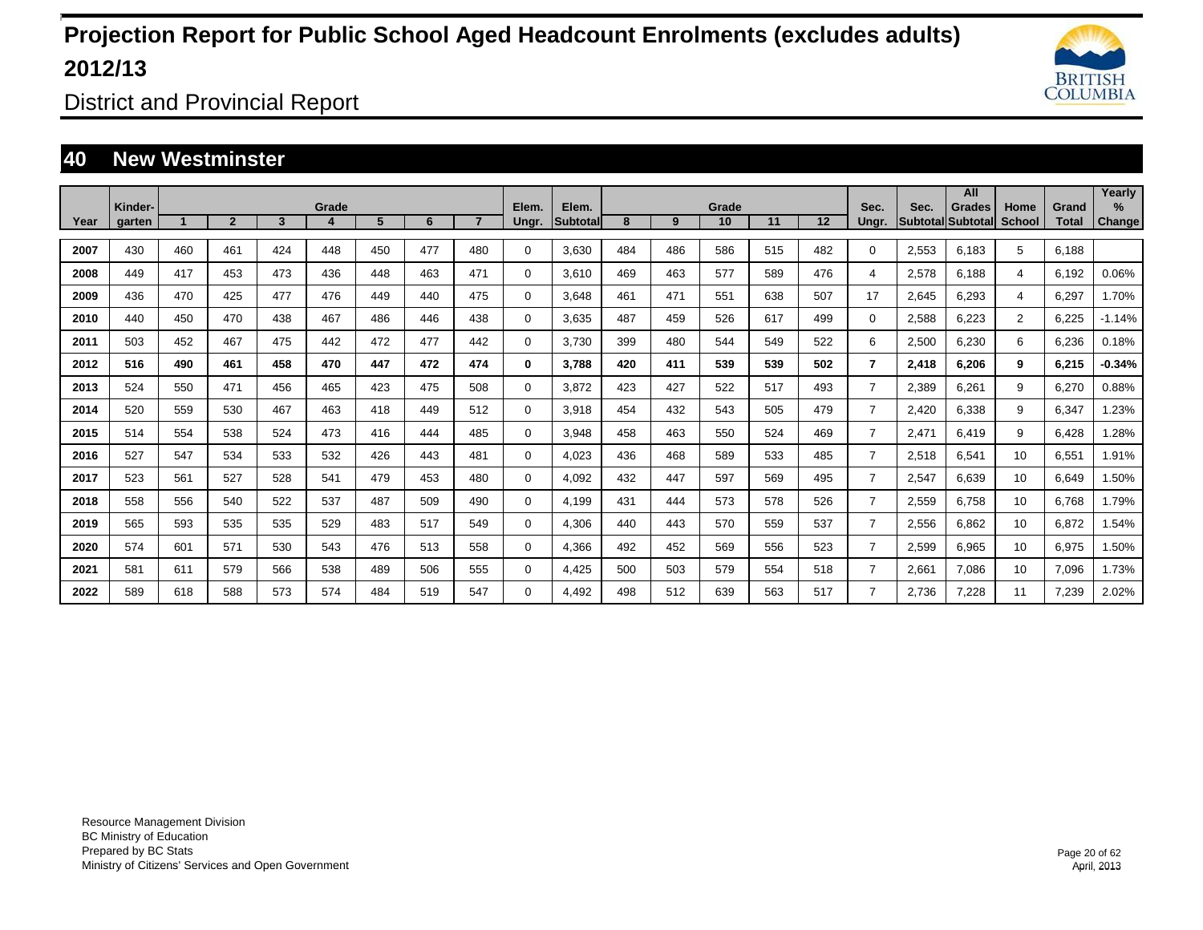# Projection Report for Public School Aged Headcount Enrolments (excludes adults) 2012/13

District and Provincial Report

## 40 New Westminster

| Year | Kinder-garten | Grade 1 | 2 | 3 | 4 | 5 | 6 | 7 | Elem. Ungr. | Elem. Subtotal | Grade 8 | 9 | 10 | 11 | 12 | Sec. Ungr. | Sec. Subtotal | All Grades Subtotal | Home School | Grand Total | Yearly % Change |
|---|---|---|---|---|---|---|---|---|---|---|---|---|---|---|---|---|---|---|---|---|---|
| 2007 | 430 | 460 | 461 | 424 | 448 | 450 | 477 | 480 | 0 | 3,630 | 484 | 486 | 586 | 515 | 482 | 0 | 2,553 | 6,183 | 5 | 6,188 | |
| 2008 | 449 | 417 | 453 | 473 | 436 | 448 | 463 | 471 | 0 | 3,610 | 469 | 463 | 577 | 589 | 476 | 4 | 2,578 | 6,188 | 4 | 6,192 | 0.06% |
| 2009 | 436 | 470 | 425 | 477 | 476 | 449 | 440 | 475 | 0 | 3,648 | 461 | 471 | 551 | 638 | 507 | 17 | 2,645 | 6,293 | 4 | 6,297 | 1.70% |
| 2010 | 440 | 450 | 470 | 438 | 467 | 486 | 446 | 438 | 0 | 3,635 | 487 | 459 | 526 | 617 | 499 | 0 | 2,588 | 6,223 | 2 | 6,225 | -1.14% |
| 2011 | 503 | 452 | 467 | 475 | 442 | 472 | 477 | 442 | 0 | 3,730 | 399 | 480 | 544 | 549 | 522 | 6 | 2,500 | 6,230 | 6 | 6,236 | 0.18% |
| **2012** | **516** | **490** | **461** | **458** | **470** | **447** | **472** | **474** | **0** | **3,788** | **420** | **411** | **539** | **539** | **502** | **7** | **2,418** | **6,206** | **9** | **6,215** | **-0.34%** |
| 2013 | 524 | 550 | 471 | 456 | 465 | 423 | 475 | 508 | 0 | 3,872 | 423 | 427 | 522 | 517 | 493 | 7 | 2,389 | 6,261 | 9 | 6,270 | 0.88% |
| 2014 | 520 | 559 | 530 | 467 | 463 | 418 | 449 | 512 | 0 | 3,918 | 454 | 432 | 543 | 505 | 479 | 7 | 2,420 | 6,338 | 9 | 6,347 | 1.23% |
| 2015 | 514 | 554 | 538 | 524 | 473 | 416 | 444 | 485 | 0 | 3,948 | 458 | 463 | 550 | 524 | 469 | 7 | 2,471 | 6,419 | 9 | 6,428 | 1.28% |
| 2016 | 527 | 547 | 534 | 533 | 532 | 426 | 443 | 481 | 0 | 4,023 | 436 | 468 | 589 | 533 | 485 | 7 | 2,518 | 6,541 | 10 | 6,551 | 1.91% |
| 2017 | 523 | 561 | 527 | 528 | 541 | 479 | 453 | 480 | 0 | 4,092 | 432 | 447 | 597 | 569 | 495 | 7 | 2,547 | 6,639 | 10 | 6,649 | 1.50% |
| 2018 | 558 | 556 | 540 | 522 | 537 | 487 | 509 | 490 | 0 | 4,199 | 431 | 444 | 573 | 578 | 526 | 7 | 2,559 | 6,758 | 10 | 6,768 | 1.79% |
| 2019 | 565 | 593 | 535 | 535 | 529 | 483 | 517 | 549 | 0 | 4,306 | 440 | 443 | 570 | 559 | 537 | 7 | 2,556 | 6,862 | 10 | 6,872 | 1.54% |
| 2020 | 574 | 601 | 571 | 530 | 543 | 476 | 513 | 558 | 0 | 4,366 | 492 | 452 | 569 | 556 | 523 | 7 | 2,599 | 6,965 | 10 | 6,975 | 1.50% |
| 2021 | 581 | 611 | 579 | 566 | 538 | 489 | 506 | 555 | 0 | 4,425 | 500 | 503 | 579 | 554 | 518 | 7 | 2,661 | 7,086 | 10 | 7,096 | 1.73% |
| 2022 | 589 | 618 | 588 | 573 | 574 | 484 | 519 | 547 | 0 | 4,492 | 498 | 512 | 639 | 563 | 517 | 7 | 2,736 | 7,228 | 11 | 7,239 | 2.02% |

Resource Management Division
BC Ministry of Education
Prepared by BC Stats
Ministry of Citizens' Services and Open Government

April, 2013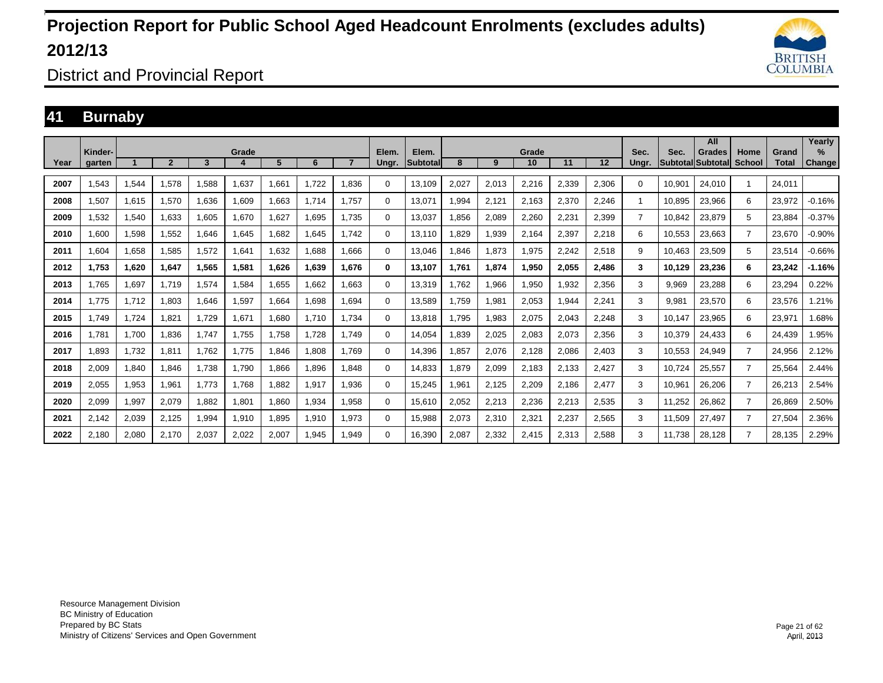# Projection Report for Public School Aged Headcount Enrolments (excludes adults) 2012/13

District and Provincial Report

## 41 Burnaby

| Year | Kinder-garten | Grade 1 | 2 | 3 | 4 | 5 | 6 | 7 | Elem. Ungr. | Elem. Subtotal | Grade 8 | 9 | 10 | 11 | 12 | Sec. Ungr. | Sec. Subtotal | All Grades Subtotal | Home School | Grand Total | Yearly % Change |
|---|---|---|---|---|---|---|---|---|---|---|---|---|---|---|---|---|---|---|---|---|---|
| 2007 | 1,543 | 1,544 | 1,578 | 1,588 | 1,637 | 1,661 | 1,722 | 1,836 | 0 | 13,109 | 2,027 | 2,013 | 2,216 | 2,339 | 2,306 | 0 | 10,901 | 24,010 | 1 | 24,011 | |
| 2008 | 1,507 | 1,615 | 1,570 | 1,636 | 1,609 | 1,663 | 1,714 | 1,757 | 0 | 13,071 | 1,994 | 2,121 | 2,163 | 2,370 | 2,246 | 1 | 10,895 | 23,966 | 6 | 23,972 | -0.16% |
| 2009 | 1,532 | 1,540 | 1,633 | 1,605 | 1,670 | 1,627 | 1,695 | 1,735 | 0 | 13,037 | 1,856 | 2,089 | 2,260 | 2,231 | 2,399 | 7 | 10,842 | 23,879 | 5 | 23,884 | -0.37% |
| 2010 | 1,600 | 1,598 | 1,552 | 1,646 | 1,645 | 1,682 | 1,645 | 1,742 | 0 | 13,110 | 1,829 | 1,939 | 2,164 | 2,397 | 2,218 | 6 | 10,553 | 23,663 | 7 | 23,670 | -0.90% |
| 2011 | 1,604 | 1,658 | 1,585 | 1,572 | 1,641 | 1,632 | 1,688 | 1,666 | 0 | 13,046 | 1,846 | 1,873 | 1,975 | 2,242 | 2,518 | 9 | 10,463 | 23,509 | 5 | 23,514 | -0.66% |
| **2012** | **1,753** | **1,620** | **1,647** | **1,565** | **1,581** | **1,626** | **1,639** | **1,676** | **0** | **13,107** | **1,761** | **1,874** | **1,950** | **2,055** | **2,486** | **3** | **10,129** | **23,236** | **6** | **23,242** | **-1.16%** |
| 2013 | 1,765 | 1,697 | 1,719 | 1,574 | 1,584 | 1,655 | 1,662 | 1,663 | 0 | 13,319 | 1,762 | 1,966 | 1,950 | 1,932 | 2,356 | 3 | 9,969 | 23,288 | 6 | 23,294 | 0.22% |
| 2014 | 1,775 | 1,712 | 1,803 | 1,646 | 1,597 | 1,664 | 1,698 | 1,694 | 0 | 13,589 | 1,759 | 1,981 | 2,053 | 1,944 | 2,241 | 3 | 9,981 | 23,570 | 6 | 23,576 | 1.21% |
| 2015 | 1,749 | 1,724 | 1,821 | 1,729 | 1,671 | 1,680 | 1,710 | 1,734 | 0 | 13,818 | 1,795 | 1,983 | 2,075 | 2,043 | 2,248 | 3 | 10,147 | 23,965 | 6 | 23,971 | 1.68% |
| 2016 | 1,781 | 1,700 | 1,836 | 1,747 | 1,755 | 1,758 | 1,728 | 1,749 | 0 | 14,054 | 1,839 | 2,025 | 2,083 | 2,073 | 2,356 | 3 | 10,379 | 24,433 | 6 | 24,439 | 1.95% |
| 2017 | 1,893 | 1,732 | 1,811 | 1,762 | 1,775 | 1,846 | 1,808 | 1,769 | 0 | 14,396 | 1,857 | 2,076 | 2,128 | 2,086 | 2,403 | 3 | 10,553 | 24,949 | 7 | 24,956 | 2.12% |
| 2018 | 2,009 | 1,840 | 1,846 | 1,738 | 1,790 | 1,866 | 1,896 | 1,848 | 0 | 14,833 | 1,879 | 2,099 | 2,183 | 2,133 | 2,427 | 3 | 10,724 | 25,557 | 7 | 25,564 | 2.44% |
| 2019 | 2,055 | 1,953 | 1,961 | 1,773 | 1,768 | 1,882 | 1,917 | 1,936 | 0 | 15,245 | 1,961 | 2,125 | 2,209 | 2,186 | 2,477 | 3 | 10,961 | 26,206 | 7 | 26,213 | 2.54% |
| 2020 | 2,099 | 1,997 | 2,079 | 1,882 | 1,801 | 1,860 | 1,934 | 1,958 | 0 | 15,610 | 2,052 | 2,213 | 2,236 | 2,213 | 2,535 | 3 | 11,252 | 26,862 | 7 | 26,869 | 2.50% |
| 2021 | 2,142 | 2,039 | 2,125 | 1,994 | 1,910 | 1,895 | 1,910 | 1,973 | 0 | 15,988 | 2,073 | 2,310 | 2,321 | 2,237 | 2,565 | 3 | 11,509 | 27,497 | 7 | 27,504 | 2.36% |
| 2022 | 2,180 | 2,080 | 2,170 | 2,037 | 2,022 | 2,007 | 1,945 | 1,949 | 0 | 16,390 | 2,087 | 2,332 | 2,415 | 2,313 | 2,588 | 3 | 11,738 | 28,128 | 7 | 28,135 | 2.29% |

Resource Management Division
BC Ministry of Education
Prepared by BC Stats
Ministry of Citizens' Services and Open Government

April, 2013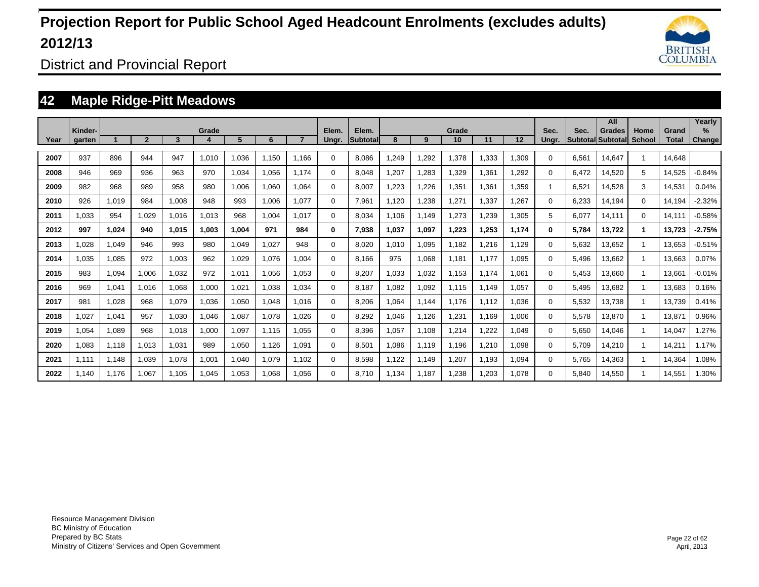# Projection Report for Public School Aged Headcount Enrolments (excludes adults) 2012/13

District and Provincial Report

## 42 Maple Ridge-Pitt Meadows

| Year | Kinder-garten | Grade 1 | 2 | 3 | 4 | 5 | 6 | 7 | Elem. Ungr. | Elem. Subtotal | Grade 8 | 9 | 10 | 11 | 12 | Sec. Ungr. | Sec. Subtotal | All Grades Subtotal | Home School | Grand Total | Yearly % Change |
|---|---|---|---|---|---|---|---|---|---|---|---|---|---|---|---|---|---|---|---|---|---|
| 2007 | 937 | 896 | 944 | 947 | 1,010 | 1,036 | 1,150 | 1,166 | 0 | 8,086 | 1,249 | 1,292 | 1,378 | 1,333 | 1,309 | 0 | 6,561 | 14,647 | 1 | 14,648 | |
| 2008 | 946 | 969 | 936 | 963 | 970 | 1,034 | 1,056 | 1,174 | 0 | 8,048 | 1,207 | 1,283 | 1,329 | 1,361 | 1,292 | 0 | 6,472 | 14,520 | 5 | 14,525 | -0.84% |
| 2009 | 982 | 968 | 989 | 958 | 980 | 1,006 | 1,060 | 1,064 | 0 | 8,007 | 1,223 | 1,226 | 1,351 | 1,361 | 1,359 | 1 | 6,521 | 14,528 | 3 | 14,531 | 0.04% |
| 2010 | 926 | 1,019 | 984 | 1,008 | 948 | 993 | 1,006 | 1,077 | 0 | 7,961 | 1,120 | 1,238 | 1,271 | 1,337 | 1,267 | 0 | 6,233 | 14,194 | 0 | 14,194 | -2.32% |
| 2011 | 1,033 | 954 | 1,029 | 1,016 | 1,013 | 968 | 1,004 | 1,017 | 0 | 8,034 | 1,106 | 1,149 | 1,273 | 1,239 | 1,305 | 5 | 6,077 | 14,111 | 0 | 14,111 | -0.58% |
| **2012** | **997** | **1,024** | **940** | **1,015** | **1,003** | **1,004** | **971** | **984** | **0** | **7,938** | **1,037** | **1,097** | **1,223** | **1,253** | **1,174** | **0** | **5,784** | **13,722** | **1** | **13,723** | **-2.75%** |
| 2013 | 1,028 | 1,049 | 946 | 993 | 980 | 1,049 | 1,027 | 948 | 0 | 8,020 | 1,010 | 1,095 | 1,182 | 1,216 | 1,129 | 0 | 5,632 | 13,652 | 1 | 13,653 | -0.51% |
| 2014 | 1,035 | 1,085 | 972 | 1,003 | 962 | 1,029 | 1,076 | 1,004 | 0 | 8,166 | 975 | 1,068 | 1,181 | 1,177 | 1,095 | 0 | 5,496 | 13,662 | 1 | 13,663 | 0.07% |
| 2015 | 983 | 1,094 | 1,006 | 1,032 | 972 | 1,011 | 1,056 | 1,053 | 0 | 8,207 | 1,033 | 1,032 | 1,153 | 1,174 | 1,061 | 0 | 5,453 | 13,660 | 1 | 13,661 | -0.01% |
| 2016 | 969 | 1,041 | 1,016 | 1,068 | 1,000 | 1,021 | 1,038 | 1,034 | 0 | 8,187 | 1,082 | 1,092 | 1,115 | 1,149 | 1,057 | 0 | 5,495 | 13,682 | 1 | 13,683 | 0.16% |
| 2017 | 981 | 1,028 | 968 | 1,079 | 1,036 | 1,050 | 1,048 | 1,016 | 0 | 8,206 | 1,064 | 1,144 | 1,176 | 1,112 | 1,036 | 0 | 5,532 | 13,738 | 1 | 13,739 | 0.41% |
| 2018 | 1,027 | 1,041 | 957 | 1,030 | 1,046 | 1,087 | 1,078 | 1,026 | 0 | 8,292 | 1,046 | 1,126 | 1,231 | 1,169 | 1,006 | 0 | 5,578 | 13,870 | 1 | 13,871 | 0.96% |
| 2019 | 1,054 | 1,089 | 968 | 1,018 | 1,000 | 1,097 | 1,115 | 1,055 | 0 | 8,396 | 1,057 | 1,108 | 1,214 | 1,222 | 1,049 | 0 | 5,650 | 14,046 | 1 | 14,047 | 1.27% |
| 2020 | 1,083 | 1,118 | 1,013 | 1,031 | 989 | 1,050 | 1,126 | 1,091 | 0 | 8,501 | 1,086 | 1,119 | 1,196 | 1,210 | 1,098 | 0 | 5,709 | 14,210 | 1 | 14,211 | 1.17% |
| 2021 | 1,111 | 1,148 | 1,039 | 1,078 | 1,001 | 1,040 | 1,079 | 1,102 | 0 | 8,598 | 1,122 | 1,149 | 1,207 | 1,193 | 1,094 | 0 | 5,765 | 14,363 | 1 | 14,364 | 1.08% |
| 2022 | 1,140 | 1,176 | 1,067 | 1,105 | 1,045 | 1,053 | 1,068 | 1,056 | 0 | 8,710 | 1,134 | 1,187 | 1,238 | 1,203 | 1,078 | 0 | 5,840 | 14,550 | 1 | 14,551 | 1.30% |

Resource Management Division
BC Ministry of Education
Prepared by BC Stats
Ministry of Citizens' Services and Open Government

April, 2013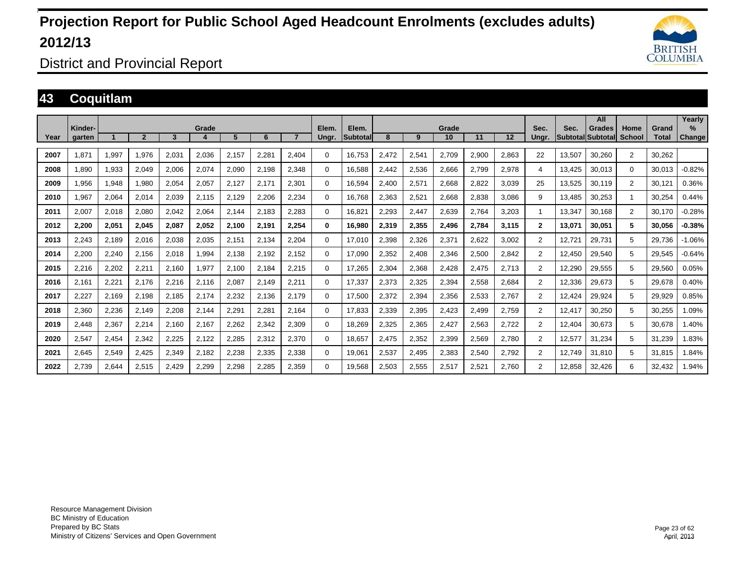# Projection Report for Public School Aged Headcount Enrolments (excludes adults) 2012/13

District and Provincial Report

## 43 Coquitlam

| Year | Kinder-garten | Grade 1 | 2 | 3 | 4 | 5 | 6 | 7 | Elem. Ungr. | Elem. Subtotal | Grade 8 | 9 | 10 | 11 | 12 | Sec. Ungr. | Sec. Subtotal | All Grades Subtotal | Home School | Grand Total | Yearly % Change |
|---|---|---|---|---|---|---|---|---|---|---|---|---|---|---|---|---|---|---|---|---|---|
| 2007 | 1,871 | 1,997 | 1,976 | 2,031 | 2,036 | 2,157 | 2,281 | 2,404 | 0 | 16,753 | 2,472 | 2,541 | 2,709 | 2,900 | 2,863 | 22 | 13,507 | 30,260 | 2 | 30,262 | |
| 2008 | 1,890 | 1,933 | 2,049 | 2,006 | 2,074 | 2,090 | 2,198 | 2,348 | 0 | 16,588 | 2,442 | 2,536 | 2,666 | 2,799 | 2,978 | 4 | 13,425 | 30,013 | 0 | 30,013 | -0.82% |
| 2009 | 1,956 | 1,948 | 1,980 | 2,054 | 2,057 | 2,127 | 2,171 | 2,301 | 0 | 16,594 | 2,400 | 2,571 | 2,668 | 2,822 | 3,039 | 25 | 13,525 | 30,119 | 2 | 30,121 | 0.36% |
| 2010 | 1,967 | 2,064 | 2,014 | 2,039 | 2,115 | 2,129 | 2,206 | 2,234 | 0 | 16,768 | 2,363 | 2,521 | 2,668 | 2,838 | 3,086 | 9 | 13,485 | 30,253 | 1 | 30,254 | 0.44% |
| 2011 | 2,007 | 2,018 | 2,080 | 2,042 | 2,064 | 2,144 | 2,183 | 2,283 | 0 | 16,821 | 2,293 | 2,447 | 2,639 | 2,764 | 3,203 | 1 | 13,347 | 30,168 | 2 | 30,170 | -0.28% |
| **2012** | **2,200** | **2,051** | **2,045** | **2,087** | **2,052** | **2,100** | **2,191** | **2,254** | **0** | **16,980** | **2,319** | **2,355** | **2,496** | **2,784** | **3,115** | **2** | **13,071** | **30,051** | **5** | **30,056** | **-0.38%** |
| 2013 | 2,243 | 2,189 | 2,016 | 2,038 | 2,035 | 2,151 | 2,134 | 2,204 | 0 | 17,010 | 2,398 | 2,326 | 2,371 | 2,622 | 3,002 | 2 | 12,721 | 29,731 | 5 | 29,736 | -1.06% |
| 2014 | 2,200 | 2,240 | 2,156 | 2,018 | 1,994 | 2,138 | 2,192 | 2,152 | 0 | 17,090 | 2,352 | 2,408 | 2,346 | 2,500 | 2,842 | 2 | 12,450 | 29,540 | 5 | 29,545 | -0.64% |
| 2015 | 2,216 | 2,202 | 2,211 | 2,160 | 1,977 | 2,100 | 2,184 | 2,215 | 0 | 17,265 | 2,304 | 2,368 | 2,428 | 2,475 | 2,713 | 2 | 12,290 | 29,555 | 5 | 29,560 | 0.05% |
| 2016 | 2,161 | 2,221 | 2,176 | 2,216 | 2,116 | 2,087 | 2,149 | 2,211 | 0 | 17,337 | 2,373 | 2,325 | 2,394 | 2,558 | 2,684 | 2 | 12,336 | 29,673 | 5 | 29,678 | 0.40% |
| 2017 | 2,227 | 2,169 | 2,198 | 2,185 | 2,174 | 2,232 | 2,136 | 2,179 | 0 | 17,500 | 2,372 | 2,394 | 2,356 | 2,533 | 2,767 | 2 | 12,424 | 29,924 | 5 | 29,929 | 0.85% |
| 2018 | 2,360 | 2,236 | 2,149 | 2,208 | 2,144 | 2,291 | 2,281 | 2,164 | 0 | 17,833 | 2,339 | 2,395 | 2,423 | 2,499 | 2,759 | 2 | 12,417 | 30,250 | 5 | 30,255 | 1.09% |
| 2019 | 2,448 | 2,367 | 2,214 | 2,160 | 2,167 | 2,262 | 2,342 | 2,309 | 0 | 18,269 | 2,325 | 2,365 | 2,427 | 2,563 | 2,722 | 2 | 12,404 | 30,673 | 5 | 30,678 | 1.40% |
| 2020 | 2,547 | 2,454 | 2,342 | 2,225 | 2,122 | 2,285 | 2,312 | 2,370 | 0 | 18,657 | 2,475 | 2,352 | 2,399 | 2,569 | 2,780 | 2 | 12,577 | 31,234 | 5 | 31,239 | 1.83% |
| 2021 | 2,645 | 2,549 | 2,425 | 2,349 | 2,182 | 2,238 | 2,335 | 2,338 | 0 | 19,061 | 2,537 | 2,495 | 2,383 | 2,540 | 2,792 | 2 | 12,749 | 31,810 | 5 | 31,815 | 1.84% |
| 2022 | 2,739 | 2,644 | 2,515 | 2,429 | 2,299 | 2,298 | 2,285 | 2,359 | 0 | 19,568 | 2,503 | 2,555 | 2,517 | 2,521 | 2,760 | 2 | 12,858 | 32,426 | 6 | 32,432 | 1.94% |

Resource Management Division
BC Ministry of Education
Prepared by BC Stats
Ministry of Citizens' Services and Open Government

April, 2013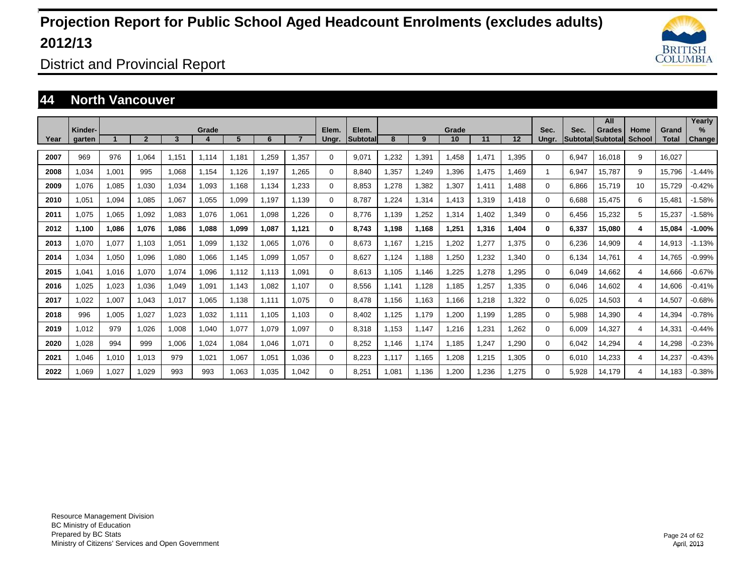# Projection Report for Public School Aged Headcount Enrolments (excludes adults) 2012/13

District and Provincial Report

## 44 North Vancouver

| Year | Kinder-garten | 1 | 2 | 3 | 4 | 5 | 6 | 7 | Elem. Ungr. | Elem. Subtotal | 8 | 9 | 10 | 11 | 12 | Sec. Ungr. | Sec. Subtotal | All Grades Subtotal | Home School | Grand Total | Yearly % Change |
|---|---|---|---|---|---|---|---|---|---|---|---|---|---|---|---|---|---|---|---|---|---|
| 2007 | 969 | 976 | 1,064 | 1,151 | 1,114 | 1,181 | 1,259 | 1,357 | 0 | 9,071 | 1,232 | 1,391 | 1,458 | 1,471 | 1,395 | 0 | 6,947 | 16,018 | 9 | 16,027 | |
| 2008 | 1,034 | 1,001 | 995 | 1,068 | 1,154 | 1,126 | 1,197 | 1,265 | 0 | 8,840 | 1,357 | 1,249 | 1,396 | 1,475 | 1,469 | 1 | 6,947 | 15,787 | 9 | 15,796 | -1.44% |
| 2009 | 1,076 | 1,085 | 1,030 | 1,034 | 1,093 | 1,168 | 1,134 | 1,233 | 0 | 8,853 | 1,278 | 1,382 | 1,307 | 1,411 | 1,488 | 0 | 6,866 | 15,719 | 10 | 15,729 | -0.42% |
| 2010 | 1,051 | 1,094 | 1,085 | 1,067 | 1,055 | 1,099 | 1,197 | 1,139 | 0 | 8,787 | 1,224 | 1,314 | 1,413 | 1,319 | 1,418 | 0 | 6,688 | 15,475 | 6 | 15,481 | -1.58% |
| 2011 | 1,075 | 1,065 | 1,092 | 1,083 | 1,076 | 1,061 | 1,098 | 1,226 | 0 | 8,776 | 1,139 | 1,252 | 1,314 | 1,402 | 1,349 | 0 | 6,456 | 15,232 | 5 | 15,237 | -1.58% |
| **2012** | **1,100** | **1,086** | **1,076** | **1,086** | **1,088** | **1,099** | **1,087** | **1,121** | **0** | **8,743** | **1,198** | **1,168** | **1,251** | **1,316** | **1,404** | **0** | **6,337** | **15,080** | **4** | **15,084** | **-1.00%** |
| 2013 | 1,070 | 1,077 | 1,103 | 1,051 | 1,099 | 1,132 | 1,065 | 1,076 | 0 | 8,673 | 1,167 | 1,215 | 1,202 | 1,277 | 1,375 | 0 | 6,236 | 14,909 | 4 | 14,913 | -1.13% |
| 2014 | 1,034 | 1,050 | 1,096 | 1,080 | 1,066 | 1,145 | 1,099 | 1,057 | 0 | 8,627 | 1,124 | 1,188 | 1,250 | 1,232 | 1,340 | 0 | 6,134 | 14,761 | 4 | 14,765 | -0.99% |
| 2015 | 1,041 | 1,016 | 1,070 | 1,074 | 1,096 | 1,112 | 1,113 | 1,091 | 0 | 8,613 | 1,105 | 1,146 | 1,225 | 1,278 | 1,295 | 0 | 6,049 | 14,662 | 4 | 14,666 | -0.67% |
| 2016 | 1,025 | 1,023 | 1,036 | 1,049 | 1,091 | 1,143 | 1,082 | 1,107 | 0 | 8,556 | 1,141 | 1,128 | 1,185 | 1,257 | 1,335 | 0 | 6,046 | 14,602 | 4 | 14,606 | -0.41% |
| 2017 | 1,022 | 1,007 | 1,043 | 1,017 | 1,065 | 1,138 | 1,111 | 1,075 | 0 | 8,478 | 1,156 | 1,163 | 1,166 | 1,218 | 1,322 | 0 | 6,025 | 14,503 | 4 | 14,507 | -0.68% |
| 2018 | 996 | 1,005 | 1,027 | 1,023 | 1,032 | 1,111 | 1,105 | 1,103 | 0 | 8,402 | 1,125 | 1,179 | 1,200 | 1,199 | 1,285 | 0 | 5,988 | 14,390 | 4 | 14,394 | -0.78% |
| 2019 | 1,012 | 979 | 1,026 | 1,008 | 1,040 | 1,077 | 1,079 | 1,097 | 0 | 8,318 | 1,153 | 1,147 | 1,216 | 1,231 | 1,262 | 0 | 6,009 | 14,327 | 4 | 14,331 | -0.44% |
| 2020 | 1,028 | 994 | 999 | 1,006 | 1,024 | 1,084 | 1,046 | 1,071 | 0 | 8,252 | 1,146 | 1,174 | 1,185 | 1,247 | 1,290 | 0 | 6,042 | 14,294 | 4 | 14,298 | -0.23% |
| 2021 | 1,046 | 1,010 | 1,013 | 979 | 1,021 | 1,067 | 1,051 | 1,036 | 0 | 8,223 | 1,117 | 1,165 | 1,208 | 1,215 | 1,305 | 0 | 6,010 | 14,233 | 4 | 14,237 | -0.43% |
| 2022 | 1,069 | 1,027 | 1,029 | 993 | 993 | 1,063 | 1,035 | 1,042 | 0 | 8,251 | 1,081 | 1,136 | 1,200 | 1,236 | 1,275 | 0 | 5,928 | 14,179 | 4 | 14,183 | -0.38% |

Resource Management Division
BC Ministry of Education
Prepared by BC Stats
Ministry of Citizens' Services and Open Government

April, 2013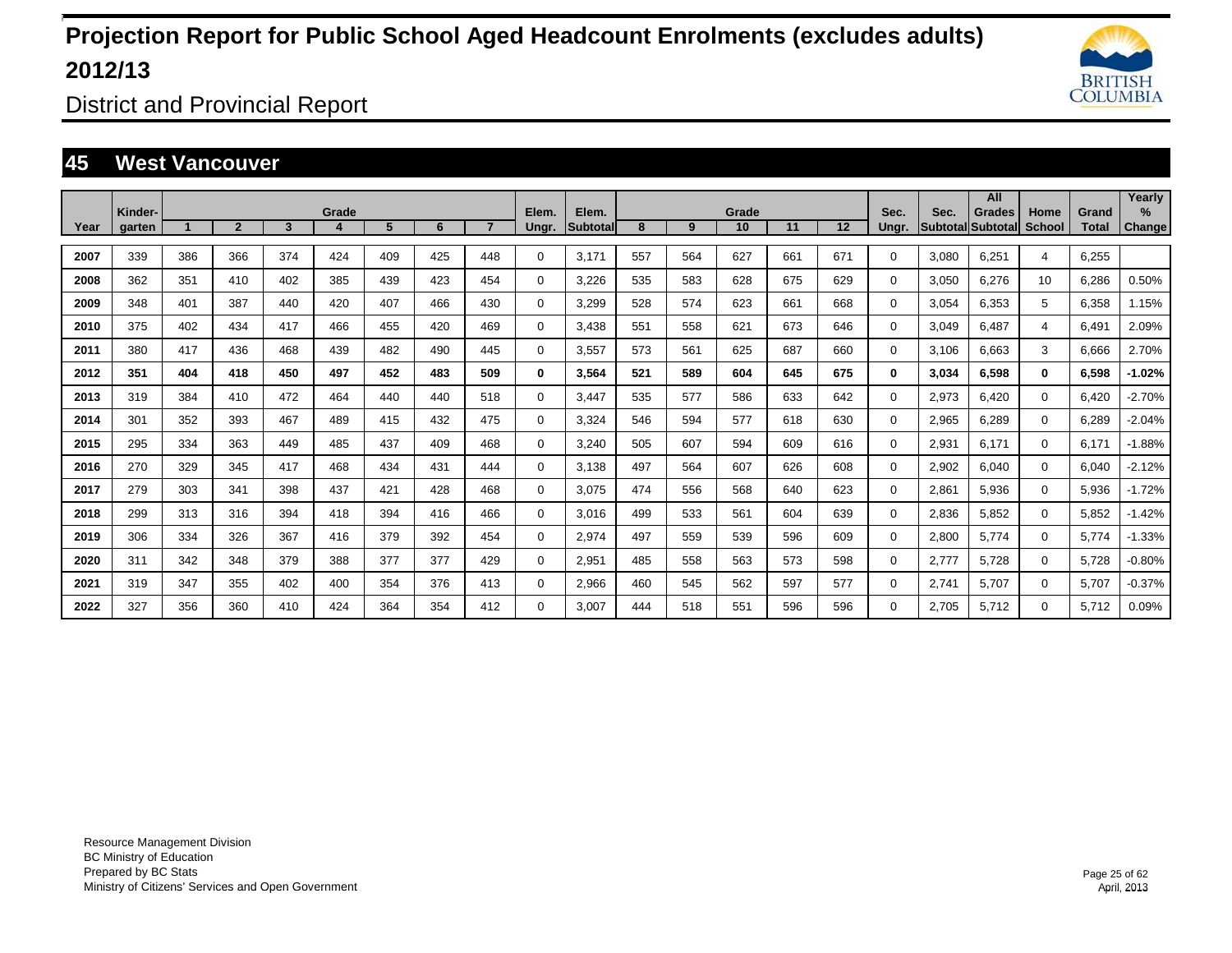# Projection Report for Public School Aged Headcount Enrolments (excludes adults) 2012/13

District and Provincial Report

## 45 West Vancouver

| Year | Kinder-garten | Grade 1 | 2 | 3 | 4 | 5 | 6 | 7 | Elem. Ungr. | Elem. Subtotal | 8 | 9 | 10 | 11 | 12 | Sec. Ungr. | Sec. Subtotal | All Grades Subtotal | Home School | Grand Total | Yearly % Change |
|---|---|---|---|---|---|---|---|---|---|---|---|---|---|---|---|---|---|---|---|---|---|
| 2007 | 339 | 386 | 366 | 374 | 424 | 409 | 425 | 448 | 0 | 3,171 | 557 | 564 | 627 | 661 | 671 | 0 | 3,080 | 6,251 | 4 | 6,255 | |
| 2008 | 362 | 351 | 410 | 402 | 385 | 439 | 423 | 454 | 0 | 3,226 | 535 | 583 | 628 | 675 | 629 | 0 | 3,050 | 6,276 | 10 | 6,286 | 0.50% |
| 2009 | 348 | 401 | 387 | 440 | 420 | 407 | 466 | 430 | 0 | 3,299 | 528 | 574 | 623 | 661 | 668 | 0 | 3,054 | 6,353 | 5 | 6,358 | 1.15% |
| 2010 | 375 | 402 | 434 | 417 | 466 | 455 | 420 | 469 | 0 | 3,438 | 551 | 558 | 621 | 673 | 646 | 0 | 3,049 | 6,487 | 4 | 6,491 | 2.09% |
| 2011 | 380 | 417 | 436 | 468 | 439 | 482 | 490 | 445 | 0 | 3,557 | 573 | 561 | 625 | 687 | 660 | 0 | 3,106 | 6,663 | 3 | 6,666 | 2.70% |
| **2012** | **351** | **404** | **418** | **450** | **497** | **452** | **483** | **509** | **0** | **3,564** | **521** | **589** | **604** | **645** | **675** | **0** | **3,034** | **6,598** | **0** | **6,598** | **-1.02%** |
| 2013 | 319 | 384 | 410 | 472 | 464 | 440 | 440 | 518 | 0 | 3,447 | 535 | 577 | 586 | 633 | 642 | 0 | 2,973 | 6,420 | 0 | 6,420 | -2.70% |
| 2014 | 301 | 352 | 393 | 467 | 489 | 415 | 432 | 475 | 0 | 3,324 | 546 | 594 | 577 | 618 | 630 | 0 | 2,965 | 6,289 | 0 | 6,289 | -2.04% |
| 2015 | 295 | 334 | 363 | 449 | 485 | 437 | 409 | 468 | 0 | 3,240 | 505 | 607 | 594 | 609 | 616 | 0 | 2,931 | 6,171 | 0 | 6,171 | -1.88% |
| 2016 | 270 | 329 | 345 | 417 | 468 | 434 | 431 | 444 | 0 | 3,138 | 497 | 564 | 607 | 626 | 608 | 0 | 2,902 | 6,040 | 0 | 6,040 | -2.12% |
| 2017 | 279 | 303 | 341 | 398 | 437 | 421 | 428 | 468 | 0 | 3,075 | 474 | 556 | 568 | 640 | 623 | 0 | 2,861 | 5,936 | 0 | 5,936 | -1.72% |
| 2018 | 299 | 313 | 316 | 394 | 418 | 394 | 416 | 466 | 0 | 3,016 | 499 | 533 | 561 | 604 | 639 | 0 | 2,836 | 5,852 | 0 | 5,852 | -1.42% |
| 2019 | 306 | 334 | 326 | 367 | 416 | 379 | 392 | 454 | 0 | 2,974 | 497 | 559 | 539 | 596 | 609 | 0 | 2,800 | 5,774 | 0 | 5,774 | -1.33% |
| 2020 | 311 | 342 | 348 | 379 | 388 | 377 | 377 | 429 | 0 | 2,951 | 485 | 558 | 563 | 573 | 598 | 0 | 2,777 | 5,728 | 0 | 5,728 | -0.80% |
| 2021 | 319 | 347 | 355 | 402 | 400 | 354 | 376 | 413 | 0 | 2,966 | 460 | 545 | 562 | 597 | 577 | 0 | 2,741 | 5,707 | 0 | 5,707 | -0.37% |
| 2022 | 327 | 356 | 360 | 410 | 424 | 364 | 354 | 412 | 0 | 3,007 | 444 | 518 | 551 | 596 | 596 | 0 | 2,705 | 5,712 | 0 | 5,712 | 0.09% |

Resource Management Division
BC Ministry of Education
Prepared by BC Stats
Ministry of Citizens' Services and Open Government

April, 2013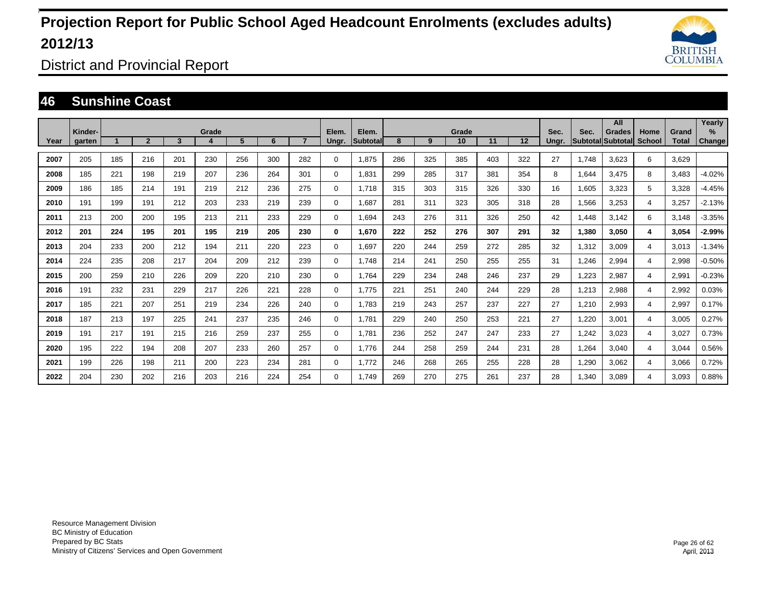# Projection Report for Public School Aged Headcount Enrolments (excludes adults) 2012/13

District and Provincial Report

## 46 Sunshine Coast

| Year | Kinder-garten | Grade 1 | 2 | 3 | 4 | 5 | 6 | 7 | Elem. Ungr. | Elem. Subtotal | Grade 8 | 9 | 10 | 11 | 12 | Sec. Ungr. | Sec. Subtotal | All Grades Subtotal | Home School | Grand Total | Yearly % Change |
|---|---|---|---|---|---|---|---|---|---|---|---|---|---|---|---|---|---|---|---|---|---|
| 2007 | 205 | 185 | 216 | 201 | 230 | 256 | 300 | 282 | 0 | 1,875 | 286 | 325 | 385 | 403 | 322 | 27 | 1,748 | 3,623 | 6 | 3,629 | |
| 2008 | 185 | 221 | 198 | 219 | 207 | 236 | 264 | 301 | 0 | 1,831 | 299 | 285 | 317 | 381 | 354 | 8 | 1,644 | 3,475 | 8 | 3,483 | -4.02% |
| 2009 | 186 | 185 | 214 | 191 | 219 | 212 | 236 | 275 | 0 | 1,718 | 315 | 303 | 315 | 326 | 330 | 16 | 1,605 | 3,323 | 5 | 3,328 | -4.45% |
| 2010 | 191 | 199 | 191 | 212 | 203 | 233 | 219 | 239 | 0 | 1,687 | 281 | 311 | 323 | 305 | 318 | 28 | 1,566 | 3,253 | 4 | 3,257 | -2.13% |
| 2011 | 213 | 200 | 200 | 195 | 213 | 211 | 233 | 229 | 0 | 1,694 | 243 | 276 | 311 | 326 | 250 | 42 | 1,448 | 3,142 | 6 | 3,148 | -3.35% |
| **2012** | **201** | **224** | **195** | **201** | **195** | **219** | **205** | **230** | **0** | **1,670** | **222** | **252** | **276** | **307** | **291** | **32** | **1,380** | **3,050** | **4** | **3,054** | **-2.99%** |
| 2013 | 204 | 233 | 200 | 212 | 194 | 211 | 220 | 223 | 0 | 1,697 | 220 | 244 | 259 | 272 | 285 | 32 | 1,312 | 3,009 | 4 | 3,013 | -1.34% |
| 2014 | 224 | 235 | 208 | 217 | 204 | 209 | 212 | 239 | 0 | 1,748 | 214 | 241 | 250 | 255 | 255 | 31 | 1,246 | 2,994 | 4 | 2,998 | -0.50% |
| 2015 | 200 | 259 | 210 | 226 | 209 | 220 | 210 | 230 | 0 | 1,764 | 229 | 234 | 248 | 246 | 237 | 29 | 1,223 | 2,987 | 4 | 2,991 | -0.23% |
| 2016 | 191 | 232 | 231 | 229 | 217 | 226 | 221 | 228 | 0 | 1,775 | 221 | 251 | 240 | 244 | 229 | 28 | 1,213 | 2,988 | 4 | 2,992 | 0.03% |
| 2017 | 185 | 221 | 207 | 251 | 219 | 234 | 226 | 240 | 0 | 1,783 | 219 | 243 | 257 | 237 | 227 | 27 | 1,210 | 2,993 | 4 | 2,997 | 0.17% |
| 2018 | 187 | 213 | 197 | 225 | 241 | 237 | 235 | 246 | 0 | 1,781 | 229 | 240 | 250 | 253 | 221 | 27 | 1,220 | 3,001 | 4 | 3,005 | 0.27% |
| 2019 | 191 | 217 | 191 | 215 | 216 | 259 | 237 | 255 | 0 | 1,781 | 236 | 252 | 247 | 247 | 233 | 27 | 1,242 | 3,023 | 4 | 3,027 | 0.73% |
| 2020 | 195 | 222 | 194 | 208 | 207 | 233 | 260 | 257 | 0 | 1,776 | 244 | 258 | 259 | 244 | 231 | 28 | 1,264 | 3,040 | 4 | 3,044 | 0.56% |
| 2021 | 199 | 226 | 198 | 211 | 200 | 223 | 234 | 281 | 0 | 1,772 | 246 | 268 | 265 | 255 | 228 | 28 | 1,290 | 3,062 | 4 | 3,066 | 0.72% |
| 2022 | 204 | 230 | 202 | 216 | 203 | 216 | 224 | 254 | 0 | 1,749 | 269 | 270 | 275 | 261 | 237 | 28 | 1,340 | 3,089 | 4 | 3,093 | 0.88% |

Resource Management Division
BC Ministry of Education
Prepared by BC Stats
Ministry of Citizens' Services and Open Government

April, 2013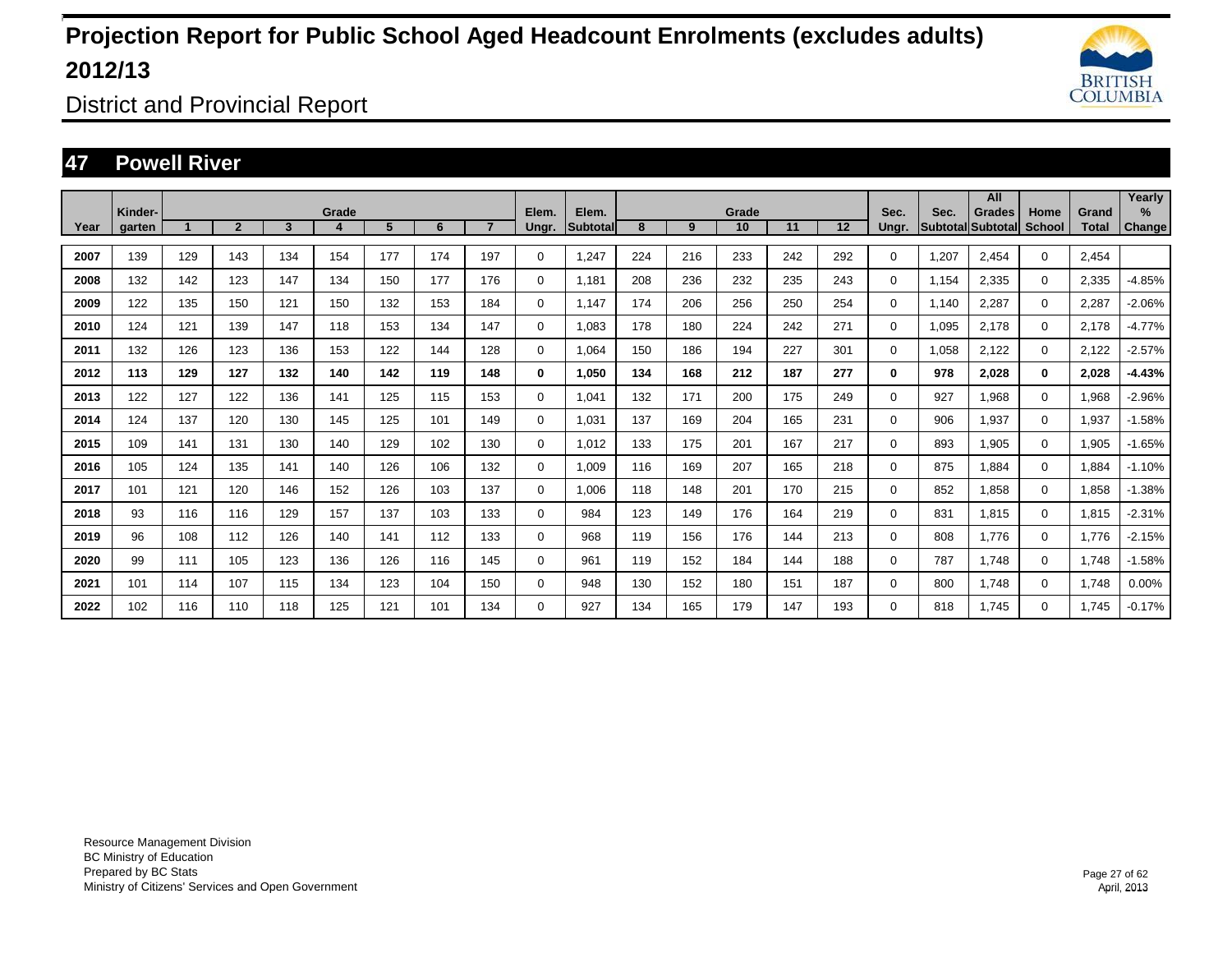# Projection Report for Public School Aged Headcount Enrolments (excludes adults) 2012/13

District and Provincial Report

## 47 Powell River

| Year | Kinder-garten | Grade 1 | 2 | 3 | 4 | 5 | 6 | 7 | Elem. Ungr. | Elem. Subtotal | Grade 8 | 9 | 10 | 11 | 12 | Sec. Ungr. | Sec. Subtotal | All Grades Subtotal | Home School | Grand Total | Yearly % Change |
|---|---|---|---|---|---|---|---|---|---|---|---|---|---|---|---|---|---|---|---|---|---|
| 2007 | 139 | 129 | 143 | 134 | 154 | 177 | 174 | 197 | 0 | 1,247 | 224 | 216 | 233 | 242 | 292 | 0 | 1,207 | 2,454 | 0 | 2,454 | |
| 2008 | 132 | 142 | 123 | 147 | 134 | 150 | 177 | 176 | 0 | 1,181 | 208 | 236 | 232 | 235 | 243 | 0 | 1,154 | 2,335 | 0 | 2,335 | -4.85% |
| 2009 | 122 | 135 | 150 | 121 | 150 | 132 | 153 | 184 | 0 | 1,147 | 174 | 206 | 256 | 250 | 254 | 0 | 1,140 | 2,287 | 0 | 2,287 | -2.06% |
| 2010 | 124 | 121 | 139 | 147 | 118 | 153 | 134 | 147 | 0 | 1,083 | 178 | 180 | 224 | 242 | 271 | 0 | 1,095 | 2,178 | 0 | 2,178 | -4.77% |
| 2011 | 132 | 126 | 123 | 136 | 153 | 122 | 144 | 128 | 0 | 1,064 | 150 | 186 | 194 | 227 | 301 | 0 | 1,058 | 2,122 | 0 | 2,122 | -2.57% |
| **2012** | **113** | **129** | **127** | **132** | **140** | **142** | **119** | **148** | **0** | **1,050** | **134** | **168** | **212** | **187** | **277** | **0** | **978** | **2,028** | **0** | **2,028** | **-4.43%** |
| 2013 | 122 | 127 | 122 | 136 | 141 | 125 | 115 | 153 | 0 | 1,041 | 132 | 171 | 200 | 175 | 249 | 0 | 927 | 1,968 | 0 | 1,968 | -2.96% |
| 2014 | 124 | 137 | 120 | 130 | 145 | 125 | 101 | 149 | 0 | 1,031 | 137 | 169 | 204 | 165 | 231 | 0 | 906 | 1,937 | 0 | 1,937 | -1.58% |
| 2015 | 109 | 141 | 131 | 130 | 140 | 129 | 102 | 130 | 0 | 1,012 | 133 | 175 | 201 | 167 | 217 | 0 | 893 | 1,905 | 0 | 1,905 | -1.65% |
| 2016 | 105 | 124 | 135 | 141 | 140 | 126 | 106 | 132 | 0 | 1,009 | 116 | 169 | 207 | 165 | 218 | 0 | 875 | 1,884 | 0 | 1,884 | -1.10% |
| 2017 | 101 | 121 | 120 | 146 | 152 | 126 | 103 | 137 | 0 | 1,006 | 118 | 148 | 201 | 170 | 215 | 0 | 852 | 1,858 | 0 | 1,858 | -1.38% |
| 2018 | 93 | 116 | 116 | 129 | 157 | 137 | 103 | 133 | 0 | 984 | 123 | 149 | 176 | 164 | 219 | 0 | 831 | 1,815 | 0 | 1,815 | -2.31% |
| 2019 | 96 | 108 | 112 | 126 | 140 | 141 | 112 | 133 | 0 | 968 | 119 | 156 | 176 | 144 | 213 | 0 | 808 | 1,776 | 0 | 1,776 | -2.15% |
| 2020 | 99 | 111 | 105 | 123 | 136 | 126 | 116 | 145 | 0 | 961 | 119 | 152 | 184 | 144 | 188 | 0 | 787 | 1,748 | 0 | 1,748 | -1.58% |
| 2021 | 101 | 114 | 107 | 115 | 134 | 123 | 104 | 150 | 0 | 948 | 130 | 152 | 180 | 151 | 187 | 0 | 800 | 1,748 | 0 | 1,748 | 0.00% |
| 2022 | 102 | 116 | 110 | 118 | 125 | 121 | 101 | 134 | 0 | 927 | 134 | 165 | 179 | 147 | 193 | 0 | 818 | 1,745 | 0 | 1,745 | -0.17% |

Resource Management Division
BC Ministry of Education
Prepared by BC Stats
Ministry of Citizens' Services and Open Government

April, 2013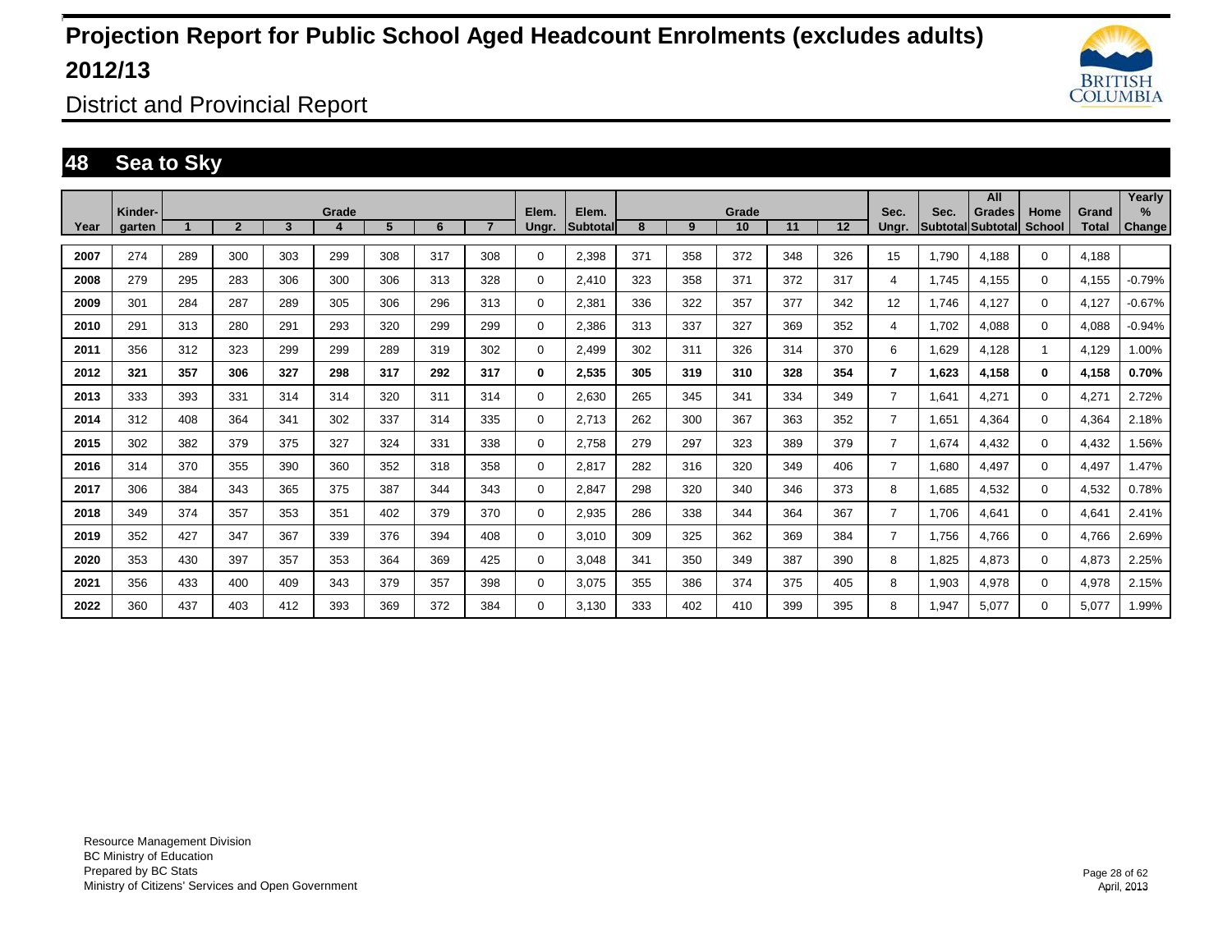# Projection Report for Public School Aged Headcount Enrolments (excludes adults) 2012/13

District and Provincial Report

## 48 Sea to Sky

| Year | Kinder-garten | Grade 1 | 2 | 3 | 4 | 5 | 6 | 7 | Elem. Ungr. | Elem. Subtotal | 8 | 9 | 10 | 11 | 12 | Sec. Ungr. | Sec. Subtotal | All Grades Subtotal | Home School | Grand Total | Yearly % Change |
|---|---|---|---|---|---|---|---|---|---|---|---|---|---|---|---|---|---|---|---|---|---|
| 2007 | 274 | 289 | 300 | 303 | 299 | 308 | 317 | 308 | 0 | 2,398 | 371 | 358 | 372 | 348 | 326 | 15 | 1,790 | 4,188 | 0 | 4,188 | |
| 2008 | 279 | 295 | 283 | 306 | 300 | 306 | 313 | 328 | 0 | 2,410 | 323 | 358 | 371 | 372 | 317 | 4 | 1,745 | 4,155 | 0 | 4,155 | -0.79% |
| 2009 | 301 | 284 | 287 | 289 | 305 | 306 | 296 | 313 | 0 | 2,381 | 336 | 322 | 357 | 377 | 342 | 12 | 1,746 | 4,127 | 0 | 4,127 | -0.67% |
| 2010 | 291 | 313 | 280 | 291 | 293 | 320 | 299 | 299 | 0 | 2,386 | 313 | 337 | 327 | 369 | 352 | 4 | 1,702 | 4,088 | 0 | 4,088 | -0.94% |
| 2011 | 356 | 312 | 323 | 299 | 299 | 289 | 319 | 302 | 0 | 2,499 | 302 | 311 | 326 | 314 | 370 | 6 | 1,629 | 4,128 | 1 | 4,129 | 1.00% |
| **2012** | **321** | **357** | **306** | **327** | **298** | **317** | **292** | **317** | **0** | **2,535** | **305** | **319** | **310** | **328** | **354** | **7** | **1,623** | **4,158** | **0** | **4,158** | **0.70%** |
| 2013 | 333 | 393 | 331 | 314 | 314 | 320 | 311 | 314 | 0 | 2,630 | 265 | 345 | 341 | 334 | 349 | 7 | 1,641 | 4,271 | 0 | 4,271 | 2.72% |
| 2014 | 312 | 408 | 364 | 341 | 302 | 337 | 314 | 335 | 0 | 2,713 | 262 | 300 | 367 | 363 | 352 | 7 | 1,651 | 4,364 | 0 | 4,364 | 2.18% |
| 2015 | 302 | 382 | 379 | 375 | 327 | 324 | 331 | 338 | 0 | 2,758 | 279 | 297 | 323 | 389 | 379 | 7 | 1,674 | 4,432 | 0 | 4,432 | 1.56% |
| 2016 | 314 | 370 | 355 | 390 | 360 | 352 | 318 | 358 | 0 | 2,817 | 282 | 316 | 320 | 349 | 406 | 7 | 1,680 | 4,497 | 0 | 4,497 | 1.47% |
| 2017 | 306 | 384 | 343 | 365 | 375 | 387 | 344 | 343 | 0 | 2,847 | 298 | 320 | 340 | 346 | 373 | 8 | 1,685 | 4,532 | 0 | 4,532 | 0.78% |
| 2018 | 349 | 374 | 357 | 353 | 351 | 402 | 379 | 370 | 0 | 2,935 | 286 | 338 | 344 | 364 | 367 | 7 | 1,706 | 4,641 | 0 | 4,641 | 2.41% |
| 2019 | 352 | 427 | 347 | 367 | 339 | 376 | 394 | 408 | 0 | 3,010 | 309 | 325 | 362 | 369 | 384 | 7 | 1,756 | 4,766 | 0 | 4,766 | 2.69% |
| 2020 | 353 | 430 | 397 | 357 | 353 | 364 | 369 | 425 | 0 | 3,048 | 341 | 350 | 349 | 387 | 390 | 8 | 1,825 | 4,873 | 0 | 4,873 | 2.25% |
| 2021 | 356 | 433 | 400 | 409 | 343 | 379 | 357 | 398 | 0 | 3,075 | 355 | 386 | 374 | 375 | 405 | 8 | 1,903 | 4,978 | 0 | 4,978 | 2.15% |
| 2022 | 360 | 437 | 403 | 412 | 393 | 369 | 372 | 384 | 0 | 3,130 | 333 | 402 | 410 | 399 | 395 | 8 | 1,947 | 5,077 | 0 | 5,077 | 1.99% |

Resource Management Division
BC Ministry of Education
Prepared by BC Stats
Ministry of Citizens' Services and Open Government

April, 2013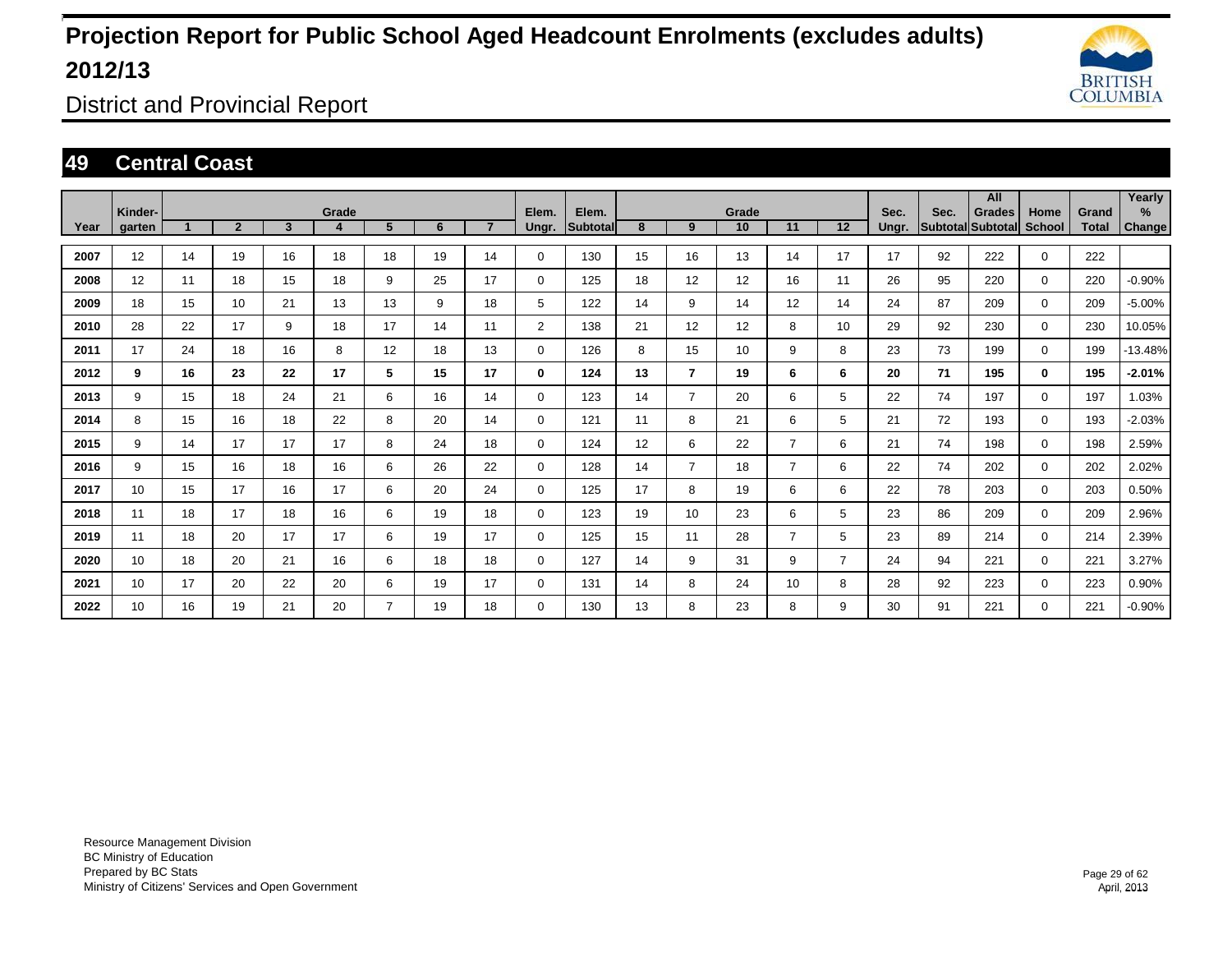# Projection Report for Public School Aged Headcount Enrolments (excludes adults) 2012/13

District and Provincial Report

## 49 Central Coast

| Year | Kinder-garten | Grade 1 | 2 | 3 | 4 | 5 | 6 | 7 | Elem. Ungr. | Elem. Subtotal | Grade 8 | 9 | 10 | 11 | 12 | Sec. Ungr. | Sec. Subtotal | All Grades Subtotal | Home School | Grand Total | Yearly % Change |
|---|---|---|---|---|---|---|---|---|---|---|---|---|---|---|---|---|---|---|---|---|---|
| 2007 | 12 | 14 | 19 | 16 | 18 | 18 | 19 | 14 | 0 | 130 | 15 | 16 | 13 | 14 | 17 | 17 | 92 | 222 | 0 | 222 | |
| 2008 | 12 | 11 | 18 | 15 | 18 | 9 | 25 | 17 | 0 | 125 | 18 | 12 | 12 | 16 | 11 | 26 | 95 | 220 | 0 | 220 | -0.90% |
| 2009 | 18 | 15 | 10 | 21 | 13 | 13 | 9 | 18 | 5 | 122 | 14 | 9 | 14 | 12 | 14 | 24 | 87 | 209 | 0 | 209 | -5.00% |
| 2010 | 28 | 22 | 17 | 9 | 18 | 17 | 14 | 11 | 2 | 138 | 21 | 12 | 12 | 8 | 10 | 29 | 92 | 230 | 0 | 230 | 10.05% |
| 2011 | 17 | 24 | 18 | 16 | 8 | 12 | 18 | 13 | 0 | 126 | 8 | 15 | 10 | 9 | 8 | 23 | 73 | 199 | 0 | 199 | -13.48% |
| **2012** | **9** | **16** | **23** | **22** | **17** | **5** | **15** | **17** | **0** | **124** | **13** | **7** | **19** | **6** | **6** | **20** | **71** | **195** | **0** | **195** | **-2.01%** |
| 2013 | 9 | 15 | 18 | 24 | 21 | 6 | 16 | 14 | 0 | 123 | 14 | 7 | 20 | 6 | 5 | 22 | 74 | 197 | 0 | 197 | 1.03% |
| 2014 | 8 | 15 | 16 | 18 | 22 | 8 | 20 | 14 | 0 | 121 | 11 | 8 | 21 | 6 | 5 | 21 | 72 | 193 | 0 | 193 | -2.03% |
| 2015 | 9 | 14 | 17 | 17 | 17 | 8 | 24 | 18 | 0 | 124 | 12 | 6 | 22 | 7 | 6 | 21 | 74 | 198 | 0 | 198 | 2.59% |
| 2016 | 9 | 15 | 16 | 18 | 16 | 6 | 26 | 22 | 0 | 128 | 14 | 7 | 18 | 7 | 6 | 22 | 74 | 202 | 0 | 202 | 2.02% |
| 2017 | 10 | 15 | 17 | 16 | 17 | 6 | 20 | 24 | 0 | 125 | 17 | 8 | 19 | 6 | 6 | 22 | 78 | 203 | 0 | 203 | 0.50% |
| 2018 | 11 | 18 | 17 | 18 | 16 | 6 | 19 | 18 | 0 | 123 | 19 | 10 | 23 | 6 | 5 | 23 | 86 | 209 | 0 | 209 | 2.96% |
| 2019 | 11 | 18 | 20 | 17 | 17 | 6 | 19 | 17 | 0 | 125 | 15 | 11 | 28 | 7 | 5 | 23 | 89 | 214 | 0 | 214 | 2.39% |
| 2020 | 10 | 18 | 20 | 21 | 16 | 6 | 18 | 18 | 0 | 127 | 14 | 9 | 31 | 9 | 7 | 24 | 94 | 221 | 0 | 221 | 3.27% |
| 2021 | 10 | 17 | 20 | 22 | 20 | 6 | 19 | 17 | 0 | 131 | 14 | 8 | 24 | 10 | 8 | 28 | 92 | 223 | 0 | 223 | 0.90% |
| 2022 | 10 | 16 | 19 | 21 | 20 | 7 | 19 | 18 | 0 | 130 | 13 | 8 | 23 | 8 | 9 | 30 | 91 | 221 | 0 | 221 | -0.90% |

Resource Management Division
BC Ministry of Education
Prepared by BC Stats
Ministry of Citizens' Services and Open Government

April, 2013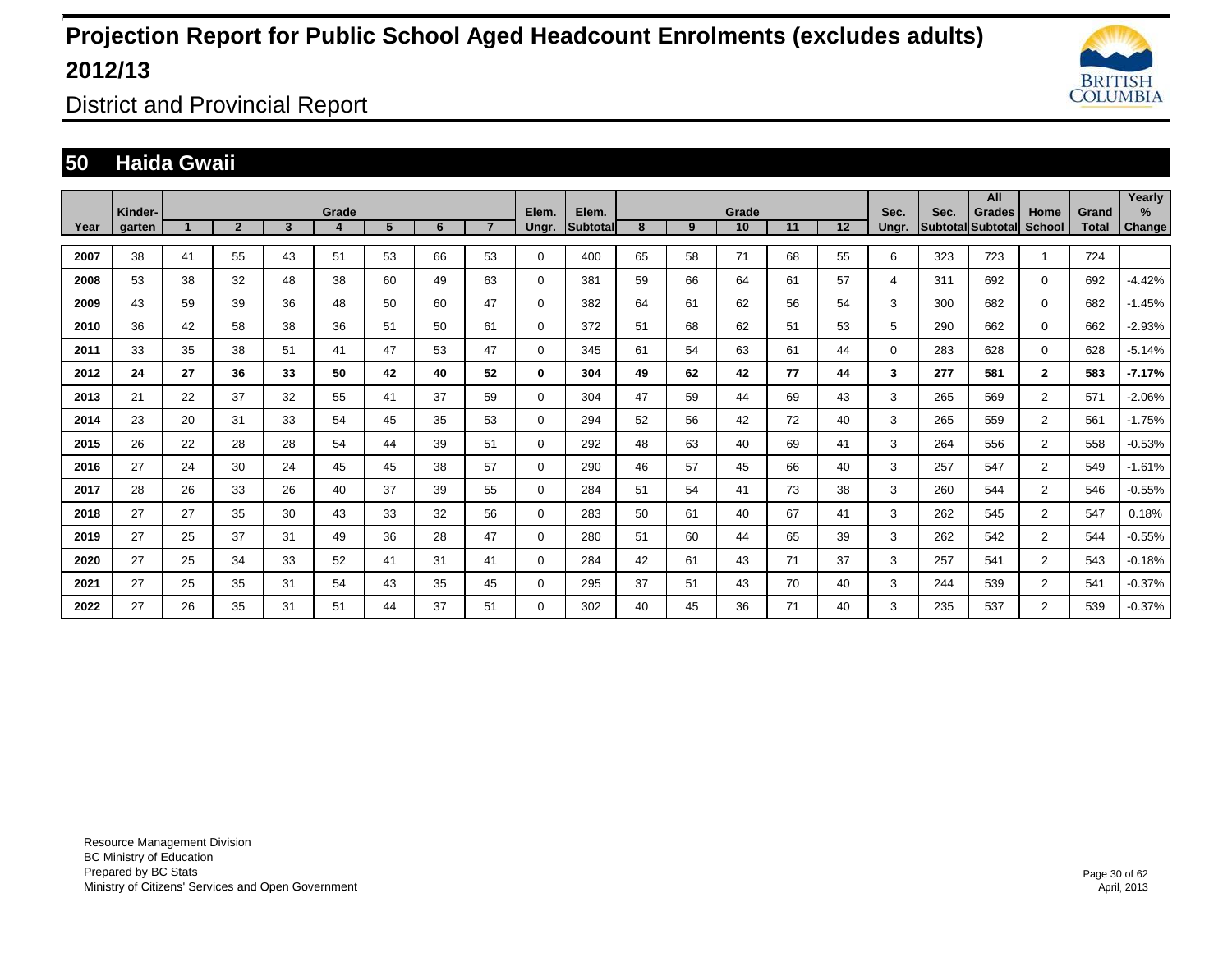# Projection Report for Public School Aged Headcount Enrolments (excludes adults) 2012/13

## District and Provincial Report

## 50 Haida Gwaii

| Year | Kinder-garten | Grade 1 | 2 | 3 | 4 | 5 | 6 | 7 | Elem. Ungr. | Elem. Subtotal | Grade 8 | 9 | 10 | 11 | 12 | Sec. Ungr. | Sec. Subtotal | All Grades Subtotal | Home School | Grand Total | Yearly % Change |
|---|---|---|---|---|---|---|---|---|---|---|---|---|---|---|---|---|---|---|---|---|---|
| 2007 | 38 | 41 | 55 | 43 | 51 | 53 | 66 | 53 | 0 | 400 | 65 | 58 | 71 | 68 | 55 | 6 | 323 | 723 | 1 | 724 | |
| 2008 | 53 | 38 | 32 | 48 | 38 | 60 | 49 | 63 | 0 | 381 | 59 | 66 | 64 | 61 | 57 | 4 | 311 | 692 | 0 | 692 | -4.42% |
| 2009 | 43 | 59 | 39 | 36 | 48 | 50 | 60 | 47 | 0 | 382 | 64 | 61 | 62 | 56 | 54 | 3 | 300 | 682 | 0 | 682 | -1.45% |
| 2010 | 36 | 42 | 58 | 38 | 36 | 51 | 50 | 61 | 0 | 372 | 51 | 68 | 62 | 51 | 53 | 5 | 290 | 662 | 0 | 662 | -2.93% |
| 2011 | 33 | 35 | 38 | 51 | 41 | 47 | 53 | 47 | 0 | 345 | 61 | 54 | 63 | 61 | 44 | 0 | 283 | 628 | 0 | 628 | -5.14% |
| **2012** | **24** | **27** | **36** | **33** | **50** | **42** | **40** | **52** | **0** | **304** | **49** | **62** | **42** | **77** | **44** | **3** | **277** | **581** | **2** | **583** | **-7.17%** |
| 2013 | 21 | 22 | 37 | 32 | 55 | 41 | 37 | 59 | 0 | 304 | 47 | 59 | 44 | 69 | 43 | 3 | 265 | 569 | 2 | 571 | -2.06% |
| 2014 | 23 | 20 | 31 | 33 | 54 | 45 | 35 | 53 | 0 | 294 | 52 | 56 | 42 | 72 | 40 | 3 | 265 | 559 | 2 | 561 | -1.75% |
| 2015 | 26 | 22 | 28 | 28 | 54 | 44 | 39 | 51 | 0 | 292 | 48 | 63 | 40 | 69 | 41 | 3 | 264 | 556 | 2 | 558 | -0.53% |
| 2016 | 27 | 24 | 30 | 24 | 45 | 45 | 38 | 57 | 0 | 290 | 46 | 57 | 45 | 66 | 40 | 3 | 257 | 547 | 2 | 549 | -1.61% |
| 2017 | 28 | 26 | 33 | 26 | 40 | 37 | 39 | 55 | 0 | 284 | 51 | 54 | 41 | 73 | 38 | 3 | 260 | 544 | 2 | 546 | -0.55% |
| 2018 | 27 | 27 | 35 | 30 | 43 | 33 | 32 | 56 | 0 | 283 | 50 | 61 | 40 | 67 | 41 | 3 | 262 | 545 | 2 | 547 | 0.18% |
| 2019 | 27 | 25 | 37 | 31 | 49 | 36 | 28 | 47 | 0 | 280 | 51 | 60 | 44 | 65 | 39 | 3 | 262 | 542 | 2 | 544 | -0.55% |
| 2020 | 27 | 25 | 34 | 33 | 52 | 41 | 31 | 41 | 0 | 284 | 42 | 61 | 43 | 71 | 37 | 3 | 257 | 541 | 2 | 543 | -0.18% |
| 2021 | 27 | 25 | 35 | 31 | 54 | 43 | 35 | 45 | 0 | 295 | 37 | 51 | 43 | 70 | 40 | 3 | 244 | 539 | 2 | 541 | -0.37% |
| 2022 | 27 | 26 | 35 | 31 | 51 | 44 | 37 | 51 | 0 | 302 | 40 | 45 | 36 | 71 | 40 | 3 | 235 | 537 | 2 | 539 | -0.37% |

Resource Management Division
BC Ministry of Education
Prepared by BC Stats
Ministry of Citizens' Services and Open Government

April, 2013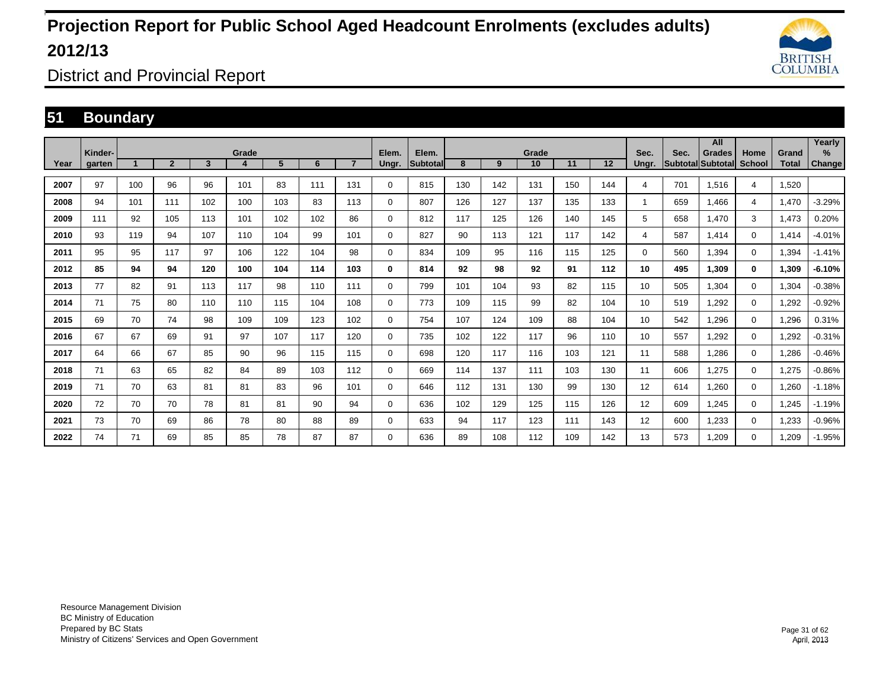# Projection Report for Public School Aged Headcount Enrolments (excludes adults) 2012/13

District and Provincial Report

## 51 Boundary

| Year | Kinder-garten | Grade 1 | 2 | 3 | 4 | 5 | 6 | 7 | Elem. Ungr. | Elem. Subtotal | Grade 8 | 9 | 10 | 11 | 12 | Sec. Ungr. | Sec. Subtotal | All Grades Subtotal | Home School | Grand Total | Yearly % Change |
|---|---|---|---|---|---|---|---|---|---|---|---|---|---|---|---|---|---|---|---|---|---|
| 2007 | 97 | 100 | 96 | 96 | 101 | 83 | 111 | 131 | 0 | 815 | 130 | 142 | 131 | 150 | 144 | 4 | 701 | 1,516 | 4 | 1,520 | |
| 2008 | 94 | 101 | 111 | 102 | 100 | 103 | 83 | 113 | 0 | 807 | 126 | 127 | 137 | 135 | 133 | 1 | 659 | 1,466 | 4 | 1,470 | -3.29% |
| 2009 | 111 | 92 | 105 | 113 | 101 | 102 | 102 | 86 | 0 | 812 | 117 | 125 | 126 | 140 | 145 | 5 | 658 | 1,470 | 3 | 1,473 | 0.20% |
| 2010 | 93 | 119 | 94 | 107 | 110 | 104 | 99 | 101 | 0 | 827 | 90 | 113 | 121 | 117 | 142 | 4 | 587 | 1,414 | 0 | 1,414 | -4.01% |
| 2011 | 95 | 95 | 117 | 97 | 106 | 122 | 104 | 98 | 0 | 834 | 109 | 95 | 116 | 115 | 125 | 0 | 560 | 1,394 | 0 | 1,394 | -1.41% |
| **2012** | **85** | **94** | **94** | **120** | **100** | **104** | **114** | **103** | **0** | **814** | **92** | **98** | **92** | **91** | **112** | **10** | **495** | **1,309** | **0** | **1,309** | **-6.10%** |
| 2013 | 77 | 82 | 91 | 113 | 117 | 98 | 110 | 111 | 0 | 799 | 101 | 104 | 93 | 82 | 115 | 10 | 505 | 1,304 | 0 | 1,304 | -0.38% |
| 2014 | 71 | 75 | 80 | 110 | 110 | 115 | 104 | 108 | 0 | 773 | 109 | 115 | 99 | 82 | 104 | 10 | 519 | 1,292 | 0 | 1,292 | -0.92% |
| 2015 | 69 | 70 | 74 | 98 | 109 | 109 | 123 | 102 | 0 | 754 | 107 | 124 | 109 | 88 | 104 | 10 | 542 | 1,296 | 0 | 1,296 | 0.31% |
| 2016 | 67 | 67 | 69 | 91 | 97 | 107 | 117 | 120 | 0 | 735 | 102 | 122 | 117 | 96 | 110 | 10 | 557 | 1,292 | 0 | 1,292 | -0.31% |
| 2017 | 64 | 66 | 67 | 85 | 90 | 96 | 115 | 115 | 0 | 698 | 120 | 117 | 116 | 103 | 121 | 11 | 588 | 1,286 | 0 | 1,286 | -0.46% |
| 2018 | 71 | 63 | 65 | 82 | 84 | 89 | 103 | 112 | 0 | 669 | 114 | 137 | 111 | 103 | 130 | 11 | 606 | 1,275 | 0 | 1,275 | -0.86% |
| 2019 | 71 | 70 | 63 | 81 | 81 | 83 | 96 | 101 | 0 | 646 | 112 | 131 | 130 | 99 | 130 | 12 | 614 | 1,260 | 0 | 1,260 | -1.18% |
| 2020 | 72 | 70 | 70 | 78 | 81 | 81 | 90 | 94 | 0 | 636 | 102 | 129 | 125 | 115 | 126 | 12 | 609 | 1,245 | 0 | 1,245 | -1.19% |
| 2021 | 73 | 70 | 69 | 86 | 78 | 80 | 88 | 89 | 0 | 633 | 94 | 117 | 123 | 111 | 143 | 12 | 600 | 1,233 | 0 | 1,233 | -0.96% |
| 2022 | 74 | 71 | 69 | 85 | 85 | 78 | 87 | 87 | 0 | 636 | 89 | 108 | 112 | 109 | 142 | 13 | 573 | 1,209 | 0 | 1,209 | -1.95% |

Resource Management Division
BC Ministry of Education
Prepared by BC Stats
Ministry of Citizens' Services and Open Government

April, 2013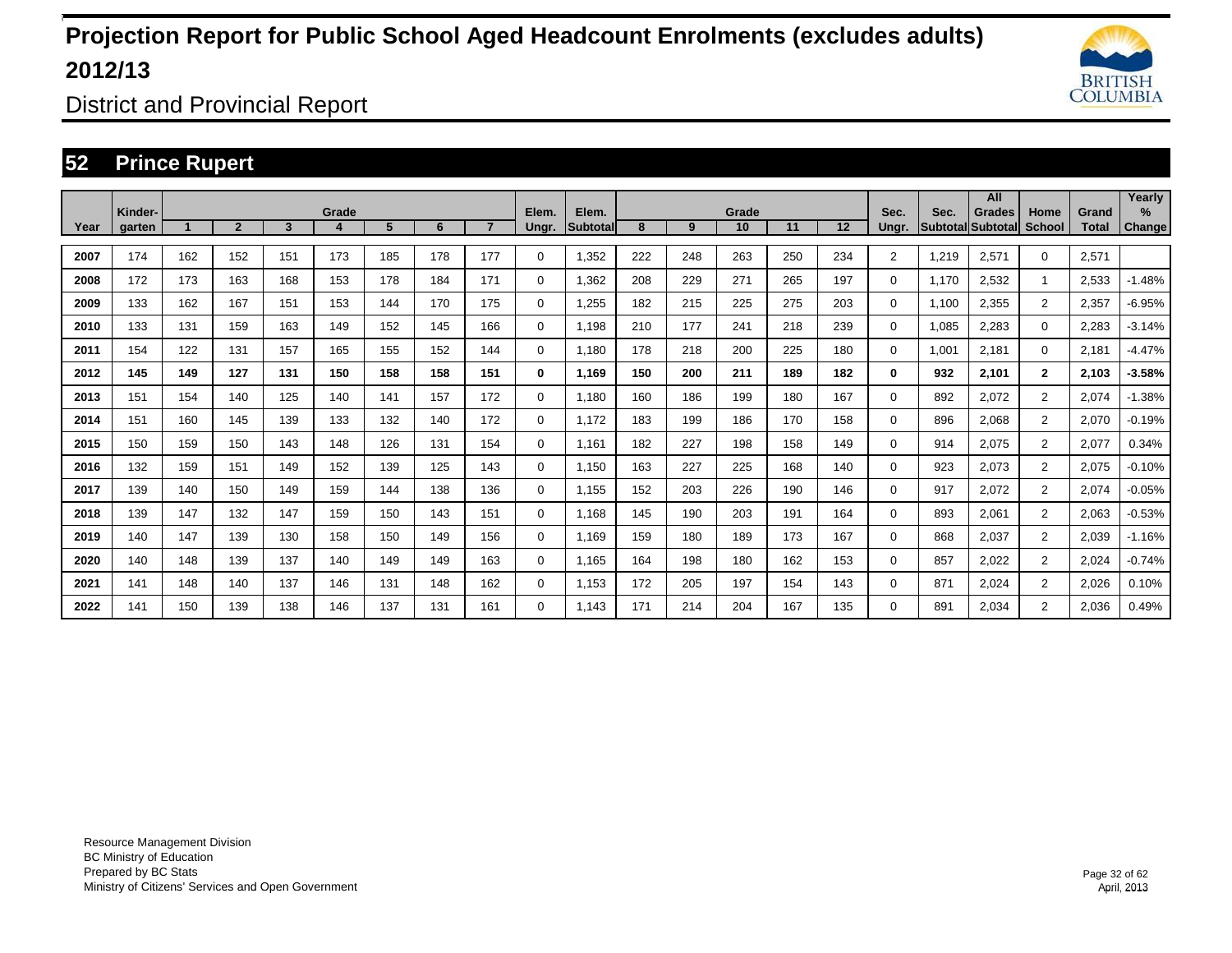# Projection Report for Public School Aged Headcount Enrolments (excludes adults) 2012/13

District and Provincial Report

## 52 Prince Rupert

| Year | Kinder-garten | 1 | 2 | 3 | 4 | 5 | 6 | 7 | Elem. Ungr. | Elem. Subtotal | 8 | 9 | 10 | 11 | 12 | Sec. Ungr. | Sec. Subtotal | All Grades Subtotal | Home School | Grand Total | Yearly % Change |
|---|---|---|---|---|---|---|---|---|---|---|---|---|---|---|---|---|---|---|---|---|---|
| 2007 | 174 | 162 | 152 | 151 | 173 | 185 | 178 | 177 | 0 | 1,352 | 222 | 248 | 263 | 250 | 234 | 2 | 1,219 | 2,571 | 0 | 2,571 | |
| 2008 | 172 | 173 | 163 | 168 | 153 | 178 | 184 | 171 | 0 | 1,362 | 208 | 229 | 271 | 265 | 197 | 0 | 1,170 | 2,532 | 1 | 2,533 | -1.48% |
| 2009 | 133 | 162 | 167 | 151 | 153 | 144 | 170 | 175 | 0 | 1,255 | 182 | 215 | 225 | 275 | 203 | 0 | 1,100 | 2,355 | 2 | 2,357 | -6.95% |
| 2010 | 133 | 131 | 159 | 163 | 149 | 152 | 145 | 166 | 0 | 1,198 | 210 | 177 | 241 | 218 | 239 | 0 | 1,085 | 2,283 | 0 | 2,283 | -3.14% |
| 2011 | 154 | 122 | 131 | 157 | 165 | 155 | 152 | 144 | 0 | 1,180 | 178 | 218 | 200 | 225 | 180 | 0 | 1,001 | 2,181 | 0 | 2,181 | -4.47% |
| **2012** | **145** | **149** | **127** | **131** | **150** | **158** | **158** | **151** | **0** | **1,169** | **150** | **200** | **211** | **189** | **182** | **0** | **932** | **2,101** | **2** | **2,103** | **-3.58%** |
| 2013 | 151 | 154 | 140 | 125 | 140 | 141 | 157 | 172 | 0 | 1,180 | 160 | 186 | 199 | 180 | 167 | 0 | 892 | 2,072 | 2 | 2,074 | -1.38% |
| 2014 | 151 | 160 | 145 | 139 | 133 | 132 | 140 | 172 | 0 | 1,172 | 183 | 199 | 186 | 170 | 158 | 0 | 896 | 2,068 | 2 | 2,070 | -0.19% |
| 2015 | 150 | 159 | 150 | 143 | 148 | 126 | 131 | 154 | 0 | 1,161 | 182 | 227 | 198 | 158 | 149 | 0 | 914 | 2,075 | 2 | 2,077 | 0.34% |
| 2016 | 132 | 159 | 151 | 149 | 152 | 139 | 125 | 143 | 0 | 1,150 | 163 | 227 | 225 | 168 | 140 | 0 | 923 | 2,073 | 2 | 2,075 | -0.10% |
| 2017 | 139 | 140 | 150 | 149 | 159 | 144 | 138 | 136 | 0 | 1,155 | 152 | 203 | 226 | 190 | 146 | 0 | 917 | 2,072 | 2 | 2,074 | -0.05% |
| 2018 | 139 | 147 | 132 | 147 | 159 | 150 | 143 | 151 | 0 | 1,168 | 145 | 190 | 203 | 191 | 164 | 0 | 893 | 2,061 | 2 | 2,063 | -0.53% |
| 2019 | 140 | 147 | 139 | 130 | 158 | 150 | 149 | 156 | 0 | 1,169 | 159 | 180 | 189 | 173 | 167 | 0 | 868 | 2,037 | 2 | 2,039 | -1.16% |
| 2020 | 140 | 148 | 139 | 137 | 140 | 149 | 149 | 163 | 0 | 1,165 | 164 | 198 | 180 | 162 | 153 | 0 | 857 | 2,022 | 2 | 2,024 | -0.74% |
| 2021 | 141 | 148 | 140 | 137 | 146 | 131 | 148 | 162 | 0 | 1,153 | 172 | 205 | 197 | 154 | 143 | 0 | 871 | 2,024 | 2 | 2,026 | 0.10% |
| 2022 | 141 | 150 | 139 | 138 | 146 | 137 | 131 | 161 | 0 | 1,143 | 171 | 214 | 204 | 167 | 135 | 0 | 891 | 2,034 | 2 | 2,036 | 0.49% |

Resource Management Division
BC Ministry of Education
Prepared by BC Stats
Ministry of Citizens' Services and Open Government

April, 2013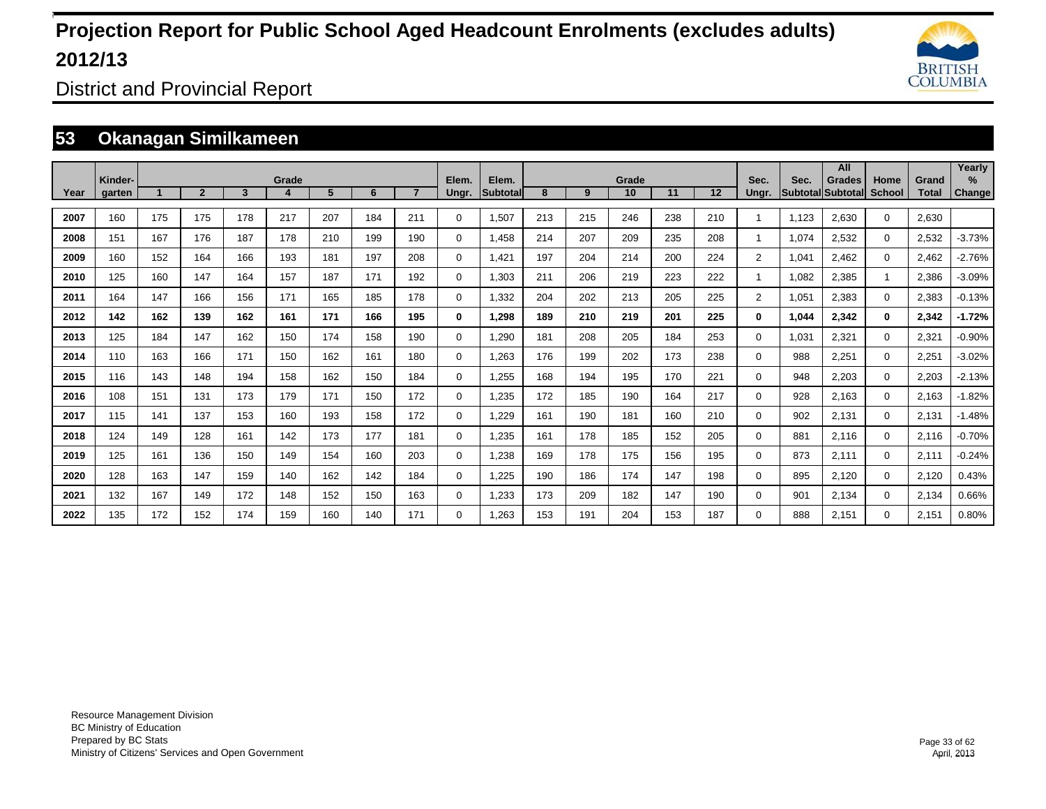# Projection Report for Public School Aged Headcount Enrolments (excludes adults) 2012/13

District and Provincial Report

## 53 Okanagan Similkameen

| Year | Kinder-garten | Grade 1 | 2 | 3 | 4 | 5 | 6 | 7 | Elem. Ungr. | Elem. Subtotal | Grade 8 | 9 | 10 | 11 | 12 | Sec. Ungr. | Sec. Subtotal | All Grades Subtotal | Home School | Grand Total | Yearly % Change |
|---|---|---|---|---|---|---|---|---|---|---|---|---|---|---|---|---|---|---|---|---|---|
| 2007 | 160 | 175 | 175 | 178 | 217 | 207 | 184 | 211 | 0 | 1,507 | 213 | 215 | 246 | 238 | 210 | 1 | 1,123 | 2,630 | 0 | 2,630 | |
| 2008 | 151 | 167 | 176 | 187 | 178 | 210 | 199 | 190 | 0 | 1,458 | 214 | 207 | 209 | 235 | 208 | 1 | 1,074 | 2,532 | 0 | 2,532 | -3.73% |
| 2009 | 160 | 152 | 164 | 166 | 193 | 181 | 197 | 208 | 0 | 1,421 | 197 | 204 | 214 | 200 | 224 | 2 | 1,041 | 2,462 | 0 | 2,462 | -2.76% |
| 2010 | 125 | 160 | 147 | 164 | 157 | 187 | 171 | 192 | 0 | 1,303 | 211 | 206 | 219 | 223 | 222 | 1 | 1,082 | 2,385 | 1 | 2,386 | -3.09% |
| 2011 | 164 | 147 | 166 | 156 | 171 | 165 | 185 | 178 | 0 | 1,332 | 204 | 202 | 213 | 205 | 225 | 2 | 1,051 | 2,383 | 0 | 2,383 | -0.13% |
| **2012** | **142** | **162** | **139** | **162** | **161** | **171** | **166** | **195** | **0** | **1,298** | **189** | **210** | **219** | **201** | **225** | **0** | **1,044** | **2,342** | **0** | **2,342** | **-1.72%** |
| 2013 | 125 | 184 | 147 | 162 | 150 | 174 | 158 | 190 | 0 | 1,290 | 181 | 208 | 205 | 184 | 253 | 0 | 1,031 | 2,321 | 0 | 2,321 | -0.90% |
| 2014 | 110 | 163 | 166 | 171 | 150 | 162 | 161 | 180 | 0 | 1,263 | 176 | 199 | 202 | 173 | 238 | 0 | 988 | 2,251 | 0 | 2,251 | -3.02% |
| 2015 | 116 | 143 | 148 | 194 | 158 | 162 | 150 | 184 | 0 | 1,255 | 168 | 194 | 195 | 170 | 221 | 0 | 948 | 2,203 | 0 | 2,203 | -2.13% |
| 2016 | 108 | 151 | 131 | 173 | 179 | 171 | 150 | 172 | 0 | 1,235 | 172 | 185 | 190 | 164 | 217 | 0 | 928 | 2,163 | 0 | 2,163 | -1.82% |
| 2017 | 115 | 141 | 137 | 153 | 160 | 193 | 158 | 172 | 0 | 1,229 | 161 | 190 | 181 | 160 | 210 | 0 | 902 | 2,131 | 0 | 2,131 | -1.48% |
| 2018 | 124 | 149 | 128 | 161 | 142 | 173 | 177 | 181 | 0 | 1,235 | 161 | 178 | 185 | 152 | 205 | 0 | 881 | 2,116 | 0 | 2,116 | -0.70% |
| 2019 | 125 | 161 | 136 | 150 | 149 | 154 | 160 | 203 | 0 | 1,238 | 169 | 178 | 175 | 156 | 195 | 0 | 873 | 2,111 | 0 | 2,111 | -0.24% |
| 2020 | 128 | 163 | 147 | 159 | 140 | 162 | 142 | 184 | 0 | 1,225 | 190 | 186 | 174 | 147 | 198 | 0 | 895 | 2,120 | 0 | 2,120 | 0.43% |
| 2021 | 132 | 167 | 149 | 172 | 148 | 152 | 150 | 163 | 0 | 1,233 | 173 | 209 | 182 | 147 | 190 | 0 | 901 | 2,134 | 0 | 2,134 | 0.66% |
| 2022 | 135 | 172 | 152 | 174 | 159 | 160 | 140 | 171 | 0 | 1,263 | 153 | 191 | 204 | 153 | 187 | 0 | 888 | 2,151 | 0 | 2,151 | 0.80% |

Resource Management Division
BC Ministry of Education
Prepared by BC Stats
Ministry of Citizens' Services and Open Government

April, 2013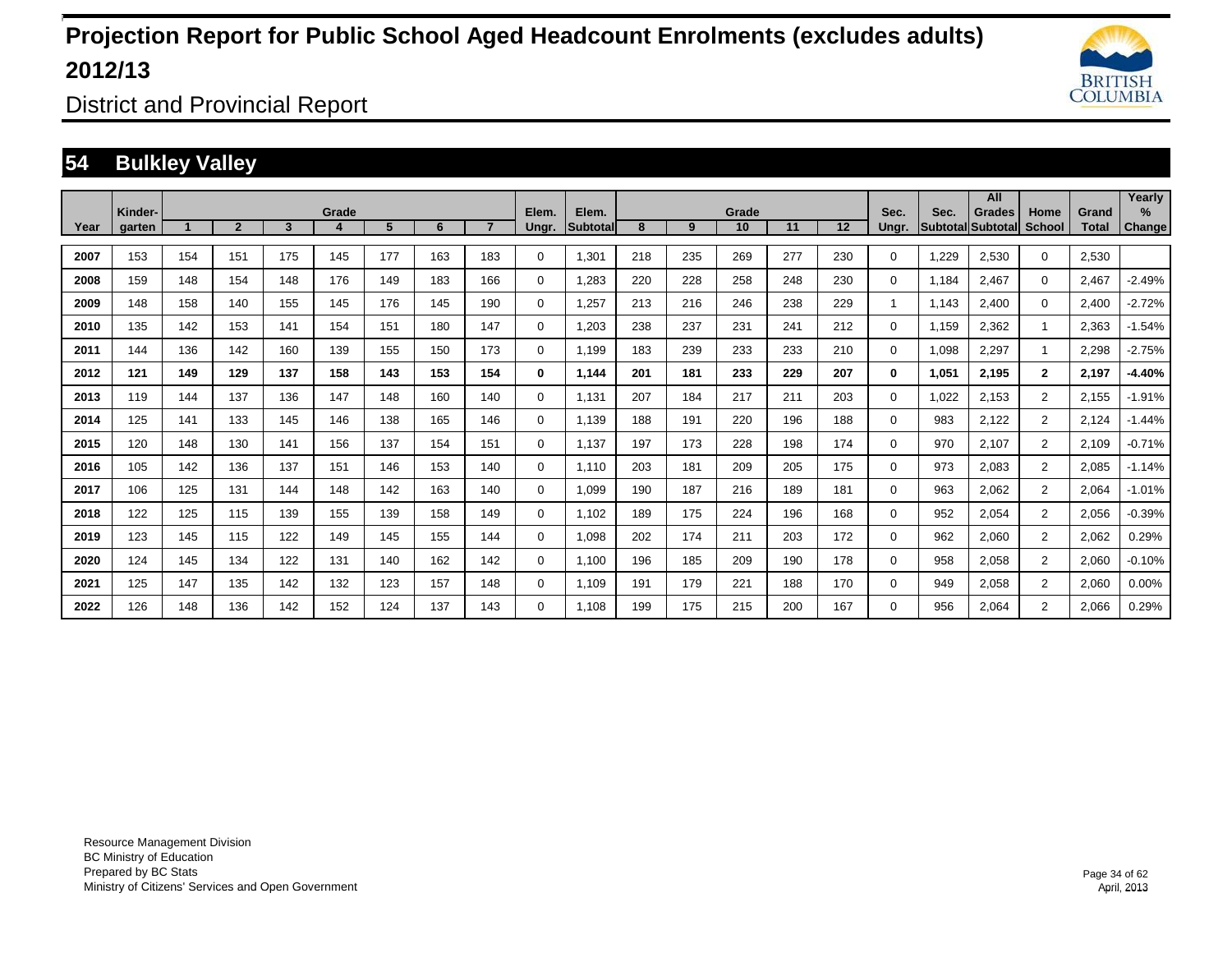# Projection Report for Public School Aged Headcount Enrolments (excludes adults) 2012/13

District and Provincial Report

## 54 Bulkley Valley

| Year | Kindergarten | Grade 1 | 2 | 3 | 4 | 5 | 6 | 7 | Elem. Ungr. | Elem. Subtotal | Grade 8 | 9 | 10 | 11 | 12 | Sec. Ungr. | Sec. Subtotal | All Grades Subtotal | Home School | Grand Total | Yearly % Change |
|---|---|---|---|---|---|---|---|---|---|---|---|---|---|---|---|---|---|---|---|---|---|
| 2007 | 153 | 154 | 151 | 175 | 145 | 177 | 163 | 183 | 0 | 1,301 | 218 | 235 | 269 | 277 | 230 | 0 | 1,229 | 2,530 | 0 | 2,530 | |
| 2008 | 159 | 148 | 154 | 148 | 176 | 149 | 183 | 166 | 0 | 1,283 | 220 | 228 | 258 | 248 | 230 | 0 | 1,184 | 2,467 | 0 | 2,467 | -2.49% |
| 2009 | 148 | 158 | 140 | 155 | 145 | 176 | 145 | 190 | 0 | 1,257 | 213 | 216 | 246 | 238 | 229 | 1 | 1,143 | 2,400 | 0 | 2,400 | -2.72% |
| 2010 | 135 | 142 | 153 | 141 | 154 | 151 | 180 | 147 | 0 | 1,203 | 238 | 237 | 231 | 241 | 212 | 0 | 1,159 | 2,362 | 1 | 2,363 | -1.54% |
| 2011 | 144 | 136 | 142 | 160 | 139 | 155 | 150 | 173 | 0 | 1,199 | 183 | 239 | 233 | 233 | 210 | 0 | 1,098 | 2,297 | 1 | 2,298 | -2.75% |
| **2012** | **121** | **149** | **129** | **137** | **158** | **143** | **153** | **154** | **0** | **1,144** | **201** | **181** | **233** | **229** | **207** | **0** | **1,051** | **2,195** | **2** | **2,197** | **-4.40%** |
| 2013 | 119 | 144 | 137 | 136 | 147 | 148 | 160 | 140 | 0 | 1,131 | 207 | 184 | 217 | 211 | 203 | 0 | 1,022 | 2,153 | 2 | 2,155 | -1.91% |
| 2014 | 125 | 141 | 133 | 145 | 146 | 138 | 165 | 146 | 0 | 1,139 | 188 | 191 | 220 | 196 | 188 | 0 | 983 | 2,122 | 2 | 2,124 | -1.44% |
| 2015 | 120 | 148 | 130 | 141 | 156 | 137 | 154 | 151 | 0 | 1,137 | 197 | 173 | 228 | 198 | 174 | 0 | 970 | 2,107 | 2 | 2,109 | -0.71% |
| 2016 | 105 | 142 | 136 | 137 | 151 | 146 | 153 | 140 | 0 | 1,110 | 203 | 181 | 209 | 205 | 175 | 0 | 973 | 2,083 | 2 | 2,085 | -1.14% |
| 2017 | 106 | 125 | 131 | 144 | 148 | 142 | 163 | 140 | 0 | 1,099 | 190 | 187 | 216 | 189 | 181 | 0 | 963 | 2,062 | 2 | 2,064 | -1.01% |
| 2018 | 122 | 125 | 115 | 139 | 155 | 139 | 158 | 149 | 0 | 1,102 | 189 | 175 | 224 | 196 | 168 | 0 | 952 | 2,054 | 2 | 2,056 | -0.39% |
| 2019 | 123 | 145 | 115 | 122 | 149 | 145 | 155 | 144 | 0 | 1,098 | 202 | 174 | 211 | 203 | 172 | 0 | 962 | 2,060 | 2 | 2,062 | 0.29% |
| 2020 | 124 | 145 | 134 | 122 | 131 | 140 | 162 | 142 | 0 | 1,100 | 196 | 185 | 209 | 190 | 178 | 0 | 958 | 2,058 | 2 | 2,060 | -0.10% |
| 2021 | 125 | 147 | 135 | 142 | 132 | 123 | 157 | 148 | 0 | 1,109 | 191 | 179 | 221 | 188 | 170 | 0 | 949 | 2,058 | 2 | 2,060 | 0.00% |
| 2022 | 126 | 148 | 136 | 142 | 152 | 124 | 137 | 143 | 0 | 1,108 | 199 | 175 | 215 | 200 | 167 | 0 | 956 | 2,064 | 2 | 2,066 | 0.29% |

Resource Management Division
BC Ministry of Education
Prepared by BC Stats
Ministry of Citizens' Services and Open Government

April, 2013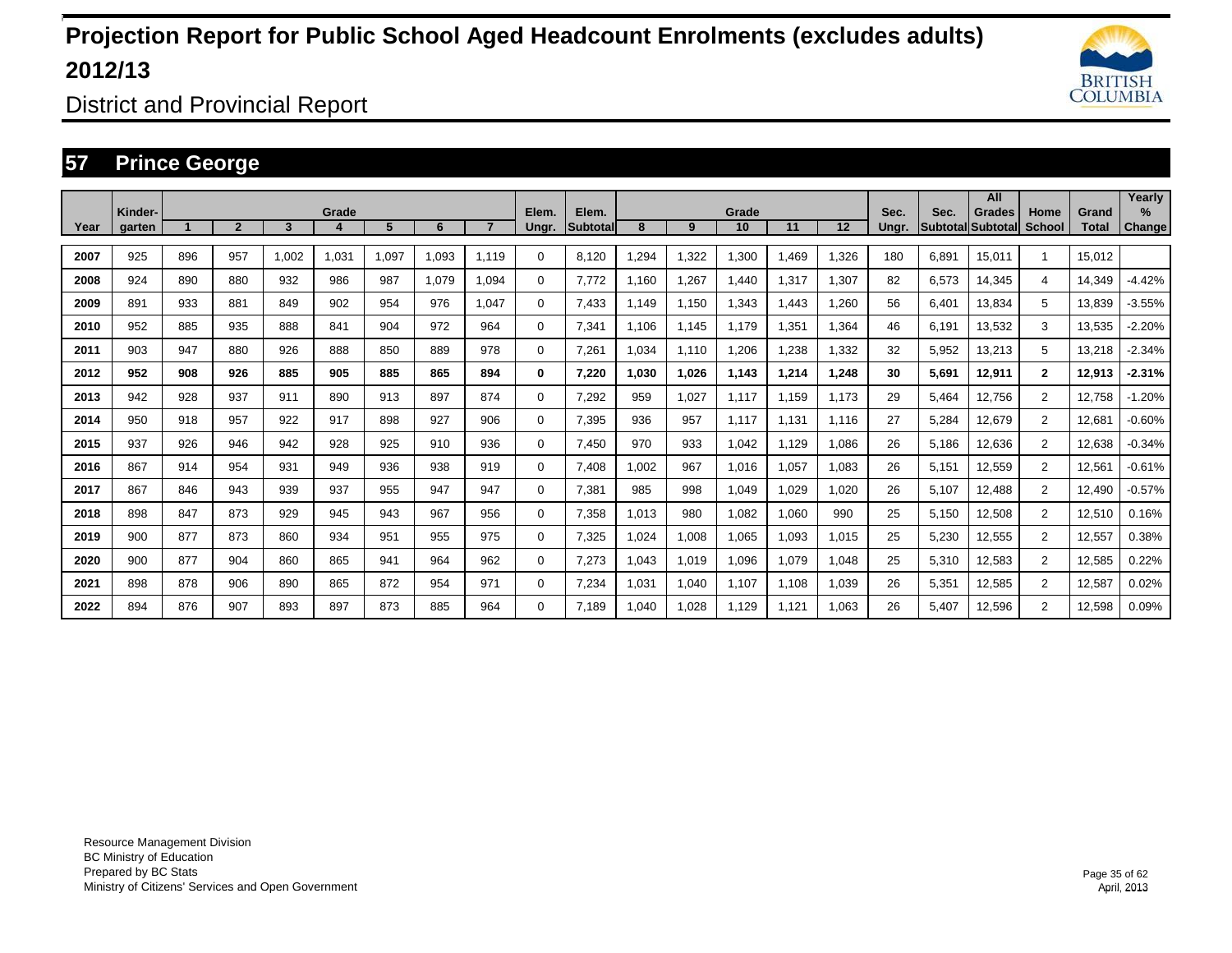# Projection Report for Public School Aged Headcount Enrolments (excludes adults) 2012/13

District and Provincial Report

## 57 Prince George

| Year | Kinder-garten | Grade 1 | 2 | 3 | 4 | 5 | 6 | 7 | Elem. Ungr. | Elem. Subtotal | Grade 8 | 9 | 10 | 11 | 12 | Sec. Ungr. | Sec. Subtotal | All Grades Subtotal | Home School | Grand Total | Yearly % Change |
|---|---|---|---|---|---|---|---|---|---|---|---|---|---|---|---|---|---|---|---|---|---|
| 2007 | 925 | 896 | 957 | 1,002 | 1,031 | 1,097 | 1,093 | 1,119 | 0 | 8,120 | 1,294 | 1,322 | 1,300 | 1,469 | 1,326 | 180 | 6,891 | 15,011 | 1 | 15,012 | |
| 2008 | 924 | 890 | 880 | 932 | 986 | 987 | 1,079 | 1,094 | 0 | 7,772 | 1,160 | 1,267 | 1,440 | 1,317 | 1,307 | 82 | 6,573 | 14,345 | 4 | 14,349 | -4.42% |
| 2009 | 891 | 933 | 881 | 849 | 902 | 954 | 976 | 1,047 | 0 | 7,433 | 1,149 | 1,150 | 1,343 | 1,443 | 1,260 | 56 | 6,401 | 13,834 | 5 | 13,839 | -3.55% |
| 2010 | 952 | 885 | 935 | 888 | 841 | 904 | 972 | 964 | 0 | 7,341 | 1,106 | 1,145 | 1,179 | 1,351 | 1,364 | 46 | 6,191 | 13,532 | 3 | 13,535 | -2.20% |
| 2011 | 903 | 947 | 880 | 926 | 888 | 850 | 889 | 978 | 0 | 7,261 | 1,034 | 1,110 | 1,206 | 1,238 | 1,332 | 32 | 5,952 | 13,213 | 5 | 13,218 | -2.34% |
| **2012** | **952** | **908** | **926** | **885** | **905** | **885** | **865** | **894** | **0** | **7,220** | **1,030** | **1,026** | **1,143** | **1,214** | **1,248** | **30** | **5,691** | **12,911** | **2** | **12,913** | **-2.31%** |
| 2013 | 942 | 928 | 937 | 911 | 890 | 913 | 897 | 874 | 0 | 7,292 | 959 | 1,027 | 1,117 | 1,159 | 1,173 | 29 | 5,464 | 12,756 | 2 | 12,758 | -1.20% |
| 2014 | 950 | 918 | 957 | 922 | 917 | 898 | 927 | 906 | 0 | 7,395 | 936 | 957 | 1,117 | 1,131 | 1,116 | 27 | 5,284 | 12,679 | 2 | 12,681 | -0.60% |
| 2015 | 937 | 926 | 946 | 942 | 928 | 925 | 910 | 936 | 0 | 7,450 | 970 | 933 | 1,042 | 1,129 | 1,086 | 26 | 5,186 | 12,636 | 2 | 12,638 | -0.34% |
| 2016 | 867 | 914 | 954 | 931 | 949 | 936 | 938 | 919 | 0 | 7,408 | 1,002 | 967 | 1,016 | 1,057 | 1,083 | 26 | 5,151 | 12,559 | 2 | 12,561 | -0.61% |
| 2017 | 867 | 846 | 943 | 939 | 937 | 955 | 947 | 947 | 0 | 7,381 | 985 | 998 | 1,049 | 1,029 | 1,020 | 26 | 5,107 | 12,488 | 2 | 12,490 | -0.57% |
| 2018 | 898 | 847 | 873 | 929 | 945 | 943 | 967 | 956 | 0 | 7,358 | 1,013 | 980 | 1,082 | 1,060 | 990 | 25 | 5,150 | 12,508 | 2 | 12,510 | 0.16% |
| 2019 | 900 | 877 | 873 | 860 | 934 | 951 | 955 | 975 | 0 | 7,325 | 1,024 | 1,008 | 1,065 | 1,093 | 1,015 | 25 | 5,230 | 12,555 | 2 | 12,557 | 0.38% |
| 2020 | 900 | 877 | 904 | 860 | 865 | 941 | 964 | 962 | 0 | 7,273 | 1,043 | 1,019 | 1,096 | 1,079 | 1,048 | 25 | 5,310 | 12,583 | 2 | 12,585 | 0.22% |
| 2021 | 898 | 878 | 906 | 890 | 865 | 872 | 954 | 971 | 0 | 7,234 | 1,031 | 1,040 | 1,107 | 1,108 | 1,039 | 26 | 5,351 | 12,585 | 2 | 12,587 | 0.02% |
| 2022 | 894 | 876 | 907 | 893 | 897 | 873 | 885 | 964 | 0 | 7,189 | 1,040 | 1,028 | 1,129 | 1,121 | 1,063 | 26 | 5,407 | 12,596 | 2 | 12,598 | 0.09% |

Resource Management Division
BC Ministry of Education
Prepared by BC Stats
Ministry of Citizens' Services and Open Government

April, 2013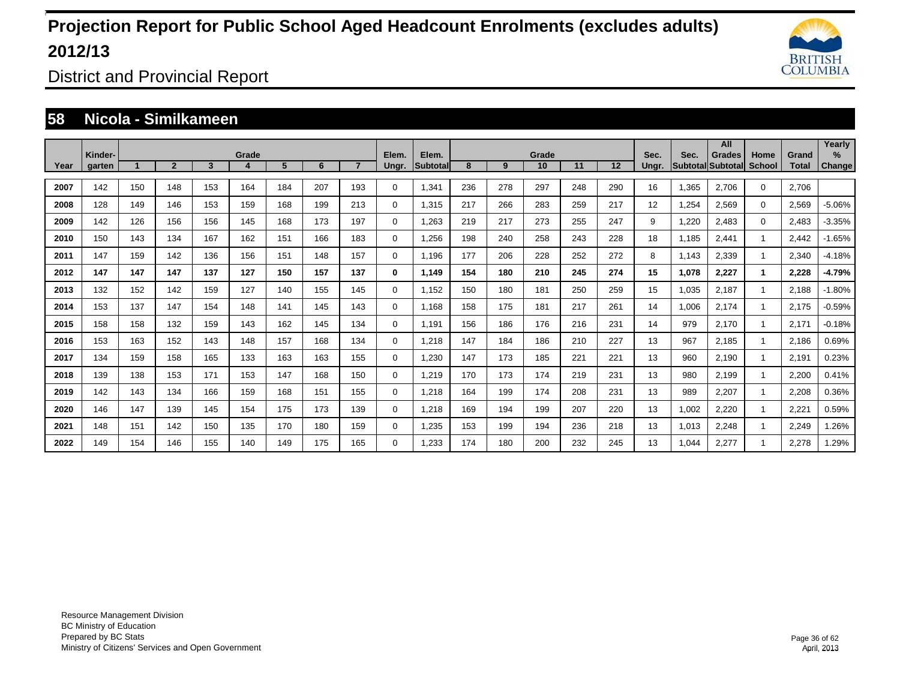# Projection Report for Public School Aged Headcount Enrolments (excludes adults) 2012/13

District and Provincial Report

## 58 Nicola - Similkameen

| Year | Kinder-garten | Grade 1 | 2 | 3 | 4 | 5 | 6 | 7 | Elem. Ungr. | Elem. Subtotal | Grade 8 | 9 | 10 | 11 | 12 | Sec. Ungr. | Sec. Subtotal | All Grades Subtotal | Home School | Grand Total | Yearly % Change |
|---|---|---|---|---|---|---|---|---|---|---|---|---|---|---|---|---|---|---|---|---|---|
| 2007 | 142 | 150 | 148 | 153 | 164 | 184 | 207 | 193 | 0 | 1,341 | 236 | 278 | 297 | 248 | 290 | 16 | 1,365 | 2,706 | 0 | 2,706 | |
| 2008 | 128 | 149 | 146 | 153 | 159 | 168 | 199 | 213 | 0 | 1,315 | 217 | 266 | 283 | 259 | 217 | 12 | 1,254 | 2,569 | 0 | 2,569 | -5.06% |
| 2009 | 142 | 126 | 156 | 156 | 145 | 168 | 173 | 197 | 0 | 1,263 | 219 | 217 | 273 | 255 | 247 | 9 | 1,220 | 2,483 | 0 | 2,483 | -3.35% |
| 2010 | 150 | 143 | 134 | 167 | 162 | 151 | 166 | 183 | 0 | 1,256 | 198 | 240 | 258 | 243 | 228 | 18 | 1,185 | 2,441 | 1 | 2,442 | -1.65% |
| 2011 | 147 | 159 | 142 | 136 | 156 | 151 | 148 | 157 | 0 | 1,196 | 177 | 206 | 228 | 252 | 272 | 8 | 1,143 | 2,339 | 1 | 2,340 | -4.18% |
| **2012** | **147** | **147** | **147** | **137** | **127** | **150** | **157** | **137** | **0** | **1,149** | **154** | **180** | **210** | **245** | **274** | **15** | **1,078** | **2,227** | **1** | **2,228** | **-4.79%** |
| 2013 | 132 | 152 | 142 | 159 | 127 | 140 | 155 | 145 | 0 | 1,152 | 150 | 180 | 181 | 250 | 259 | 15 | 1,035 | 2,187 | 1 | 2,188 | -1.80% |
| 2014 | 153 | 137 | 147 | 154 | 148 | 141 | 145 | 143 | 0 | 1,168 | 158 | 175 | 181 | 217 | 261 | 14 | 1,006 | 2,174 | 1 | 2,175 | -0.59% |
| 2015 | 158 | 158 | 132 | 159 | 143 | 162 | 145 | 134 | 0 | 1,191 | 156 | 186 | 176 | 216 | 231 | 14 | 979 | 2,170 | 1 | 2,171 | -0.18% |
| 2016 | 153 | 163 | 152 | 143 | 148 | 157 | 168 | 134 | 0 | 1,218 | 147 | 184 | 186 | 210 | 227 | 13 | 967 | 2,185 | 1 | 2,186 | 0.69% |
| 2017 | 134 | 159 | 158 | 165 | 133 | 163 | 163 | 155 | 0 | 1,230 | 147 | 173 | 185 | 221 | 221 | 13 | 960 | 2,190 | 1 | 2,191 | 0.23% |
| 2018 | 139 | 138 | 153 | 171 | 153 | 147 | 168 | 150 | 0 | 1,219 | 170 | 173 | 174 | 219 | 231 | 13 | 980 | 2,199 | 1 | 2,200 | 0.41% |
| 2019 | 142 | 143 | 134 | 166 | 159 | 168 | 151 | 155 | 0 | 1,218 | 164 | 199 | 174 | 208 | 231 | 13 | 989 | 2,207 | 1 | 2,208 | 0.36% |
| 2020 | 146 | 147 | 139 | 145 | 154 | 175 | 173 | 139 | 0 | 1,218 | 169 | 194 | 199 | 207 | 220 | 13 | 1,002 | 2,220 | 1 | 2,221 | 0.59% |
| 2021 | 148 | 151 | 142 | 150 | 135 | 170 | 180 | 159 | 0 | 1,235 | 153 | 199 | 194 | 236 | 218 | 13 | 1,013 | 2,248 | 1 | 2,249 | 1.26% |
| 2022 | 149 | 154 | 146 | 155 | 140 | 149 | 175 | 165 | 0 | 1,233 | 174 | 180 | 200 | 232 | 245 | 13 | 1,044 | 2,277 | 1 | 2,278 | 1.29% |

Resource Management Division
BC Ministry of Education
Prepared by BC Stats
Ministry of Citizens' Services and Open Government

April, 2013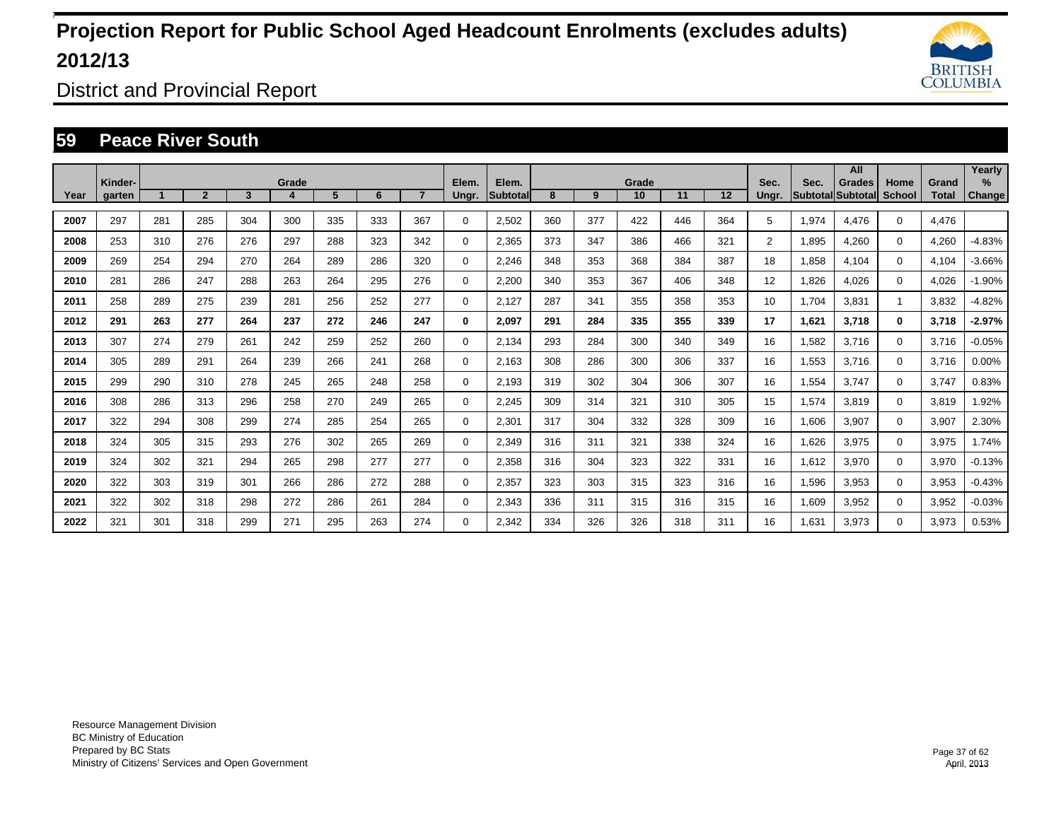# Projection Report for Public School Aged Headcount Enrolments (excludes adults) 2012/13

District and Provincial Report

## 59 Peace River South

| Year | Kinder-garten | Grade 1 | 2 | 3 | 4 | 5 | 6 | 7 | Elem. Ungr. | Elem. Subtotal | 8 | 9 | 10 | 11 | 12 | Sec. Ungr. | Sec. Subtotal | All Grades Subtotal | Home School | Grand Total | Yearly % Change |
|---|---|---|---|---|---|---|---|---|---|---|---|---|---|---|---|---|---|---|---|---|---|
| 2007 | 297 | 281 | 285 | 304 | 300 | 335 | 333 | 367 | 0 | 2,502 | 360 | 377 | 422 | 446 | 364 | 5 | 1,974 | 4,476 | 0 | 4,476 | |
| 2008 | 253 | 310 | 276 | 276 | 297 | 288 | 323 | 342 | 0 | 2,365 | 373 | 347 | 386 | 466 | 321 | 2 | 1,895 | 4,260 | 0 | 4,260 | -4.83% |
| 2009 | 269 | 254 | 294 | 270 | 264 | 289 | 286 | 320 | 0 | 2,246 | 348 | 353 | 368 | 384 | 387 | 18 | 1,858 | 4,104 | 0 | 4,104 | -3.66% |
| 2010 | 281 | 286 | 247 | 288 | 263 | 264 | 295 | 276 | 0 | 2,200 | 340 | 353 | 367 | 406 | 348 | 12 | 1,826 | 4,026 | 0 | 4,026 | -1.90% |
| 2011 | 258 | 289 | 275 | 239 | 281 | 256 | 252 | 277 | 0 | 2,127 | 287 | 341 | 355 | 358 | 353 | 10 | 1,704 | 3,831 | 1 | 3,832 | -4.82% |
| **2012** | **291** | **263** | **277** | **264** | **237** | **272** | **246** | **247** | **0** | **2,097** | **291** | **284** | **335** | **355** | **339** | **17** | **1,621** | **3,718** | **0** | **3,718** | **-2.97%** |
| 2013 | 307 | 274 | 279 | 261 | 242 | 259 | 252 | 260 | 0 | 2,134 | 293 | 284 | 300 | 340 | 349 | 16 | 1,582 | 3,716 | 0 | 3,716 | -0.05% |
| 2014 | 305 | 289 | 291 | 264 | 239 | 266 | 241 | 268 | 0 | 2,163 | 308 | 286 | 300 | 306 | 337 | 16 | 1,553 | 3,716 | 0 | 3,716 | 0.00% |
| 2015 | 299 | 290 | 310 | 278 | 245 | 265 | 248 | 258 | 0 | 2,193 | 319 | 302 | 304 | 306 | 307 | 16 | 1,554 | 3,747 | 0 | 3,747 | 0.83% |
| 2016 | 308 | 286 | 313 | 296 | 258 | 270 | 249 | 265 | 0 | 2,245 | 309 | 314 | 321 | 310 | 305 | 15 | 1,574 | 3,819 | 0 | 3,819 | 1.92% |
| 2017 | 322 | 294 | 308 | 299 | 274 | 285 | 254 | 265 | 0 | 2,301 | 317 | 304 | 332 | 328 | 309 | 16 | 1,606 | 3,907 | 0 | 3,907 | 2.30% |
| 2018 | 324 | 305 | 315 | 293 | 276 | 302 | 265 | 269 | 0 | 2,349 | 316 | 311 | 321 | 338 | 324 | 16 | 1,626 | 3,975 | 0 | 3,975 | 1.74% |
| 2019 | 324 | 302 | 321 | 294 | 265 | 298 | 277 | 277 | 0 | 2,358 | 316 | 304 | 323 | 322 | 331 | 16 | 1,612 | 3,970 | 0 | 3,970 | -0.13% |
| 2020 | 322 | 303 | 319 | 301 | 266 | 286 | 272 | 288 | 0 | 2,357 | 323 | 303 | 315 | 323 | 316 | 16 | 1,596 | 3,953 | 0 | 3,953 | -0.43% |
| 2021 | 322 | 302 | 318 | 298 | 272 | 286 | 261 | 284 | 0 | 2,343 | 336 | 311 | 315 | 316 | 315 | 16 | 1,609 | 3,952 | 0 | 3,952 | -0.03% |
| 2022 | 321 | 301 | 318 | 299 | 271 | 295 | 263 | 274 | 0 | 2,342 | 334 | 326 | 326 | 318 | 311 | 16 | 1,631 | 3,973 | 0 | 3,973 | 0.53% |

Resource Management Division
BC Ministry of Education
Prepared by BC Stats
Ministry of Citizens' Services and Open Government

April, 2013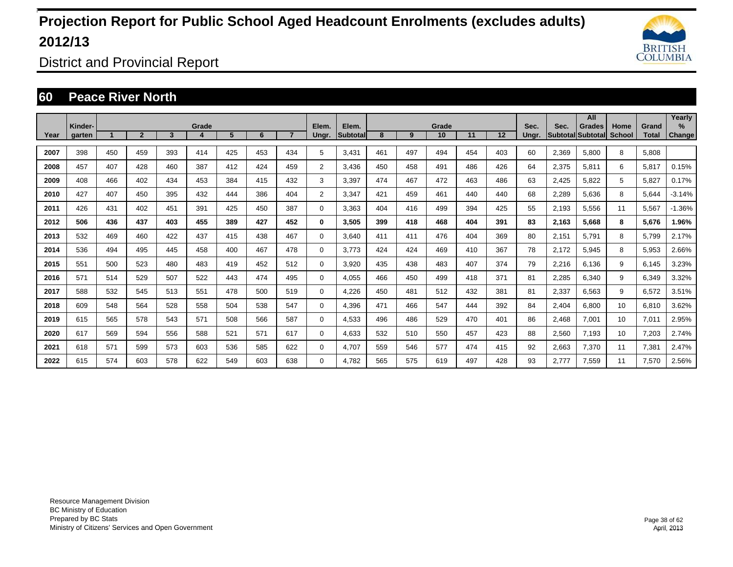# Projection Report for Public School Aged Headcount Enrolments (excludes adults) 2012/13

District and Provincial Report

## 60 Peace River North

| Year | Kinder-garten | Grade 1 | 2 | 3 | 4 | 5 | 6 | 7 | Elem. Ungr. | Elem. Subtotal | Grade 8 | 9 | 10 | 11 | 12 | Sec. Ungr. | Sec. Subtotal | All Grades Subtotal | Home School | Grand Total | Yearly % Change |
|---|---|---|---|---|---|---|---|---|---|---|---|---|---|---|---|---|---|---|---|---|---|
| 2007 | 398 | 450 | 459 | 393 | 414 | 425 | 453 | 434 | 5 | 3,431 | 461 | 497 | 494 | 454 | 403 | 60 | 2,369 | 5,800 | 8 | 5,808 | |
| 2008 | 457 | 407 | 428 | 460 | 387 | 412 | 424 | 459 | 2 | 3,436 | 450 | 458 | 491 | 486 | 426 | 64 | 2,375 | 5,811 | 6 | 5,817 | 0.15% |
| 2009 | 408 | 466 | 402 | 434 | 453 | 384 | 415 | 432 | 3 | 3,397 | 474 | 467 | 472 | 463 | 486 | 63 | 2,425 | 5,822 | 5 | 5,827 | 0.17% |
| 2010 | 427 | 407 | 450 | 395 | 432 | 444 | 386 | 404 | 2 | 3,347 | 421 | 459 | 461 | 440 | 440 | 68 | 2,289 | 5,636 | 8 | 5,644 | -3.14% |
| 2011 | 426 | 431 | 402 | 451 | 391 | 425 | 450 | 387 | 0 | 3,363 | 404 | 416 | 499 | 394 | 425 | 55 | 2,193 | 5,556 | 11 | 5,567 | -1.36% |
| **2012** | **506** | **436** | **437** | **403** | **455** | **389** | **427** | **452** | **0** | **3,505** | **399** | **418** | **468** | **404** | **391** | **83** | **2,163** | **5,668** | **8** | **5,676** | **1.96%** |
| 2013 | 532 | 469 | 460 | 422 | 437 | 415 | 438 | 467 | 0 | 3,640 | 411 | 411 | 476 | 404 | 369 | 80 | 2,151 | 5,791 | 8 | 5,799 | 2.17% |
| 2014 | 536 | 494 | 495 | 445 | 458 | 400 | 467 | 478 | 0 | 3,773 | 424 | 424 | 469 | 410 | 367 | 78 | 2,172 | 5,945 | 8 | 5,953 | 2.66% |
| 2015 | 551 | 500 | 523 | 480 | 483 | 419 | 452 | 512 | 0 | 3,920 | 435 | 438 | 483 | 407 | 374 | 79 | 2,216 | 6,136 | 9 | 6,145 | 3.23% |
| 2016 | 571 | 514 | 529 | 507 | 522 | 443 | 474 | 495 | 0 | 4,055 | 466 | 450 | 499 | 418 | 371 | 81 | 2,285 | 6,340 | 9 | 6,349 | 3.32% |
| 2017 | 588 | 532 | 545 | 513 | 551 | 478 | 500 | 519 | 0 | 4,226 | 450 | 481 | 512 | 432 | 381 | 81 | 2,337 | 6,563 | 9 | 6,572 | 3.51% |
| 2018 | 609 | 548 | 564 | 528 | 558 | 504 | 538 | 547 | 0 | 4,396 | 471 | 466 | 547 | 444 | 392 | 84 | 2,404 | 6,800 | 10 | 6,810 | 3.62% |
| 2019 | 615 | 565 | 578 | 543 | 571 | 508 | 566 | 587 | 0 | 4,533 | 496 | 486 | 529 | 470 | 401 | 86 | 2,468 | 7,001 | 10 | 7,011 | 2.95% |
| 2020 | 617 | 569 | 594 | 556 | 588 | 521 | 571 | 617 | 0 | 4,633 | 532 | 510 | 550 | 457 | 423 | 88 | 2,560 | 7,193 | 10 | 7,203 | 2.74% |
| 2021 | 618 | 571 | 599 | 573 | 603 | 536 | 585 | 622 | 0 | 4,707 | 559 | 546 | 577 | 474 | 415 | 92 | 2,663 | 7,370 | 11 | 7,381 | 2.47% |
| 2022 | 615 | 574 | 603 | 578 | 622 | 549 | 603 | 638 | 0 | 4,782 | 565 | 575 | 619 | 497 | 428 | 93 | 2,777 | 7,559 | 11 | 7,570 | 2.56% |

Resource Management Division
BC Ministry of Education
Prepared by BC Stats
Ministry of Citizens' Services and Open Government

April, 2013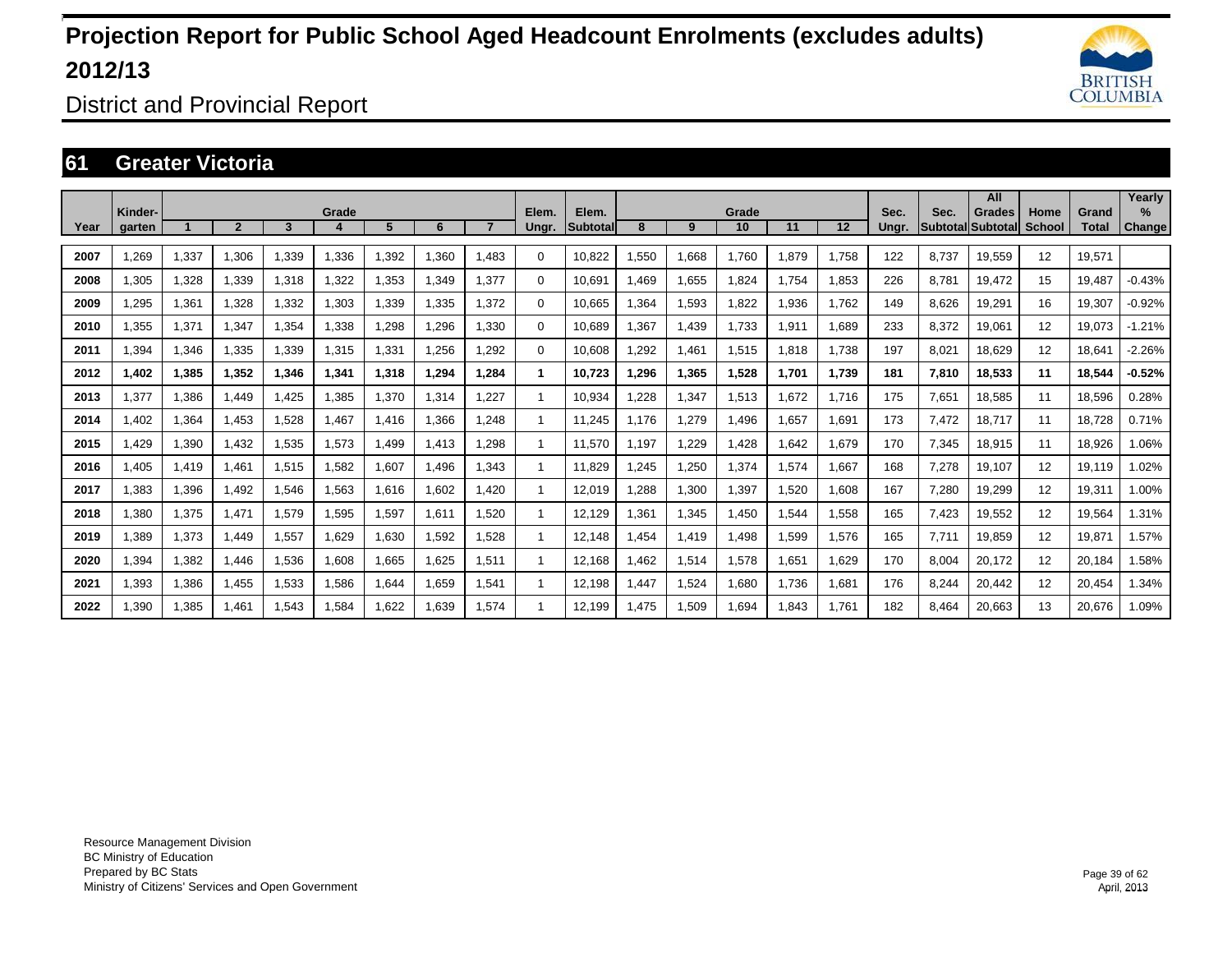# Projection Report for Public School Aged Headcount Enrolments (excludes adults) 2012/13

District and Provincial Report

## 61 Greater Victoria

| Year | Kinder-garten | Grade 1 | 2 | 3 | 4 | 5 | 6 | 7 | Elem. Ungr. | Elem. Subtotal | Grade 8 | 9 | 10 | 11 | 12 | Sec. Ungr. | Sec. Subtotal | All Grades Subtotal | Home School | Grand Total | Yearly % Change |
|---|---|---|---|---|---|---|---|---|---|---|---|---|---|---|---|---|---|---|---|---|---|
| 2007 | 1,269 | 1,337 | 1,306 | 1,339 | 1,336 | 1,392 | 1,360 | 1,483 | 0 | 10,822 | 1,550 | 1,668 | 1,760 | 1,879 | 1,758 | 122 | 8,737 | 19,559 | 12 | 19,571 | |
| 2008 | 1,305 | 1,328 | 1,339 | 1,318 | 1,322 | 1,353 | 1,349 | 1,377 | 0 | 10,691 | 1,469 | 1,655 | 1,824 | 1,754 | 1,853 | 226 | 8,781 | 19,472 | 15 | 19,487 | -0.43% |
| 2009 | 1,295 | 1,361 | 1,328 | 1,332 | 1,303 | 1,339 | 1,335 | 1,372 | 0 | 10,665 | 1,364 | 1,593 | 1,822 | 1,936 | 1,762 | 149 | 8,626 | 19,291 | 16 | 19,307 | -0.92% |
| 2010 | 1,355 | 1,371 | 1,347 | 1,354 | 1,338 | 1,298 | 1,296 | 1,330 | 0 | 10,689 | 1,367 | 1,439 | 1,733 | 1,911 | 1,689 | 233 | 8,372 | 19,061 | 12 | 19,073 | -1.21% |
| 2011 | 1,394 | 1,346 | 1,335 | 1,339 | 1,315 | 1,331 | 1,256 | 1,292 | 0 | 10,608 | 1,292 | 1,461 | 1,515 | 1,818 | 1,738 | 197 | 8,021 | 18,629 | 12 | 18,641 | -2.26% |
| **2012** | **1,402** | **1,385** | **1,352** | **1,346** | **1,341** | **1,318** | **1,294** | **1,284** | **1** | **10,723** | **1,296** | **1,365** | **1,528** | **1,701** | **1,739** | **181** | **7,810** | **18,533** | **11** | **18,544** | **-0.52%** |
| 2013 | 1,377 | 1,386 | 1,449 | 1,425 | 1,385 | 1,370 | 1,314 | 1,227 | 1 | 10,934 | 1,228 | 1,347 | 1,513 | 1,672 | 1,716 | 175 | 7,651 | 18,585 | 11 | 18,596 | 0.28% |
| 2014 | 1,402 | 1,364 | 1,453 | 1,528 | 1,467 | 1,416 | 1,366 | 1,248 | 1 | 11,245 | 1,176 | 1,279 | 1,496 | 1,657 | 1,691 | 173 | 7,472 | 18,717 | 11 | 18,728 | 0.71% |
| 2015 | 1,429 | 1,390 | 1,432 | 1,535 | 1,573 | 1,499 | 1,413 | 1,298 | 1 | 11,570 | 1,197 | 1,229 | 1,428 | 1,642 | 1,679 | 170 | 7,345 | 18,915 | 11 | 18,926 | 1.06% |
| 2016 | 1,405 | 1,419 | 1,461 | 1,515 | 1,582 | 1,607 | 1,496 | 1,343 | 1 | 11,829 | 1,245 | 1,250 | 1,374 | 1,574 | 1,667 | 168 | 7,278 | 19,107 | 12 | 19,119 | 1.02% |
| 2017 | 1,383 | 1,396 | 1,492 | 1,546 | 1,563 | 1,616 | 1,602 | 1,420 | 1 | 12,019 | 1,288 | 1,300 | 1,397 | 1,520 | 1,608 | 167 | 7,280 | 19,299 | 12 | 19,311 | 1.00% |
| 2018 | 1,380 | 1,375 | 1,471 | 1,579 | 1,595 | 1,597 | 1,611 | 1,520 | 1 | 12,129 | 1,361 | 1,345 | 1,450 | 1,544 | 1,558 | 165 | 7,423 | 19,552 | 12 | 19,564 | 1.31% |
| 2019 | 1,389 | 1,373 | 1,449 | 1,557 | 1,629 | 1,630 | 1,592 | 1,528 | 1 | 12,148 | 1,454 | 1,419 | 1,498 | 1,599 | 1,576 | 165 | 7,711 | 19,859 | 12 | 19,871 | 1.57% |
| 2020 | 1,394 | 1,382 | 1,446 | 1,536 | 1,608 | 1,665 | 1,625 | 1,511 | 1 | 12,168 | 1,462 | 1,514 | 1,578 | 1,651 | 1,629 | 170 | 8,004 | 20,172 | 12 | 20,184 | 1.58% |
| 2021 | 1,393 | 1,386 | 1,455 | 1,533 | 1,586 | 1,644 | 1,659 | 1,541 | 1 | 12,198 | 1,447 | 1,524 | 1,680 | 1,736 | 1,681 | 176 | 8,244 | 20,442 | 12 | 20,454 | 1.34% |
| 2022 | 1,390 | 1,385 | 1,461 | 1,543 | 1,584 | 1,622 | 1,639 | 1,574 | 1 | 12,199 | 1,475 | 1,509 | 1,694 | 1,843 | 1,761 | 182 | 8,464 | 20,663 | 13 | 20,676 | 1.09% |

Resource Management Division
BC Ministry of Education
Prepared by BC Stats
Ministry of Citizens' Services and Open Government

April, 2013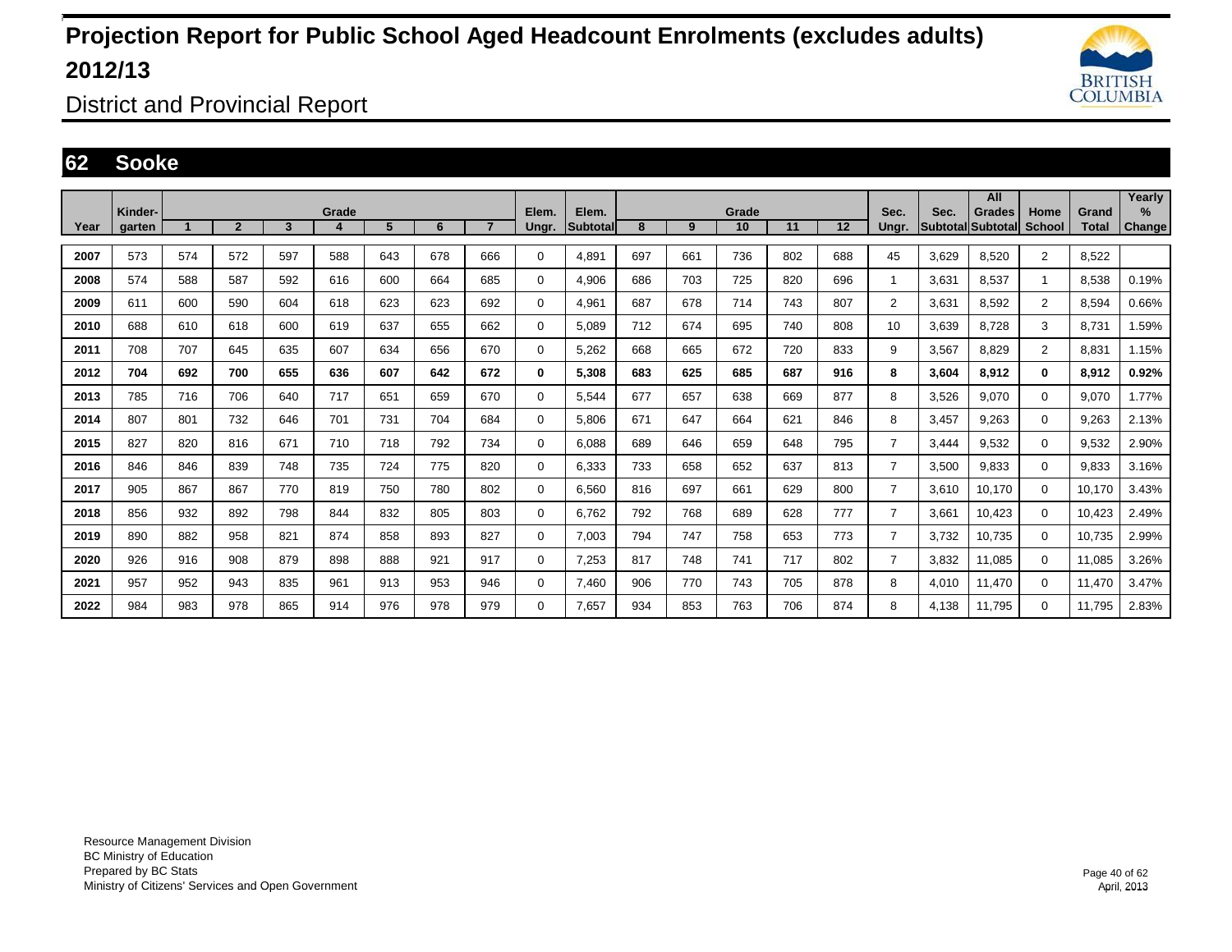# Projection Report for Public School Aged Headcount Enrolments (excludes adults) 2012/13

District and Provincial Report

## 62 Sooke

| Year | Kinder-garten | Grade 1 | 2 | 3 | 4 | 5 | 6 | 7 | Elem. Ungr. | Elem. Subtotal | Grade 8 | 9 | 10 | 11 | 12 | Sec. Ungr. | Sec. Subtotal | All Grades Subtotal | Home School | Grand Total | Yearly % Change |
|---|---|---|---|---|---|---|---|---|---|---|---|---|---|---|---|---|---|---|---|---|---|
| 2007 | 573 | 574 | 572 | 597 | 588 | 643 | 678 | 666 | 0 | 4,891 | 697 | 661 | 736 | 802 | 688 | 45 | 3,629 | 8,520 | 2 | 8,522 | |
| 2008 | 574 | 588 | 587 | 592 | 616 | 600 | 664 | 685 | 0 | 4,906 | 686 | 703 | 725 | 820 | 696 | 1 | 3,631 | 8,537 | 1 | 8,538 | 0.19% |
| 2009 | 611 | 600 | 590 | 604 | 618 | 623 | 623 | 692 | 0 | 4,961 | 687 | 678 | 714 | 743 | 807 | 2 | 3,631 | 8,592 | 2 | 8,594 | 0.66% |
| 2010 | 688 | 610 | 618 | 600 | 619 | 637 | 655 | 662 | 0 | 5,089 | 712 | 674 | 695 | 740 | 808 | 10 | 3,639 | 8,728 | 3 | 8,731 | 1.59% |
| 2011 | 708 | 707 | 645 | 635 | 607 | 634 | 656 | 670 | 0 | 5,262 | 668 | 665 | 672 | 720 | 833 | 9 | 3,567 | 8,829 | 2 | 8,831 | 1.15% |
| **2012** | **704** | **692** | **700** | **655** | **636** | **607** | **642** | **672** | **0** | **5,308** | **683** | **625** | **685** | **687** | **916** | **8** | **3,604** | **8,912** | **0** | **8,912** | **0.92%** |
| 2013 | 785 | 716 | 706 | 640 | 717 | 651 | 659 | 670 | 0 | 5,544 | 677 | 657 | 638 | 669 | 877 | 8 | 3,526 | 9,070 | 0 | 9,070 | 1.77% |
| 2014 | 807 | 801 | 732 | 646 | 701 | 731 | 704 | 684 | 0 | 5,806 | 671 | 647 | 664 | 621 | 846 | 8 | 3,457 | 9,263 | 0 | 9,263 | 2.13% |
| 2015 | 827 | 820 | 816 | 671 | 710 | 718 | 792 | 734 | 0 | 6,088 | 689 | 646 | 659 | 648 | 795 | 7 | 3,444 | 9,532 | 0 | 9,532 | 2.90% |
| 2016 | 846 | 846 | 839 | 748 | 735 | 724 | 775 | 820 | 0 | 6,333 | 733 | 658 | 652 | 637 | 813 | 7 | 3,500 | 9,833 | 0 | 9,833 | 3.16% |
| 2017 | 905 | 867 | 867 | 770 | 819 | 750 | 780 | 802 | 0 | 6,560 | 816 | 697 | 661 | 629 | 800 | 7 | 3,610 | 10,170 | 0 | 10,170 | 3.43% |
| 2018 | 856 | 932 | 892 | 798 | 844 | 832 | 805 | 803 | 0 | 6,762 | 792 | 768 | 689 | 628 | 777 | 7 | 3,661 | 10,423 | 0 | 10,423 | 2.49% |
| 2019 | 890 | 882 | 958 | 821 | 874 | 858 | 893 | 827 | 0 | 7,003 | 794 | 747 | 758 | 653 | 773 | 7 | 3,732 | 10,735 | 0 | 10,735 | 2.99% |
| 2020 | 926 | 916 | 908 | 879 | 898 | 888 | 921 | 917 | 0 | 7,253 | 817 | 748 | 741 | 717 | 802 | 7 | 3,832 | 11,085 | 0 | 11,085 | 3.26% |
| 2021 | 957 | 952 | 943 | 835 | 961 | 913 | 953 | 946 | 0 | 7,460 | 906 | 770 | 743 | 705 | 878 | 8 | 4,010 | 11,470 | 0 | 11,470 | 3.47% |
| 2022 | 984 | 983 | 978 | 865 | 914 | 976 | 978 | 979 | 0 | 7,657 | 934 | 853 | 763 | 706 | 874 | 8 | 4,138 | 11,795 | 0 | 11,795 | 2.83% |

Resource Management Division
BC Ministry of Education
Prepared by BC Stats
Ministry of Citizens' Services and Open Government

April, 2013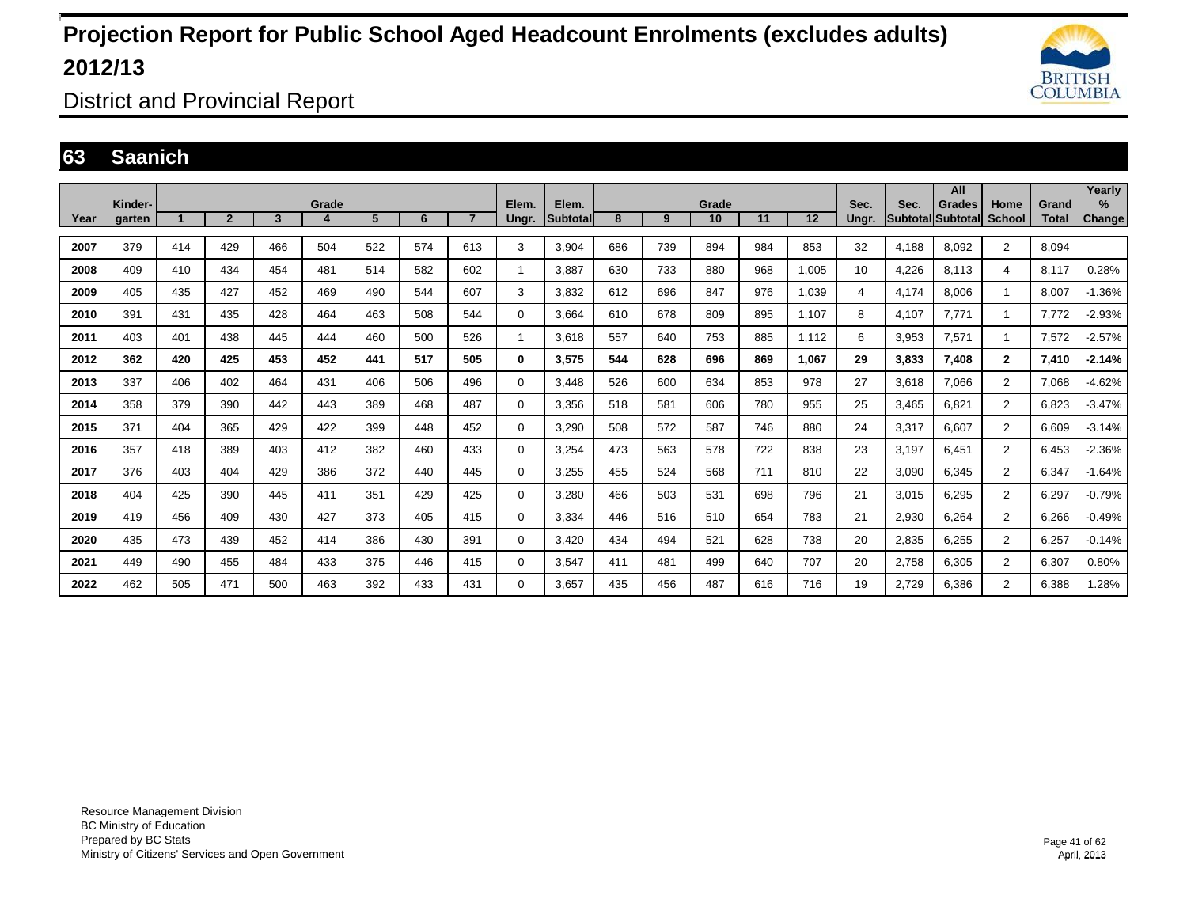# Projection Report for Public School Aged Headcount Enrolments (excludes adults) 2012/13

District and Provincial Report

## 63 Saanich

| Year | Kinder-garten | Grade 1 | 2 | 3 | 4 | 5 | 6 | 7 | Elem. Ungr. | Elem. Subtotal | Grade 8 | 9 | 10 | 11 | 12 | Sec. Ungr. | Sec. Subtotal | All Grades Subtotal | Home School | Grand Total | Yearly % Change |
|---|---|---|---|---|---|---|---|---|---|---|---|---|---|---|---|---|---|---|---|---|---|
| 2007 | 379 | 414 | 429 | 466 | 504 | 522 | 574 | 613 | 3 | 3,904 | 686 | 739 | 894 | 984 | 853 | 32 | 4,188 | 8,092 | 2 | 8,094 | |
| 2008 | 409 | 410 | 434 | 454 | 481 | 514 | 582 | 602 | 1 | 3,887 | 630 | 733 | 880 | 968 | 1,005 | 10 | 4,226 | 8,113 | 4 | 8,117 | 0.28% |
| 2009 | 405 | 435 | 427 | 452 | 469 | 490 | 544 | 607 | 3 | 3,832 | 612 | 696 | 847 | 976 | 1,039 | 4 | 4,174 | 8,006 | 1 | 8,007 | -1.36% |
| 2010 | 391 | 431 | 435 | 428 | 464 | 463 | 508 | 544 | 0 | 3,664 | 610 | 678 | 809 | 895 | 1,107 | 8 | 4,107 | 7,771 | 1 | 7,772 | -2.93% |
| 2011 | 403 | 401 | 438 | 445 | 444 | 460 | 500 | 526 | 1 | 3,618 | 557 | 640 | 753 | 885 | 1,112 | 6 | 3,953 | 7,571 | 1 | 7,572 | -2.57% |
| **2012** | **362** | **420** | **425** | **453** | **452** | **441** | **517** | **505** | **0** | **3,575** | **544** | **628** | **696** | **869** | **1,067** | **29** | **3,833** | **7,408** | **2** | **7,410** | **-2.14%** |
| 2013 | 337 | 406 | 402 | 464 | 431 | 406 | 506 | 496 | 0 | 3,448 | 526 | 600 | 634 | 853 | 978 | 27 | 3,618 | 7,066 | 2 | 7,068 | -4.62% |
| 2014 | 358 | 379 | 390 | 442 | 443 | 389 | 468 | 487 | 0 | 3,356 | 518 | 581 | 606 | 780 | 955 | 25 | 3,465 | 6,821 | 2 | 6,823 | -3.47% |
| 2015 | 371 | 404 | 365 | 429 | 422 | 399 | 448 | 452 | 0 | 3,290 | 508 | 572 | 587 | 746 | 880 | 24 | 3,317 | 6,607 | 2 | 6,609 | -3.14% |
| 2016 | 357 | 418 | 389 | 403 | 412 | 382 | 460 | 433 | 0 | 3,254 | 473 | 563 | 578 | 722 | 838 | 23 | 3,197 | 6,451 | 2 | 6,453 | -2.36% |
| 2017 | 376 | 403 | 404 | 429 | 386 | 372 | 440 | 445 | 0 | 3,255 | 455 | 524 | 568 | 711 | 810 | 22 | 3,090 | 6,345 | 2 | 6,347 | -1.64% |
| 2018 | 404 | 425 | 390 | 445 | 411 | 351 | 429 | 425 | 0 | 3,280 | 466 | 503 | 531 | 698 | 796 | 21 | 3,015 | 6,295 | 2 | 6,297 | -0.79% |
| 2019 | 419 | 456 | 409 | 430 | 427 | 373 | 405 | 415 | 0 | 3,334 | 446 | 516 | 510 | 654 | 783 | 21 | 2,930 | 6,264 | 2 | 6,266 | -0.49% |
| 2020 | 435 | 473 | 439 | 452 | 414 | 386 | 430 | 391 | 0 | 3,420 | 434 | 494 | 521 | 628 | 738 | 20 | 2,835 | 6,255 | 2 | 6,257 | -0.14% |
| 2021 | 449 | 490 | 455 | 484 | 433 | 375 | 446 | 415 | 0 | 3,547 | 411 | 481 | 499 | 640 | 707 | 20 | 2,758 | 6,305 | 2 | 6,307 | 0.80% |
| 2022 | 462 | 505 | 471 | 500 | 463 | 392 | 433 | 431 | 0 | 3,657 | 435 | 456 | 487 | 616 | 716 | 19 | 2,729 | 6,386 | 2 | 6,388 | 1.28% |

Resource Management Division
BC Ministry of Education
Prepared by BC Stats
Ministry of Citizens' Services and Open Government

April, 2013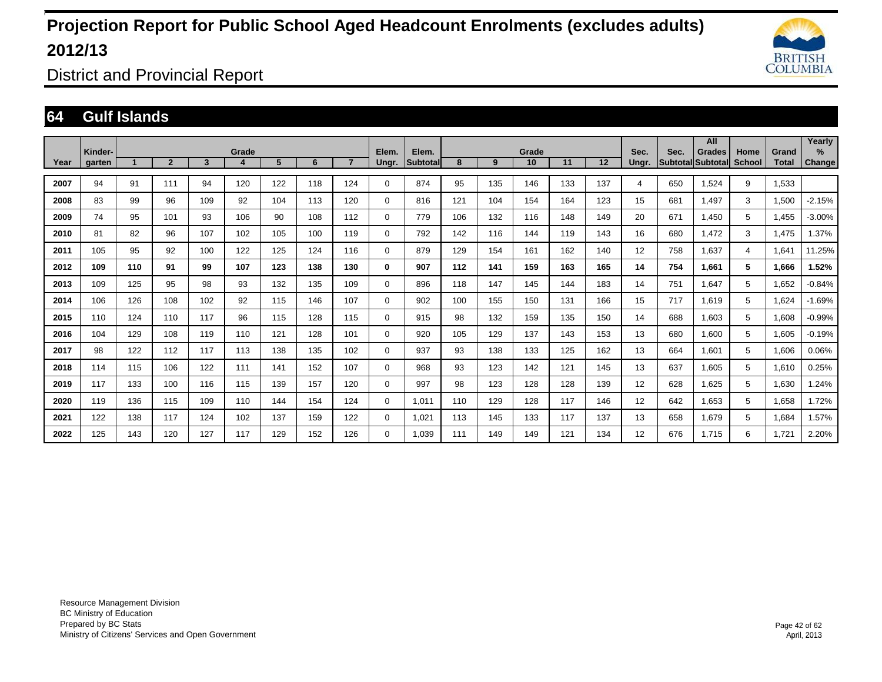# Projection Report for Public School Aged Headcount Enrolments (excludes adults) 2012/13

District and Provincial Report

## 64 Gulf Islands

| Year | Kinder-garten | Grade 1 | 2 | 3 | 4 | 5 | 6 | 7 | Elem. Ungr. | Elem. Subtotal | Grade 8 | 9 | 10 | 11 | 12 | Sec. Ungr. | Sec. Subtotal | All Grades Subtotal | Home School | Grand Total | Yearly % Change |
|---|---|---|---|---|---|---|---|---|---|---|---|---|---|---|---|---|---|---|---|---|---|
| 2007 | 94 | 91 | 111 | 94 | 120 | 122 | 118 | 124 | 0 | 874 | 95 | 135 | 146 | 133 | 137 | 4 | 650 | 1,524 | 9 | 1,533 | |
| 2008 | 83 | 99 | 96 | 109 | 92 | 104 | 113 | 120 | 0 | 816 | 121 | 104 | 154 | 164 | 123 | 15 | 681 | 1,497 | 3 | 1,500 | -2.15% |
| 2009 | 74 | 95 | 101 | 93 | 106 | 90 | 108 | 112 | 0 | 779 | 106 | 132 | 116 | 148 | 149 | 20 | 671 | 1,450 | 5 | 1,455 | -3.00% |
| 2010 | 81 | 82 | 96 | 107 | 102 | 105 | 100 | 119 | 0 | 792 | 142 | 116 | 144 | 119 | 143 | 16 | 680 | 1,472 | 3 | 1,475 | 1.37% |
| 2011 | 105 | 95 | 92 | 100 | 122 | 125 | 124 | 116 | 0 | 879 | 129 | 154 | 161 | 162 | 140 | 12 | 758 | 1,637 | 4 | 1,641 | 11.25% |
| **2012** | **109** | **110** | **91** | **99** | **107** | **123** | **138** | **130** | **0** | **907** | **112** | **141** | **159** | **163** | **165** | **14** | **754** | **1,661** | **5** | **1,666** | **1.52%** |
| 2013 | 109 | 125 | 95 | 98 | 93 | 132 | 135 | 109 | 0 | 896 | 118 | 147 | 145 | 144 | 183 | 14 | 751 | 1,647 | 5 | 1,652 | -0.84% |
| 2014 | 106 | 126 | 108 | 102 | 92 | 115 | 146 | 107 | 0 | 902 | 100 | 155 | 150 | 131 | 166 | 15 | 717 | 1,619 | 5 | 1,624 | -1.69% |
| 2015 | 110 | 124 | 110 | 117 | 96 | 115 | 128 | 115 | 0 | 915 | 98 | 132 | 159 | 135 | 150 | 14 | 688 | 1,603 | 5 | 1,608 | -0.99% |
| 2016 | 104 | 129 | 108 | 119 | 110 | 121 | 128 | 101 | 0 | 920 | 105 | 129 | 137 | 143 | 153 | 13 | 680 | 1,600 | 5 | 1,605 | -0.19% |
| 2017 | 98 | 122 | 112 | 117 | 113 | 138 | 135 | 102 | 0 | 937 | 93 | 138 | 133 | 125 | 162 | 13 | 664 | 1,601 | 5 | 1,606 | 0.06% |
| 2018 | 114 | 115 | 106 | 122 | 111 | 141 | 152 | 107 | 0 | 968 | 93 | 123 | 142 | 121 | 145 | 13 | 637 | 1,605 | 5 | 1,610 | 0.25% |
| 2019 | 117 | 133 | 100 | 116 | 115 | 139 | 157 | 120 | 0 | 997 | 98 | 123 | 128 | 128 | 139 | 12 | 628 | 1,625 | 5 | 1,630 | 1.24% |
| 2020 | 119 | 136 | 115 | 109 | 110 | 144 | 154 | 124 | 0 | 1,011 | 110 | 129 | 128 | 117 | 146 | 12 | 642 | 1,653 | 5 | 1,658 | 1.72% |
| 2021 | 122 | 138 | 117 | 124 | 102 | 137 | 159 | 122 | 0 | 1,021 | 113 | 145 | 133 | 117 | 137 | 13 | 658 | 1,679 | 5 | 1,684 | 1.57% |
| 2022 | 125 | 143 | 120 | 127 | 117 | 129 | 152 | 126 | 0 | 1,039 | 111 | 149 | 149 | 121 | 134 | 12 | 676 | 1,715 | 6 | 1,721 | 2.20% |

Resource Management Division
BC Ministry of Education
Prepared by BC Stats
Ministry of Citizens' Services and Open Government

April, 2013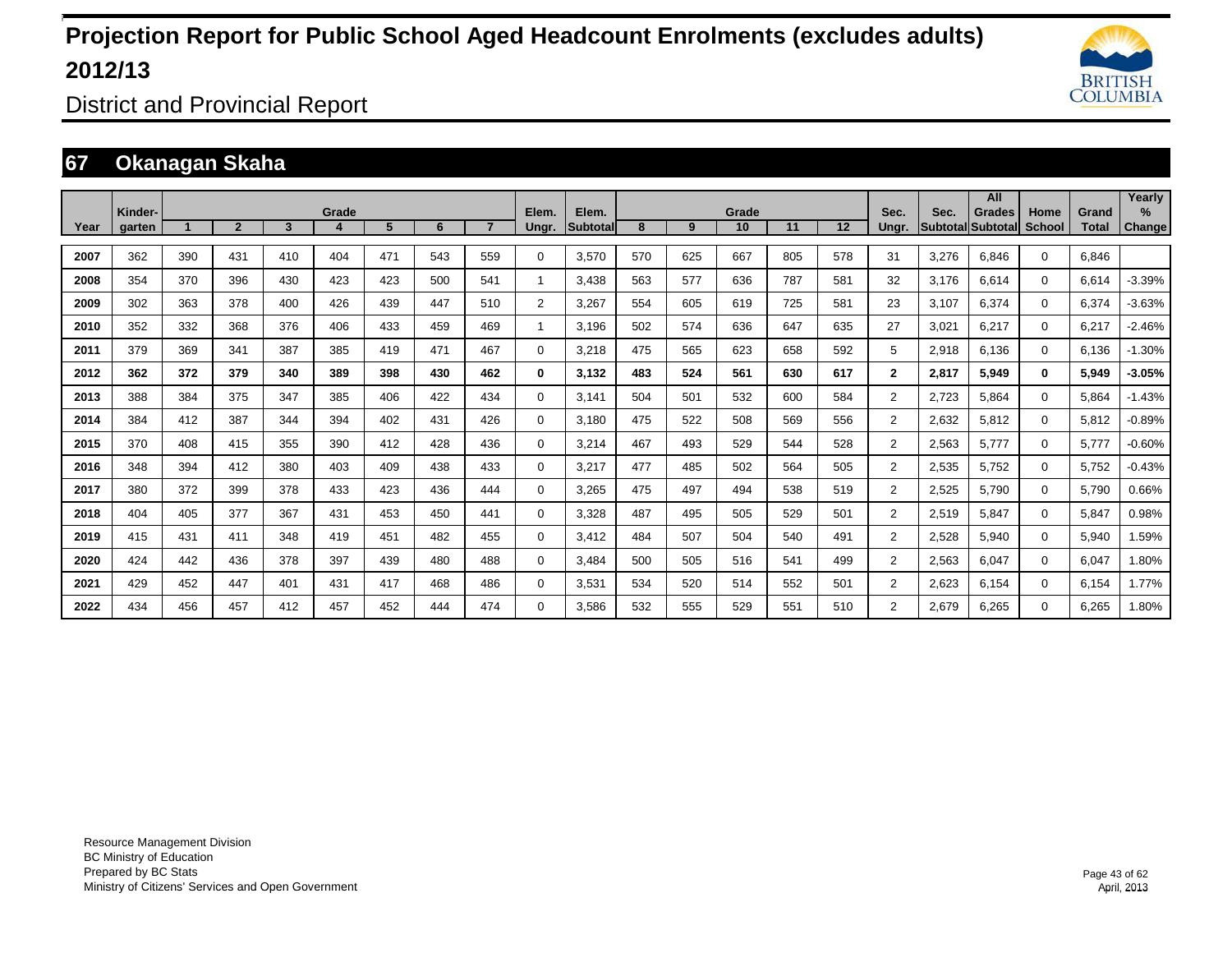# Projection Report for Public School Aged Headcount Enrolments (excludes adults) 2012/13

District and Provincial Report

## 67 Okanagan Skaha

| Year | Kinder-garten | Grade 1 | 2 | 3 | 4 | 5 | 6 | 7 | Elem. Ungr. | Elem. Subtotal | Grade 8 | 9 | 10 | 11 | 12 | Sec. Ungr. | Sec. Subtotal | All Grades Subtotal | Home School | Grand Total | Yearly % Change |
|---|---|---|---|---|---|---|---|---|---|---|---|---|---|---|---|---|---|---|---|---|---|
| 2007 | 362 | 390 | 431 | 410 | 404 | 471 | 543 | 559 | 0 | 3,570 | 570 | 625 | 667 | 805 | 578 | 31 | 3,276 | 6,846 | 0 | 6,846 | |
| 2008 | 354 | 370 | 396 | 430 | 423 | 423 | 500 | 541 | 1 | 3,438 | 563 | 577 | 636 | 787 | 581 | 32 | 3,176 | 6,614 | 0 | 6,614 | -3.39% |
| 2009 | 302 | 363 | 378 | 400 | 426 | 439 | 447 | 510 | 2 | 3,267 | 554 | 605 | 619 | 725 | 581 | 23 | 3,107 | 6,374 | 0 | 6,374 | -3.63% |
| 2010 | 352 | 332 | 368 | 376 | 406 | 433 | 459 | 469 | 1 | 3,196 | 502 | 574 | 636 | 647 | 635 | 27 | 3,021 | 6,217 | 0 | 6,217 | -2.46% |
| 2011 | 379 | 369 | 341 | 387 | 385 | 419 | 471 | 467 | 0 | 3,218 | 475 | 565 | 623 | 658 | 592 | 5 | 2,918 | 6,136 | 0 | 6,136 | -1.30% |
| **2012** | **362** | **372** | **379** | **340** | **389** | **398** | **430** | **462** | **0** | **3,132** | **483** | **524** | **561** | **630** | **617** | **2** | **2,817** | **5,949** | **0** | **5,949** | **-3.05%** |
| 2013 | 388 | 384 | 375 | 347 | 385 | 406 | 422 | 434 | 0 | 3,141 | 504 | 501 | 532 | 600 | 584 | 2 | 2,723 | 5,864 | 0 | 5,864 | -1.43% |
| 2014 | 384 | 412 | 387 | 344 | 394 | 402 | 431 | 426 | 0 | 3,180 | 475 | 522 | 508 | 569 | 556 | 2 | 2,632 | 5,812 | 0 | 5,812 | -0.89% |
| 2015 | 370 | 408 | 415 | 355 | 390 | 412 | 428 | 436 | 0 | 3,214 | 467 | 493 | 529 | 544 | 528 | 2 | 2,563 | 5,777 | 0 | 5,777 | -0.60% |
| 2016 | 348 | 394 | 412 | 380 | 403 | 409 | 438 | 433 | 0 | 3,217 | 477 | 485 | 502 | 564 | 505 | 2 | 2,535 | 5,752 | 0 | 5,752 | -0.43% |
| 2017 | 380 | 372 | 399 | 378 | 433 | 423 | 436 | 444 | 0 | 3,265 | 475 | 497 | 494 | 538 | 519 | 2 | 2,525 | 5,790 | 0 | 5,790 | 0.66% |
| 2018 | 404 | 405 | 377 | 367 | 431 | 453 | 450 | 441 | 0 | 3,328 | 487 | 495 | 505 | 529 | 501 | 2 | 2,519 | 5,847 | 0 | 5,847 | 0.98% |
| 2019 | 415 | 431 | 411 | 348 | 419 | 451 | 482 | 455 | 0 | 3,412 | 484 | 507 | 504 | 540 | 491 | 2 | 2,528 | 5,940 | 0 | 5,940 | 1.59% |
| 2020 | 424 | 442 | 436 | 378 | 397 | 439 | 480 | 488 | 0 | 3,484 | 500 | 505 | 516 | 541 | 499 | 2 | 2,563 | 6,047 | 0 | 6,047 | 1.80% |
| 2021 | 429 | 452 | 447 | 401 | 431 | 417 | 468 | 486 | 0 | 3,531 | 534 | 520 | 514 | 552 | 501 | 2 | 2,623 | 6,154 | 0 | 6,154 | 1.77% |
| 2022 | 434 | 456 | 457 | 412 | 457 | 452 | 444 | 474 | 0 | 3,586 | 532 | 555 | 529 | 551 | 510 | 2 | 2,679 | 6,265 | 0 | 6,265 | 1.80% |

Resource Management Division
BC Ministry of Education
Prepared by BC Stats
Ministry of Citizens' Services and Open Government

April, 2013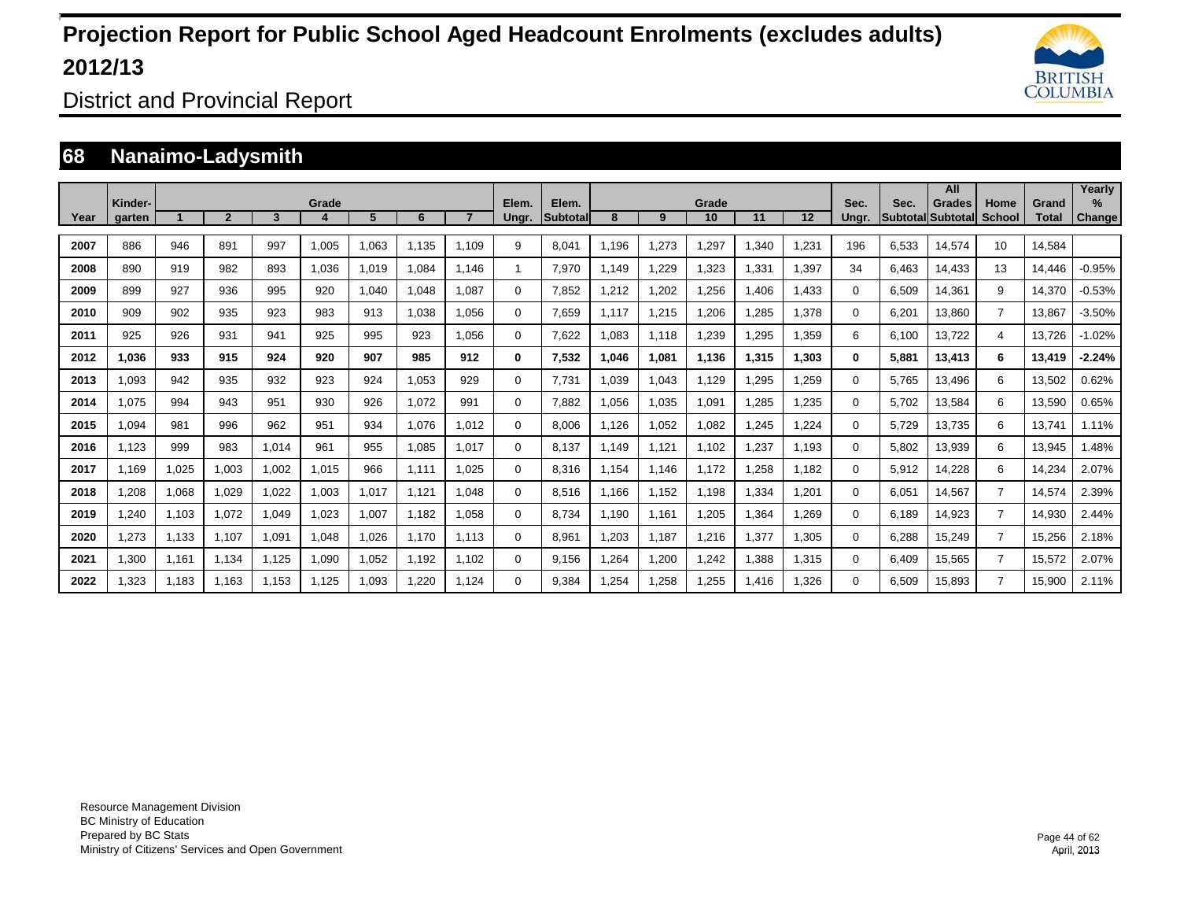# Projection Report for Public School Aged Headcount Enrolments (excludes adults) 2012/13

District and Provincial Report

## 68 Nanaimo-Ladysmith

| Year | Kinder-garten | Grade 1 | 2 | 3 | 4 | 5 | 6 | 7 | Elem. Ungr. | Elem. Subtotal | Grade 8 | 9 | 10 | 11 | 12 | Sec. Ungr. | Sec. Subtotal | All Grades Subtotal | Home School | Grand Total | Yearly % Change |
|---|---|---|---|---|---|---|---|---|---|---|---|---|---|---|---|---|---|---|---|---|---|
| 2007 | 886 | 946 | 891 | 997 | 1,005 | 1,063 | 1,135 | 1,109 | 9 | 8,041 | 1,196 | 1,273 | 1,297 | 1,340 | 1,231 | 196 | 6,533 | 14,574 | 10 | 14,584 | |
| 2008 | 890 | 919 | 982 | 893 | 1,036 | 1,019 | 1,084 | 1,146 | 1 | 7,970 | 1,149 | 1,229 | 1,323 | 1,331 | 1,397 | 34 | 6,463 | 14,433 | 13 | 14,446 | -0.95% |
| 2009 | 899 | 927 | 936 | 995 | 920 | 1,040 | 1,048 | 1,087 | 0 | 7,852 | 1,212 | 1,202 | 1,256 | 1,406 | 1,433 | 0 | 6,509 | 14,361 | 9 | 14,370 | -0.53% |
| 2010 | 909 | 902 | 935 | 923 | 983 | 913 | 1,038 | 1,056 | 0 | 7,659 | 1,117 | 1,215 | 1,206 | 1,285 | 1,378 | 0 | 6,201 | 13,860 | 7 | 13,867 | -3.50% |
| 2011 | 925 | 926 | 931 | 941 | 925 | 995 | 923 | 1,056 | 0 | 7,622 | 1,083 | 1,118 | 1,239 | 1,295 | 1,359 | 6 | 6,100 | 13,722 | 4 | 13,726 | -1.02% |
| **2012** | **1,036** | **933** | **915** | **924** | **920** | **907** | **985** | **912** | **0** | **7,532** | **1,046** | **1,081** | **1,136** | **1,315** | **1,303** | **0** | **5,881** | **13,413** | **6** | **13,419** | **-2.24%** |
| 2013 | 1,093 | 942 | 935 | 932 | 923 | 924 | 1,053 | 929 | 0 | 7,731 | 1,039 | 1,043 | 1,129 | 1,295 | 1,259 | 0 | 5,765 | 13,496 | 6 | 13,502 | 0.62% |
| 2014 | 1,075 | 994 | 943 | 951 | 930 | 926 | 1,072 | 991 | 0 | 7,882 | 1,056 | 1,035 | 1,091 | 1,285 | 1,235 | 0 | 5,702 | 13,584 | 6 | 13,590 | 0.65% |
| 2015 | 1,094 | 981 | 996 | 962 | 951 | 934 | 1,076 | 1,012 | 0 | 8,006 | 1,126 | 1,052 | 1,082 | 1,245 | 1,224 | 0 | 5,729 | 13,735 | 6 | 13,741 | 1.11% |
| 2016 | 1,123 | 999 | 983 | 1,014 | 961 | 955 | 1,085 | 1,017 | 0 | 8,137 | 1,149 | 1,121 | 1,102 | 1,237 | 1,193 | 0 | 5,802 | 13,939 | 6 | 13,945 | 1.48% |
| 2017 | 1,169 | 1,025 | 1,003 | 1,002 | 1,015 | 966 | 1,111 | 1,025 | 0 | 8,316 | 1,154 | 1,146 | 1,172 | 1,258 | 1,182 | 0 | 5,912 | 14,228 | 6 | 14,234 | 2.07% |
| 2018 | 1,208 | 1,068 | 1,029 | 1,022 | 1,003 | 1,017 | 1,121 | 1,048 | 0 | 8,516 | 1,166 | 1,152 | 1,198 | 1,334 | 1,201 | 0 | 6,051 | 14,567 | 7 | 14,574 | 2.39% |
| 2019 | 1,240 | 1,103 | 1,072 | 1,049 | 1,023 | 1,007 | 1,182 | 1,058 | 0 | 8,734 | 1,190 | 1,161 | 1,205 | 1,364 | 1,269 | 0 | 6,189 | 14,923 | 7 | 14,930 | 2.44% |
| 2020 | 1,273 | 1,133 | 1,107 | 1,091 | 1,048 | 1,026 | 1,170 | 1,113 | 0 | 8,961 | 1,203 | 1,187 | 1,216 | 1,377 | 1,305 | 0 | 6,288 | 15,249 | 7 | 15,256 | 2.18% |
| 2021 | 1,300 | 1,161 | 1,134 | 1,125 | 1,090 | 1,052 | 1,192 | 1,102 | 0 | 9,156 | 1,264 | 1,200 | 1,242 | 1,388 | 1,315 | 0 | 6,409 | 15,565 | 7 | 15,572 | 2.07% |
| 2022 | 1,323 | 1,183 | 1,163 | 1,153 | 1,125 | 1,093 | 1,220 | 1,124 | 0 | 9,384 | 1,254 | 1,258 | 1,255 | 1,416 | 1,326 | 0 | 6,509 | 15,893 | 7 | 15,900 | 2.11% |

Resource Management Division
BC Ministry of Education
Prepared by BC Stats
Ministry of Citizens' Services and Open Government

April, 2013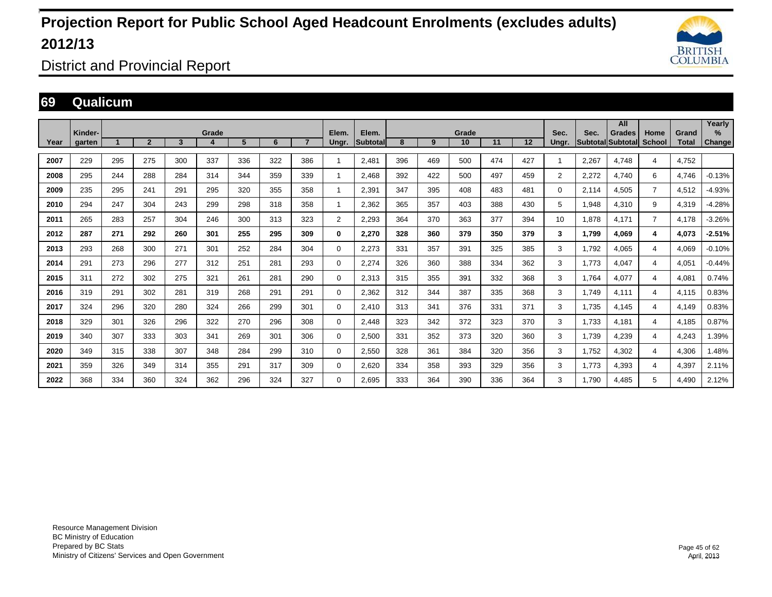# Projection Report for Public School Aged Headcount Enrolments (excludes adults) 2012/13

## District and Provincial Report

## 69 Qualicum

| Year | Kinder-garten | Grade 1 | 2 | 3 | 4 | 5 | 6 | 7 | Elem. Ungr. | Elem. Subtotal | Grade 8 | 9 | 10 | 11 | 12 | Sec. Ungr. | Sec. Subtotal | All Grades Subtotal | Home School | Grand Total | Yearly % Change |
|---|---|---|---|---|---|---|---|---|---|---|---|---|---|---|---|---|---|---|---|---|---|
| 2007 | 229 | 295 | 275 | 300 | 337 | 336 | 322 | 386 | 1 | 2,481 | 396 | 469 | 500 | 474 | 427 | 1 | 2,267 | 4,748 | 4 | 4,752 | |
| 2008 | 295 | 244 | 288 | 284 | 314 | 344 | 359 | 339 | 1 | 2,468 | 392 | 422 | 500 | 497 | 459 | 2 | 2,272 | 4,740 | 6 | 4,746 | -0.13% |
| 2009 | 235 | 295 | 241 | 291 | 295 | 320 | 355 | 358 | 1 | 2,391 | 347 | 395 | 408 | 483 | 481 | 0 | 2,114 | 4,505 | 7 | 4,512 | -4.93% |
| 2010 | 294 | 247 | 304 | 243 | 299 | 298 | 318 | 358 | 1 | 2,362 | 365 | 357 | 403 | 388 | 430 | 5 | 1,948 | 4,310 | 9 | 4,319 | -4.28% |
| 2011 | 265 | 283 | 257 | 304 | 246 | 300 | 313 | 323 | 2 | 2,293 | 364 | 370 | 363 | 377 | 394 | 10 | 1,878 | 4,171 | 7 | 4,178 | -3.26% |
| **2012** | **287** | **271** | **292** | **260** | **301** | **255** | **295** | **309** | **0** | **2,270** | **328** | **360** | **379** | **350** | **379** | **3** | **1,799** | **4,069** | **4** | **4,073** | **-2.51%** |
| 2013 | 293 | 268 | 300 | 271 | 301 | 252 | 284 | 304 | 0 | 2,273 | 331 | 357 | 391 | 325 | 385 | 3 | 1,792 | 4,065 | 4 | 4,069 | -0.10% |
| 2014 | 291 | 273 | 296 | 277 | 312 | 251 | 281 | 293 | 0 | 2,274 | 326 | 360 | 388 | 334 | 362 | 3 | 1,773 | 4,047 | 4 | 4,051 | -0.44% |
| 2015 | 311 | 272 | 302 | 275 | 321 | 261 | 281 | 290 | 0 | 2,313 | 315 | 355 | 391 | 332 | 368 | 3 | 1,764 | 4,077 | 4 | 4,081 | 0.74% |
| 2016 | 319 | 291 | 302 | 281 | 319 | 268 | 291 | 291 | 0 | 2,362 | 312 | 344 | 387 | 335 | 368 | 3 | 1,749 | 4,111 | 4 | 4,115 | 0.83% |
| 2017 | 324 | 296 | 320 | 280 | 324 | 266 | 299 | 301 | 0 | 2,410 | 313 | 341 | 376 | 331 | 371 | 3 | 1,735 | 4,145 | 4 | 4,149 | 0.83% |
| 2018 | 329 | 301 | 326 | 296 | 322 | 270 | 296 | 308 | 0 | 2,448 | 323 | 342 | 372 | 323 | 370 | 3 | 1,733 | 4,181 | 4 | 4,185 | 0.87% |
| 2019 | 340 | 307 | 333 | 303 | 341 | 269 | 301 | 306 | 0 | 2,500 | 331 | 352 | 373 | 320 | 360 | 3 | 1,739 | 4,239 | 4 | 4,243 | 1.39% |
| 2020 | 349 | 315 | 338 | 307 | 348 | 284 | 299 | 310 | 0 | 2,550 | 328 | 361 | 384 | 320 | 356 | 3 | 1,752 | 4,302 | 4 | 4,306 | 1.48% |
| 2021 | 359 | 326 | 349 | 314 | 355 | 291 | 317 | 309 | 0 | 2,620 | 334 | 358 | 393 | 329 | 356 | 3 | 1,773 | 4,393 | 4 | 4,397 | 2.11% |
| 2022 | 368 | 334 | 360 | 324 | 362 | 296 | 324 | 327 | 0 | 2,695 | 333 | 364 | 390 | 336 | 364 | 3 | 1,790 | 4,485 | 5 | 4,490 | 2.12% |

Resource Management Division
BC Ministry of Education
Prepared by BC Stats
Ministry of Citizens' Services and Open Government

April, 2013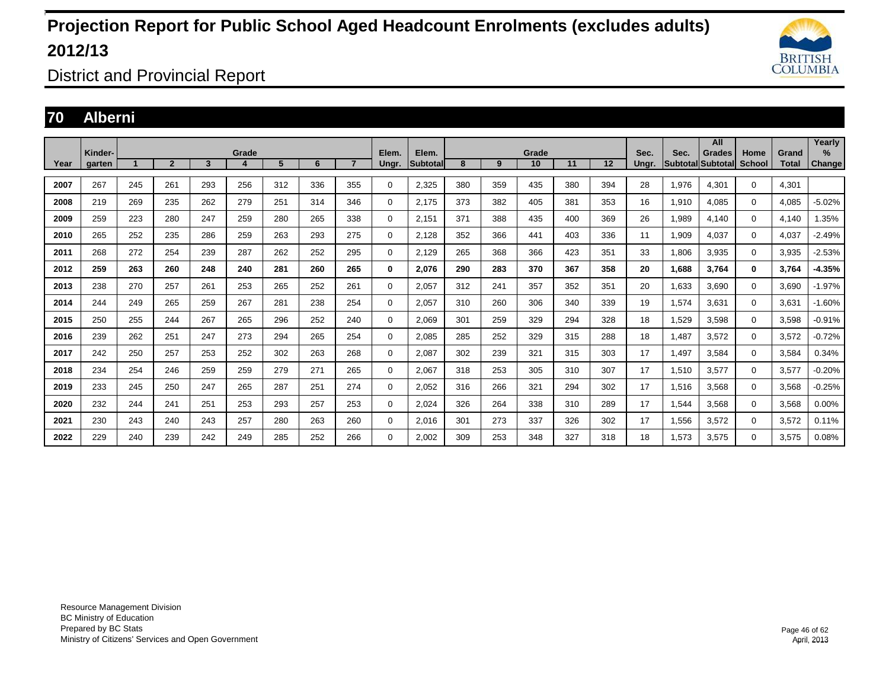# Projection Report for Public School Aged Headcount Enrolments (excludes adults) 2012/13

## District and Provincial Report

### 70 Alberni

| Year | Kinder-garten | Grade 1 | 2 | 3 | 4 | 5 | 6 | 7 | Elem. Ungr. | Elem. Subtotal | 8 | 9 | 10 | 11 | 12 | Sec. Ungr. | Sec. Subtotal | All Grades Subtotal | Home School | Grand Total | Yearly % Change |
|---|---|---|---|---|---|---|---|---|---|---|---|---|---|---|---|---|---|---|---|---|---|
| 2007 | 267 | 245 | 261 | 293 | 256 | 312 | 336 | 355 | 0 | 2,325 | 380 | 359 | 435 | 380 | 394 | 28 | 1,976 | 4,301 | 0 | 4,301 | |
| 2008 | 219 | 269 | 235 | 262 | 279 | 251 | 314 | 346 | 0 | 2,175 | 373 | 382 | 405 | 381 | 353 | 16 | 1,910 | 4,085 | 0 | 4,085 | -5.02% |
| 2009 | 259 | 223 | 280 | 247 | 259 | 280 | 265 | 338 | 0 | 2,151 | 371 | 388 | 435 | 400 | 369 | 26 | 1,989 | 4,140 | 0 | 4,140 | 1.35% |
| 2010 | 265 | 252 | 235 | 286 | 259 | 263 | 293 | 275 | 0 | 2,128 | 352 | 366 | 441 | 403 | 336 | 11 | 1,909 | 4,037 | 0 | 4,037 | -2.49% |
| 2011 | 268 | 272 | 254 | 239 | 287 | 262 | 252 | 295 | 0 | 2,129 | 265 | 368 | 366 | 423 | 351 | 33 | 1,806 | 3,935 | 0 | 3,935 | -2.53% |
| **2012** | **259** | **263** | **260** | **248** | **240** | **281** | **260** | **265** | **0** | **2,076** | **290** | **283** | **370** | **367** | **358** | **20** | **1,688** | **3,764** | **0** | **3,764** | **-4.35%** |
| 2013 | 238 | 270 | 257 | 261 | 253 | 265 | 252 | 261 | 0 | 2,057 | 312 | 241 | 357 | 352 | 351 | 20 | 1,633 | 3,690 | 0 | 3,690 | -1.97% |
| 2014 | 244 | 249 | 265 | 259 | 267 | 281 | 238 | 254 | 0 | 2,057 | 310 | 260 | 306 | 340 | 339 | 19 | 1,574 | 3,631 | 0 | 3,631 | -1.60% |
| 2015 | 250 | 255 | 244 | 267 | 265 | 296 | 252 | 240 | 0 | 2,069 | 301 | 259 | 329 | 294 | 328 | 18 | 1,529 | 3,598 | 0 | 3,598 | -0.91% |
| 2016 | 239 | 262 | 251 | 247 | 273 | 294 | 265 | 254 | 0 | 2,085 | 285 | 252 | 329 | 315 | 288 | 18 | 1,487 | 3,572 | 0 | 3,572 | -0.72% |
| 2017 | 242 | 250 | 257 | 253 | 252 | 302 | 263 | 268 | 0 | 2,087 | 302 | 239 | 321 | 315 | 303 | 17 | 1,497 | 3,584 | 0 | 3,584 | 0.34% |
| 2018 | 234 | 254 | 246 | 259 | 259 | 279 | 271 | 265 | 0 | 2,067 | 318 | 253 | 305 | 310 | 307 | 17 | 1,510 | 3,577 | 0 | 3,577 | -0.20% |
| 2019 | 233 | 245 | 250 | 247 | 265 | 287 | 251 | 274 | 0 | 2,052 | 316 | 266 | 321 | 294 | 302 | 17 | 1,516 | 3,568 | 0 | 3,568 | -0.25% |
| 2020 | 232 | 244 | 241 | 251 | 253 | 293 | 257 | 253 | 0 | 2,024 | 326 | 264 | 338 | 310 | 289 | 17 | 1,544 | 3,568 | 0 | 3,568 | 0.00% |
| 2021 | 230 | 243 | 240 | 243 | 257 | 280 | 263 | 260 | 0 | 2,016 | 301 | 273 | 337 | 326 | 302 | 17 | 1,556 | 3,572 | 0 | 3,572 | 0.11% |
| 2022 | 229 | 240 | 239 | 242 | 249 | 285 | 252 | 266 | 0 | 2,002 | 309 | 253 | 348 | 327 | 318 | 18 | 1,573 | 3,575 | 0 | 3,575 | 0.08% |

Resource Management Division
BC Ministry of Education
Prepared by BC Stats
Ministry of Citizens' Services and Open Government

April, 2013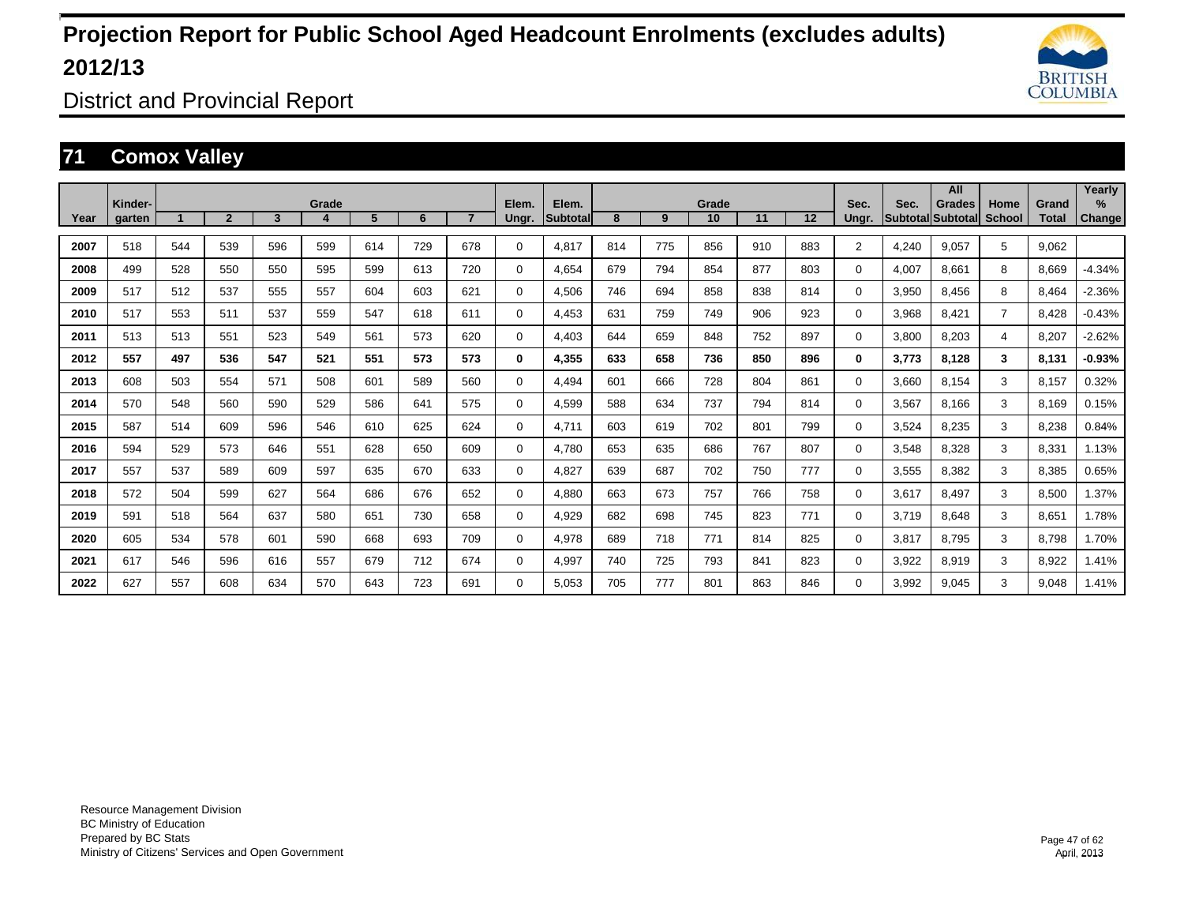# Projection Report for Public School Aged Headcount Enrolments (excludes adults) 2012/13

## District and Provincial Report

### 71 Comox Valley

| Year | Kinder-garten | Grade 1 | 2 | 3 | 4 | 5 | 6 | 7 | Elem. Ungr. | Elem. Subtotal | Grade 8 | 9 | 10 | 11 | 12 | Sec. Ungr. | Sec. Subtotal | All Grades Subtotal | Home School | Grand Total | Yearly % Change |
|---|---|---|---|---|---|---|---|---|---|---|---|---|---|---|---|---|---|---|---|---|---|
| 2007 | 518 | 544 | 539 | 596 | 599 | 614 | 729 | 678 | 0 | 4,817 | 814 | 775 | 856 | 910 | 883 | 2 | 4,240 | 9,057 | 5 | 9,062 | |
| 2008 | 499 | 528 | 550 | 550 | 595 | 599 | 613 | 720 | 0 | 4,654 | 679 | 794 | 854 | 877 | 803 | 0 | 4,007 | 8,661 | 8 | 8,669 | -4.34% |
| 2009 | 517 | 512 | 537 | 555 | 557 | 604 | 603 | 621 | 0 | 4,506 | 746 | 694 | 858 | 838 | 814 | 0 | 3,950 | 8,456 | 8 | 8,464 | -2.36% |
| 2010 | 517 | 553 | 511 | 537 | 559 | 547 | 618 | 611 | 0 | 4,453 | 631 | 759 | 749 | 906 | 923 | 0 | 3,968 | 8,421 | 7 | 8,428 | -0.43% |
| 2011 | 513 | 513 | 551 | 523 | 549 | 561 | 573 | 620 | 0 | 4,403 | 644 | 659 | 848 | 752 | 897 | 0 | 3,800 | 8,203 | 4 | 8,207 | -2.62% |
| **2012** | **557** | **497** | **536** | **547** | **521** | **551** | **573** | **573** | **0** | **4,355** | **633** | **658** | **736** | **850** | **896** | **0** | **3,773** | **8,128** | **3** | **8,131** | **-0.93%** |
| 2013 | 608 | 503 | 554 | 571 | 508 | 601 | 589 | 560 | 0 | 4,494 | 601 | 666 | 728 | 804 | 861 | 0 | 3,660 | 8,154 | 3 | 8,157 | 0.32% |
| 2014 | 570 | 548 | 560 | 590 | 529 | 586 | 641 | 575 | 0 | 4,599 | 588 | 634 | 737 | 794 | 814 | 0 | 3,567 | 8,166 | 3 | 8,169 | 0.15% |
| 2015 | 587 | 514 | 609 | 596 | 546 | 610 | 625 | 624 | 0 | 4,711 | 603 | 619 | 702 | 801 | 799 | 0 | 3,524 | 8,235 | 3 | 8,238 | 0.84% |
| 2016 | 594 | 529 | 573 | 646 | 551 | 628 | 650 | 609 | 0 | 4,780 | 653 | 635 | 686 | 767 | 807 | 0 | 3,548 | 8,328 | 3 | 8,331 | 1.13% |
| 2017 | 557 | 537 | 589 | 609 | 597 | 635 | 670 | 633 | 0 | 4,827 | 639 | 687 | 702 | 750 | 777 | 0 | 3,555 | 8,382 | 3 | 8,385 | 0.65% |
| 2018 | 572 | 504 | 599 | 627 | 564 | 686 | 676 | 652 | 0 | 4,880 | 663 | 673 | 757 | 766 | 758 | 0 | 3,617 | 8,497 | 3 | 8,500 | 1.37% |
| 2019 | 591 | 518 | 564 | 637 | 580 | 651 | 730 | 658 | 0 | 4,929 | 682 | 698 | 745 | 823 | 771 | 0 | 3,719 | 8,648 | 3 | 8,651 | 1.78% |
| 2020 | 605 | 534 | 578 | 601 | 590 | 668 | 693 | 709 | 0 | 4,978 | 689 | 718 | 771 | 814 | 825 | 0 | 3,817 | 8,795 | 3 | 8,798 | 1.70% |
| 2021 | 617 | 546 | 596 | 616 | 557 | 679 | 712 | 674 | 0 | 4,997 | 740 | 725 | 793 | 841 | 823 | 0 | 3,922 | 8,919 | 3 | 8,922 | 1.41% |
| 2022 | 627 | 557 | 608 | 634 | 570 | 643 | 723 | 691 | 0 | 5,053 | 705 | 777 | 801 | 863 | 846 | 0 | 3,992 | 9,045 | 3 | 9,048 | 1.41% |

Resource Management Division
BC Ministry of Education
Prepared by BC Stats
Ministry of Citizens' Services and Open Government

April, 2013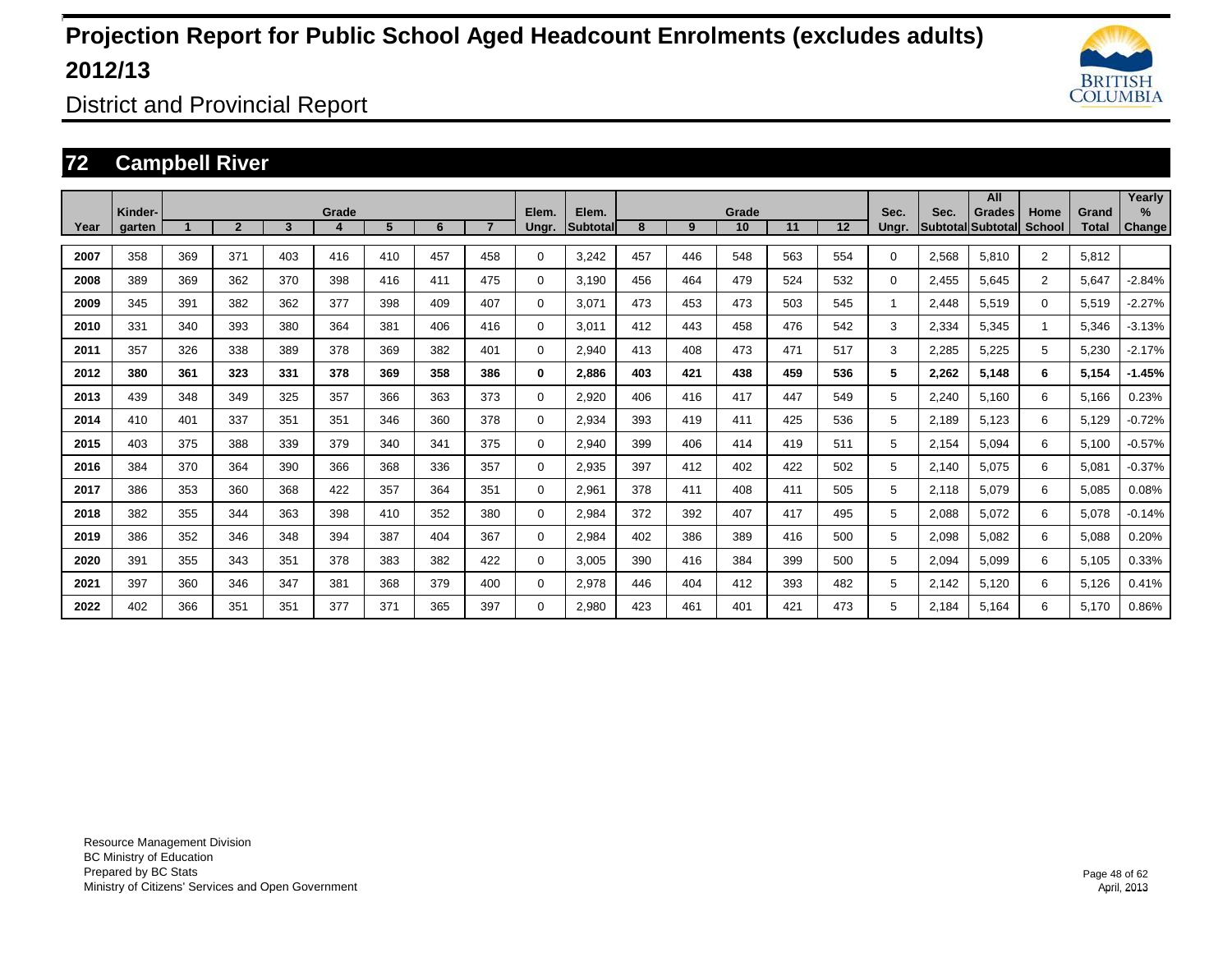# Projection Report for Public School Aged Headcount Enrolments (excludes adults) 2012/13

District and Provincial Report

## 72 Campbell River

| Year | Kinder-garten | Grade 1 | 2 | 3 | 4 | 5 | 6 | 7 | Elem. Ungr. | Elem. Subtotal | Grade 8 | 9 | 10 | 11 | 12 | Sec. Ungr. | Sec. Subtotal | All Grades Subtotal | Home School | Grand Total | Yearly % Change |
|---|---|---|---|---|---|---|---|---|---|---|---|---|---|---|---|---|---|---|---|---|---|
| 2007 | 358 | 369 | 371 | 403 | 416 | 410 | 457 | 458 | 0 | 3,242 | 457 | 446 | 548 | 563 | 554 | 0 | 2,568 | 5,810 | 2 | 5,812 | |
| 2008 | 389 | 369 | 362 | 370 | 398 | 416 | 411 | 475 | 0 | 3,190 | 456 | 464 | 479 | 524 | 532 | 0 | 2,455 | 5,645 | 2 | 5,647 | -2.84% |
| 2009 | 345 | 391 | 382 | 362 | 377 | 398 | 409 | 407 | 0 | 3,071 | 473 | 453 | 473 | 503 | 545 | 1 | 2,448 | 5,519 | 0 | 5,519 | -2.27% |
| 2010 | 331 | 340 | 393 | 380 | 364 | 381 | 406 | 416 | 0 | 3,011 | 412 | 443 | 458 | 476 | 542 | 3 | 2,334 | 5,345 | 1 | 5,346 | -3.13% |
| 2011 | 357 | 326 | 338 | 389 | 378 | 369 | 382 | 401 | 0 | 2,940 | 413 | 408 | 473 | 471 | 517 | 3 | 2,285 | 5,225 | 5 | 5,230 | -2.17% |
| **2012** | **380** | **361** | **323** | **331** | **378** | **369** | **358** | **386** | **0** | **2,886** | **403** | **421** | **438** | **459** | **536** | **5** | **2,262** | **5,148** | **6** | **5,154** | **-1.45%** |
| 2013 | 439 | 348 | 349 | 325 | 357 | 366 | 363 | 373 | 0 | 2,920 | 406 | 416 | 417 | 447 | 549 | 5 | 2,240 | 5,160 | 6 | 5,166 | 0.23% |
| 2014 | 410 | 401 | 337 | 351 | 351 | 346 | 360 | 378 | 0 | 2,934 | 393 | 419 | 411 | 425 | 536 | 5 | 2,189 | 5,123 | 6 | 5,129 | -0.72% |
| 2015 | 403 | 375 | 388 | 339 | 379 | 340 | 341 | 375 | 0 | 2,940 | 399 | 406 | 414 | 419 | 511 | 5 | 2,154 | 5,094 | 6 | 5,100 | -0.57% |
| 2016 | 384 | 370 | 364 | 390 | 366 | 368 | 336 | 357 | 0 | 2,935 | 397 | 412 | 402 | 422 | 502 | 5 | 2,140 | 5,075 | 6 | 5,081 | -0.37% |
| 2017 | 386 | 353 | 360 | 368 | 422 | 357 | 364 | 351 | 0 | 2,961 | 378 | 411 | 408 | 411 | 505 | 5 | 2,118 | 5,079 | 6 | 5,085 | 0.08% |
| 2018 | 382 | 355 | 344 | 363 | 398 | 410 | 352 | 380 | 0 | 2,984 | 372 | 392 | 407 | 417 | 495 | 5 | 2,088 | 5,072 | 6 | 5,078 | -0.14% |
| 2019 | 386 | 352 | 346 | 348 | 394 | 387 | 404 | 367 | 0 | 2,984 | 402 | 386 | 389 | 416 | 500 | 5 | 2,098 | 5,082 | 6 | 5,088 | 0.20% |
| 2020 | 391 | 355 | 343 | 351 | 378 | 383 | 382 | 422 | 0 | 3,005 | 390 | 416 | 384 | 399 | 500 | 5 | 2,094 | 5,099 | 6 | 5,105 | 0.33% |
| 2021 | 397 | 360 | 346 | 347 | 381 | 368 | 379 | 400 | 0 | 2,978 | 446 | 404 | 412 | 393 | 482 | 5 | 2,142 | 5,120 | 6 | 5,126 | 0.41% |
| 2022 | 402 | 366 | 351 | 351 | 377 | 371 | 365 | 397 | 0 | 2,980 | 423 | 461 | 401 | 421 | 473 | 5 | 2,184 | 5,164 | 6 | 5,170 | 0.86% |

Resource Management Division
BC Ministry of Education
Prepared by BC Stats
Ministry of Citizens' Services and Open Government

April, 2013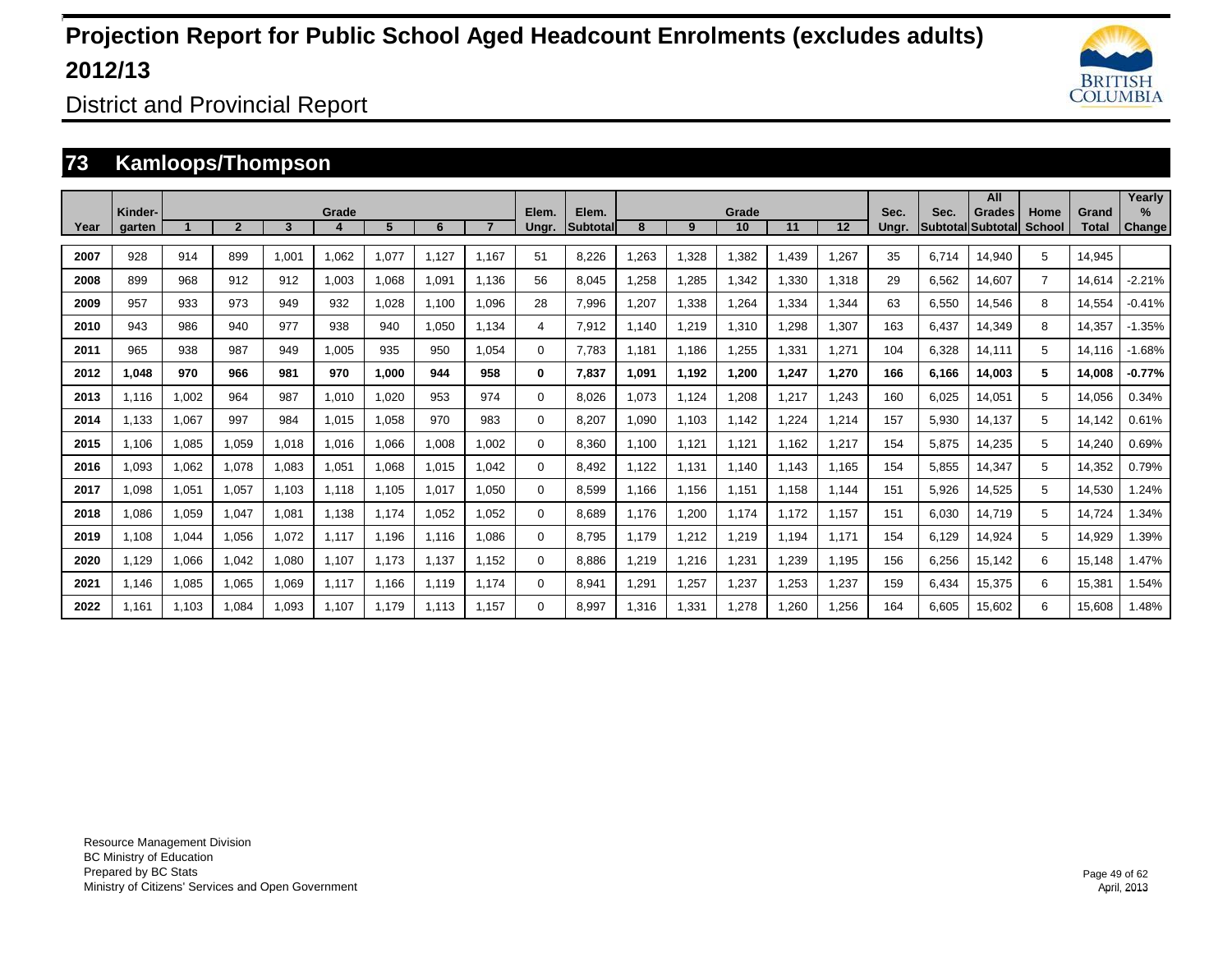# Projection Report for Public School Aged Headcount Enrolments (excludes adults) 2012/13

## District and Provincial Report

### 73 Kamloops/Thompson

| Year | Kinder-garten | Grade 1 | 2 | 3 | 4 | 5 | 6 | 7 | Elem. Ungr. | Elem. Subtotal | Grade 8 | 9 | 10 | 11 | 12 | Sec. Ungr. | Sec. Subtotal | All Grades Subtotal | Home School | Grand Total | Yearly % Change |
|---|---|---|---|---|---|---|---|---|---|---|---|---|---|---|---|---|---|---|---|---|---|
| 2007 | 928 | 914 | 899 | 1,001 | 1,062 | 1,077 | 1,127 | 1,167 | 51 | 8,226 | 1,263 | 1,328 | 1,382 | 1,439 | 1,267 | 35 | 6,714 | 14,940 | 5 | 14,945 | |
| 2008 | 899 | 968 | 912 | 912 | 1,003 | 1,068 | 1,091 | 1,136 | 56 | 8,045 | 1,258 | 1,285 | 1,342 | 1,330 | 1,318 | 29 | 6,562 | 14,607 | 7 | 14,614 | -2.21% |
| 2009 | 957 | 933 | 973 | 949 | 932 | 1,028 | 1,100 | 1,096 | 28 | 7,996 | 1,207 | 1,338 | 1,264 | 1,334 | 1,344 | 63 | 6,550 | 14,546 | 8 | 14,554 | -0.41% |
| 2010 | 943 | 986 | 940 | 977 | 938 | 940 | 1,050 | 1,134 | 4 | 7,912 | 1,140 | 1,219 | 1,310 | 1,298 | 1,307 | 163 | 6,437 | 14,349 | 8 | 14,357 | -1.35% |
| 2011 | 965 | 938 | 987 | 949 | 1,005 | 935 | 950 | 1,054 | 0 | 7,783 | 1,181 | 1,186 | 1,255 | 1,331 | 1,271 | 104 | 6,328 | 14,111 | 5 | 14,116 | -1.68% |
| **2012** | **1,048** | **970** | **966** | **981** | **970** | **1,000** | **944** | **958** | **0** | **7,837** | **1,091** | **1,192** | **1,200** | **1,247** | **1,270** | **166** | **6,166** | **14,003** | **5** | **14,008** | **-0.77%** |
| 2013 | 1,116 | 1,002 | 964 | 987 | 1,010 | 1,020 | 953 | 974 | 0 | 8,026 | 1,073 | 1,124 | 1,208 | 1,217 | 1,243 | 160 | 6,025 | 14,051 | 5 | 14,056 | 0.34% |
| 2014 | 1,133 | 1,067 | 997 | 984 | 1,015 | 1,058 | 970 | 983 | 0 | 8,207 | 1,090 | 1,103 | 1,142 | 1,224 | 1,214 | 157 | 5,930 | 14,137 | 5 | 14,142 | 0.61% |
| 2015 | 1,106 | 1,085 | 1,059 | 1,018 | 1,016 | 1,066 | 1,008 | 1,002 | 0 | 8,360 | 1,100 | 1,121 | 1,121 | 1,162 | 1,217 | 154 | 5,875 | 14,235 | 5 | 14,240 | 0.69% |
| 2016 | 1,093 | 1,062 | 1,078 | 1,083 | 1,051 | 1,068 | 1,015 | 1,042 | 0 | 8,492 | 1,122 | 1,131 | 1,140 | 1,143 | 1,165 | 154 | 5,855 | 14,347 | 5 | 14,352 | 0.79% |
| 2017 | 1,098 | 1,051 | 1,057 | 1,103 | 1,118 | 1,105 | 1,017 | 1,050 | 0 | 8,599 | 1,166 | 1,156 | 1,151 | 1,158 | 1,144 | 151 | 5,926 | 14,525 | 5 | 14,530 | 1.24% |
| 2018 | 1,086 | 1,059 | 1,047 | 1,081 | 1,138 | 1,174 | 1,052 | 1,052 | 0 | 8,689 | 1,176 | 1,200 | 1,174 | 1,172 | 1,157 | 151 | 6,030 | 14,719 | 5 | 14,724 | 1.34% |
| 2019 | 1,108 | 1,044 | 1,056 | 1,072 | 1,117 | 1,196 | 1,116 | 1,086 | 0 | 8,795 | 1,179 | 1,212 | 1,219 | 1,194 | 1,171 | 154 | 6,129 | 14,924 | 5 | 14,929 | 1.39% |
| 2020 | 1,129 | 1,066 | 1,042 | 1,080 | 1,107 | 1,173 | 1,137 | 1,152 | 0 | 8,886 | 1,219 | 1,216 | 1,231 | 1,239 | 1,195 | 156 | 6,256 | 15,142 | 6 | 15,148 | 1.47% |
| 2021 | 1,146 | 1,085 | 1,065 | 1,069 | 1,117 | 1,166 | 1,119 | 1,174 | 0 | 8,941 | 1,291 | 1,257 | 1,237 | 1,253 | 1,237 | 159 | 6,434 | 15,375 | 6 | 15,381 | 1.54% |
| 2022 | 1,161 | 1,103 | 1,084 | 1,093 | 1,107 | 1,179 | 1,113 | 1,157 | 0 | 8,997 | 1,316 | 1,331 | 1,278 | 1,260 | 1,256 | 164 | 6,605 | 15,602 | 6 | 15,608 | 1.48% |

Resource Management Division
BC Ministry of Education
Prepared by BC Stats
Ministry of Citizens' Services and Open Government

April, 2013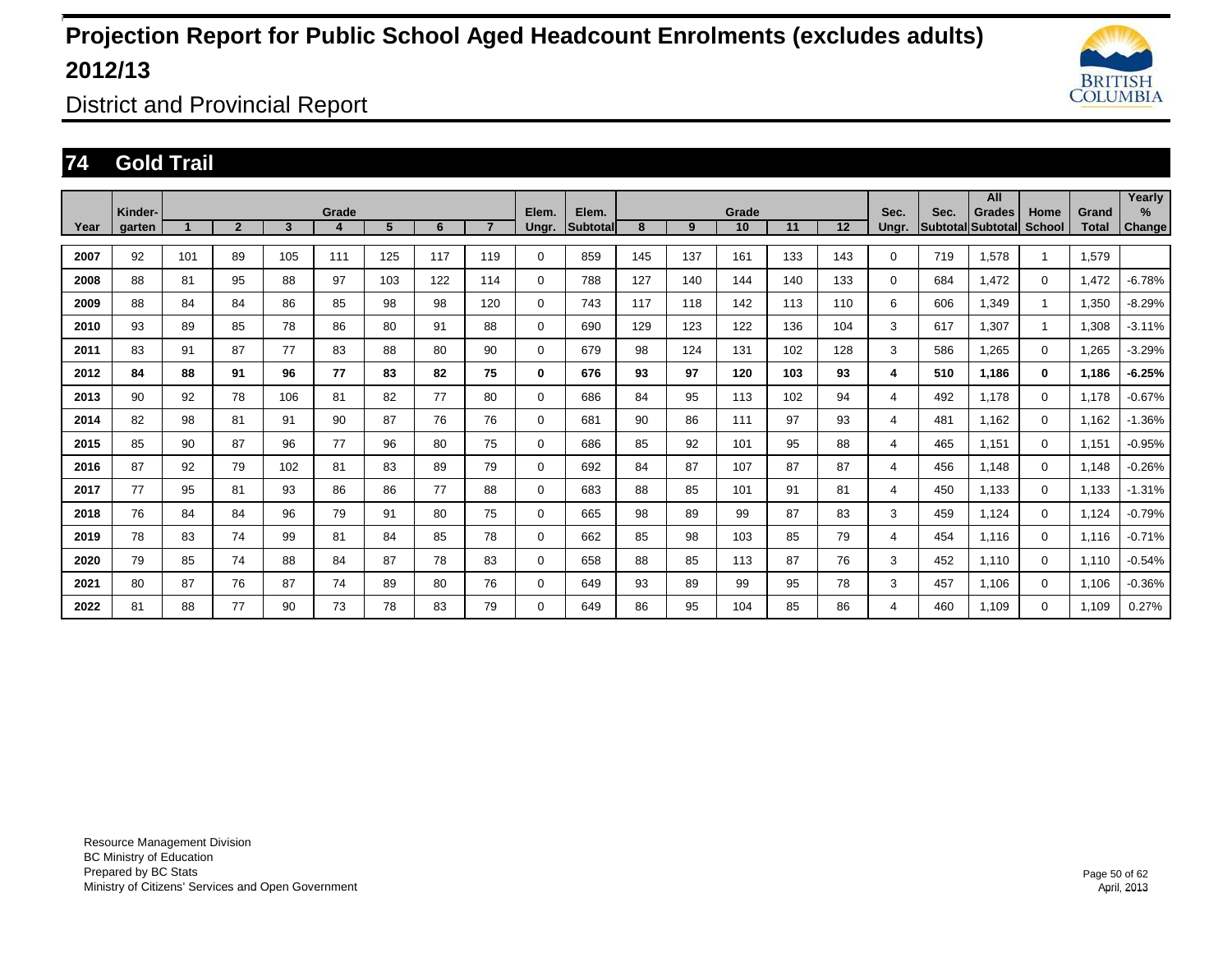# Projection Report for Public School Aged Headcount Enrolments (excludes adults) 2012/13

## District and Provincial Report

### 74 Gold Trail

| Year | Kinder-garten | Grade 1 | 2 | 3 | 4 | 5 | 6 | 7 | Elem. Ungr. | Elem. Subtotal | Grade 8 | 9 | 10 | 11 | 12 | Sec. Ungr. | Sec. Subtotal | All Grades Subtotal | Home School | Grand Total | Yearly % Change |
|---|---|---|---|---|---|---|---|---|---|---|---|---|---|---|---|---|---|---|---|---|---|
| 2007 | 92 | 101 | 89 | 105 | 111 | 125 | 117 | 119 | 0 | 859 | 145 | 137 | 161 | 133 | 143 | 0 | 719 | 1,578 | 1 | 1,579 | |
| 2008 | 88 | 81 | 95 | 88 | 97 | 103 | 122 | 114 | 0 | 788 | 127 | 140 | 144 | 140 | 133 | 0 | 684 | 1,472 | 0 | 1,472 | -6.78% |
| 2009 | 88 | 84 | 84 | 86 | 85 | 98 | 98 | 120 | 0 | 743 | 117 | 118 | 142 | 113 | 110 | 6 | 606 | 1,349 | 1 | 1,350 | -8.29% |
| 2010 | 93 | 89 | 85 | 78 | 86 | 80 | 91 | 88 | 0 | 690 | 129 | 123 | 122 | 136 | 104 | 3 | 617 | 1,307 | 1 | 1,308 | -3.11% |
| 2011 | 83 | 91 | 87 | 77 | 83 | 88 | 80 | 90 | 0 | 679 | 98 | 124 | 131 | 102 | 128 | 3 | 586 | 1,265 | 0 | 1,265 | -3.29% |
| **2012** | **84** | **88** | **91** | **96** | **77** | **83** | **82** | **75** | **0** | **676** | **93** | **97** | **120** | **103** | **93** | **4** | **510** | **1,186** | **0** | **1,186** | **-6.25%** |
| 2013 | 90 | 92 | 78 | 106 | 81 | 82 | 77 | 80 | 0 | 686 | 84 | 95 | 113 | 102 | 94 | 4 | 492 | 1,178 | 0 | 1,178 | -0.67% |
| 2014 | 82 | 98 | 81 | 91 | 90 | 87 | 76 | 76 | 0 | 681 | 90 | 86 | 111 | 97 | 93 | 4 | 481 | 1,162 | 0 | 1,162 | -1.36% |
| 2015 | 85 | 90 | 87 | 96 | 77 | 96 | 80 | 75 | 0 | 686 | 85 | 92 | 101 | 95 | 88 | 4 | 465 | 1,151 | 0 | 1,151 | -0.95% |
| 2016 | 87 | 92 | 79 | 102 | 81 | 83 | 89 | 79 | 0 | 692 | 84 | 87 | 107 | 87 | 87 | 4 | 456 | 1,148 | 0 | 1,148 | -0.26% |
| 2017 | 77 | 95 | 81 | 93 | 86 | 86 | 77 | 88 | 0 | 683 | 88 | 85 | 101 | 91 | 81 | 4 | 450 | 1,133 | 0 | 1,133 | -1.31% |
| 2018 | 76 | 84 | 84 | 96 | 79 | 91 | 80 | 75 | 0 | 665 | 98 | 89 | 99 | 87 | 83 | 3 | 459 | 1,124 | 0 | 1,124 | -0.79% |
| 2019 | 78 | 83 | 74 | 99 | 81 | 84 | 85 | 78 | 0 | 662 | 85 | 98 | 103 | 85 | 79 | 4 | 454 | 1,116 | 0 | 1,116 | -0.71% |
| 2020 | 79 | 85 | 74 | 88 | 84 | 87 | 78 | 83 | 0 | 658 | 88 | 85 | 113 | 87 | 76 | 3 | 452 | 1,110 | 0 | 1,110 | -0.54% |
| 2021 | 80 | 87 | 76 | 87 | 74 | 89 | 80 | 76 | 0 | 649 | 93 | 89 | 99 | 95 | 78 | 3 | 457 | 1,106 | 0 | 1,106 | -0.36% |
| 2022 | 81 | 88 | 77 | 90 | 73 | 78 | 83 | 79 | 0 | 649 | 86 | 95 | 104 | 85 | 86 | 4 | 460 | 1,109 | 0 | 1,109 | 0.27% |

Resource Management Division
BC Ministry of Education
Prepared by BC Stats
Ministry of Citizens' Services and Open Government

April, 2013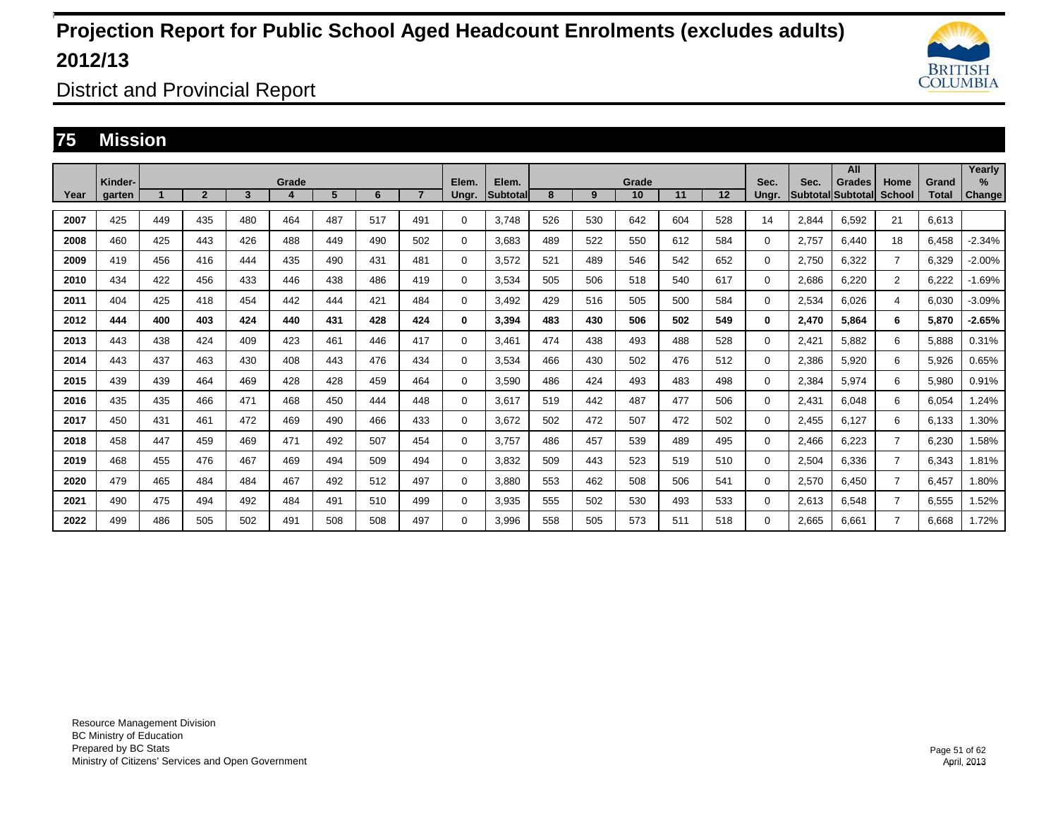# Projection Report for Public School Aged Headcount Enrolments (excludes adults) 2012/13

District and Provincial Report

## 75 Mission

| Year | Kinder-garten | Grade 1 | 2 | 3 | 4 | 5 | 6 | 7 | Elem. Ungr. | Elem. Subtotal | Grade 8 | 9 | 10 | 11 | 12 | Sec. Ungr. | Sec. Subtotal | All Grades Subtotal | Home School | Grand Total | Yearly % Change |
|---|---|---|---|---|---|---|---|---|---|---|---|---|---|---|---|---|---|---|---|---|---|
| 2007 | 425 | 449 | 435 | 480 | 464 | 487 | 517 | 491 | 0 | 3,748 | 526 | 530 | 642 | 604 | 528 | 14 | 2,844 | 6,592 | 21 | 6,613 | |
| 2008 | 460 | 425 | 443 | 426 | 488 | 449 | 490 | 502 | 0 | 3,683 | 489 | 522 | 550 | 612 | 584 | 0 | 2,757 | 6,440 | 18 | 6,458 | -2.34% |
| 2009 | 419 | 456 | 416 | 444 | 435 | 490 | 431 | 481 | 0 | 3,572 | 521 | 489 | 546 | 542 | 652 | 0 | 2,750 | 6,322 | 7 | 6,329 | -2.00% |
| 2010 | 434 | 422 | 456 | 433 | 446 | 438 | 486 | 419 | 0 | 3,534 | 505 | 506 | 518 | 540 | 617 | 0 | 2,686 | 6,220 | 2 | 6,222 | -1.69% |
| 2011 | 404 | 425 | 418 | 454 | 442 | 444 | 421 | 484 | 0 | 3,492 | 429 | 516 | 505 | 500 | 584 | 0 | 2,534 | 6,026 | 4 | 6,030 | -3.09% |
| **2012** | **444** | **400** | **403** | **424** | **440** | **431** | **428** | **424** | **0** | **3,394** | **483** | **430** | **506** | **502** | **549** | **0** | **2,470** | **5,864** | **6** | **5,870** | **-2.65%** |
| 2013 | 443 | 438 | 424 | 409 | 423 | 461 | 446 | 417 | 0 | 3,461 | 474 | 438 | 493 | 488 | 528 | 0 | 2,421 | 5,882 | 6 | 5,888 | 0.31% |
| 2014 | 443 | 437 | 463 | 430 | 408 | 443 | 476 | 434 | 0 | 3,534 | 466 | 430 | 502 | 476 | 512 | 0 | 2,386 | 5,920 | 6 | 5,926 | 0.65% |
| 2015 | 439 | 439 | 464 | 469 | 428 | 428 | 459 | 464 | 0 | 3,590 | 486 | 424 | 493 | 483 | 498 | 0 | 2,384 | 5,974 | 6 | 5,980 | 0.91% |
| 2016 | 435 | 435 | 466 | 471 | 468 | 450 | 444 | 448 | 0 | 3,617 | 519 | 442 | 487 | 477 | 506 | 0 | 2,431 | 6,048 | 6 | 6,054 | 1.24% |
| 2017 | 450 | 431 | 461 | 472 | 469 | 490 | 466 | 433 | 0 | 3,672 | 502 | 472 | 507 | 472 | 502 | 0 | 2,455 | 6,127 | 6 | 6,133 | 1.30% |
| 2018 | 458 | 447 | 459 | 469 | 471 | 492 | 507 | 454 | 0 | 3,757 | 486 | 457 | 539 | 489 | 495 | 0 | 2,466 | 6,223 | 7 | 6,230 | 1.58% |
| 2019 | 468 | 455 | 476 | 467 | 469 | 494 | 509 | 494 | 0 | 3,832 | 509 | 443 | 523 | 519 | 510 | 0 | 2,504 | 6,336 | 7 | 6,343 | 1.81% |
| 2020 | 479 | 465 | 484 | 484 | 467 | 492 | 512 | 497 | 0 | 3,880 | 553 | 462 | 508 | 506 | 541 | 0 | 2,570 | 6,450 | 7 | 6,457 | 1.80% |
| 2021 | 490 | 475 | 494 | 492 | 484 | 491 | 510 | 499 | 0 | 3,935 | 555 | 502 | 530 | 493 | 533 | 0 | 2,613 | 6,548 | 7 | 6,555 | 1.52% |
| 2022 | 499 | 486 | 505 | 502 | 491 | 508 | 508 | 497 | 0 | 3,996 | 558 | 505 | 573 | 511 | 518 | 0 | 2,665 | 6,661 | 7 | 6,668 | 1.72% |

Resource Management Division
BC Ministry of Education
Prepared by BC Stats
Ministry of Citizens' Services and Open Government

April, 2013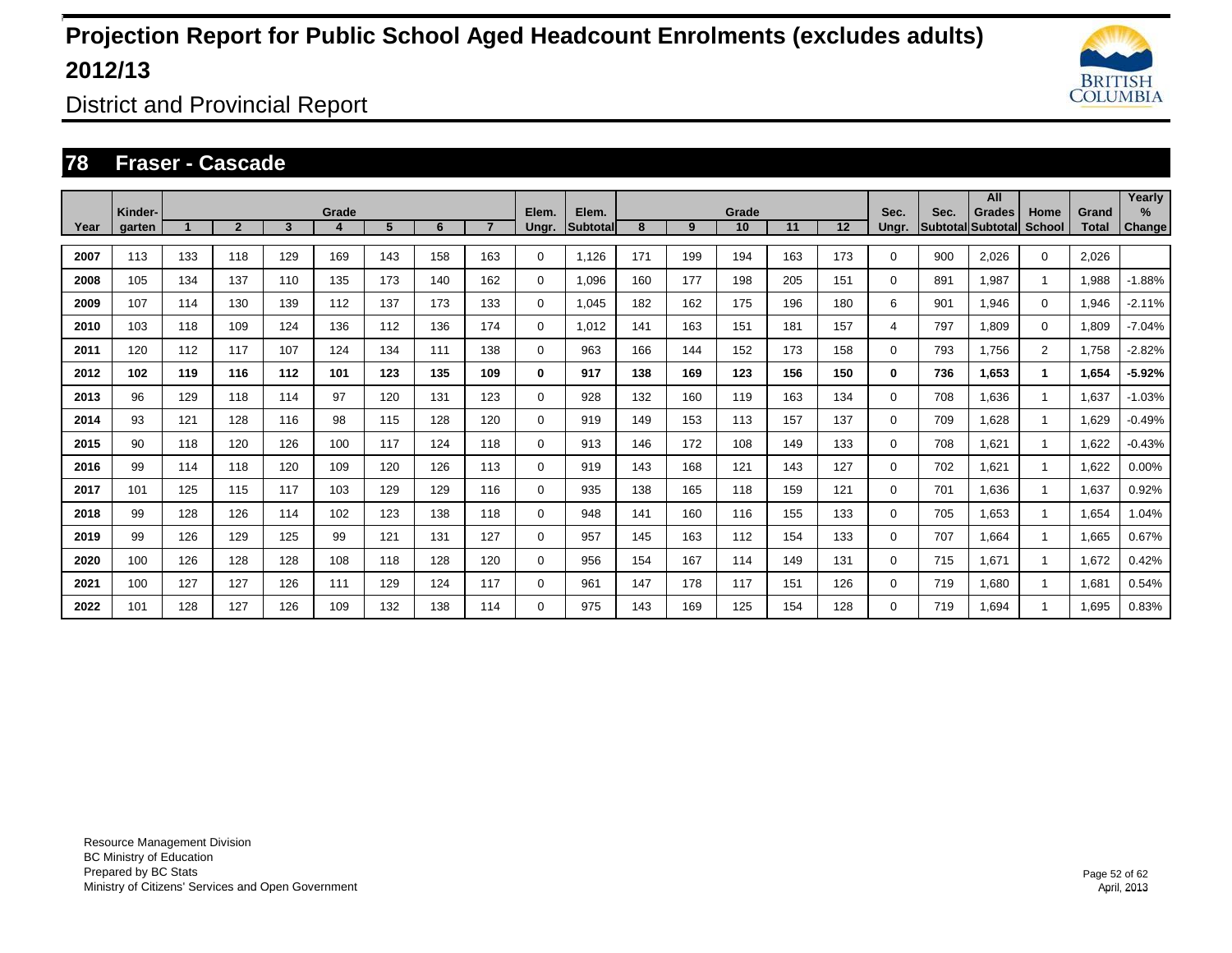# Projection Report for Public School Aged Headcount Enrolments (excludes adults) 2012/13

District and Provincial Report

## 78 Fraser - Cascade

| Year | Kinder-garten | Grade 1 | 2 | 3 | 4 | 5 | 6 | 7 | Elem. Ungr. | Elem. Subtotal | Grade 8 | 9 | 10 | 11 | 12 | Sec. Ungr. | Sec. Subtotal | All Grades Subtotal | Home School | Grand Total | Yearly % Change |
|---|---|---|---|---|---|---|---|---|---|---|---|---|---|---|---|---|---|---|---|---|---|
| 2007 | 113 | 133 | 118 | 129 | 169 | 143 | 158 | 163 | 0 | 1,126 | 171 | 199 | 194 | 163 | 173 | 0 | 900 | 2,026 | 0 | 2,026 | |
| 2008 | 105 | 134 | 137 | 110 | 135 | 173 | 140 | 162 | 0 | 1,096 | 160 | 177 | 198 | 205 | 151 | 0 | 891 | 1,987 | 1 | 1,988 | -1.88% |
| 2009 | 107 | 114 | 130 | 139 | 112 | 137 | 173 | 133 | 0 | 1,045 | 182 | 162 | 175 | 196 | 180 | 6 | 901 | 1,946 | 0 | 1,946 | -2.11% |
| 2010 | 103 | 118 | 109 | 124 | 136 | 112 | 136 | 174 | 0 | 1,012 | 141 | 163 | 151 | 181 | 157 | 4 | 797 | 1,809 | 0 | 1,809 | -7.04% |
| 2011 | 120 | 112 | 117 | 107 | 124 | 134 | 111 | 138 | 0 | 963 | 166 | 144 | 152 | 173 | 158 | 0 | 793 | 1,756 | 2 | 1,758 | -2.82% |
| **2012** | **102** | **119** | **116** | **112** | **101** | **123** | **135** | **109** | **0** | **917** | **138** | **169** | **123** | **156** | **150** | **0** | **736** | **1,653** | **1** | **1,654** | **-5.92%** |
| 2013 | 96 | 129 | 118 | 114 | 97 | 120 | 131 | 123 | 0 | 928 | 132 | 160 | 119 | 163 | 134 | 0 | 708 | 1,636 | 1 | 1,637 | -1.03% |
| 2014 | 93 | 121 | 128 | 116 | 98 | 115 | 128 | 120 | 0 | 919 | 149 | 153 | 113 | 157 | 137 | 0 | 709 | 1,628 | 1 | 1,629 | -0.49% |
| 2015 | 90 | 118 | 120 | 126 | 100 | 117 | 124 | 118 | 0 | 913 | 146 | 172 | 108 | 149 | 133 | 0 | 708 | 1,621 | 1 | 1,622 | -0.43% |
| 2016 | 99 | 114 | 118 | 120 | 109 | 120 | 126 | 113 | 0 | 919 | 143 | 168 | 121 | 143 | 127 | 0 | 702 | 1,621 | 1 | 1,622 | 0.00% |
| 2017 | 101 | 125 | 115 | 117 | 103 | 129 | 129 | 116 | 0 | 935 | 138 | 165 | 118 | 159 | 121 | 0 | 701 | 1,636 | 1 | 1,637 | 0.92% |
| 2018 | 99 | 128 | 126 | 114 | 102 | 123 | 138 | 118 | 0 | 948 | 141 | 160 | 116 | 155 | 133 | 0 | 705 | 1,653 | 1 | 1,654 | 1.04% |
| 2019 | 99 | 126 | 129 | 125 | 99 | 121 | 131 | 127 | 0 | 957 | 145 | 163 | 112 | 154 | 133 | 0 | 707 | 1,664 | 1 | 1,665 | 0.67% |
| 2020 | 100 | 126 | 128 | 128 | 108 | 118 | 128 | 120 | 0 | 956 | 154 | 167 | 114 | 149 | 131 | 0 | 715 | 1,671 | 1 | 1,672 | 0.42% |
| 2021 | 100 | 127 | 127 | 126 | 111 | 129 | 124 | 117 | 0 | 961 | 147 | 178 | 117 | 151 | 126 | 0 | 719 | 1,680 | 1 | 1,681 | 0.54% |
| 2022 | 101 | 128 | 127 | 126 | 109 | 132 | 138 | 114 | 0 | 975 | 143 | 169 | 125 | 154 | 128 | 0 | 719 | 1,694 | 1 | 1,695 | 0.83% |

Resource Management Division
BC Ministry of Education
Prepared by BC Stats
Ministry of Citizens' Services and Open Government

April, 2013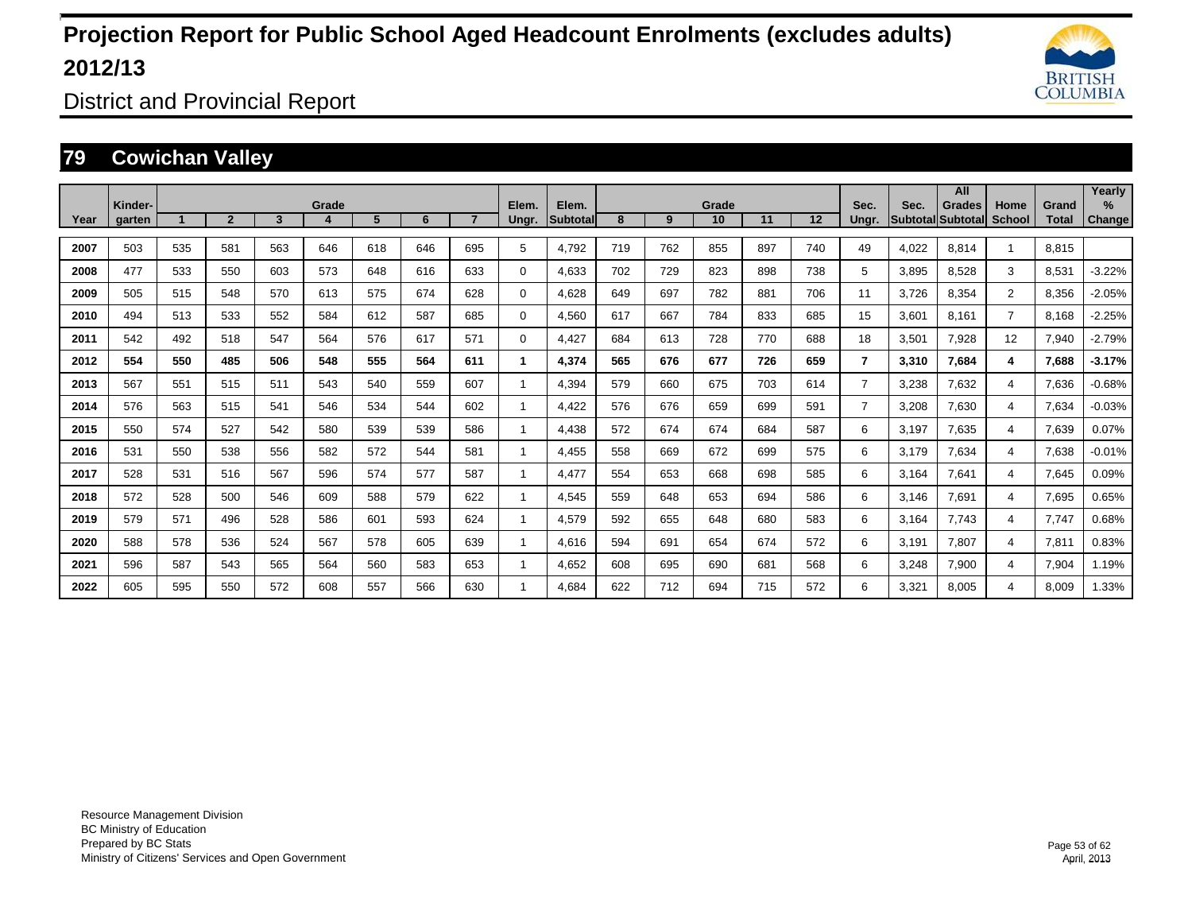# Projection Report for Public School Aged Headcount Enrolments (excludes adults) 2012/13

District and Provincial Report

## 79 Cowichan Valley

| Year | Kinder-garten | 1 | 2 | 3 | 4 | 5 | 6 | 7 | Elem. Ungr. | Elem. Subtotal | 8 | 9 | 10 | 11 | 12 | Sec. Ungr. | Sec. Subtotal | All Grades Subtotal | Home School | Grand Total | Yearly % Change |
|---|---|---|---|---|---|---|---|---|---|---|---|---|---|---|---|---|---|---|---|---|---|
| 2007 | 503 | 535 | 581 | 563 | 646 | 618 | 646 | 695 | 5 | 4,792 | 719 | 762 | 855 | 897 | 740 | 49 | 4,022 | 8,814 | 1 | 8,815 | |
| 2008 | 477 | 533 | 550 | 603 | 573 | 648 | 616 | 633 | 0 | 4,633 | 702 | 729 | 823 | 898 | 738 | 5 | 3,895 | 8,528 | 3 | 8,531 | -3.22% |
| 2009 | 505 | 515 | 548 | 570 | 613 | 575 | 674 | 628 | 0 | 4,628 | 649 | 697 | 782 | 881 | 706 | 11 | 3,726 | 8,354 | 2 | 8,356 | -2.05% |
| 2010 | 494 | 513 | 533 | 552 | 584 | 612 | 587 | 685 | 0 | 4,560 | 617 | 667 | 784 | 833 | 685 | 15 | 3,601 | 8,161 | 7 | 8,168 | -2.25% |
| 2011 | 542 | 492 | 518 | 547 | 564 | 576 | 617 | 571 | 0 | 4,427 | 684 | 613 | 728 | 770 | 688 | 18 | 3,501 | 7,928 | 12 | 7,940 | -2.79% |
| **2012** | **554** | **550** | **485** | **506** | **548** | **555** | **564** | **611** | **1** | **4,374** | **565** | **676** | **677** | **726** | **659** | **7** | **3,310** | **7,684** | **4** | **7,688** | **-3.17%** |
| 2013 | 567 | 551 | 515 | 511 | 543 | 540 | 559 | 607 | 1 | 4,394 | 579 | 660 | 675 | 703 | 614 | 7 | 3,238 | 7,632 | 4 | 7,636 | -0.68% |
| 2014 | 576 | 563 | 515 | 541 | 546 | 534 | 544 | 602 | 1 | 4,422 | 576 | 676 | 659 | 699 | 591 | 7 | 3,208 | 7,630 | 4 | 7,634 | -0.03% |
| 2015 | 550 | 574 | 527 | 542 | 580 | 539 | 539 | 586 | 1 | 4,438 | 572 | 674 | 674 | 684 | 587 | 6 | 3,197 | 7,635 | 4 | 7,639 | 0.07% |
| 2016 | 531 | 550 | 538 | 556 | 582 | 572 | 544 | 581 | 1 | 4,455 | 558 | 669 | 672 | 699 | 575 | 6 | 3,179 | 7,634 | 4 | 7,638 | -0.01% |
| 2017 | 528 | 531 | 516 | 567 | 596 | 574 | 577 | 587 | 1 | 4,477 | 554 | 653 | 668 | 698 | 585 | 6 | 3,164 | 7,641 | 4 | 7,645 | 0.09% |
| 2018 | 572 | 528 | 500 | 546 | 609 | 588 | 579 | 622 | 1 | 4,545 | 559 | 648 | 653 | 694 | 586 | 6 | 3,146 | 7,691 | 4 | 7,695 | 0.65% |
| 2019 | 579 | 571 | 496 | 528 | 586 | 601 | 593 | 624 | 1 | 4,579 | 592 | 655 | 648 | 680 | 583 | 6 | 3,164 | 7,743 | 4 | 7,747 | 0.68% |
| 2020 | 588 | 578 | 536 | 524 | 567 | 578 | 605 | 639 | 1 | 4,616 | 594 | 691 | 654 | 674 | 572 | 6 | 3,191 | 7,807 | 4 | 7,811 | 0.83% |
| 2021 | 596 | 587 | 543 | 565 | 564 | 560 | 583 | 653 | 1 | 4,652 | 608 | 695 | 690 | 681 | 568 | 6 | 3,248 | 7,900 | 4 | 7,904 | 1.19% |
| 2022 | 605 | 595 | 550 | 572 | 608 | 557 | 566 | 630 | 1 | 4,684 | 622 | 712 | 694 | 715 | 572 | 6 | 3,321 | 8,005 | 4 | 8,009 | 1.33% |

Resource Management Division
BC Ministry of Education
Prepared by BC Stats
Ministry of Citizens' Services and Open Government

April, 2013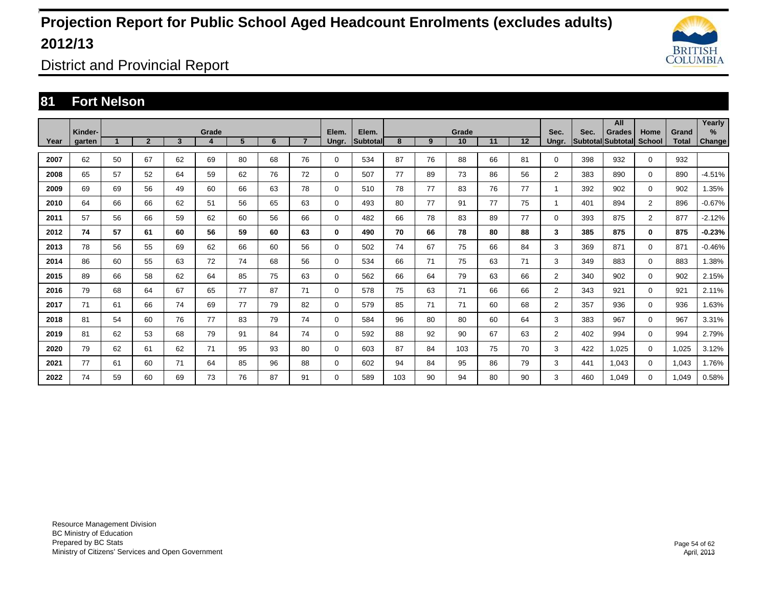# Projection Report for Public School Aged Headcount Enrolments (excludes adults) 2012/13

## District and Provincial Report

## 81 Fort Nelson

| Year | Kinder-garten | 1 | 2 | 3 | Grade 4 | 5 | 6 | 7 | Elem. Ungr. | Elem. Subtotal | 8 | 9 | Grade 10 | 11 | 12 | Sec. Ungr. | Sec. Subtotal | All Grades Subtotal | Home School | Grand Total | Yearly % Change |
|---|---|---|---|---|---|---|---|---|---|---|---|---|---|---|---|---|---|---|---|---|---|
| 2007 | 62 | 50 | 67 | 62 | 69 | 80 | 68 | 76 | 0 | 534 | 87 | 76 | 88 | 66 | 81 | 0 | 398 | 932 | 0 | 932 | |
| 2008 | 65 | 57 | 52 | 64 | 59 | 62 | 76 | 72 | 0 | 507 | 77 | 89 | 73 | 86 | 56 | 2 | 383 | 890 | 0 | 890 | -4.51% |
| 2009 | 69 | 69 | 56 | 49 | 60 | 66 | 63 | 78 | 0 | 510 | 78 | 77 | 83 | 76 | 77 | 1 | 392 | 902 | 0 | 902 | 1.35% |
| 2010 | 64 | 66 | 66 | 62 | 51 | 56 | 65 | 63 | 0 | 493 | 80 | 77 | 91 | 77 | 75 | 1 | 401 | 894 | 2 | 896 | -0.67% |
| 2011 | 57 | 56 | 66 | 59 | 62 | 60 | 56 | 66 | 0 | 482 | 66 | 78 | 83 | 89 | 77 | 0 | 393 | 875 | 2 | 877 | -2.12% |
| **2012** | **74** | **57** | **61** | **60** | **56** | **59** | **60** | **63** | **0** | **490** | **70** | **66** | **78** | **80** | **88** | **3** | **385** | **875** | **0** | **875** | **-0.23%** |
| 2013 | 78 | 56 | 55 | 69 | 62 | 66 | 60 | 56 | 0 | 502 | 74 | 67 | 75 | 66 | 84 | 3 | 369 | 871 | 0 | 871 | -0.46% |
| 2014 | 86 | 60 | 55 | 63 | 72 | 74 | 68 | 56 | 0 | 534 | 66 | 71 | 75 | 63 | 71 | 3 | 349 | 883 | 0 | 883 | 1.38% |
| 2015 | 89 | 66 | 58 | 62 | 64 | 85 | 75 | 63 | 0 | 562 | 66 | 64 | 79 | 63 | 66 | 2 | 340 | 902 | 0 | 902 | 2.15% |
| 2016 | 79 | 68 | 64 | 67 | 65 | 77 | 87 | 71 | 0 | 578 | 75 | 63 | 71 | 66 | 66 | 2 | 343 | 921 | 0 | 921 | 2.11% |
| 2017 | 71 | 61 | 66 | 74 | 69 | 77 | 79 | 82 | 0 | 579 | 85 | 71 | 71 | 60 | 68 | 2 | 357 | 936 | 0 | 936 | 1.63% |
| 2018 | 81 | 54 | 60 | 76 | 77 | 83 | 79 | 74 | 0 | 584 | 96 | 80 | 80 | 60 | 64 | 3 | 383 | 967 | 0 | 967 | 3.31% |
| 2019 | 81 | 62 | 53 | 68 | 79 | 91 | 84 | 74 | 0 | 592 | 88 | 92 | 90 | 67 | 63 | 2 | 402 | 994 | 0 | 994 | 2.79% |
| 2020 | 79 | 62 | 61 | 62 | 71 | 95 | 93 | 80 | 0 | 603 | 87 | 84 | 103 | 75 | 70 | 3 | 422 | 1,025 | 0 | 1,025 | 3.12% |
| 2021 | 77 | 61 | 60 | 71 | 64 | 85 | 96 | 88 | 0 | 602 | 94 | 84 | 95 | 86 | 79 | 3 | 441 | 1,043 | 0 | 1,043 | 1.76% |
| 2022 | 74 | 59 | 60 | 69 | 73 | 76 | 87 | 91 | 0 | 589 | 103 | 90 | 94 | 80 | 90 | 3 | 460 | 1,049 | 0 | 1,049 | 0.58% |

Resource Management Division
BC Ministry of Education
Prepared by BC Stats
Ministry of Citizens' Services and Open Government

April, 2013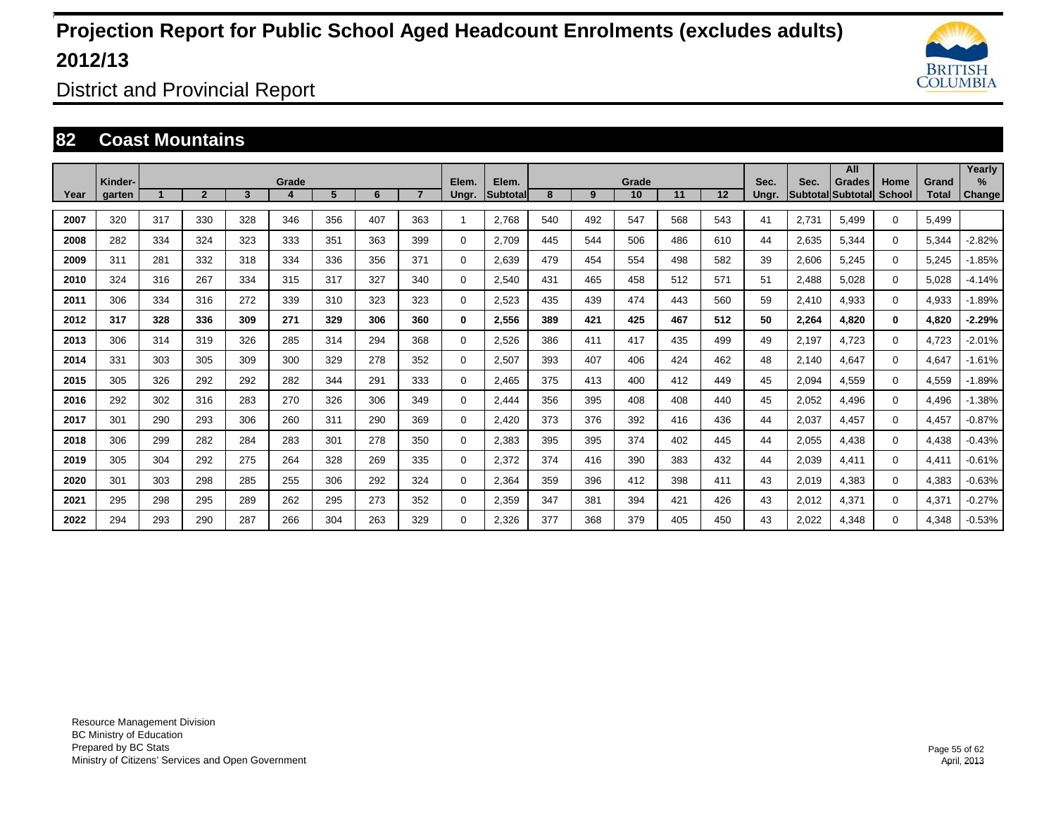# Projection Report for Public School Aged Headcount Enrolments (excludes adults) 2012/13

District and Provincial Report

## 82 Coast Mountains

| Year | Kinder-garten | Grade 1 | 2 | 3 | 4 | 5 | 6 | 7 | Elem. Ungr. | Elem. Subtotal | 8 | 9 | 10 | 11 | 12 | Sec. Ungr. | Sec. Subtotal | All Grades Subtotal | Home School | Grand Total | Yearly % Change |
|---|---|---|---|---|---|---|---|---|---|---|---|---|---|---|---|---|---|---|---|---|---|
| 2007 | 320 | 317 | 330 | 328 | 346 | 356 | 407 | 363 | 1 | 2,768 | 540 | 492 | 547 | 568 | 543 | 41 | 2,731 | 5,499 | 0 | 5,499 | |
| 2008 | 282 | 334 | 324 | 323 | 333 | 351 | 363 | 399 | 0 | 2,709 | 445 | 544 | 506 | 486 | 610 | 44 | 2,635 | 5,344 | 0 | 5,344 | -2.82% |
| 2009 | 311 | 281 | 332 | 318 | 334 | 336 | 356 | 371 | 0 | 2,639 | 479 | 454 | 554 | 498 | 582 | 39 | 2,606 | 5,245 | 0 | 5,245 | -1.85% |
| 2010 | 324 | 316 | 267 | 334 | 315 | 317 | 327 | 340 | 0 | 2,540 | 431 | 465 | 458 | 512 | 571 | 51 | 2,488 | 5,028 | 0 | 5,028 | -4.14% |
| 2011 | 306 | 334 | 316 | 272 | 339 | 310 | 323 | 323 | 0 | 2,523 | 435 | 439 | 474 | 443 | 560 | 59 | 2,410 | 4,933 | 0 | 4,933 | -1.89% |
| **2012** | **317** | **328** | **336** | **309** | **271** | **329** | **306** | **360** | **0** | **2,556** | **389** | **421** | **425** | **467** | **512** | **50** | **2,264** | **4,820** | **0** | **4,820** | **-2.29%** |
| 2013 | 306 | 314 | 319 | 326 | 285 | 314 | 294 | 368 | 0 | 2,526 | 386 | 411 | 417 | 435 | 499 | 49 | 2,197 | 4,723 | 0 | 4,723 | -2.01% |
| 2014 | 331 | 303 | 305 | 309 | 300 | 329 | 278 | 352 | 0 | 2,507 | 393 | 407 | 406 | 424 | 462 | 48 | 2,140 | 4,647 | 0 | 4,647 | -1.61% |
| 2015 | 305 | 326 | 292 | 292 | 282 | 344 | 291 | 333 | 0 | 2,465 | 375 | 413 | 400 | 412 | 449 | 45 | 2,094 | 4,559 | 0 | 4,559 | -1.89% |
| 2016 | 292 | 302 | 316 | 283 | 270 | 326 | 306 | 349 | 0 | 2,444 | 356 | 395 | 408 | 408 | 440 | 45 | 2,052 | 4,496 | 0 | 4,496 | -1.38% |
| 2017 | 301 | 290 | 293 | 306 | 260 | 311 | 290 | 369 | 0 | 2,420 | 373 | 376 | 392 | 416 | 436 | 44 | 2,037 | 4,457 | 0 | 4,457 | -0.87% |
| 2018 | 306 | 299 | 282 | 284 | 283 | 301 | 278 | 350 | 0 | 2,383 | 395 | 395 | 374 | 402 | 445 | 44 | 2,055 | 4,438 | 0 | 4,438 | -0.43% |
| 2019 | 305 | 304 | 292 | 275 | 264 | 328 | 269 | 335 | 0 | 2,372 | 374 | 416 | 390 | 383 | 432 | 44 | 2,039 | 4,411 | 0 | 4,411 | -0.61% |
| 2020 | 301 | 303 | 298 | 285 | 255 | 306 | 292 | 324 | 0 | 2,364 | 359 | 396 | 412 | 398 | 411 | 43 | 2,019 | 4,383 | 0 | 4,383 | -0.63% |
| 2021 | 295 | 298 | 295 | 289 | 262 | 295 | 273 | 352 | 0 | 2,359 | 347 | 381 | 394 | 421 | 426 | 43 | 2,012 | 4,371 | 0 | 4,371 | -0.27% |
| 2022 | 294 | 293 | 290 | 287 | 266 | 304 | 263 | 329 | 0 | 2,326 | 377 | 368 | 379 | 405 | 450 | 43 | 2,022 | 4,348 | 0 | 4,348 | -0.53% |

Resource Management Division
BC Ministry of Education
Prepared by BC Stats
Ministry of Citizens' Services and Open Government

April, 2013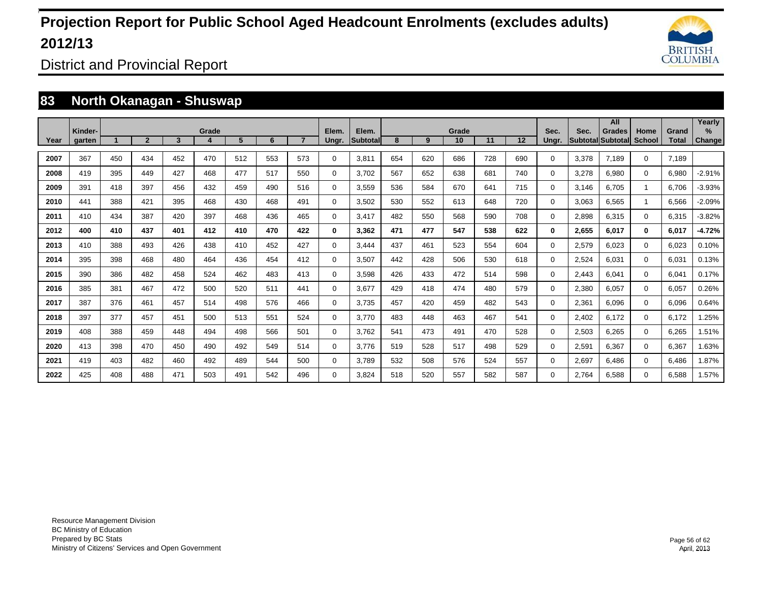# Projection Report for Public School Aged Headcount Enrolments (excludes adults) 2012/13

District and Provincial Report

## 83 North Okanagan - Shuswap

| Year | Kinder-garten | Grade 1 | 2 | 3 | 4 | 5 | 6 | 7 | Elem. Ungr. | Elem. Subtotal | Grade 8 | 9 | 10 | 11 | 12 | Sec. Ungr. | Sec. Subtotal | All Grades Subtotal | Home School | Grand Total | Yearly % Change |
|---|---|---|---|---|---|---|---|---|---|---|---|---|---|---|---|---|---|---|---|---|---|
| 2007 | 367 | 450 | 434 | 452 | 470 | 512 | 553 | 573 | 0 | 3,811 | 654 | 620 | 686 | 728 | 690 | 0 | 3,378 | 7,189 | 0 | 7,189 | |
| 2008 | 419 | 395 | 449 | 427 | 468 | 477 | 517 | 550 | 0 | 3,702 | 567 | 652 | 638 | 681 | 740 | 0 | 3,278 | 6,980 | 0 | 6,980 | -2.91% |
| 2009 | 391 | 418 | 397 | 456 | 432 | 459 | 490 | 516 | 0 | 3,559 | 536 | 584 | 670 | 641 | 715 | 0 | 3,146 | 6,705 | 1 | 6,706 | -3.93% |
| 2010 | 441 | 388 | 421 | 395 | 468 | 430 | 468 | 491 | 0 | 3,502 | 530 | 552 | 613 | 648 | 720 | 0 | 3,063 | 6,565 | 1 | 6,566 | -2.09% |
| 2011 | 410 | 434 | 387 | 420 | 397 | 468 | 436 | 465 | 0 | 3,417 | 482 | 550 | 568 | 590 | 708 | 0 | 2,898 | 6,315 | 0 | 6,315 | -3.82% |
| **2012** | **400** | **410** | **437** | **401** | **412** | **410** | **470** | **422** | **0** | **3,362** | **471** | **477** | **547** | **538** | **622** | **0** | **2,655** | **6,017** | **0** | **6,017** | **-4.72%** |
| 2013 | 410 | 388 | 493 | 426 | 438 | 410 | 452 | 427 | 0 | 3,444 | 437 | 461 | 523 | 554 | 604 | 0 | 2,579 | 6,023 | 0 | 6,023 | 0.10% |
| 2014 | 395 | 398 | 468 | 480 | 464 | 436 | 454 | 412 | 0 | 3,507 | 442 | 428 | 506 | 530 | 618 | 0 | 2,524 | 6,031 | 0 | 6,031 | 0.13% |
| 2015 | 390 | 386 | 482 | 458 | 524 | 462 | 483 | 413 | 0 | 3,598 | 426 | 433 | 472 | 514 | 598 | 0 | 2,443 | 6,041 | 0 | 6,041 | 0.17% |
| 2016 | 385 | 381 | 467 | 472 | 500 | 520 | 511 | 441 | 0 | 3,677 | 429 | 418 | 474 | 480 | 579 | 0 | 2,380 | 6,057 | 0 | 6,057 | 0.26% |
| 2017 | 387 | 376 | 461 | 457 | 514 | 498 | 576 | 466 | 0 | 3,735 | 457 | 420 | 459 | 482 | 543 | 0 | 2,361 | 6,096 | 0 | 6,096 | 0.64% |
| 2018 | 397 | 377 | 457 | 451 | 500 | 513 | 551 | 524 | 0 | 3,770 | 483 | 448 | 463 | 467 | 541 | 0 | 2,402 | 6,172 | 0 | 6,172 | 1.25% |
| 2019 | 408 | 388 | 459 | 448 | 494 | 498 | 566 | 501 | 0 | 3,762 | 541 | 473 | 491 | 470 | 528 | 0 | 2,503 | 6,265 | 0 | 6,265 | 1.51% |
| 2020 | 413 | 398 | 470 | 450 | 490 | 492 | 549 | 514 | 0 | 3,776 | 519 | 528 | 517 | 498 | 529 | 0 | 2,591 | 6,367 | 0 | 6,367 | 1.63% |
| 2021 | 419 | 403 | 482 | 460 | 492 | 489 | 544 | 500 | 0 | 3,789 | 532 | 508 | 576 | 524 | 557 | 0 | 2,697 | 6,486 | 0 | 6,486 | 1.87% |
| 2022 | 425 | 408 | 488 | 471 | 503 | 491 | 542 | 496 | 0 | 3,824 | 518 | 520 | 557 | 582 | 587 | 0 | 2,764 | 6,588 | 0 | 6,588 | 1.57% |

Resource Management Division
BC Ministry of Education
Prepared by BC Stats
Ministry of Citizens' Services and Open Government

April, 2013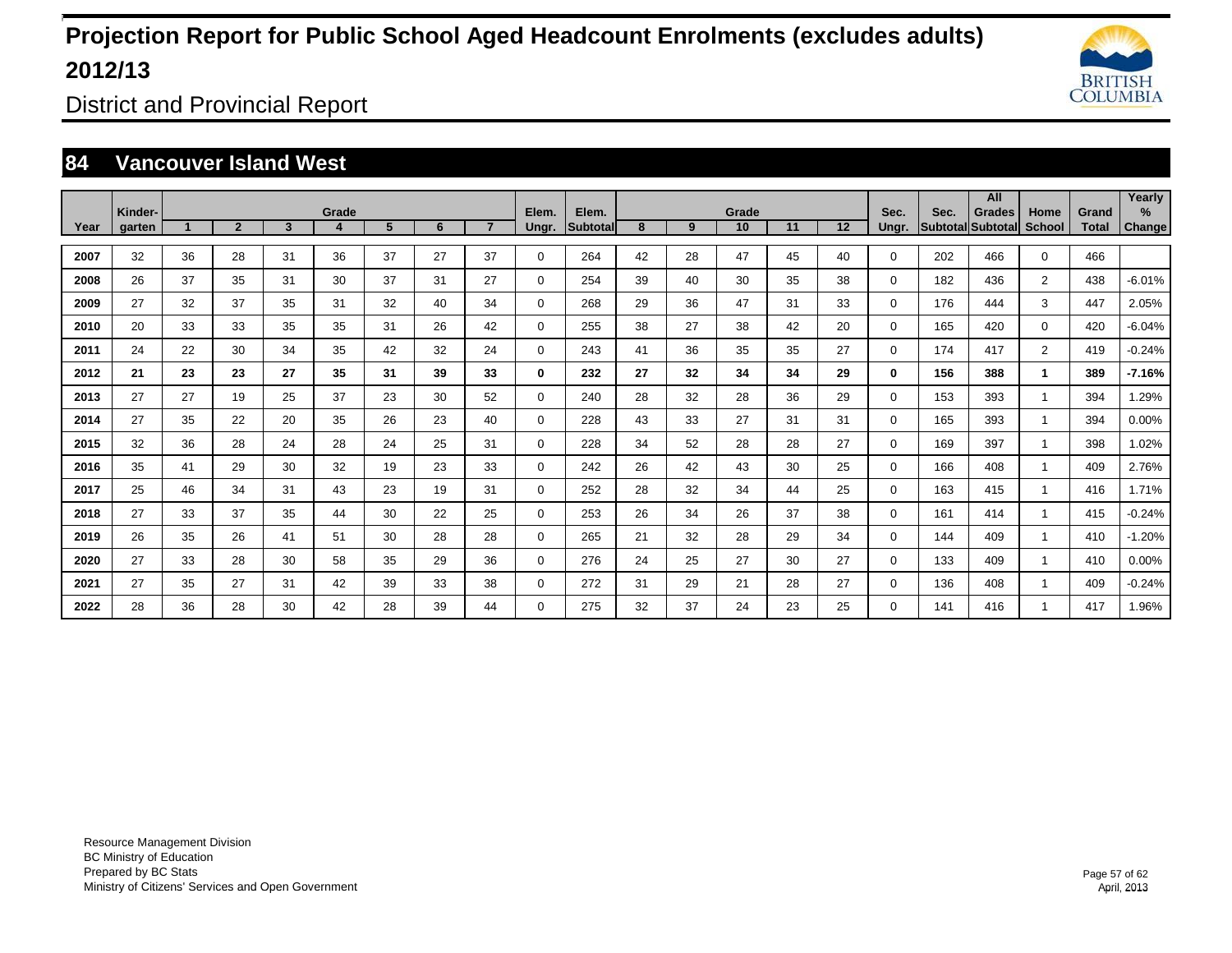# Projection Report for Public School Aged Headcount Enrolments (excludes adults) 2012/13

District and Provincial Report

## 84 Vancouver Island West

| Year | Kinder-garten | Grade 1 | 2 | 3 | 4 | 5 | 6 | 7 | Elem. Ungr. | Elem. Subtotal | Grade 8 | 9 | 10 | 11 | 12 | Sec. Ungr. | Sec. Subtotal | All Grades Subtotal | Home School | Grand Total | Yearly % Change |
|---|---|---|---|---|---|---|---|---|---|---|---|---|---|---|---|---|---|---|---|---|---|
| 2007 | 32 | 36 | 28 | 31 | 36 | 37 | 27 | 37 | 0 | 264 | 42 | 28 | 47 | 45 | 40 | 0 | 202 | 466 | 0 | 466 | |
| 2008 | 26 | 37 | 35 | 31 | 30 | 37 | 31 | 27 | 0 | 254 | 39 | 40 | 30 | 35 | 38 | 0 | 182 | 436 | 2 | 438 | -6.01% |
| 2009 | 27 | 32 | 37 | 35 | 31 | 32 | 40 | 34 | 0 | 268 | 29 | 36 | 47 | 31 | 33 | 0 | 176 | 444 | 3 | 447 | 2.05% |
| 2010 | 20 | 33 | 33 | 35 | 35 | 31 | 26 | 42 | 0 | 255 | 38 | 27 | 38 | 42 | 20 | 0 | 165 | 420 | 0 | 420 | -6.04% |
| 2011 | 24 | 22 | 30 | 34 | 35 | 42 | 32 | 24 | 0 | 243 | 41 | 36 | 35 | 35 | 27 | 0 | 174 | 417 | 2 | 419 | -0.24% |
| **2012** | **21** | **23** | **23** | **27** | **35** | **31** | **39** | **33** | **0** | **232** | **27** | **32** | **34** | **34** | **29** | **0** | **156** | **388** | **1** | **389** | **-7.16%** |
| 2013 | 27 | 27 | 19 | 25 | 37 | 23 | 30 | 52 | 0 | 240 | 28 | 32 | 28 | 36 | 29 | 0 | 153 | 393 | 1 | 394 | 1.29% |
| 2014 | 27 | 35 | 22 | 20 | 35 | 26 | 23 | 40 | 0 | 228 | 43 | 33 | 27 | 31 | 31 | 0 | 165 | 393 | 1 | 394 | 0.00% |
| 2015 | 32 | 36 | 28 | 24 | 28 | 24 | 25 | 31 | 0 | 228 | 34 | 52 | 28 | 28 | 27 | 0 | 169 | 397 | 1 | 398 | 1.02% |
| 2016 | 35 | 41 | 29 | 30 | 32 | 19 | 23 | 33 | 0 | 242 | 26 | 42 | 43 | 30 | 25 | 0 | 166 | 408 | 1 | 409 | 2.76% |
| 2017 | 25 | 46 | 34 | 31 | 43 | 23 | 19 | 31 | 0 | 252 | 28 | 32 | 34 | 44 | 25 | 0 | 163 | 415 | 1 | 416 | 1.71% |
| 2018 | 27 | 33 | 37 | 35 | 44 | 30 | 22 | 25 | 0 | 253 | 26 | 34 | 26 | 37 | 38 | 0 | 161 | 414 | 1 | 415 | -0.24% |
| 2019 | 26 | 35 | 26 | 41 | 51 | 30 | 28 | 28 | 0 | 265 | 21 | 32 | 28 | 29 | 34 | 0 | 144 | 409 | 1 | 410 | -1.20% |
| 2020 | 27 | 33 | 28 | 30 | 58 | 35 | 29 | 36 | 0 | 276 | 24 | 25 | 27 | 30 | 27 | 0 | 133 | 409 | 1 | 410 | 0.00% |
| 2021 | 27 | 35 | 27 | 31 | 42 | 39 | 33 | 38 | 0 | 272 | 31 | 29 | 21 | 28 | 27 | 0 | 136 | 408 | 1 | 409 | -0.24% |
| 2022 | 28 | 36 | 28 | 30 | 42 | 28 | 39 | 44 | 0 | 275 | 32 | 37 | 24 | 23 | 25 | 0 | 141 | 416 | 1 | 417 | 1.96% |

Resource Management Division
BC Ministry of Education
Prepared by BC Stats
Ministry of Citizens' Services and Open Government

April, 2013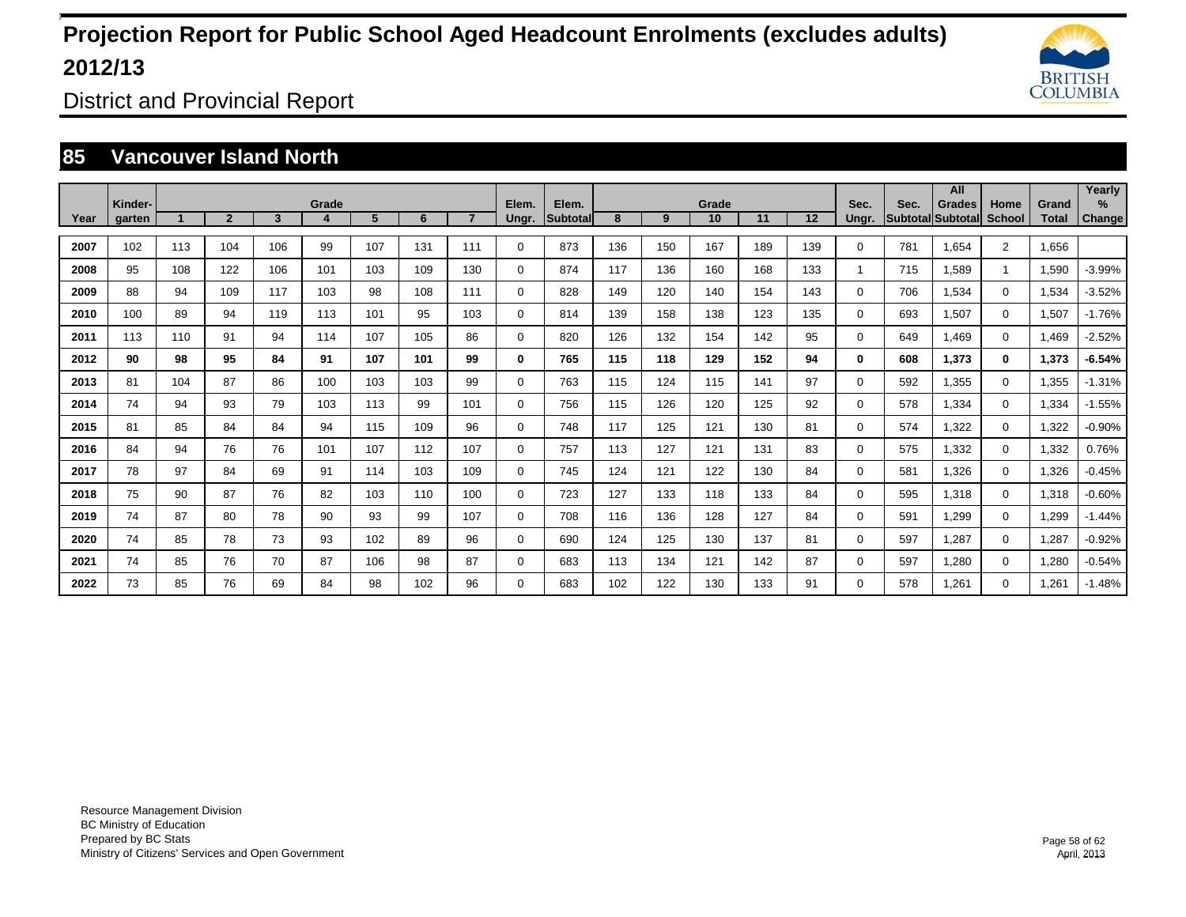# Projection Report for Public School Aged Headcount Enrolments (excludes adults) 2012/13

District and Provincial Report

## 85 Vancouver Island North

| Year | Kinder-garten | Grade 1 | 2 | 3 | 4 | 5 | 6 | 7 | Elem. Ungr. | Elem. Subtotal | Grade 8 | 9 | 10 | 11 | 12 | Sec. Ungr. | Sec. Subtotal | All Grades Subtotal | Home School | Grand Total | Yearly % Change |
|---|---|---|---|---|---|---|---|---|---|---|---|---|---|---|---|---|---|---|---|---|---|
| 2007 | 102 | 113 | 104 | 106 | 99 | 107 | 131 | 111 | 0 | 873 | 136 | 150 | 167 | 189 | 139 | 0 | 781 | 1,654 | 2 | 1,656 | |
| 2008 | 95 | 108 | 122 | 106 | 101 | 103 | 109 | 130 | 0 | 874 | 117 | 136 | 160 | 168 | 133 | 1 | 715 | 1,589 | 1 | 1,590 | -3.99% |
| 2009 | 88 | 94 | 109 | 117 | 103 | 98 | 108 | 111 | 0 | 828 | 149 | 120 | 140 | 154 | 143 | 0 | 706 | 1,534 | 0 | 1,534 | -3.52% |
| 2010 | 100 | 89 | 94 | 119 | 113 | 101 | 95 | 103 | 0 | 814 | 139 | 158 | 138 | 123 | 135 | 0 | 693 | 1,507 | 0 | 1,507 | -1.76% |
| 2011 | 113 | 110 | 91 | 94 | 114 | 107 | 105 | 86 | 0 | 820 | 126 | 132 | 154 | 142 | 95 | 0 | 649 | 1,469 | 0 | 1,469 | -2.52% |
| **2012** | **90** | **98** | **95** | **84** | **91** | **107** | **101** | **99** | **0** | **765** | **115** | **118** | **129** | **152** | **94** | **0** | **608** | **1,373** | **0** | **1,373** | **-6.54%** |
| 2013 | 81 | 104 | 87 | 86 | 100 | 103 | 103 | 99 | 0 | 763 | 115 | 124 | 115 | 141 | 97 | 0 | 592 | 1,355 | 0 | 1,355 | -1.31% |
| 2014 | 74 | 94 | 93 | 79 | 103 | 113 | 99 | 101 | 0 | 756 | 115 | 126 | 120 | 125 | 92 | 0 | 578 | 1,334 | 0 | 1,334 | -1.55% |
| 2015 | 81 | 85 | 84 | 84 | 94 | 115 | 109 | 96 | 0 | 748 | 117 | 125 | 121 | 130 | 81 | 0 | 574 | 1,322 | 0 | 1,322 | -0.90% |
| 2016 | 84 | 94 | 76 | 76 | 101 | 107 | 112 | 107 | 0 | 757 | 113 | 127 | 121 | 131 | 83 | 0 | 575 | 1,332 | 0 | 1,332 | 0.76% |
| 2017 | 78 | 97 | 84 | 69 | 91 | 114 | 103 | 109 | 0 | 745 | 124 | 121 | 122 | 130 | 84 | 0 | 581 | 1,326 | 0 | 1,326 | -0.45% |
| 2018 | 75 | 90 | 87 | 76 | 82 | 103 | 110 | 100 | 0 | 723 | 127 | 133 | 118 | 133 | 84 | 0 | 595 | 1,318 | 0 | 1,318 | -0.60% |
| 2019 | 74 | 87 | 80 | 78 | 90 | 93 | 99 | 107 | 0 | 708 | 116 | 136 | 128 | 127 | 84 | 0 | 591 | 1,299 | 0 | 1,299 | -1.44% |
| 2020 | 74 | 85 | 78 | 73 | 93 | 102 | 89 | 96 | 0 | 690 | 124 | 125 | 130 | 137 | 81 | 0 | 597 | 1,287 | 0 | 1,287 | -0.92% |
| 2021 | 74 | 85 | 76 | 70 | 87 | 106 | 98 | 87 | 0 | 683 | 113 | 134 | 121 | 142 | 87 | 0 | 597 | 1,280 | 0 | 1,280 | -0.54% |
| 2022 | 73 | 85 | 76 | 69 | 84 | 98 | 102 | 96 | 0 | 683 | 102 | 122 | 130 | 133 | 91 | 0 | 578 | 1,261 | 0 | 1,261 | -1.48% |

Resource Management Division
BC Ministry of Education
Prepared by BC Stats
Ministry of Citizens' Services and Open Government

April, 2013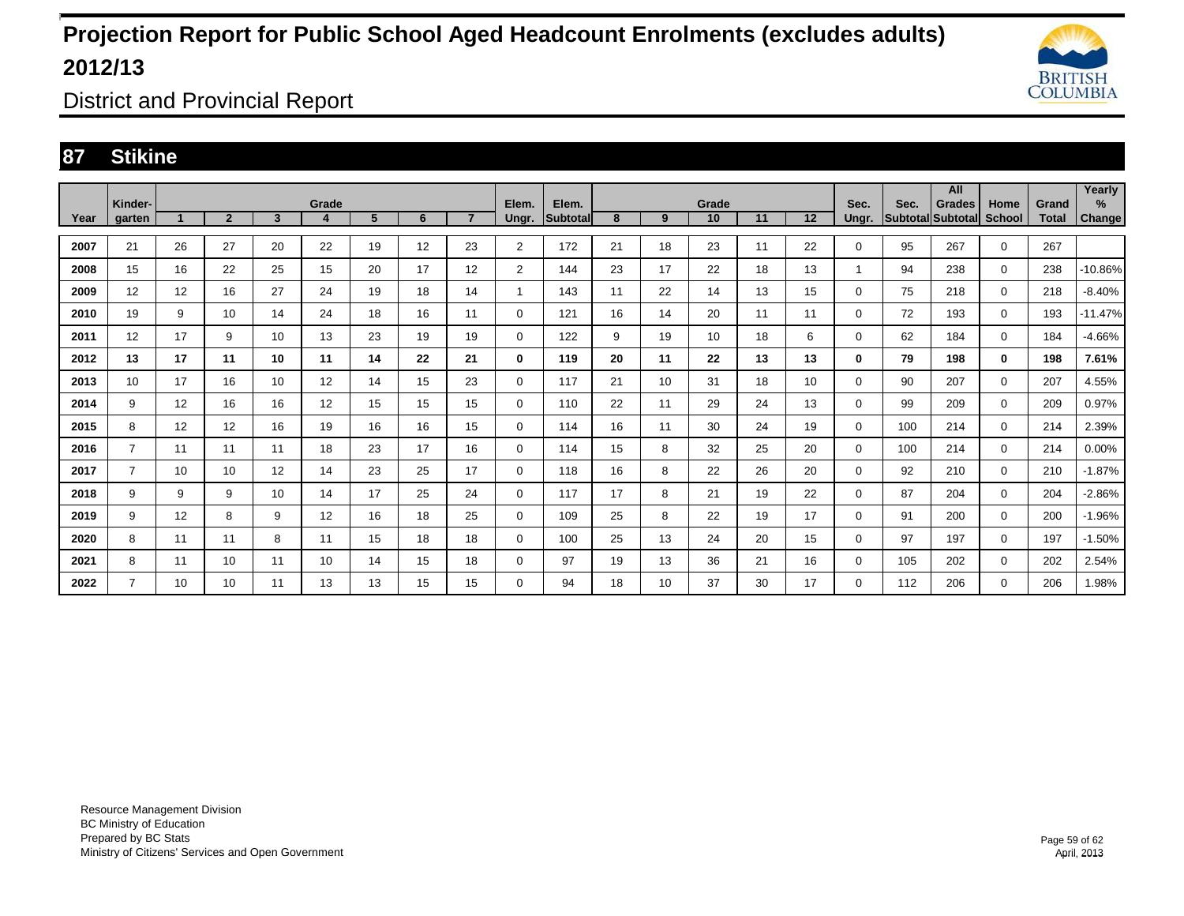# Projection Report for Public School Aged Headcount Enrolments (excludes adults) 2012/13

District and Provincial Report

## 87 Stikine

| Year | Kinder-garten | Grade 1 | 2 | 3 | 4 | 5 | 6 | 7 | Elem. Ungr. | Elem. Subtotal | Grade 8 | 9 | 10 | 11 | 12 | Sec. Ungr. | Sec. Subtotal | All Grades Subtotal | Home School | Grand Total | Yearly % Change |
|---|---|---|---|---|---|---|---|---|---|---|---|---|---|---|---|---|---|---|---|---|---|
| 2007 | 21 | 26 | 27 | 20 | 22 | 19 | 12 | 23 | 2 | 172 | 21 | 18 | 23 | 11 | 22 | 0 | 95 | 267 | 0 | 267 | |
| 2008 | 15 | 16 | 22 | 25 | 15 | 20 | 17 | 12 | 2 | 144 | 23 | 17 | 22 | 18 | 13 | 1 | 94 | 238 | 0 | 238 | -10.86% |
| 2009 | 12 | 12 | 16 | 27 | 24 | 19 | 18 | 14 | 1 | 143 | 11 | 22 | 14 | 13 | 15 | 0 | 75 | 218 | 0 | 218 | -8.40% |
| 2010 | 19 | 9 | 10 | 14 | 24 | 18 | 16 | 11 | 0 | 121 | 16 | 14 | 20 | 11 | 11 | 0 | 72 | 193 | 0 | 193 | -11.47% |
| 2011 | 12 | 17 | 9 | 10 | 13 | 23 | 19 | 19 | 0 | 122 | 9 | 19 | 10 | 18 | 6 | 0 | 62 | 184 | 0 | 184 | -4.66% |
| **2012** | **13** | **17** | **11** | **10** | **11** | **14** | **22** | **21** | **0** | **119** | **20** | **11** | **22** | **13** | **13** | **0** | **79** | **198** | **0** | **198** | **7.61%** |
| 2013 | 10 | 17 | 16 | 10 | 12 | 14 | 15 | 23 | 0 | 117 | 21 | 10 | 31 | 18 | 10 | 0 | 90 | 207 | 0 | 207 | 4.55% |
| 2014 | 9 | 12 | 16 | 16 | 12 | 15 | 15 | 15 | 0 | 110 | 22 | 11 | 29 | 24 | 13 | 0 | 99 | 209 | 0 | 209 | 0.97% |
| 2015 | 8 | 12 | 12 | 16 | 19 | 16 | 16 | 15 | 0 | 114 | 16 | 11 | 30 | 24 | 19 | 0 | 100 | 214 | 0 | 214 | 2.39% |
| 2016 | 7 | 11 | 11 | 11 | 18 | 23 | 17 | 16 | 0 | 114 | 15 | 8 | 32 | 25 | 20 | 0 | 100 | 214 | 0 | 214 | 0.00% |
| 2017 | 7 | 10 | 10 | 12 | 14 | 23 | 25 | 17 | 0 | 118 | 16 | 8 | 22 | 26 | 20 | 0 | 92 | 210 | 0 | 210 | -1.87% |
| 2018 | 9 | 9 | 9 | 10 | 14 | 17 | 25 | 24 | 0 | 117 | 17 | 8 | 21 | 19 | 22 | 0 | 87 | 204 | 0 | 204 | -2.86% |
| 2019 | 9 | 12 | 8 | 9 | 12 | 16 | 18 | 25 | 0 | 109 | 25 | 8 | 22 | 19 | 17 | 0 | 91 | 200 | 0 | 200 | -1.96% |
| 2020 | 8 | 11 | 11 | 8 | 11 | 15 | 18 | 18 | 0 | 100 | 25 | 13 | 24 | 20 | 15 | 0 | 97 | 197 | 0 | 197 | -1.50% |
| 2021 | 8 | 11 | 10 | 11 | 10 | 14 | 15 | 18 | 0 | 97 | 19 | 13 | 36 | 21 | 16 | 0 | 105 | 202 | 0 | 202 | 2.54% |
| 2022 | 7 | 10 | 10 | 11 | 13 | 13 | 15 | 15 | 0 | 94 | 18 | 10 | 37 | 30 | 17 | 0 | 112 | 206 | 0 | 206 | 1.98% |

Resource Management Division
BC Ministry of Education
Prepared by BC Stats
Ministry of Citizens' Services and Open Government

April, 2013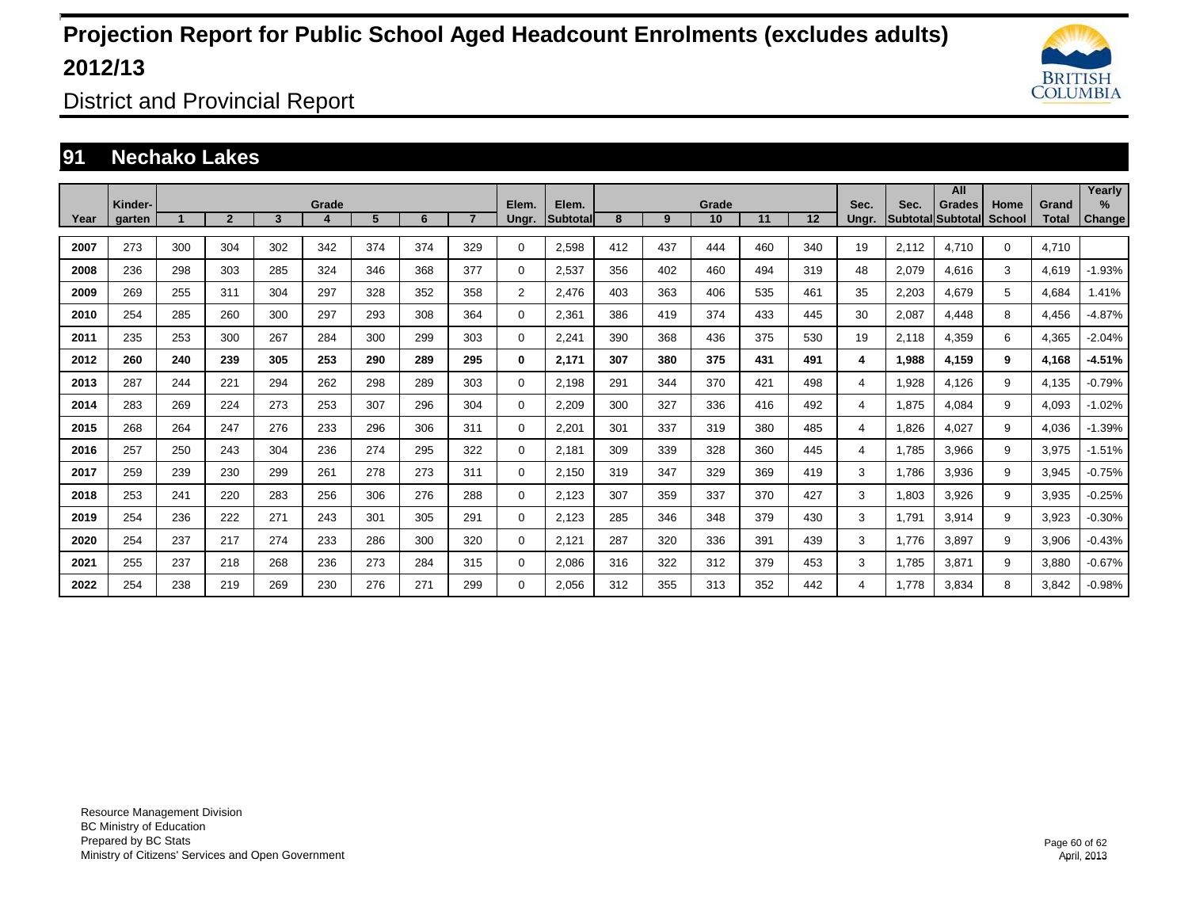# Projection Report for Public School Aged Headcount Enrolments (excludes adults) 2012/13

District and Provincial Report

## 91 Nechako Lakes

| Year | Kinder-garten | 1 | 2 | 3 | 4 | 5 | 6 | 7 | Elem. Ungr. | Elem. Subtotal | 8 | 9 | 10 | 11 | 12 | Sec. Ungr. | Sec. Subtotal | All Grades Subtotal | Home School | Grand Total | Yearly % Change |
|---|---|---|---|---|---|---|---|---|---|---|---|---|---|---|---|---|---|---|---|---|---|
| 2007 | 273 | 300 | 304 | 302 | 342 | 374 | 374 | 329 | 0 | 2,598 | 412 | 437 | 444 | 460 | 340 | 19 | 2,112 | 4,710 | 0 | 4,710 | |
| 2008 | 236 | 298 | 303 | 285 | 324 | 346 | 368 | 377 | 0 | 2,537 | 356 | 402 | 460 | 494 | 319 | 48 | 2,079 | 4,616 | 3 | 4,619 | -1.93% |
| 2009 | 269 | 255 | 311 | 304 | 297 | 328 | 352 | 358 | 2 | 2,476 | 403 | 363 | 406 | 535 | 461 | 35 | 2,203 | 4,679 | 5 | 4,684 | 1.41% |
| 2010 | 254 | 285 | 260 | 300 | 297 | 293 | 308 | 364 | 0 | 2,361 | 386 | 419 | 374 | 433 | 445 | 30 | 2,087 | 4,448 | 8 | 4,456 | -4.87% |
| 2011 | 235 | 253 | 300 | 267 | 284 | 300 | 299 | 303 | 0 | 2,241 | 390 | 368 | 436 | 375 | 530 | 19 | 2,118 | 4,359 | 6 | 4,365 | -2.04% |
| **2012** | **260** | **240** | **239** | **305** | **253** | **290** | **289** | **295** | **0** | **2,171** | **307** | **380** | **375** | **431** | **491** | **4** | **1,988** | **4,159** | **9** | **4,168** | **-4.51%** |
| 2013 | 287 | 244 | 221 | 294 | 262 | 298 | 289 | 303 | 0 | 2,198 | 291 | 344 | 370 | 421 | 498 | 4 | 1,928 | 4,126 | 9 | 4,135 | -0.79% |
| 2014 | 283 | 269 | 224 | 273 | 253 | 307 | 296 | 304 | 0 | 2,209 | 300 | 327 | 336 | 416 | 492 | 4 | 1,875 | 4,084 | 9 | 4,093 | -1.02% |
| 2015 | 268 | 264 | 247 | 276 | 233 | 296 | 306 | 311 | 0 | 2,201 | 301 | 337 | 319 | 380 | 485 | 4 | 1,826 | 4,027 | 9 | 4,036 | -1.39% |
| 2016 | 257 | 250 | 243 | 304 | 236 | 274 | 295 | 322 | 0 | 2,181 | 309 | 339 | 328 | 360 | 445 | 4 | 1,785 | 3,966 | 9 | 3,975 | -1.51% |
| 2017 | 259 | 239 | 230 | 299 | 261 | 278 | 273 | 311 | 0 | 2,150 | 319 | 347 | 329 | 369 | 419 | 3 | 1,786 | 3,936 | 9 | 3,945 | -0.75% |
| 2018 | 253 | 241 | 220 | 283 | 256 | 306 | 276 | 288 | 0 | 2,123 | 307 | 359 | 337 | 370 | 427 | 3 | 1,803 | 3,926 | 9 | 3,935 | -0.25% |
| 2019 | 254 | 236 | 222 | 271 | 243 | 301 | 305 | 291 | 0 | 2,123 | 285 | 346 | 348 | 379 | 430 | 3 | 1,791 | 3,914 | 9 | 3,923 | -0.30% |
| 2020 | 254 | 237 | 217 | 274 | 233 | 286 | 300 | 320 | 0 | 2,121 | 287 | 320 | 336 | 391 | 439 | 3 | 1,776 | 3,897 | 9 | 3,906 | -0.43% |
| 2021 | 255 | 237 | 218 | 268 | 236 | 273 | 284 | 315 | 0 | 2,086 | 316 | 322 | 312 | 379 | 453 | 3 | 1,785 | 3,871 | 9 | 3,880 | -0.67% |
| 2022 | 254 | 238 | 219 | 269 | 230 | 276 | 271 | 299 | 0 | 2,056 | 312 | 355 | 313 | 352 | 442 | 4 | 1,778 | 3,834 | 8 | 3,842 | -0.98% |

Resource Management Division
BC Ministry of Education
Prepared by BC Stats
Ministry of Citizens' Services and Open Government

April, 2013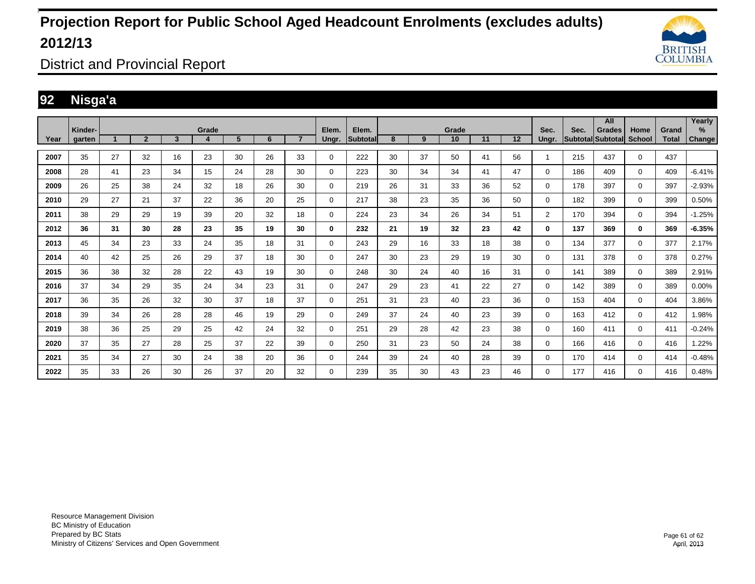# Projection Report for Public School Aged Headcount Enrolments (excludes adults) 2012/13

District and Provincial Report

## 92 Nisga'a

| Year | Kinder-garten | Grade 1 | 2 | 3 | 4 | 5 | 6 | 7 | Elem. Ungr. | Elem. Subtotal | Grade 8 | 9 | 10 | 11 | 12 | Sec. Ungr. | Sec. Subtotal | All Grades Subtotal | Home School | Grand Total | Yearly % Change |
|---|---|---|---|---|---|---|---|---|---|---|---|---|---|---|---|---|---|---|---|---|---|
| 2007 | 35 | 27 | 32 | 16 | 23 | 30 | 26 | 33 | 0 | 222 | 30 | 37 | 50 | 41 | 56 | 1 | 215 | 437 | 0 | 437 | |
| 2008 | 28 | 41 | 23 | 34 | 15 | 24 | 28 | 30 | 0 | 223 | 30 | 34 | 34 | 41 | 47 | 0 | 186 | 409 | 0 | 409 | -6.41% |
| 2009 | 26 | 25 | 38 | 24 | 32 | 18 | 26 | 30 | 0 | 219 | 26 | 31 | 33 | 36 | 52 | 0 | 178 | 397 | 0 | 397 | -2.93% |
| 2010 | 29 | 27 | 21 | 37 | 22 | 36 | 20 | 25 | 0 | 217 | 38 | 23 | 35 | 36 | 50 | 0 | 182 | 399 | 0 | 399 | 0.50% |
| 2011 | 38 | 29 | 29 | 19 | 39 | 20 | 32 | 18 | 0 | 224 | 23 | 34 | 26 | 34 | 51 | 2 | 170 | 394 | 0 | 394 | -1.25% |
| **2012** | **36** | **31** | **30** | **28** | **23** | **35** | **19** | **30** | **0** | **232** | **21** | **19** | **32** | **23** | **42** | **0** | **137** | **369** | **0** | **369** | **-6.35%** |
| 2013 | 45 | 34 | 23 | 33 | 24 | 35 | 18 | 31 | 0 | 243 | 29 | 16 | 33 | 18 | 38 | 0 | 134 | 377 | 0 | 377 | 2.17% |
| 2014 | 40 | 42 | 25 | 26 | 29 | 37 | 18 | 30 | 0 | 247 | 30 | 23 | 29 | 19 | 30 | 0 | 131 | 378 | 0 | 378 | 0.27% |
| 2015 | 36 | 38 | 32 | 28 | 22 | 43 | 19 | 30 | 0 | 248 | 30 | 24 | 40 | 16 | 31 | 0 | 141 | 389 | 0 | 389 | 2.91% |
| 2016 | 37 | 34 | 29 | 35 | 24 | 34 | 23 | 31 | 0 | 247 | 29 | 23 | 41 | 22 | 27 | 0 | 142 | 389 | 0 | 389 | 0.00% |
| 2017 | 36 | 35 | 26 | 32 | 30 | 37 | 18 | 37 | 0 | 251 | 31 | 23 | 40 | 23 | 36 | 0 | 153 | 404 | 0 | 404 | 3.86% |
| 2018 | 39 | 34 | 26 | 28 | 28 | 46 | 19 | 29 | 0 | 249 | 37 | 24 | 40 | 23 | 39 | 0 | 163 | 412 | 0 | 412 | 1.98% |
| 2019 | 38 | 36 | 25 | 29 | 25 | 42 | 24 | 32 | 0 | 251 | 29 | 28 | 42 | 23 | 38 | 0 | 160 | 411 | 0 | 411 | -0.24% |
| 2020 | 37 | 35 | 27 | 28 | 25 | 37 | 22 | 39 | 0 | 250 | 31 | 23 | 50 | 24 | 38 | 0 | 166 | 416 | 0 | 416 | 1.22% |
| 2021 | 35 | 34 | 27 | 30 | 24 | 38 | 20 | 36 | 0 | 244 | 39 | 24 | 40 | 28 | 39 | 0 | 170 | 414 | 0 | 414 | -0.48% |
| 2022 | 35 | 33 | 26 | 30 | 26 | 37 | 20 | 32 | 0 | 239 | 35 | 30 | 43 | 23 | 46 | 0 | 177 | 416 | 0 | 416 | 0.48% |

Resource Management Division
BC Ministry of Education
Prepared by BC Stats
Ministry of Citizens' Services and Open Government

April, 2013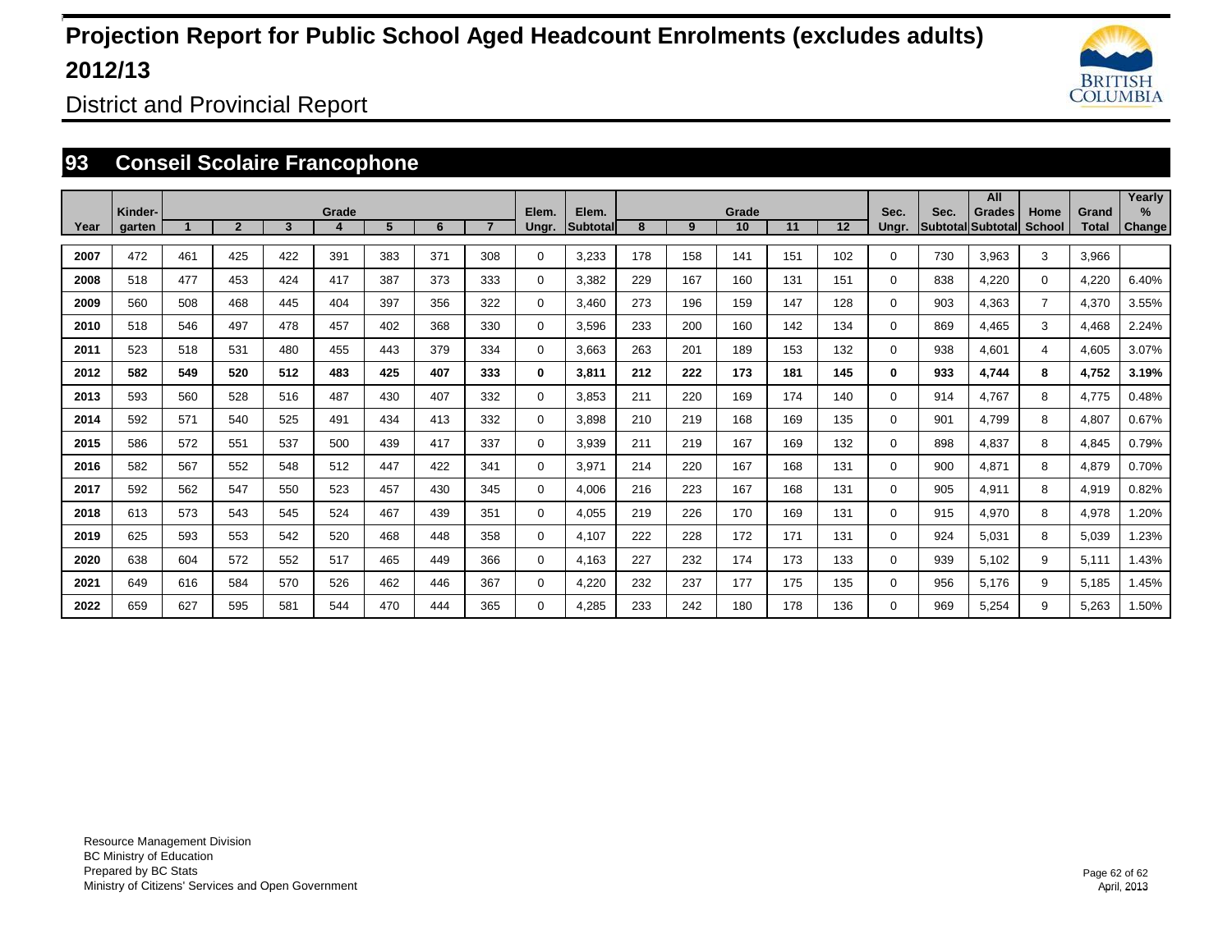# Projection Report for Public School Aged Headcount Enrolments (excludes adults) 2012/13

District and Provincial Report

## 93 Conseil Scolaire Francophone

| Year | Kinder-garten | Grade 1 | 2 | 3 | 4 | 5 | 6 | 7 | Elem. Ungr. | Elem. Subtotal | Grade 8 | 9 | 10 | 11 | 12 | Sec. Ungr. | Sec. Subtotal | All Grades Subtotal | Home School | Grand Total | Yearly % Change |
|---|---|---|---|---|---|---|---|---|---|---|---|---|---|---|---|---|---|---|---|---|---|
| 2007 | 472 | 461 | 425 | 422 | 391 | 383 | 371 | 308 | 0 | 3,233 | 178 | 158 | 141 | 151 | 102 | 0 | 730 | 3,963 | 3 | 3,966 | |
| 2008 | 518 | 477 | 453 | 424 | 417 | 387 | 373 | 333 | 0 | 3,382 | 229 | 167 | 160 | 131 | 151 | 0 | 838 | 4,220 | 0 | 4,220 | 6.40% |
| 2009 | 560 | 508 | 468 | 445 | 404 | 397 | 356 | 322 | 0 | 3,460 | 273 | 196 | 159 | 147 | 128 | 0 | 903 | 4,363 | 7 | 4,370 | 3.55% |
| 2010 | 518 | 546 | 497 | 478 | 457 | 402 | 368 | 330 | 0 | 3,596 | 233 | 200 | 160 | 142 | 134 | 0 | 869 | 4,465 | 3 | 4,468 | 2.24% |
| 2011 | 523 | 518 | 531 | 480 | 455 | 443 | 379 | 334 | 0 | 3,663 | 263 | 201 | 189 | 153 | 132 | 0 | 938 | 4,601 | 4 | 4,605 | 3.07% |
| **2012** | **582** | **549** | **520** | **512** | **483** | **425** | **407** | **333** | **0** | **3,811** | **212** | **222** | **173** | **181** | **145** | **0** | **933** | **4,744** | **8** | **4,752** | **3.19%** |
| 2013 | 593 | 560 | 528 | 516 | 487 | 430 | 407 | 332 | 0 | 3,853 | 211 | 220 | 169 | 174 | 140 | 0 | 914 | 4,767 | 8 | 4,775 | 0.48% |
| 2014 | 592 | 571 | 540 | 525 | 491 | 434 | 413 | 332 | 0 | 3,898 | 210 | 219 | 168 | 169 | 135 | 0 | 901 | 4,799 | 8 | 4,807 | 0.67% |
| 2015 | 586 | 572 | 551 | 537 | 500 | 439 | 417 | 337 | 0 | 3,939 | 211 | 219 | 167 | 169 | 132 | 0 | 898 | 4,837 | 8 | 4,845 | 0.79% |
| 2016 | 582 | 567 | 552 | 548 | 512 | 447 | 422 | 341 | 0 | 3,971 | 214 | 220 | 167 | 168 | 131 | 0 | 900 | 4,871 | 8 | 4,879 | 0.70% |
| 2017 | 592 | 562 | 547 | 550 | 523 | 457 | 430 | 345 | 0 | 4,006 | 216 | 223 | 167 | 168 | 131 | 0 | 905 | 4,911 | 8 | 4,919 | 0.82% |
| 2018 | 613 | 573 | 543 | 545 | 524 | 467 | 439 | 351 | 0 | 4,055 | 219 | 226 | 170 | 169 | 131 | 0 | 915 | 4,970 | 8 | 4,978 | 1.20% |
| 2019 | 625 | 593 | 553 | 542 | 520 | 468 | 448 | 358 | 0 | 4,107 | 222 | 228 | 172 | 171 | 131 | 0 | 924 | 5,031 | 8 | 5,039 | 1.23% |
| 2020 | 638 | 604 | 572 | 552 | 517 | 465 | 449 | 366 | 0 | 4,163 | 227 | 232 | 174 | 173 | 133 | 0 | 939 | 5,102 | 9 | 5,111 | 1.43% |
| 2021 | 649 | 616 | 584 | 570 | 526 | 462 | 446 | 367 | 0 | 4,220 | 232 | 237 | 177 | 175 | 135 | 0 | 956 | 5,176 | 9 | 5,185 | 1.45% |
| 2022 | 659 | 627 | 595 | 581 | 544 | 470 | 444 | 365 | 0 | 4,285 | 233 | 242 | 180 | 178 | 136 | 0 | 969 | 5,254 | 9 | 5,263 | 1.50% |

Resource Management Division
BC Ministry of Education
Prepared by BC Stats
Ministry of Citizens' Services and Open Government

April, 2013